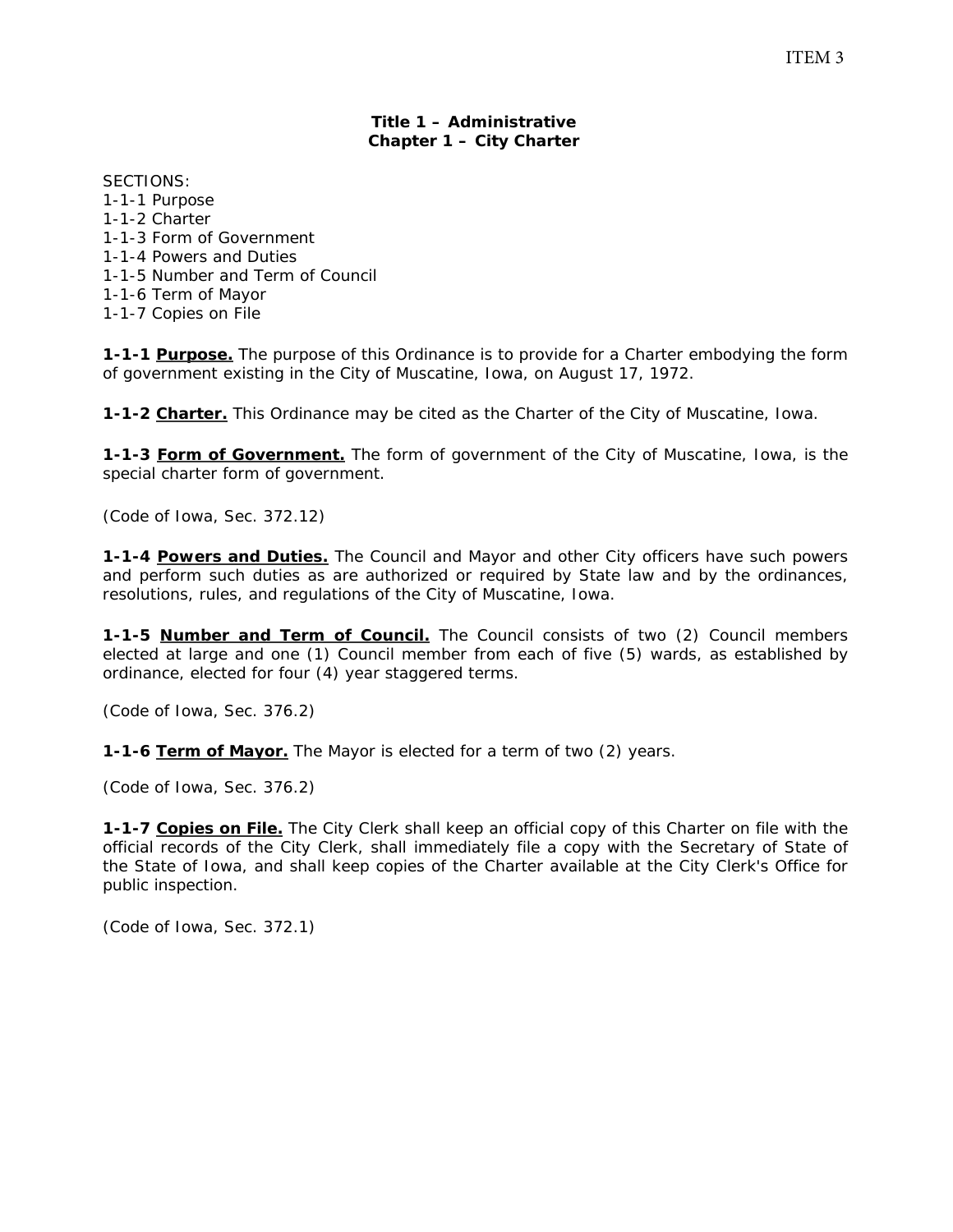ITEM 3

# Title 1 – Administrative
## Chapter 1 – City Charter

SECTIONS:
1-1-1 Purpose
1-1-2 Charter
1-1-3 Form of Government
1-1-4 Powers and Duties
1-1-5 Number and Term of Council
1-1-6 Term of Mayor
1-1-7 Copies on File

**1-1-1 Purpose.** The purpose of this Ordinance is to provide for a Charter embodying the form of government existing in the City of Muscatine, Iowa, on August 17, 1972.

**1-1-2 Charter.** This Ordinance may be cited as the Charter of the City of Muscatine, Iowa.

**1-1-3 Form of Government.** The form of government of the City of Muscatine, Iowa, is the special charter form of government.

*(Code of Iowa, Sec. 372.12)*

**1-1-4 Powers and Duties.** The Council and Mayor and other City officers have such powers and perform such duties as are authorized or required by State law and by the ordinances, resolutions, rules, and regulations of the City of Muscatine, Iowa.

**1-1-5 Number and Term of Council.** The Council consists of two (2) Council members elected at large and one (1) Council member from each of five (5) wards, as established by ordinance, elected for four (4) year staggered terms.

*(Code of Iowa, Sec. 376.2)*

**1-1-6 Term of Mayor.** The Mayor is elected for a term of two (2) years.

*(Code of Iowa, Sec. 376.2)*

**1-1-7 Copies on File.** The City Clerk shall keep an official copy of this Charter on file with the official records of the City Clerk, shall immediately file a copy with the Secretary of State of the State of Iowa, and shall keep copies of the Charter available at the City Clerk's Office for public inspection.

*(Code of Iowa, Sec. 372.1)*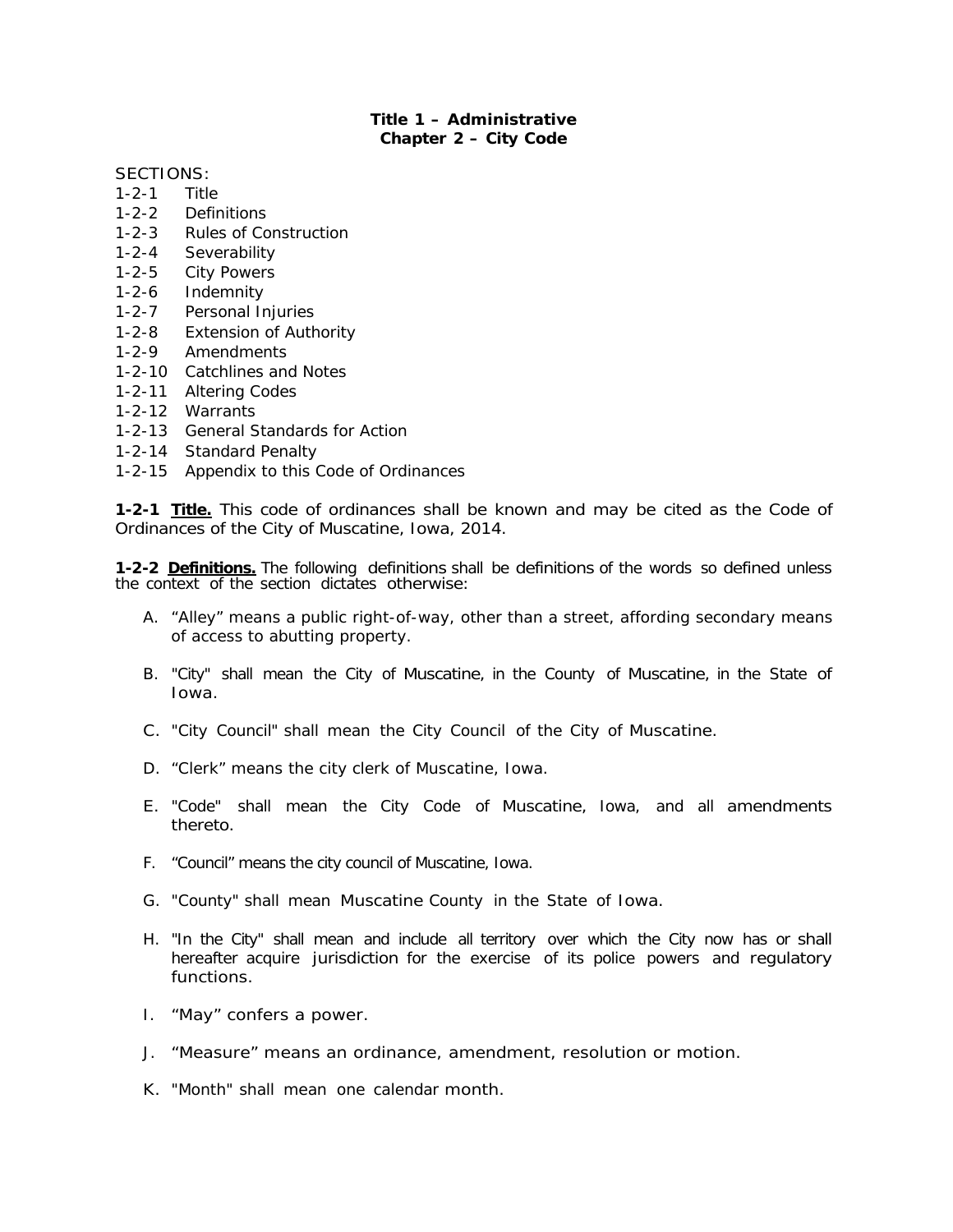# Title 1 – Administrative
## Chapter 2 – City Code

SECTIONS:
1-2-1 Title
1-2-2 Definitions
1-2-3 Rules of Construction
1-2-4 Severability
1-2-5 City Powers
1-2-6 Indemnity
1-2-7 Personal Injuries
1-2-8 Extension of Authority
1-2-9 Amendments
1-2-10 Catchlines and Notes
1-2-11 Altering Codes
1-2-12 Warrants
1-2-13 General Standards for Action
1-2-14 Standard Penalty
1-2-15 Appendix to this Code of Ordinances

**1-2-1 <u>Title.</u>** This code of ordinances shall be known and may be cited as the Code of Ordinances of the City of Muscatine, Iowa, 2014.

**1-2-2 <u>Definitions.</u>** The following definitions shall be definitions of the words so defined unless the context of the section dictates otherwise:

A. “Alley” means a public right-of-way, other than a street, affording secondary means of access to abutting property.

B. "City" shall mean the City of Muscatine, in the County of Muscatine, in the State of Iowa.

C. "City Council" shall mean the City Council of the City of Muscatine.

D. “Clerk” means the city clerk of Muscatine, Iowa.

E. "Code" shall mean the City Code of Muscatine, Iowa, and all amendments thereto.

F. “Council” means the city council of Muscatine, Iowa.

G. "County" shall mean Muscatine County in the State of Iowa.

H. "In the City" shall mean and include all territory over which the City now has or shall hereafter acquire jurisdiction for the exercise of its police powers and regulatory functions.

I. “May” confers a power.

J. “Measure” means an ordinance, amendment, resolution or motion.

K. "Month" shall mean one calendar month.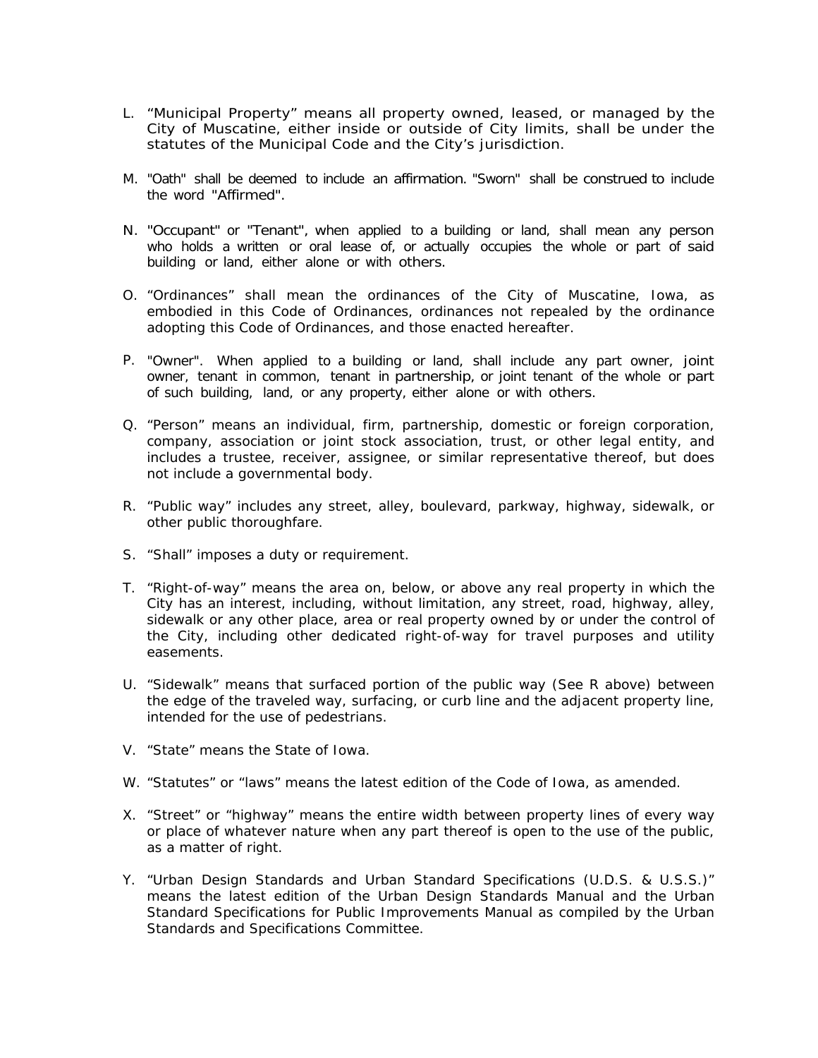L. "Municipal Property" means all property owned, leased, or managed by the City of Muscatine, either inside or outside of City limits, shall be under the statutes of the Municipal Code and the City's jurisdiction.

M. "Oath" shall be deemed to include an affirmation. "Sworn" shall be construed to include the word "Affirmed".

N. "Occupant" or "Tenant", when applied to a building or land, shall mean any person who holds a written or oral lease of, or actually occupies the whole or part of said building or land, either alone or with others.

O. "Ordinances" shall mean the ordinances of the City of Muscatine, Iowa, as embodied in this Code of Ordinances, ordinances not repealed by the ordinance adopting this Code of Ordinances, and those enacted hereafter.

P. "Owner". When applied to a building or land, shall include any part owner, joint owner, tenant in common, tenant in partnership, or joint tenant of the whole or part of such building, land, or any property, either alone or with others.

Q. "Person" means an individual, firm, partnership, domestic or foreign corporation, company, association or joint stock association, trust, or other legal entity, and includes a trustee, receiver, assignee, or similar representative thereof, but does not include a governmental body.

R. "Public way" includes any street, alley, boulevard, parkway, highway, sidewalk, or other public thoroughfare.

S. "Shall" imposes a duty or requirement.

T. "Right-of-way" means the area on, below, or above any real property in which the City has an interest, including, without limitation, any street, road, highway, alley, sidewalk or any other place, area or real property owned by or under the control of the City, including other dedicated right-of-way for travel purposes and utility easements.

U. "Sidewalk" means that surfaced portion of the public way (See R above) between the edge of the traveled way, surfacing, or curb line and the adjacent property line, intended for the use of pedestrians.

V. "State" means the State of Iowa.

W. "Statutes" or "laws" means the latest edition of the Code of Iowa, as amended.

X. "Street" or "highway" means the entire width between property lines of every way or place of whatever nature when any part thereof is open to the use of the public, as a matter of right.

Y. "Urban Design Standards and Urban Standard Specifications (U.D.S. & U.S.S.)" means the latest edition of the Urban Design Standards Manual and the Urban Standard Specifications for Public Improvements Manual as compiled by the Urban Standards and Specifications Committee.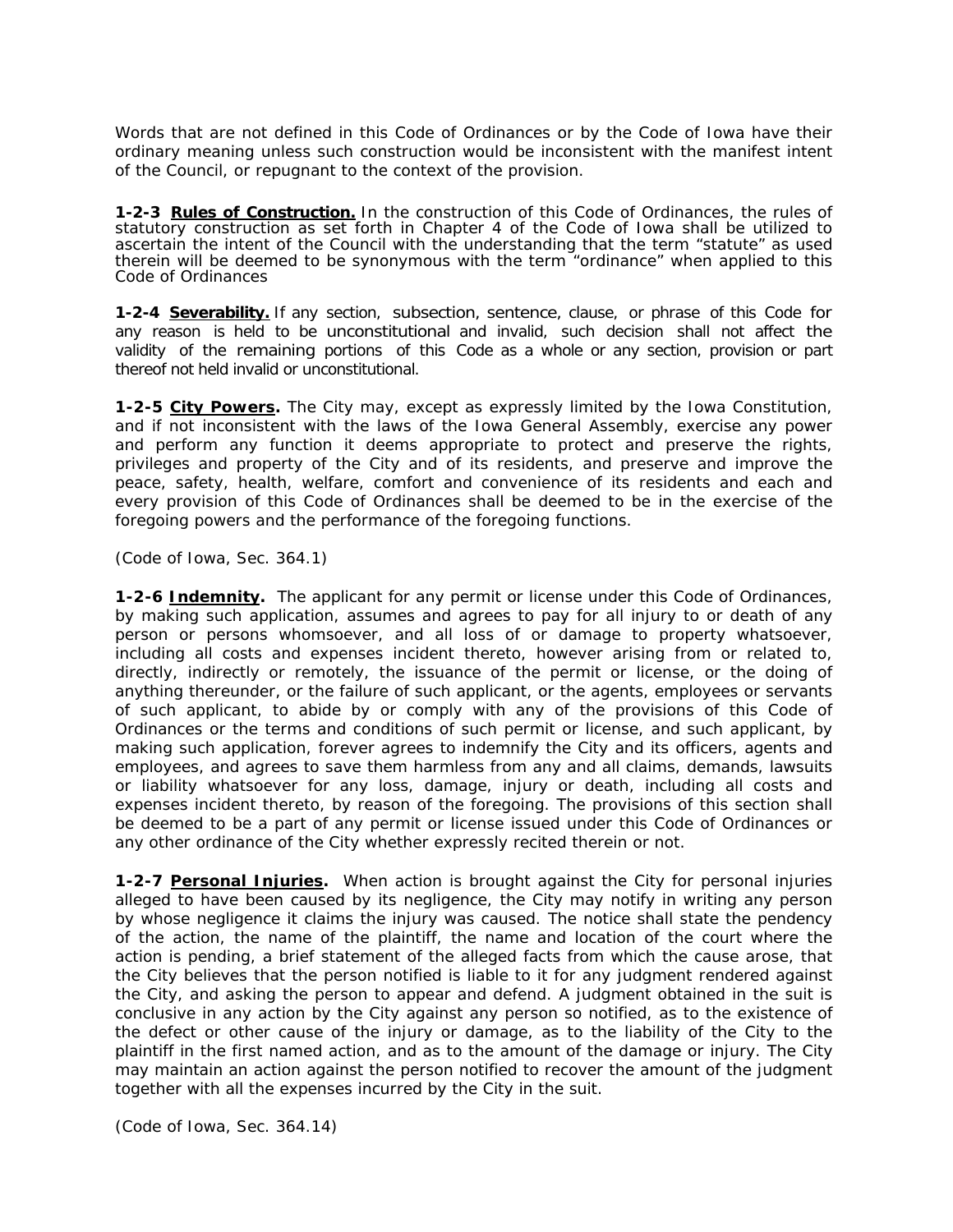Words that are not defined in this Code of Ordinances or by the Code of Iowa have their ordinary meaning unless such construction would be inconsistent with the manifest intent of the Council, or repugnant to the context of the provision.

**1-2-3 Rules of Construction.** In the construction of this Code of Ordinances, the rules of statutory construction as set forth in Chapter 4 of the Code of Iowa shall be utilized to ascertain the intent of the Council with the understanding that the term "statute" as used therein will be deemed to be synonymous with the term "ordinance" when applied to this Code of Ordinances

**1-2-4 Severability.** If any section, subsection, sentence, clause, or phrase of this Code for any reason is held to be unconstitutional and invalid, such decision shall not affect the validity of the remaining portions of this Code as a whole or any section, provision or part thereof not held invalid or unconstitutional.

**1-2-5 City Powers.** The City may, except as expressly limited by the Iowa Constitution, and if not inconsistent with the laws of the Iowa General Assembly, exercise any power and perform any function it deems appropriate to protect and preserve the rights, privileges and property of the City and of its residents, and preserve and improve the peace, safety, health, welfare, comfort and convenience of its residents and each and every provision of this Code of Ordinances shall be deemed to be in the exercise of the foregoing powers and the performance of the foregoing functions.

(Code of Iowa, Sec. 364.1)

**1-2-6 Indemnity.** The applicant for any permit or license under this Code of Ordinances, by making such application, assumes and agrees to pay for all injury to or death of any person or persons whomsoever, and all loss of or damage to property whatsoever, including all costs and expenses incident thereto, however arising from or related to, directly, indirectly or remotely, the issuance of the permit or license, or the doing of anything thereunder, or the failure of such applicant, or the agents, employees or servants of such applicant, to abide by or comply with any of the provisions of this Code of Ordinances or the terms and conditions of such permit or license, and such applicant, by making such application, forever agrees to indemnify the City and its officers, agents and employees, and agrees to save them harmless from any and all claims, demands, lawsuits or liability whatsoever for any loss, damage, injury or death, including all costs and expenses incident thereto, by reason of the foregoing. The provisions of this section shall be deemed to be a part of any permit or license issued under this Code of Ordinances or any other ordinance of the City whether expressly recited therein or not.

**1-2-7 Personal Injuries.** When action is brought against the City for personal injuries alleged to have been caused by its negligence, the City may notify in writing any person by whose negligence it claims the injury was caused. The notice shall state the pendency of the action, the name of the plaintiff, the name and location of the court where the action is pending, a brief statement of the alleged facts from which the cause arose, that the City believes that the person notified is liable to it for any judgment rendered against the City, and asking the person to appear and defend. A judgment obtained in the suit is conclusive in any action by the City against any person so notified, as to the existence of the defect or other cause of the injury or damage, as to the liability of the City to the plaintiff in the first named action, and as to the amount of the damage or injury. The City may maintain an action against the person notified to recover the amount of the judgment together with all the expenses incurred by the City in the suit.

(Code of Iowa, Sec. 364.14)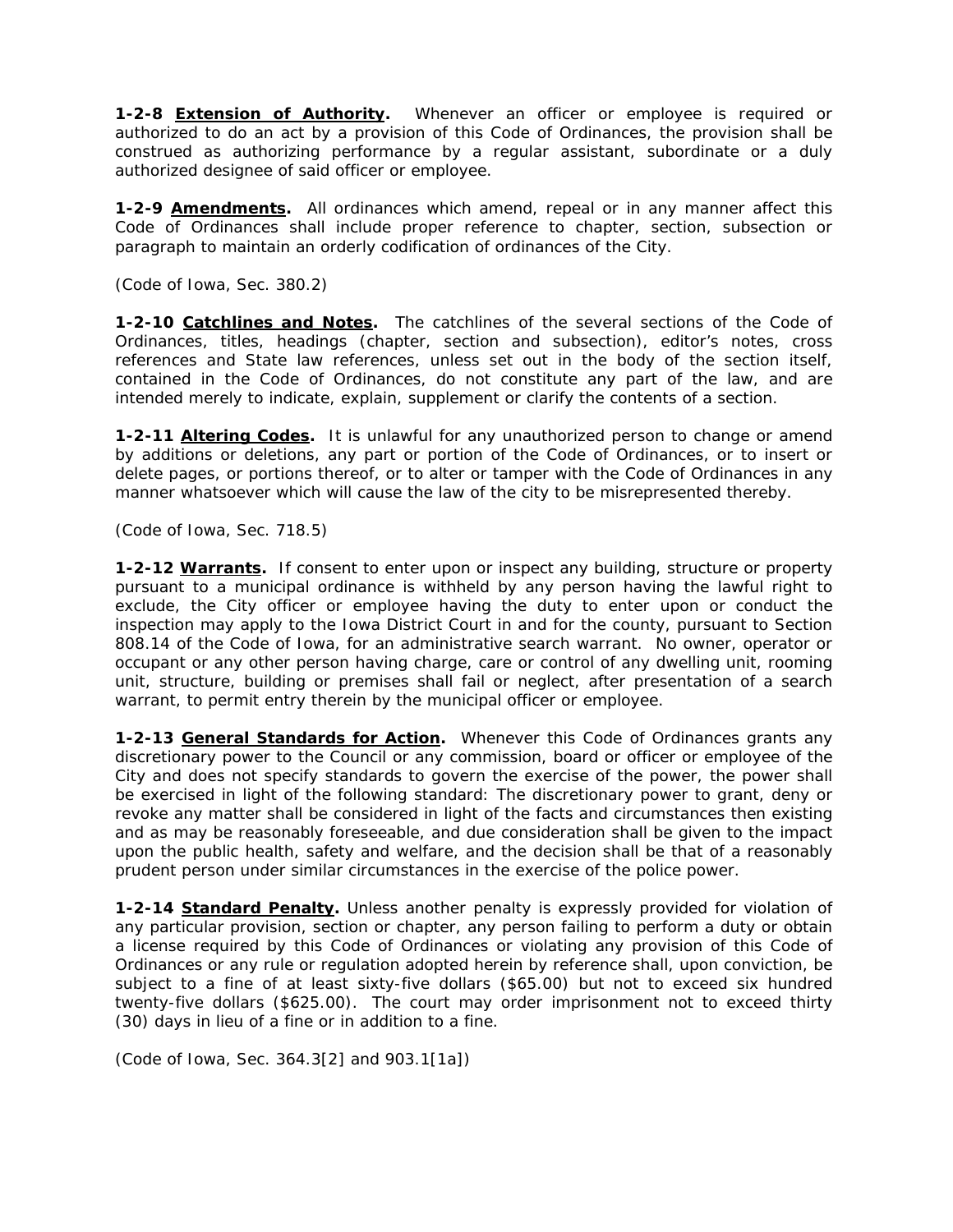**1-2-8 <u>Extension of Authority</u>.** Whenever an officer or employee is required or authorized to do an act by a provision of this Code of Ordinances, the provision shall be construed as authorizing performance by a regular assistant, subordinate or a duly authorized designee of said officer or employee.

**1-2-9 <u>Amendments</u>.** All ordinances which amend, repeal or in any manner affect this Code of Ordinances shall include proper reference to chapter, section, subsection or paragraph to maintain an orderly codification of ordinances of the City.

*(Code of Iowa, Sec. 380.2)*

**1-2-10 <u>Catchlines and Notes</u>.** The catchlines of the several sections of the Code of Ordinances, titles, headings (chapter, section and subsection), editor's notes, cross references and State law references, unless set out in the body of the section itself, contained in the Code of Ordinances, do not constitute any part of the law, and are intended merely to indicate, explain, supplement or clarify the contents of a section.

**1-2-11 <u>Altering Codes</u>.** It is unlawful for any unauthorized person to change or amend by additions or deletions, any part or portion of the Code of Ordinances, or to insert or delete pages, or portions thereof, or to alter or tamper with the Code of Ordinances in any manner whatsoever which will cause the law of the city to be misrepresented thereby.

*(Code of Iowa, Sec. 718.5)*

**1-2-12 <u>Warrants</u>.** If consent to enter upon or inspect any building, structure or property pursuant to a municipal ordinance is withheld by any person having the lawful right to exclude, the City officer or employee having the duty to enter upon or conduct the inspection may apply to the Iowa District Court in and for the county, pursuant to Section 808.14 of the Code of Iowa, for an administrative search warrant. No owner, operator or occupant or any other person having charge, care or control of any dwelling unit, rooming unit, structure, building or premises shall fail or neglect, after presentation of a search warrant, to permit entry therein by the municipal officer or employee.

**1-2-13 <u>General Standards for Action</u>.** Whenever this Code of Ordinances grants any discretionary power to the Council or any commission, board or officer or employee of the City and does not specify standards to govern the exercise of the power, the power shall be exercised in light of the following standard: The discretionary power to grant, deny or revoke any matter shall be considered in light of the facts and circumstances then existing and as may be reasonably foreseeable, and due consideration shall be given to the impact upon the public health, safety and welfare, and the decision shall be that of a reasonably prudent person under similar circumstances in the exercise of the police power.

**1-2-14 <u>Standard Penalty</u>.** Unless another penalty is expressly provided for violation of any particular provision, section or chapter, any person failing to perform a duty or obtain a license required by this Code of Ordinances or violating any provision of this Code of Ordinances or any rule or regulation adopted herein by reference shall, upon conviction, be subject to a fine of at least sixty-five dollars ($65.00) but not to exceed six hundred twenty-five dollars ($625.00). The court may order imprisonment not to exceed thirty (30) days in lieu of a fine or in addition to a fine.

*(Code of Iowa, Sec. 364.3[2] and 903.1[1a])*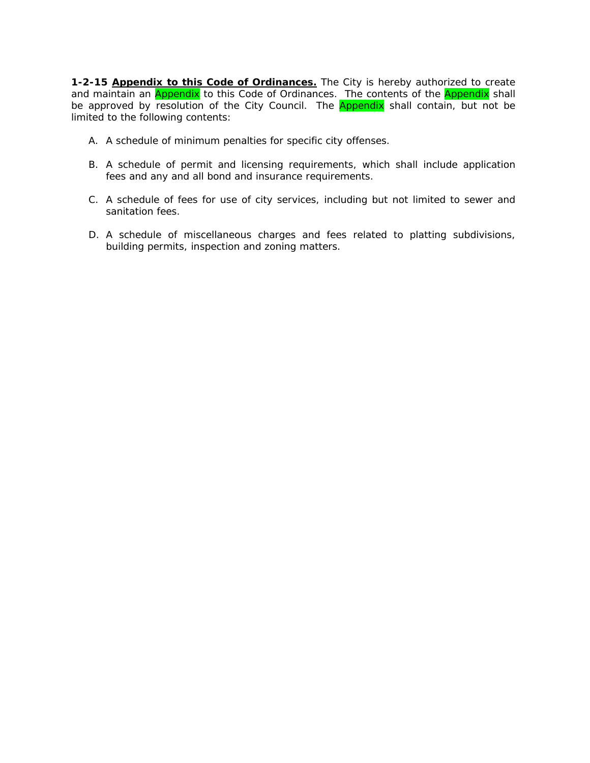**1-2-15 <u>Appendix to this Code of Ordinances.</u>** The City is hereby authorized to create and maintain an Appendix to this Code of Ordinances. The contents of the Appendix shall be approved by resolution of the City Council. The Appendix shall contain, but not be limited to the following contents:

A. A schedule of minimum penalties for specific city offenses.

B. A schedule of permit and licensing requirements, which shall include application fees and any and all bond and insurance requirements.

C. A schedule of fees for use of city services, including but not limited to sewer and sanitation fees.

D. A schedule of miscellaneous charges and fees related to platting subdivisions, building permits, inspection and zoning matters.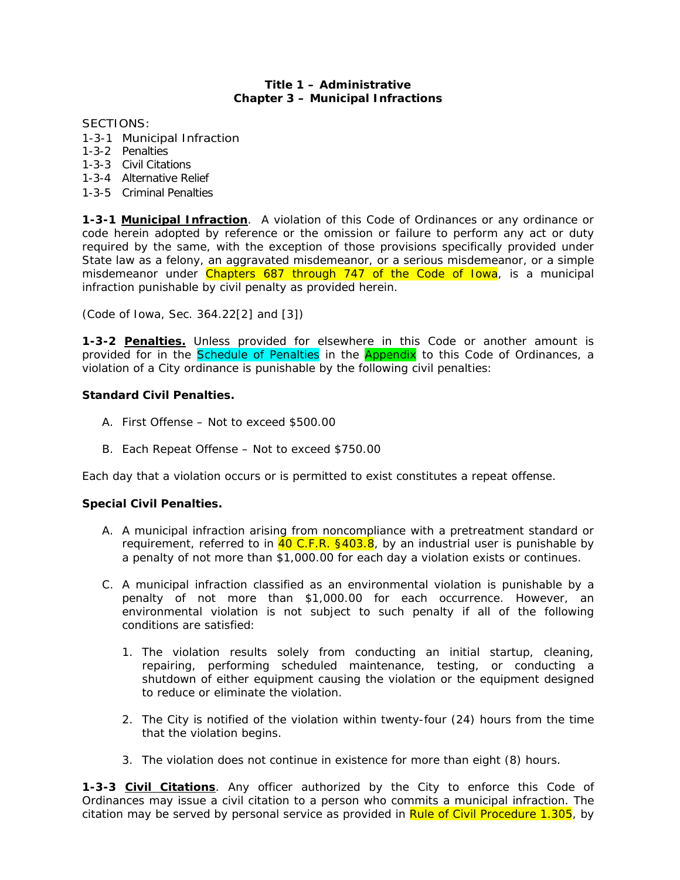**Title 1 – Administrative**
**Chapter 3 – Municipal Infractions**

SECTIONS:
1-3-1 Municipal Infraction
1-3-2 Penalties
1-3-3 Civil Citations
1-3-4 Alternative Relief
1-3-5 Criminal Penalties

**1-3-1 Municipal Infraction**. A violation of this Code of Ordinances or any ordinance or code herein adopted by reference or the omission or failure to perform any act or duty required by the same, with the exception of those provisions specifically provided under State law as a felony, an aggravated misdemeanor, or a serious misdemeanor, or a simple misdemeanor under Chapters 687 through 747 of the Code of Iowa, is a municipal infraction punishable by civil penalty as provided herein.

(Code of Iowa, Sec. 364.22[2] and [3])

**1-3-2 Penalties.** Unless provided for elsewhere in this Code or another amount is provided for in the Schedule of Penalties in the Appendix to this Code of Ordinances, a violation of a City ordinance is punishable by the following civil penalties:

**Standard Civil Penalties.**

A. First Offense – Not to exceed $500.00

B. Each Repeat Offense – Not to exceed $750.00

Each day that a violation occurs or is permitted to exist constitutes a repeat offense.

**Special Civil Penalties.**

A. A municipal infraction arising from noncompliance with a pretreatment standard or requirement, referred to in 40 C.F.R. §403.8, by an industrial user is punishable by a penalty of not more than $1,000.00 for each day a violation exists or continues.

C. A municipal infraction classified as an environmental violation is punishable by a penalty of not more than $1,000.00 for each occurrence. However, an environmental violation is not subject to such penalty if all of the following conditions are satisfied:

1. The violation results solely from conducting an initial startup, cleaning, repairing, performing scheduled maintenance, testing, or conducting a shutdown of either equipment causing the violation or the equipment designed to reduce or eliminate the violation.

2. The City is notified of the violation within twenty-four (24) hours from the time that the violation begins.

3. The violation does not continue in existence for more than eight (8) hours.

**1-3-3 Civil Citations**. Any officer authorized by the City to enforce this Code of Ordinances may issue a civil citation to a person who commits a municipal infraction. The citation may be served by personal service as provided in Rule of Civil Procedure 1.305, by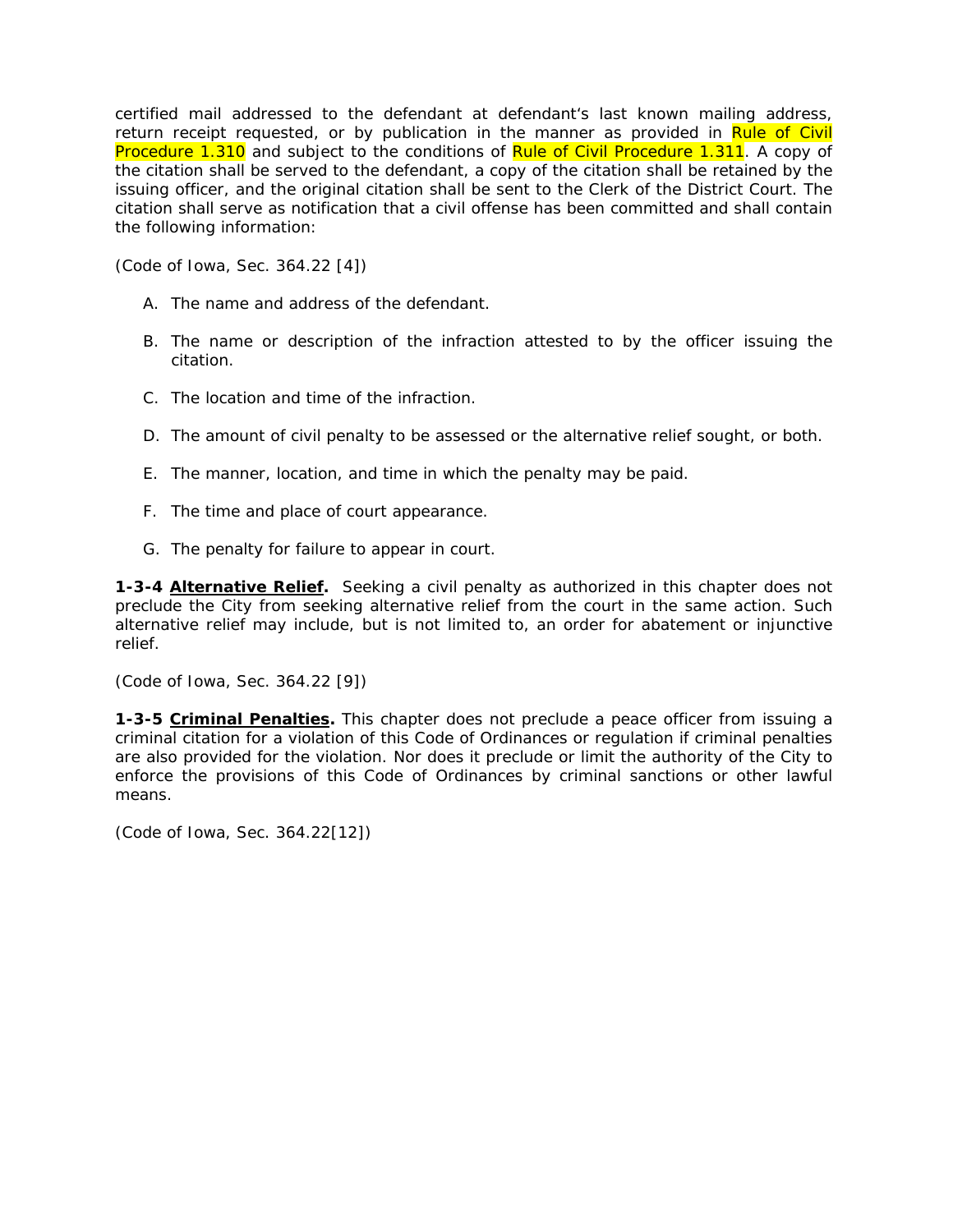certified mail addressed to the defendant at defendant's last known mailing address, return receipt requested, or by publication in the manner as provided in Rule of Civil Procedure 1.310 and subject to the conditions of Rule of Civil Procedure 1.311. A copy of the citation shall be served to the defendant, a copy of the citation shall be retained by the issuing officer, and the original citation shall be sent to the Clerk of the District Court. The citation shall serve as notification that a civil offense has been committed and shall contain the following information:

*(Code of Iowa, Sec. 364.22 [4])*

A. The name and address of the defendant.

B. The name or description of the infraction attested to by the officer issuing the citation.

C. The location and time of the infraction.

D. The amount of civil penalty to be assessed or the alternative relief sought, or both.

E. The manner, location, and time in which the penalty may be paid.

F. The time and place of court appearance.

G. The penalty for failure to appear in court.

**1-3-4 Alternative Relief.** Seeking a civil penalty as authorized in this chapter does not preclude the City from seeking alternative relief from the court in the same action. Such alternative relief may include, but is not limited to, an order for abatement or injunctive relief.

*(Code of Iowa, Sec. 364.22 [9])*

**1-3-5 Criminal Penalties.** This chapter does not preclude a peace officer from issuing a criminal citation for a violation of this Code of Ordinances or regulation if criminal penalties are also provided for the violation. Nor does it preclude or limit the authority of the City to enforce the provisions of this Code of Ordinances by criminal sanctions or other lawful means.

*(Code of Iowa, Sec. 364.22[12])*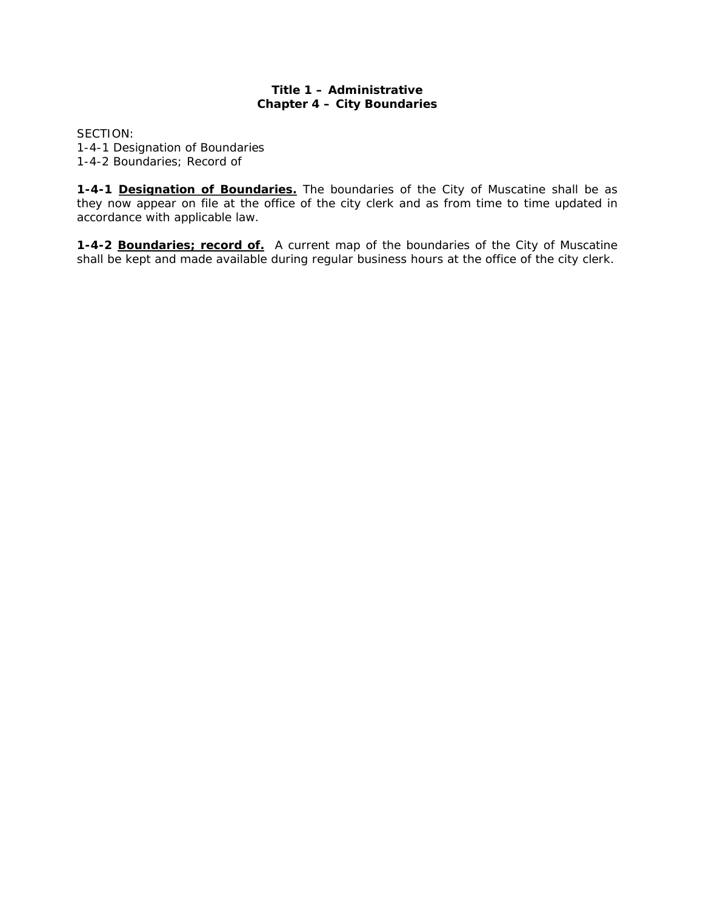# Title 1 – Administrative
## Chapter 4 – City Boundaries

SECTION:
1-4-1 Designation of Boundaries
1-4-2 Boundaries; Record of

**1-4-1 <u>Designation of Boundaries.</u>** The boundaries of the City of Muscatine shall be as they now appear on file at the office of the city clerk and as from time to time updated in accordance with applicable law.

**1-4-2 <u>Boundaries; record of.</u>** A current map of the boundaries of the City of Muscatine shall be kept and made available during regular business hours at the office of the city clerk.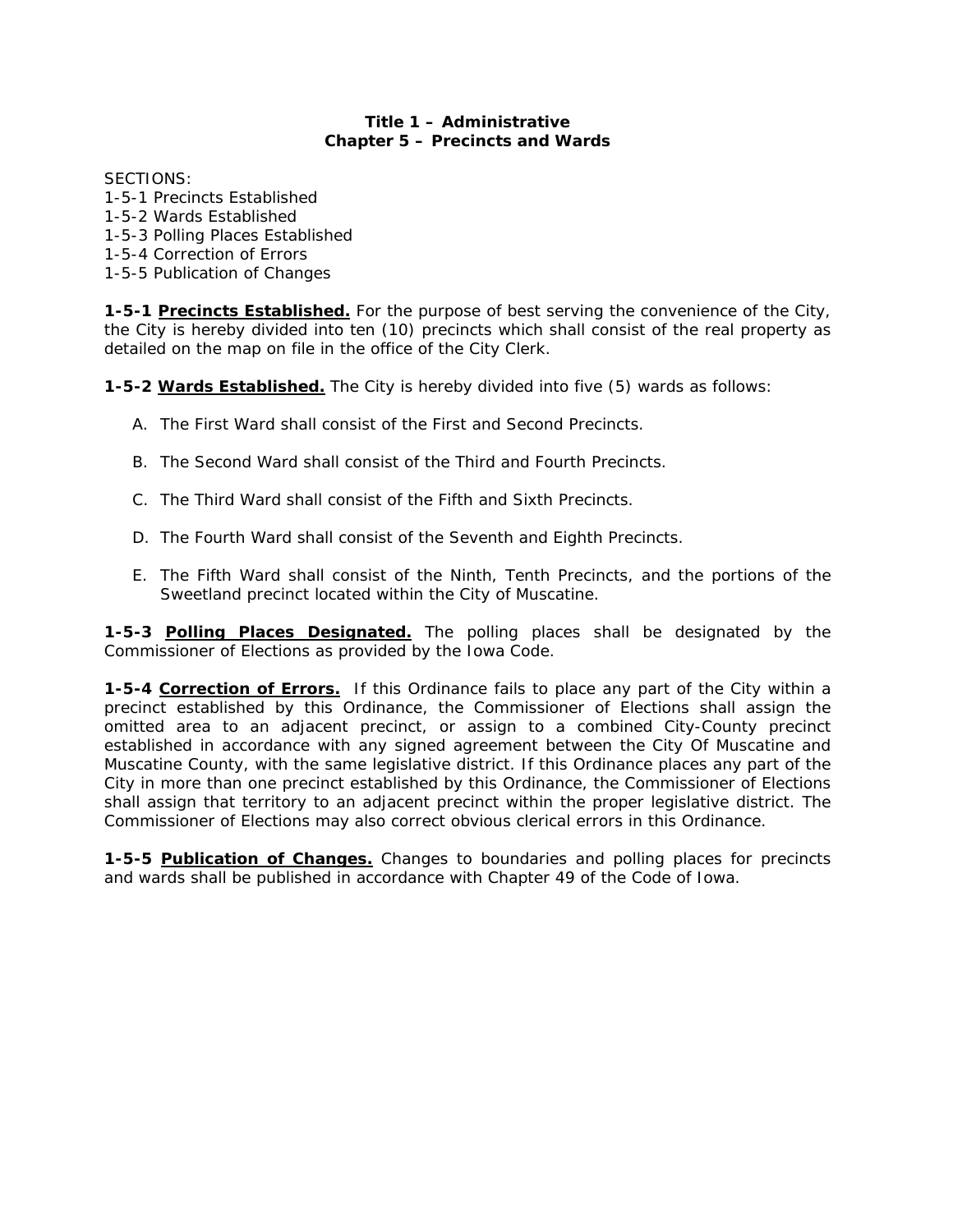## Title 1 – Administrative
## Chapter 5 – Precincts and Wards

SECTIONS:
1-5-1 Precincts Established
1-5-2 Wards Established
1-5-3 Polling Places Established
1-5-4 Correction of Errors
1-5-5 Publication of Changes

**1-5-1 <u>Precincts Established.</u>** For the purpose of best serving the convenience of the City, the City is hereby divided into ten (10) precincts which shall consist of the real property as detailed on the map on file in the office of the City Clerk.

**1-5-2 <u>Wards Established.</u>** The City is hereby divided into five (5) wards as follows:

A. The First Ward shall consist of the First and Second Precincts.

B. The Second Ward shall consist of the Third and Fourth Precincts.

C. The Third Ward shall consist of the Fifth and Sixth Precincts.

D. The Fourth Ward shall consist of the Seventh and Eighth Precincts.

E. The Fifth Ward shall consist of the Ninth, Tenth Precincts, and the portions of the Sweetland precinct located within the City of Muscatine.

**1-5-3 <u>Polling Places Designated.</u>** The polling places shall be designated by the Commissioner of Elections as provided by the Iowa Code.

**1-5-4 <u>Correction of Errors.</u>** If this Ordinance fails to place any part of the City within a precinct established by this Ordinance, the Commissioner of Elections shall assign the omitted area to an adjacent precinct, or assign to a combined City-County precinct established in accordance with any signed agreement between the City Of Muscatine and Muscatine County, with the same legislative district. If this Ordinance places any part of the City in more than one precinct established by this Ordinance, the Commissioner of Elections shall assign that territory to an adjacent precinct within the proper legislative district. The Commissioner of Elections may also correct obvious clerical errors in this Ordinance.

**1-5-5 <u>Publication of Changes.</u>** Changes to boundaries and polling places for precincts and wards shall be published in accordance with Chapter 49 of the Code of Iowa.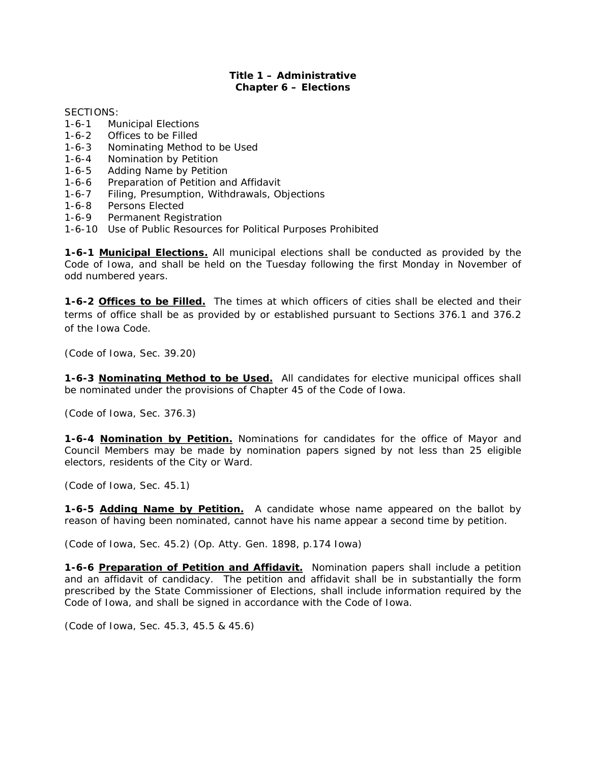# Title 1 – Administrative
## Chapter 6 – Elections

SECTIONS:

- 1-6-1 Municipal Elections
- 1-6-2 Offices to be Filled
- 1-6-3 Nominating Method to be Used
- 1-6-4 Nomination by Petition
- 1-6-5 Adding Name by Petition
- 1-6-6 Preparation of Petition and Affidavit
- 1-6-7 Filing, Presumption, Withdrawals, Objections
- 1-6-8 Persons Elected
- 1-6-9 Permanent Registration
- 1-6-10 Use of Public Resources for Political Purposes Prohibited

**1-6-1 <u>Municipal Elections.</u>** All municipal elections shall be conducted as provided by the Code of Iowa, and shall be held on the Tuesday following the first Monday in November of odd numbered years.

**1-6-2 <u>Offices to be Filled.</u>** The times at which officers of cities shall be elected and their terms of office shall be as provided by or established pursuant to Sections 376.1 and 376.2 of the Iowa Code.

*(Code of Iowa, Sec. 39.20)*

**1-6-3 <u>Nominating Method to be Used.</u>** All candidates for elective municipal offices shall be nominated under the provisions of Chapter 45 of the Code of Iowa.

*(Code of Iowa, Sec. 376.3)*

**1-6-4 <u>Nomination by Petition.</u>** Nominations for candidates for the office of Mayor and Council Members may be made by nomination papers signed by not less than 25 eligible electors, residents of the City or Ward.

*(Code of Iowa, Sec. 45.1)*

**1-6-5 <u>Adding Name by Petition.</u>** A candidate whose name appeared on the ballot by reason of having been nominated, cannot have his name appear a second time by petition.

*(Code of Iowa, Sec. 45.2) (Op. Atty. Gen. 1898, p.174 Iowa)*

**1-6-6 <u>Preparation of Petition and Affidavit.</u>** Nomination papers shall include a petition and an affidavit of candidacy. The petition and affidavit shall be in substantially the form prescribed by the State Commissioner of Elections, shall include information required by the Code of Iowa, and shall be signed in accordance with the Code of Iowa.

*(Code of Iowa, Sec. 45.3, 45.5 & 45.6)*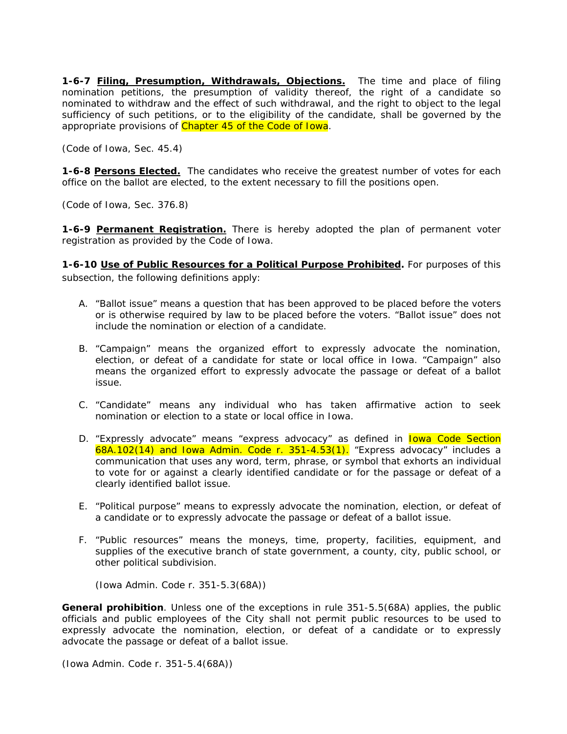**1-6-7 <u>Filing, Presumption, Withdrawals, Objections.</u>** The time and place of filing nomination petitions, the presumption of validity thereof, the right of a candidate so nominated to withdraw and the effect of such withdrawal, and the right to object to the legal sufficiency of such petitions, or to the eligibility of the candidate, shall be governed by the appropriate provisions of Chapter 45 of the Code of Iowa.

*(Code of Iowa, Sec. 45.4)*

**1-6-8 <u>Persons Elected.</u>** The candidates who receive the greatest number of votes for each office on the ballot are elected, to the extent necessary to fill the positions open.

*(Code of Iowa, Sec. 376.8)*

**1-6-9 <u>Permanent Registration.</u>** There is hereby adopted the plan of permanent voter registration as provided by the Code of Iowa.

**1-6-10 <u>Use of Public Resources for a Political Purpose Prohibited</u>.** For purposes of this subsection, the following definitions apply:

A. "Ballot issue" means a question that has been approved to be placed before the voters or is otherwise required by law to be placed before the voters. "Ballot issue" does not include the nomination or election of a candidate.

B. "Campaign" means the organized effort to expressly advocate the nomination, election, or defeat of a candidate for state or local office in Iowa. "Campaign" also means the organized effort to expressly advocate the passage or defeat of a ballot issue.

C. "Candidate" means any individual who has taken affirmative action to seek nomination or election to a state or local office in Iowa.

D. "Expressly advocate" means "express advocacy" as defined in Iowa Code Section 68A.102(14) and Iowa Admin. Code r. 351-4.53(1). "Express advocacy" includes a communication that uses any word, term, phrase, or symbol that exhorts an individual to vote for or against a clearly identified candidate or for the passage or defeat of a clearly identified ballot issue.

E. "Political purpose" means to expressly advocate the nomination, election, or defeat of a candidate or to expressly advocate the passage or defeat of a ballot issue.

F. "Public resources" means the moneys, time, property, facilities, equipment, and supplies of the executive branch of state government, a county, city, public school, or other political subdivision.

*(Iowa Admin. Code r. 351-5.3(68A))*

**General prohibition**. Unless one of the exceptions in rule 351-5.5(68A) applies, the public officials and public employees of the City shall not permit public resources to be used to expressly advocate the nomination, election, or defeat of a candidate or to expressly advocate the passage or defeat of a ballot issue.

*(Iowa Admin. Code r. 351-5.4(68A))*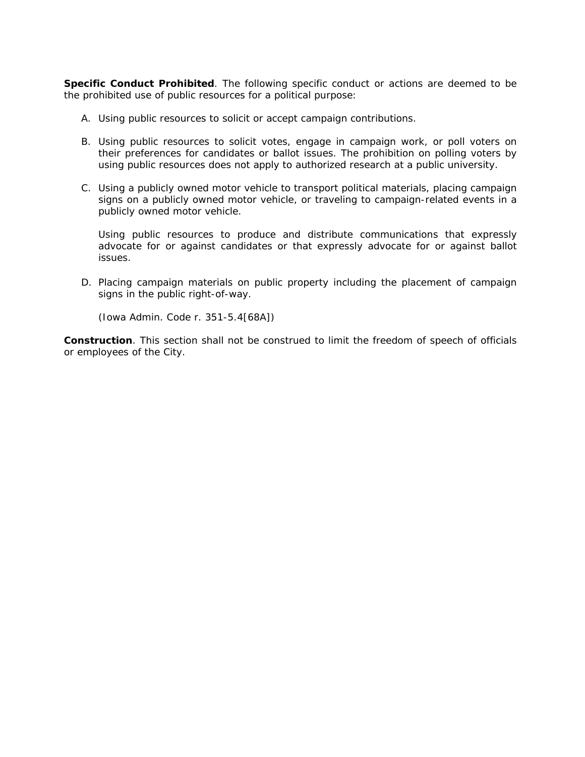**Specific Conduct Prohibited**. The following specific conduct or actions are deemed to be the prohibited use of public resources for a political purpose:

A. Using public resources to solicit or accept campaign contributions.

B. Using public resources to solicit votes, engage in campaign work, or poll voters on their preferences for candidates or ballot issues. The prohibition on polling voters by using public resources does not apply to authorized research at a public university.

C. Using a publicly owned motor vehicle to transport political materials, placing campaign signs on a publicly owned motor vehicle, or traveling to campaign-related events in a publicly owned motor vehicle.

   Using public resources to produce and distribute communications that expressly advocate for or against candidates or that expressly advocate for or against ballot issues.

D. Placing campaign materials on public property including the placement of campaign signs in the public right-of-way.

   (Iowa Admin. Code r. 351-5.4[68A])

**Construction**. This section shall not be construed to limit the freedom of speech of officials or employees of the City.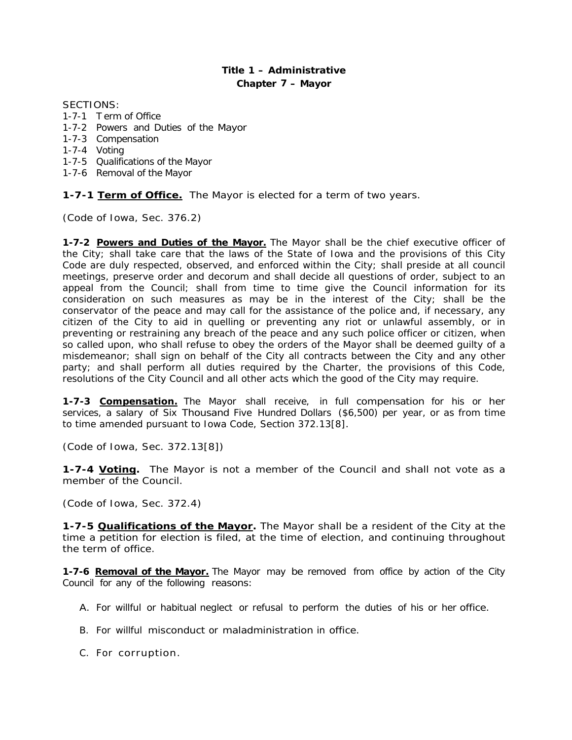# Title 1 – Administrative
## Chapter 7 – Mayor

SECTIONS:
1-7-1 Term of Office
1-7-2 Powers and Duties of the Mayor
1-7-3 Compensation
1-7-4 Voting
1-7-5 Qualifications of the Mayor
1-7-6 Removal of the Mayor

**1-7-1 <u>Term of Office.</u>** The Mayor is elected for a term of two years.

(Code of Iowa, Sec. 376.2)

**1-7-2 <u>Powers and Duties of the Mayor.</u>** The Mayor shall be the chief executive officer of the City; shall take care that the laws of the State of Iowa and the provisions of this City Code are duly respected, observed, and enforced within the City; shall preside at all council meetings, preserve order and decorum and shall decide all questions of order, subject to an appeal from the Council; shall from time to time give the Council information for its consideration on such measures as may be in the interest of the City; shall be the conservator of the peace and may call for the assistance of the police and, if necessary, any citizen of the City to aid in quelling or preventing any riot or unlawful assembly, or in preventing or restraining any breach of the peace and any such police officer or citizen, when so called upon, who shall refuse to obey the orders of the Mayor shall be deemed guilty of a misdemeanor; shall sign on behalf of the City all contracts between the City and any other party; and shall perform all duties required by the Charter, the provisions of this Code, resolutions of the City Council and all other acts which the good of the City may require.

**1-7-3 <u>Compensation.</u>** The Mayor shall receive, in full compensation for his or her services, a salary of Six Thousand Five Hundred Dollars ($6,500) per year, or as from time to time amended pursuant to Iowa Code, Section 372.13[8].

(Code of Iowa, Sec. 372.13[8])

**1-7-4 <u>Voting</u>.** The Mayor is not a member of the Council and shall not vote as a member of the Council.

(Code of Iowa, Sec. 372.4)

**1-7-5 <u>Qualifications of the Mayor</u>.** The Mayor shall be a resident of the City at the time a petition for election is filed, at the time of election, and continuing throughout the term of office.

**1-7-6 <u>Removal of the Mayor.</u>** The Mayor may be removed from office by action of the City Council for any of the following reasons:

A. For willful or habitual neglect or refusal to perform the duties of his or her office.

B. For willful misconduct or maladministration in office.

C. For corruption.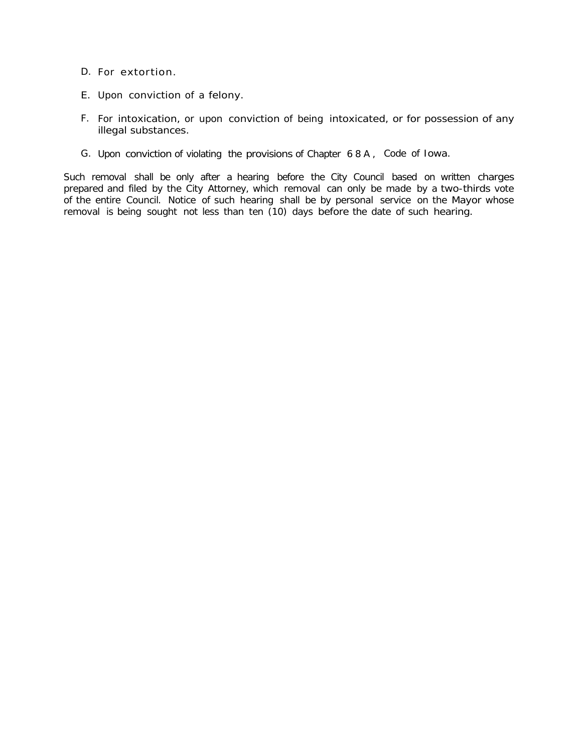D. For extortion.

E. Upon conviction of a felony.

F. For intoxication, or upon conviction of being intoxicated, or for possession of any illegal substances.

G. Upon conviction of violating the provisions of Chapter 68A, Code of Iowa.

Such removal shall be only after a hearing before the City Council based on written charges prepared and filed by the City Attorney, which removal can only be made by a two-thirds vote of the entire Council. Notice of such hearing shall be by personal service on the Mayor whose removal is being sought not less than ten (10) days before the date of such hearing.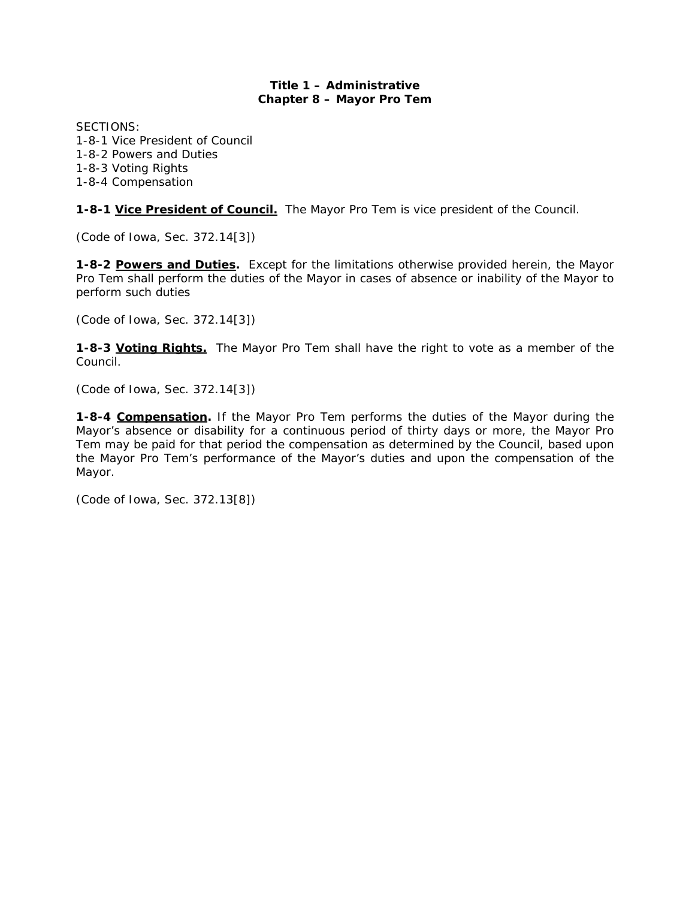**Title 1 – Administrative**
**Chapter 8 – Mayor Pro Tem**

SECTIONS:
1-8-1 Vice President of Council
1-8-2 Powers and Duties
1-8-3 Voting Rights
1-8-4 Compensation

**1-8-1 <u>Vice President of Council.</u>** The Mayor Pro Tem is vice president of the Council.

*(Code of Iowa, Sec. 372.14[3])*

**1-8-2 <u>Powers and Duties</u>.** Except for the limitations otherwise provided herein, the Mayor Pro Tem shall perform the duties of the Mayor in cases of absence or inability of the Mayor to perform such duties

*(Code of Iowa, Sec. 372.14[3])*

**1-8-3 <u>Voting Rights.</u>** The Mayor Pro Tem shall have the right to vote as a member of the Council.

*(Code of Iowa, Sec. 372.14[3])*

**1-8-4 <u>Compensation</u>.** If the Mayor Pro Tem performs the duties of the Mayor during the Mayor's absence or disability for a continuous period of thirty days or more, the Mayor Pro Tem may be paid for that period the compensation as determined by the Council, based upon the Mayor Pro Tem's performance of the Mayor's duties and upon the compensation of the Mayor.

*(Code of Iowa, Sec. 372.13[8])*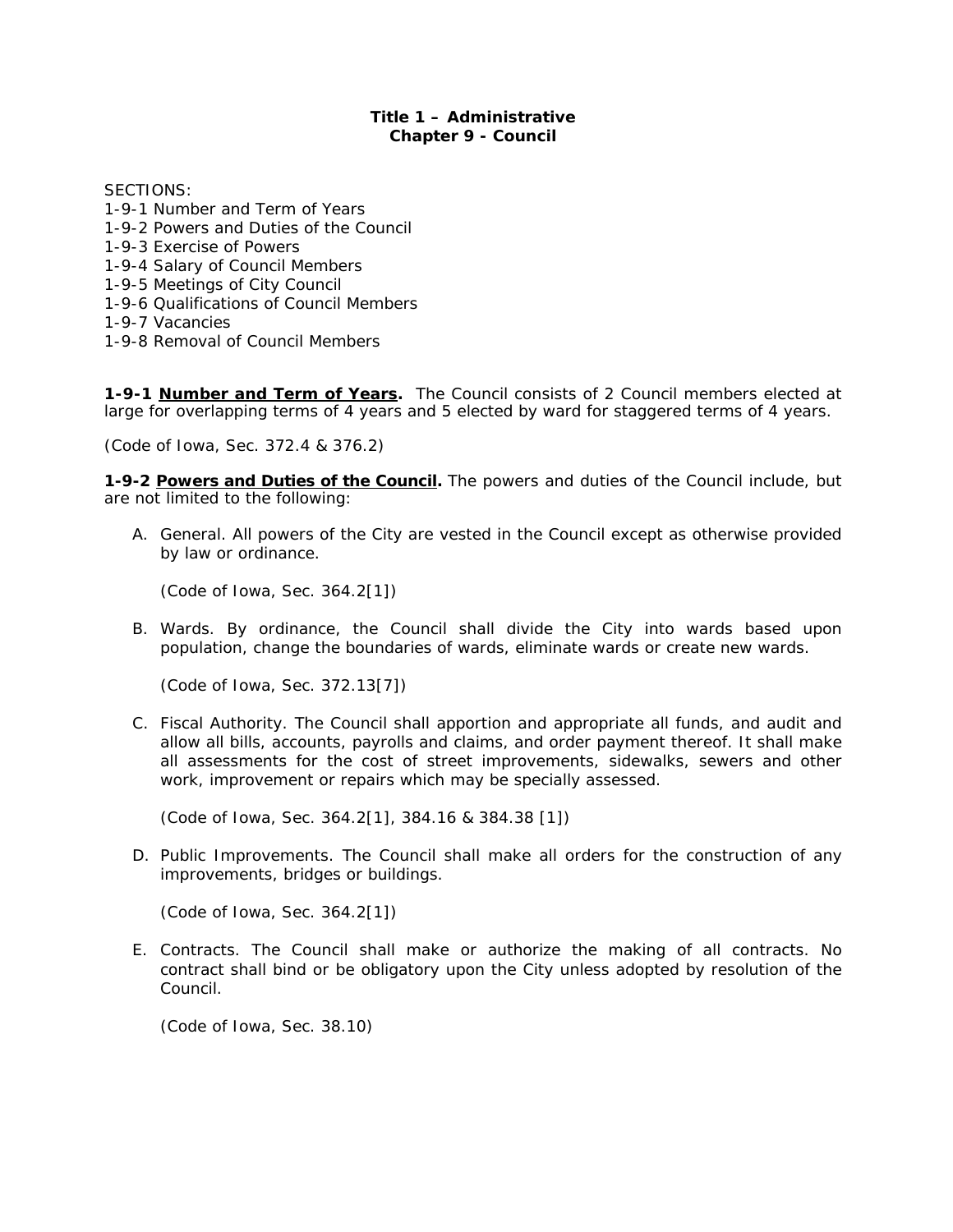# Title 1 – Administrative
## Chapter 9 - Council

SECTIONS:
1-9-1 Number and Term of Years
1-9-2 Powers and Duties of the Council
1-9-3 Exercise of Powers
1-9-4 Salary of Council Members
1-9-5 Meetings of City Council
1-9-6 Qualifications of Council Members
1-9-7 Vacancies
1-9-8 Removal of Council Members

**1-9-1 Number and Term of Years.** The Council consists of 2 Council members elected at large for overlapping terms of 4 years and 5 elected by ward for staggered terms of 4 years.

*(Code of Iowa, Sec. 372.4 & 376.2)*

**1-9-2 Powers and Duties of the Council.** The powers and duties of the Council include, but are not limited to the following:

A. General. All powers of the City are vested in the Council except as otherwise provided by law or ordinance.

   *(Code of Iowa, Sec. 364.2[1])*

B. Wards. By ordinance, the Council shall divide the City into wards based upon population, change the boundaries of wards, eliminate wards or create new wards.

   *(Code of Iowa, Sec. 372.13[7])*

C. Fiscal Authority. The Council shall apportion and appropriate all funds, and audit and allow all bills, accounts, payrolls and claims, and order payment thereof. It shall make all assessments for the cost of street improvements, sidewalks, sewers and other work, improvement or repairs which may be specially assessed.

   *(Code of Iowa, Sec. 364.2[1], 384.16 & 384.38 [1])*

D. Public Improvements. The Council shall make all orders for the construction of any improvements, bridges or buildings.

   *(Code of Iowa, Sec. 364.2[1])*

E. Contracts. The Council shall make or authorize the making of all contracts. No contract shall bind or be obligatory upon the City unless adopted by resolution of the Council.

   *(Code of Iowa, Sec. 38.10)*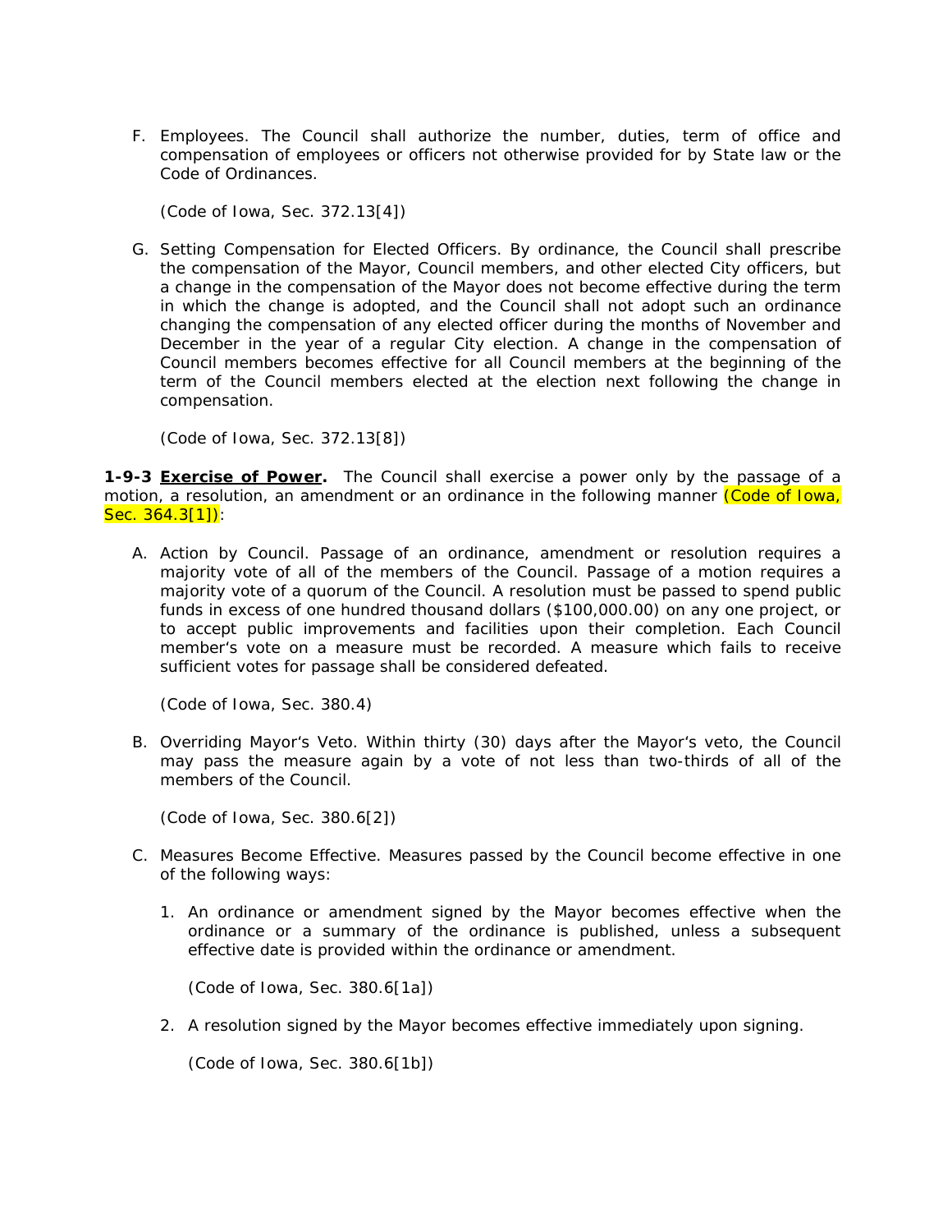F. Employees. The Council shall authorize the number, duties, term of office and compensation of employees or officers not otherwise provided for by State law or the Code of Ordinances.

   (Code of Iowa, Sec. 372.13[4])

G. Setting Compensation for Elected Officers. By ordinance, the Council shall prescribe the compensation of the Mayor, Council members, and other elected City officers, but a change in the compensation of the Mayor does not become effective during the term in which the change is adopted, and the Council shall not adopt such an ordinance changing the compensation of any elected officer during the months of November and December in the year of a regular City election. A change in the compensation of Council members becomes effective for all Council members at the beginning of the term of the Council members elected at the election next following the change in compensation.

   (Code of Iowa, Sec. 372.13[8])

**1-9-3 __Exercise of Power__.** The Council shall exercise a power only by the passage of a motion, a resolution, an amendment or an ordinance in the following manner (Code of Iowa, Sec. 364.3[1]):

A. Action by Council. Passage of an ordinance, amendment or resolution requires a majority vote of all of the members of the Council. Passage of a motion requires a majority vote of a quorum of the Council. A resolution must be passed to spend public funds in excess of one hundred thousand dollars ($100,000.00) on any one project, or to accept public improvements and facilities upon their completion. Each Council member's vote on a measure must be recorded. A measure which fails to receive sufficient votes for passage shall be considered defeated.

   (Code of Iowa, Sec. 380.4)

B. Overriding Mayor's Veto. Within thirty (30) days after the Mayor's veto, the Council may pass the measure again by a vote of not less than two-thirds of all of the members of the Council.

   (Code of Iowa, Sec. 380.6[2])

C. Measures Become Effective. Measures passed by the Council become effective in one of the following ways:

   1. An ordinance or amendment signed by the Mayor becomes effective when the ordinance or a summary of the ordinance is published, unless a subsequent effective date is provided within the ordinance or amendment.

      (Code of Iowa, Sec. 380.6[1a])

   2. A resolution signed by the Mayor becomes effective immediately upon signing.

      (Code of Iowa, Sec. 380.6[1b])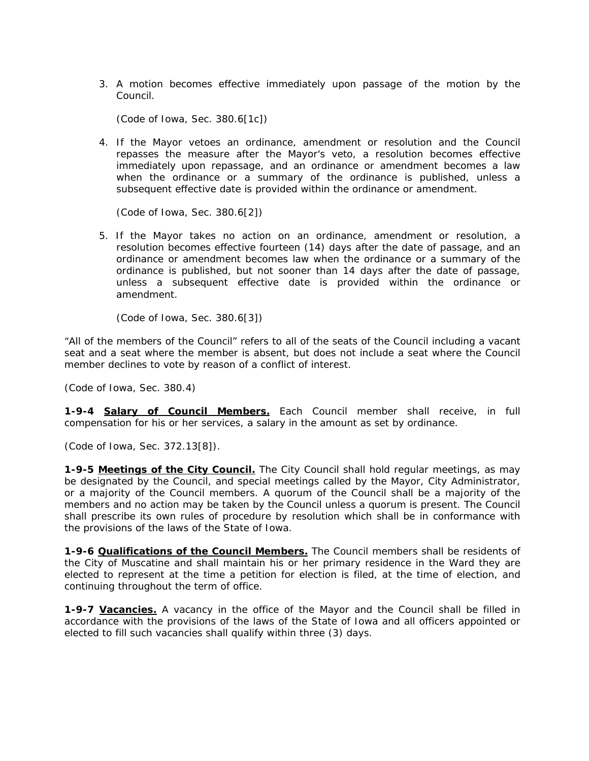3. A motion becomes effective immediately upon passage of the motion by the Council.

   (Code of Iowa, Sec. 380.6[1c])

4. If the Mayor vetoes an ordinance, amendment or resolution and the Council repasses the measure after the Mayor's veto, a resolution becomes effective immediately upon repassage, and an ordinance or amendment becomes a law when the ordinance or a summary of the ordinance is published, unless a subsequent effective date is provided within the ordinance or amendment.

   (Code of Iowa, Sec. 380.6[2])

5. If the Mayor takes no action on an ordinance, amendment or resolution, a resolution becomes effective fourteen (14) days after the date of passage, and an ordinance or amendment becomes law when the ordinance or a summary of the ordinance is published, but not sooner than 14 days after the date of passage, unless a subsequent effective date is provided within the ordinance or amendment.

   (Code of Iowa, Sec. 380.6[3])

"All of the members of the Council" refers to all of the seats of the Council including a vacant seat and a seat where the member is absent, but does not include a seat where the Council member declines to vote by reason of a conflict of interest.

(Code of Iowa, Sec. 380.4)

**1-9-4 Salary of Council Members.** Each Council member shall receive, in full compensation for his or her services, a salary in the amount as set by ordinance.

(Code of Iowa, Sec. 372.13[8]).

**1-9-5 Meetings of the City Council.** The City Council shall hold regular meetings, as may be designated by the Council, and special meetings called by the Mayor, City Administrator, or a majority of the Council members. A quorum of the Council shall be a majority of the members and no action may be taken by the Council unless a quorum is present. The Council shall prescribe its own rules of procedure by resolution which shall be in conformance with the provisions of the laws of the State of Iowa.

**1-9-6 Qualifications of the Council Members.** The Council members shall be residents of the City of Muscatine and shall maintain his or her primary residence in the Ward they are elected to represent at the time a petition for election is filed, at the time of election, and continuing throughout the term of office.

**1-9-7 Vacancies.** A vacancy in the office of the Mayor and the Council shall be filled in accordance with the provisions of the laws of the State of Iowa and all officers appointed or elected to fill such vacancies shall qualify within three (3) days.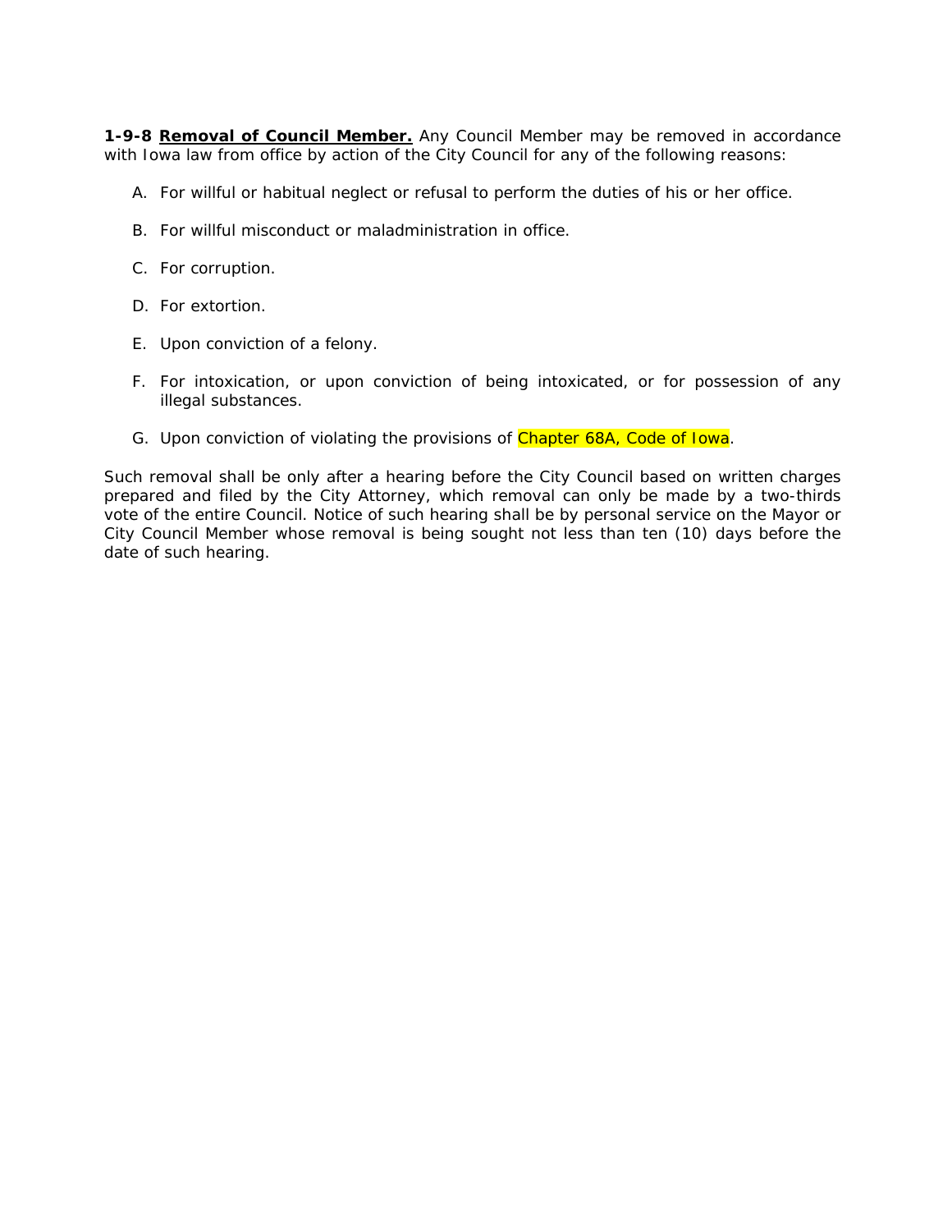**1-9-8 Removal of Council Member.** Any Council Member may be removed in accordance with Iowa law from office by action of the City Council for any of the following reasons:

A. For willful or habitual neglect or refusal to perform the duties of his or her office.

B. For willful misconduct or maladministration in office.

C. For corruption.

D. For extortion.

E. Upon conviction of a felony.

F. For intoxication, or upon conviction of being intoxicated, or for possession of any illegal substances.

G. Upon conviction of violating the provisions of Chapter 68A, Code of Iowa.

Such removal shall be only after a hearing before the City Council based on written charges prepared and filed by the City Attorney, which removal can only be made by a two-thirds vote of the entire Council. Notice of such hearing shall be by personal service on the Mayor or City Council Member whose removal is being sought not less than ten (10) days before the date of such hearing.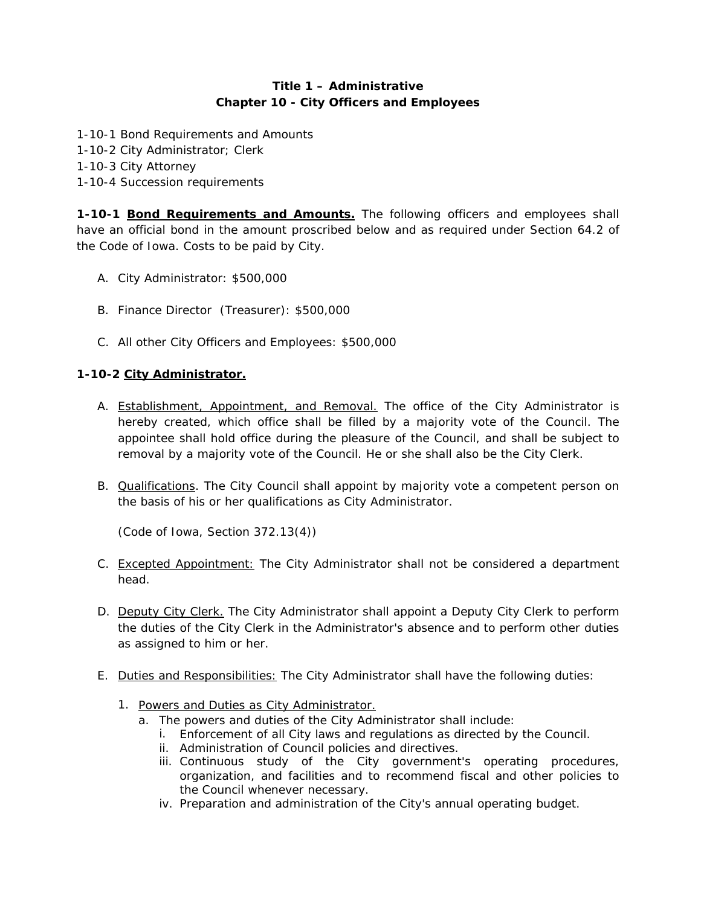**Title 1 – Administrative**
**Chapter 10 - City Officers and Employees**

1-10-1 Bond Requirements and Amounts
1-10-2 City Administrator; Clerk
1-10-3 City Attorney
1-10-4 Succession requirements

**1-10-1 Bond Requirements and Amounts.** The following officers and employees shall have an official bond in the amount proscribed below and as required under Section 64.2 of the Code of Iowa. Costs to be paid by City.

A. City Administrator: $500,000

B. Finance Director (Treasurer): $500,000

C. All other City Officers and Employees: $500,000

**1-10-2 City Administrator.**

A. Establishment, Appointment, and Removal. The office of the City Administrator is hereby created, which office shall be filled by a majority vote of the Council. The appointee shall hold office during the pleasure of the Council, and shall be subject to removal by a majority vote of the Council. He or she shall also be the City Clerk.

B. Qualifications. The City Council shall appoint by majority vote a competent person on the basis of his or her qualifications as City Administrator.

   (Code of Iowa, Section 372.13(4))

C. Excepted Appointment: The City Administrator shall not be considered a department head.

D. Deputy City Clerk. The City Administrator shall appoint a Deputy City Clerk to perform the duties of the City Clerk in the Administrator's absence and to perform other duties as assigned to him or her.

E. Duties and Responsibilities: The City Administrator shall have the following duties:

   1. Powers and Duties as City Administrator.
      a. The powers and duties of the City Administrator shall include:
         i. Enforcement of all City laws and regulations as directed by the Council.
         ii. Administration of Council policies and directives.
         iii. Continuous study of the City government's operating procedures, organization, and facilities and to recommend fiscal and other policies to the Council whenever necessary.
         iv. Preparation and administration of the City's annual operating budget.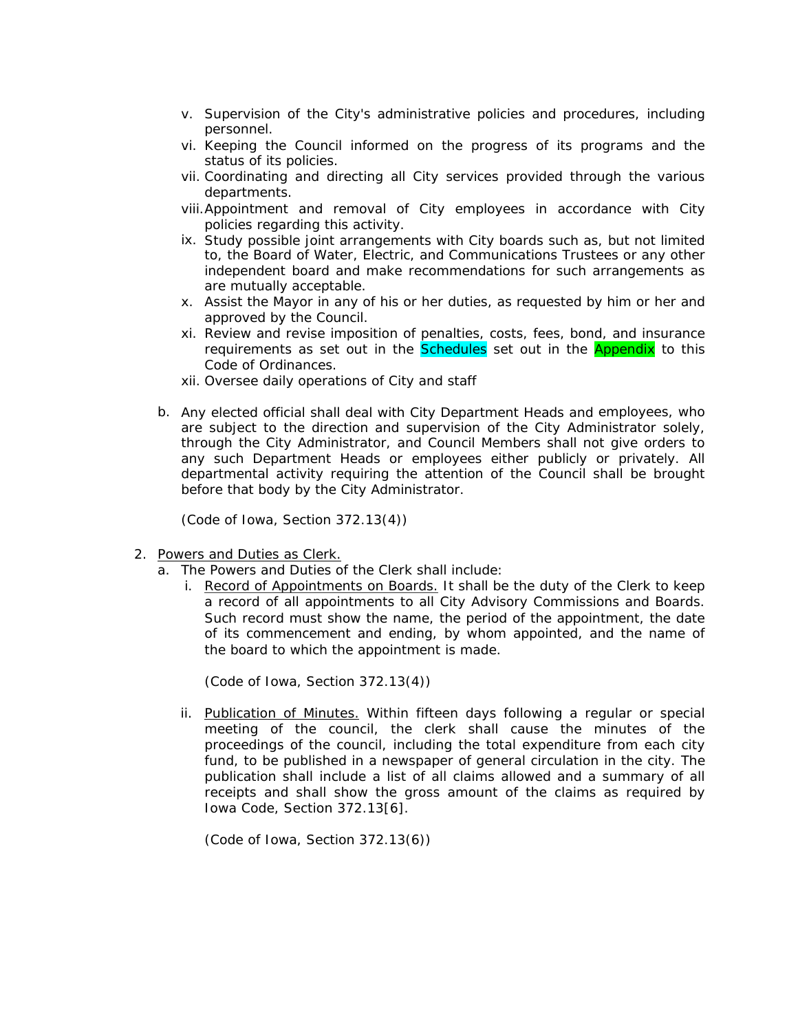v. Supervision of the City's administrative policies and procedures, including personnel.

vi. Keeping the Council informed on the progress of its programs and the status of its policies.

vii. Coordinating and directing all City services provided through the various departments.

viii. Appointment and removal of City employees in accordance with City policies regarding this activity.

ix. Study possible joint arrangements with City boards such as, but not limited to, the Board of Water, Electric, and Communications Trustees or any other independent board and make recommendations for such arrangements as are mutually acceptable.

x. Assist the Mayor in any of his or her duties, as requested by him or her and approved by the Council.

xi. Review and revise imposition of penalties, costs, fees, bond, and insurance requirements as set out in the Schedules set out in the Appendix to this Code of Ordinances.

xii. Oversee daily operations of City and staff

b. Any elected official shall deal with City Department Heads and employees, who are subject to the direction and supervision of the City Administrator solely, through the City Administrator, and Council Members shall not give orders to any such Department Heads or employees either publicly or privately. All departmental activity requiring the attention of the Council shall be brought before that body by the City Administrator.

(Code of Iowa, Section 372.13(4))

2. <u>Powers and Duties as Clerk.</u>

a. The Powers and Duties of the Clerk shall include:

i. <u>Record of Appointments on Boards.</u> It shall be the duty of the Clerk to keep a record of all appointments to all City Advisory Commissions and Boards. Such record must show the name, the period of the appointment, the date of its commencement and ending, by whom appointed, and the name of the board to which the appointment is made.

(Code of Iowa, Section 372.13(4))

ii. <u>Publication of Minutes.</u> Within fifteen days following a regular or special meeting of the council, the clerk shall cause the minutes of the proceedings of the council, including the total expenditure from each city fund, to be published in a newspaper of general circulation in the city. The publication shall include a list of all claims allowed and a summary of all receipts and shall show the gross amount of the claims as required by Iowa Code, Section 372.13[6].

(Code of Iowa, Section 372.13(6))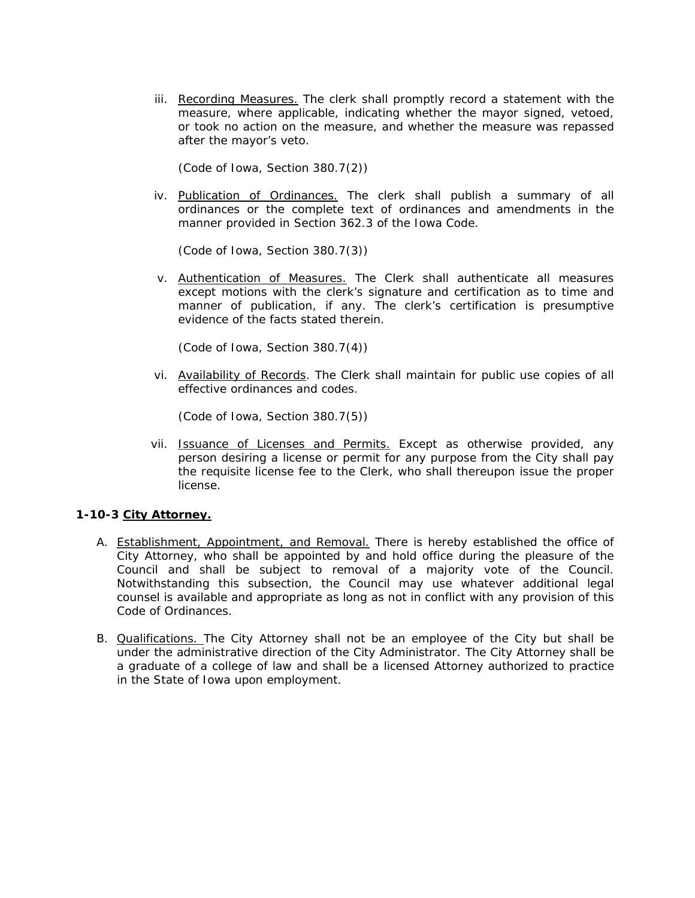iii. Recording Measures. The clerk shall promptly record a statement with the measure, where applicable, indicating whether the mayor signed, vetoed, or took no action on the measure, and whether the measure was repassed after the mayor's veto.

(Code of Iowa, Section 380.7(2))

iv. Publication of Ordinances. The clerk shall publish a summary of all ordinances or the complete text of ordinances and amendments in the manner provided in Section 362.3 of the Iowa Code.

(Code of Iowa, Section 380.7(3))

v. Authentication of Measures. The Clerk shall authenticate all measures except motions with the clerk's signature and certification as to time and manner of publication, if any. The clerk's certification is presumptive evidence of the facts stated therein.

(Code of Iowa, Section 380.7(4))

vi. Availability of Records. The Clerk shall maintain for public use copies of all effective ordinances and codes.

(Code of Iowa, Section 380.7(5))

vii. Issuance of Licenses and Permits. Except as otherwise provided, any person desiring a license or permit for any purpose from the City shall pay the requisite license fee to the Clerk, who shall thereupon issue the proper license.

**1-10-3 City Attorney.**

A. Establishment, Appointment, and Removal. There is hereby established the office of City Attorney, who shall be appointed by and hold office during the pleasure of the Council and shall be subject to removal of a majority vote of the Council. Notwithstanding this subsection, the Council may use whatever additional legal counsel is available and appropriate as long as not in conflict with any provision of this Code of Ordinances.

B. Qualifications. The City Attorney shall not be an employee of the City but shall be under the administrative direction of the City Administrator. The City Attorney shall be a graduate of a college of law and shall be a licensed Attorney authorized to practice in the State of Iowa upon employment.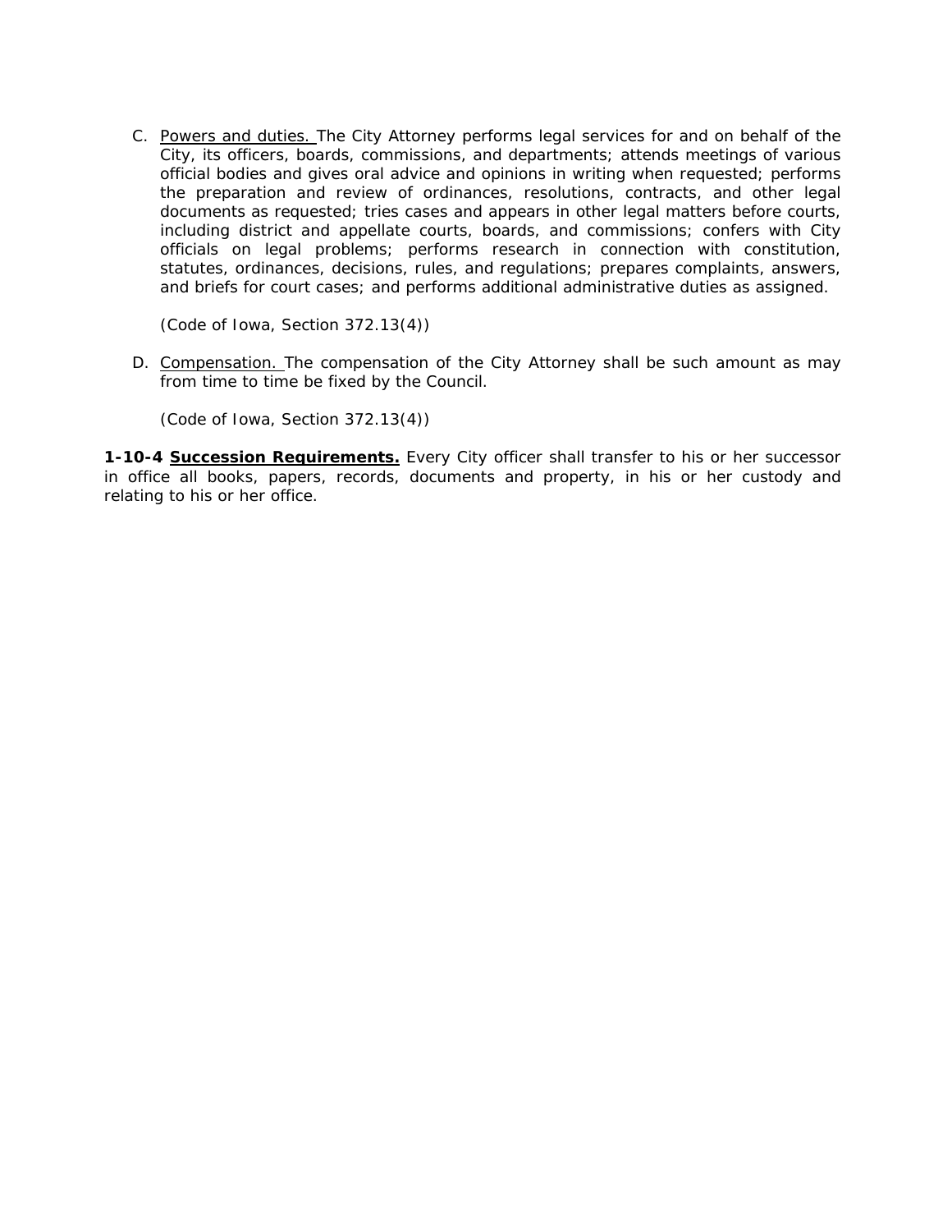C. <u>Powers and duties.</u> The City Attorney performs legal services for and on behalf of the City, its officers, boards, commissions, and departments; attends meetings of various official bodies and gives oral advice and opinions in writing when requested; performs the preparation and review of ordinances, resolutions, contracts, and other legal documents as requested; tries cases and appears in other legal matters before courts, including district and appellate courts, boards, and commissions; confers with City officials on legal problems; performs research in connection with constitution, statutes, ordinances, decisions, rules, and regulations; prepares complaints, answers, and briefs for court cases; and performs additional administrative duties as assigned.

   (Code of Iowa, Section 372.13(4))

D. <u>Compensation.</u> The compensation of the City Attorney shall be such amount as may from time to time be fixed by the Council.

   (Code of Iowa, Section 372.13(4))

**1-10-4 <u>Succession Requirements.</u>** Every City officer shall transfer to his or her successor in office all books, papers, records, documents and property, in his or her custody and relating to his or her office.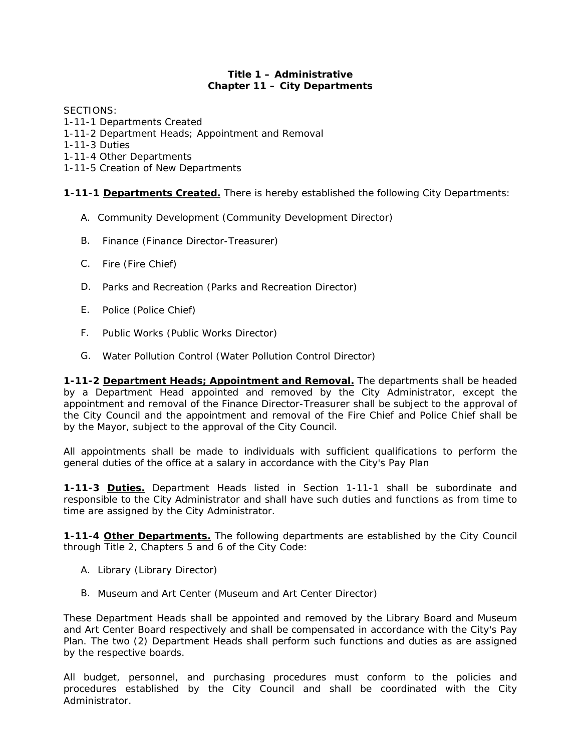# Title 1 – Administrative
## Chapter 11 – City Departments

SECTIONS:
1-11-1 Departments Created
1-11-2 Department Heads; Appointment and Removal
1-11-3 Duties
1-11-4 Other Departments
1-11-5 Creation of New Departments

**1-11-1 <u>Departments Created.</u>** There is hereby established the following City Departments:

A. Community Development (Community Development Director)

B. Finance (Finance Director-Treasurer)

C. Fire (Fire Chief)

D. Parks and Recreation (Parks and Recreation Director)

E. Police (Police Chief)

F. Public Works (Public Works Director)

G. Water Pollution Control (Water Pollution Control Director)

**1-11-2 <u>Department Heads; Appointment and Removal.</u>** The departments shall be headed by a Department Head appointed and removed by the City Administrator, except the appointment and removal of the Finance Director-Treasurer shall be subject to the approval of the City Council and the appointment and removal of the Fire Chief and Police Chief shall be by the Mayor, subject to the approval of the City Council.

All appointments shall be made to individuals with sufficient qualifications to perform the general duties of the office at a salary in accordance with the City's Pay Plan

**1-11-3 <u>Duties.</u>** Department Heads listed in Section 1-11-1 shall be subordinate and responsible to the City Administrator and shall have such duties and functions as from time to time are assigned by the City Administrator.

**1-11-4 <u>Other Departments.</u>** The following departments are established by the City Council through Title 2, Chapters 5 and 6 of the City Code:

A. Library (Library Director)

B. Museum and Art Center (Museum and Art Center Director)

These Department Heads shall be appointed and removed by the Library Board and Museum and Art Center Board respectively and shall be compensated in accordance with the City's Pay Plan. The two (2) Department Heads shall perform such functions and duties as are assigned by the respective boards.

All budget, personnel, and purchasing procedures must conform to the policies and procedures established by the City Council and shall be coordinated with the City Administrator.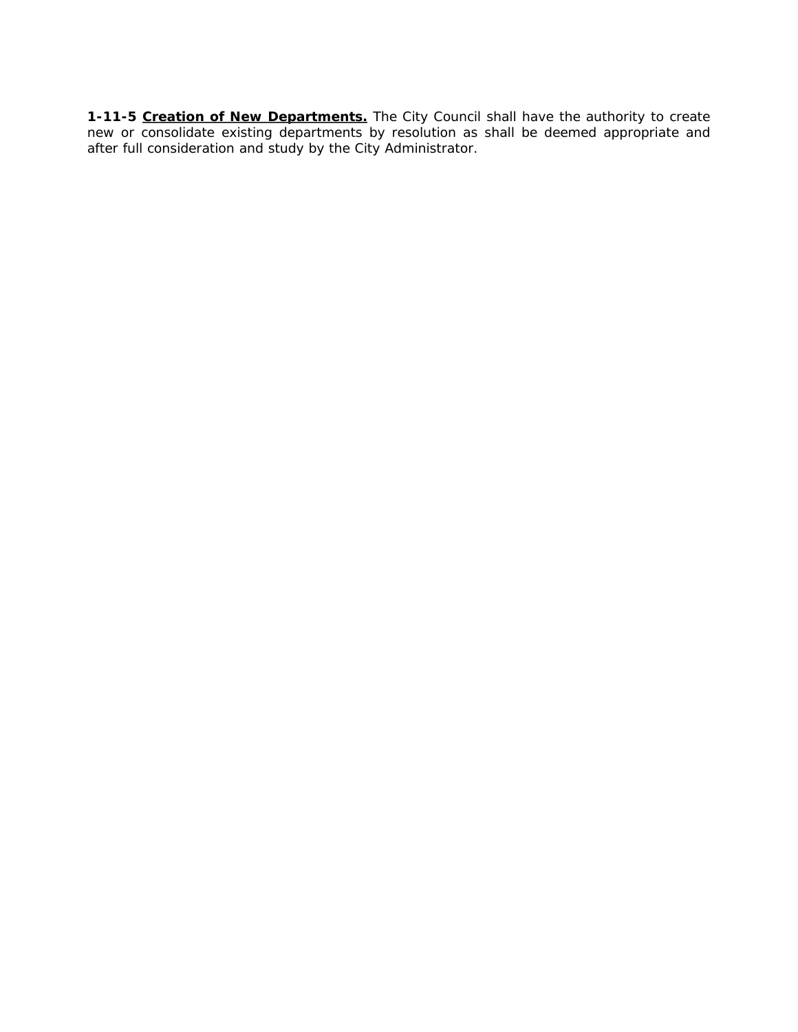**1-11-5 <u>Creation of New Departments.</u>** The City Council shall have the authority to create new or consolidate existing departments by resolution as shall be deemed appropriate and after full consideration and study by the City Administrator.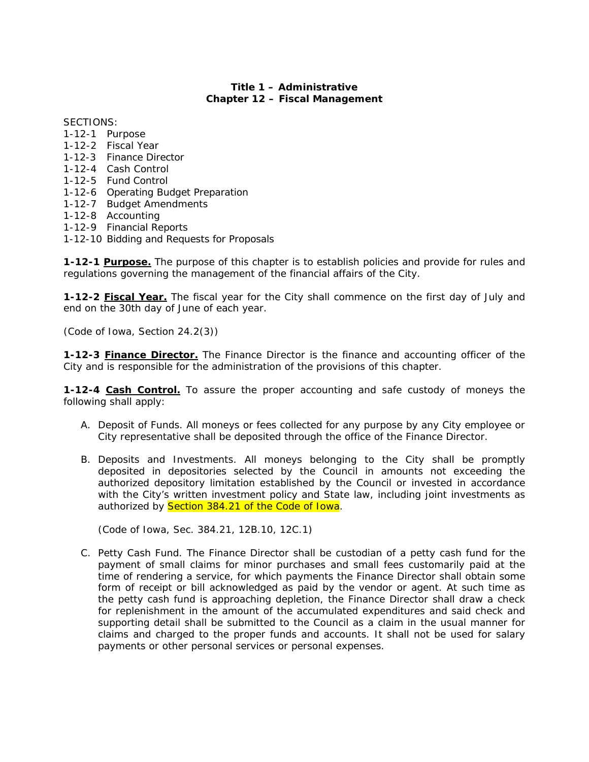## Title 1 – Administrative
## Chapter 12 – Fiscal Management

SECTIONS:
1-12-1 Purpose
1-12-2 Fiscal Year
1-12-3 Finance Director
1-12-4 Cash Control
1-12-5 Fund Control
1-12-6 Operating Budget Preparation
1-12-7 Budget Amendments
1-12-8 Accounting
1-12-9 Financial Reports
1-12-10 Bidding and Requests for Proposals

**1-12-1** **Purpose.** The purpose of this chapter is to establish policies and provide for rules and regulations governing the management of the financial affairs of the City.

**1-12-2** **Fiscal Year.** The fiscal year for the City shall commence on the first day of July and end on the 30th day of June of each year.

(Code of Iowa, Section 24.2(3))

**1-12-3** **Finance Director.** The Finance Director is the finance and accounting officer of the City and is responsible for the administration of the provisions of this chapter.

**1-12-4** **Cash Control.** To assure the proper accounting and safe custody of moneys the following shall apply:

A. Deposit of Funds. All moneys or fees collected for any purpose by any City employee or City representative shall be deposited through the office of the Finance Director.

B. Deposits and Investments. All moneys belonging to the City shall be promptly deposited in depositories selected by the Council in amounts not exceeding the authorized depository limitation established by the Council or invested in accordance with the City's written investment policy and State law, including joint investments as authorized by Section 384.21 of the Code of Iowa.

   (Code of Iowa, Sec. 384.21, 12B.10, 12C.1)

C. Petty Cash Fund. The Finance Director shall be custodian of a petty cash fund for the payment of small claims for minor purchases and small fees customarily paid at the time of rendering a service, for which payments the Finance Director shall obtain some form of receipt or bill acknowledged as paid by the vendor or agent. At such time as the petty cash fund is approaching depletion, the Finance Director shall draw a check for replenishment in the amount of the accumulated expenditures and said check and supporting detail shall be submitted to the Council as a claim in the usual manner for claims and charged to the proper funds and accounts. It shall not be used for salary payments or other personal services or personal expenses.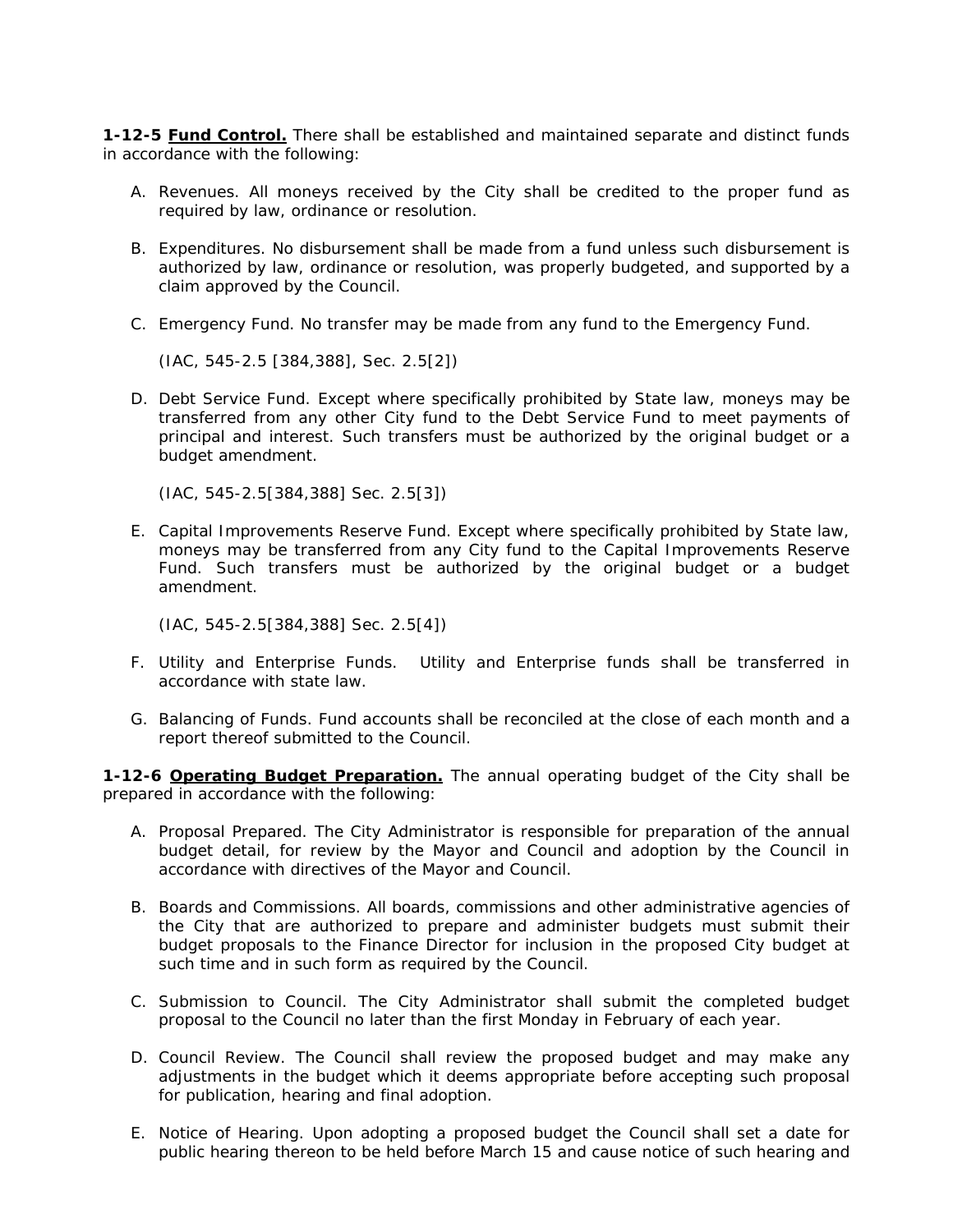**1-12-5 <u>Fund Control.</u>** There shall be established and maintained separate and distinct funds in accordance with the following:

A. Revenues. All moneys received by the City shall be credited to the proper fund as required by law, ordinance or resolution.

B. Expenditures. No disbursement shall be made from a fund unless such disbursement is authorized by law, ordinance or resolution, was properly budgeted, and supported by a claim approved by the Council.

C. Emergency Fund. No transfer may be made from any fund to the Emergency Fund.

   (IAC, 545-2.5 [384,388], Sec. 2.5[2])

D. Debt Service Fund. Except where specifically prohibited by State law, moneys may be transferred from any other City fund to the Debt Service Fund to meet payments of principal and interest. Such transfers must be authorized by the original budget or a budget amendment.

   (IAC, 545-2.5[384,388] Sec. 2.5[3])

E. Capital Improvements Reserve Fund. Except where specifically prohibited by State law, moneys may be transferred from any City fund to the Capital Improvements Reserve Fund. Such transfers must be authorized by the original budget or a budget amendment.

   (IAC, 545-2.5[384,388] Sec. 2.5[4])

F. Utility and Enterprise Funds. Utility and Enterprise funds shall be transferred in accordance with state law.

G. Balancing of Funds. Fund accounts shall be reconciled at the close of each month and a report thereof submitted to the Council.

**1-12-6 <u>Operating Budget Preparation.</u>** The annual operating budget of the City shall be prepared in accordance with the following:

A. Proposal Prepared. The City Administrator is responsible for preparation of the annual budget detail, for review by the Mayor and Council and adoption by the Council in accordance with directives of the Mayor and Council.

B. Boards and Commissions. All boards, commissions and other administrative agencies of the City that are authorized to prepare and administer budgets must submit their budget proposals to the Finance Director for inclusion in the proposed City budget at such time and in such form as required by the Council.

C. Submission to Council. The City Administrator shall submit the completed budget proposal to the Council no later than the first Monday in February of each year.

D. Council Review. The Council shall review the proposed budget and may make any adjustments in the budget which it deems appropriate before accepting such proposal for publication, hearing and final adoption.

E. Notice of Hearing. Upon adopting a proposed budget the Council shall set a date for public hearing thereon to be held before March 15 and cause notice of such hearing and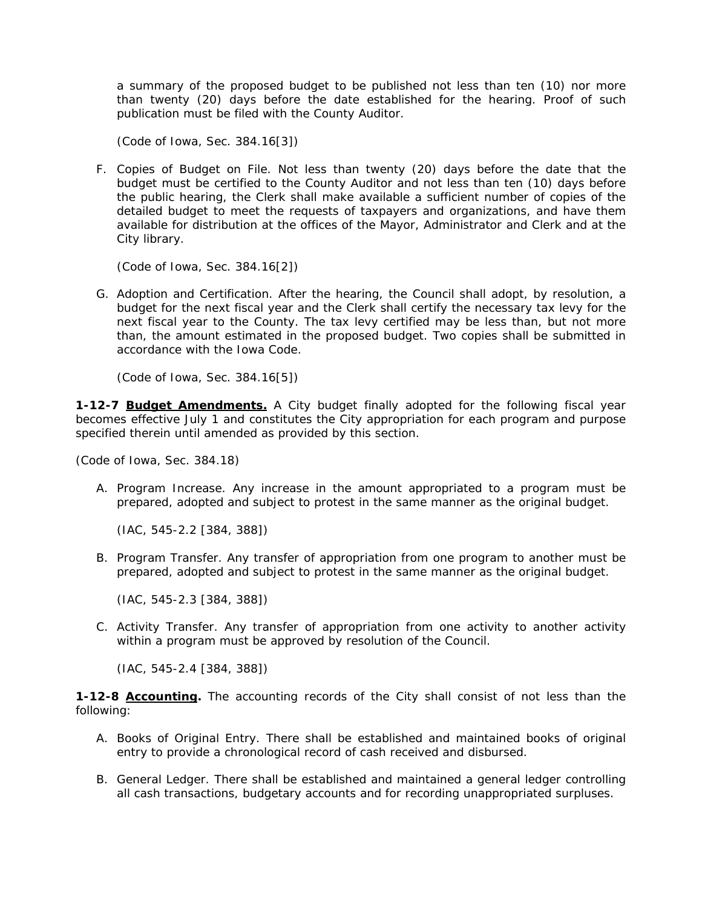a summary of the proposed budget to be published not less than ten (10) nor more than twenty (20) days before the date established for the hearing. Proof of such publication must be filed with the County Auditor.

(Code of Iowa, Sec. 384.16[3])

F. Copies of Budget on File. Not less than twenty (20) days before the date that the budget must be certified to the County Auditor and not less than ten (10) days before the public hearing, the Clerk shall make available a sufficient number of copies of the detailed budget to meet the requests of taxpayers and organizations, and have them available for distribution at the offices of the Mayor, Administrator and Clerk and at the City library.

(Code of Iowa, Sec. 384.16[2])

G. Adoption and Certification. After the hearing, the Council shall adopt, by resolution, a budget for the next fiscal year and the Clerk shall certify the necessary tax levy for the next fiscal year to the County. The tax levy certified may be less than, but not more than, the amount estimated in the proposed budget. Two copies shall be submitted in accordance with the Iowa Code.

(Code of Iowa, Sec. 384.16[5])

**1-12-7 <u>Budget Amendments.</u>** A City budget finally adopted for the following fiscal year becomes effective July 1 and constitutes the City appropriation for each program and purpose specified therein until amended as provided by this section.

(Code of Iowa, Sec. 384.18)

A. Program Increase. Any increase in the amount appropriated to a program must be prepared, adopted and subject to protest in the same manner as the original budget.

(IAC, 545-2.2 [384, 388])

B. Program Transfer. Any transfer of appropriation from one program to another must be prepared, adopted and subject to protest in the same manner as the original budget.

(IAC, 545-2.3 [384, 388])

C. Activity Transfer. Any transfer of appropriation from one activity to another activity within a program must be approved by resolution of the Council.

(IAC, 545-2.4 [384, 388])

**1-12-8 <u>Accounting</u>.** The accounting records of the City shall consist of not less than the following:

A. Books of Original Entry. There shall be established and maintained books of original entry to provide a chronological record of cash received and disbursed.

B. General Ledger. There shall be established and maintained a general ledger controlling all cash transactions, budgetary accounts and for recording unappropriated surpluses.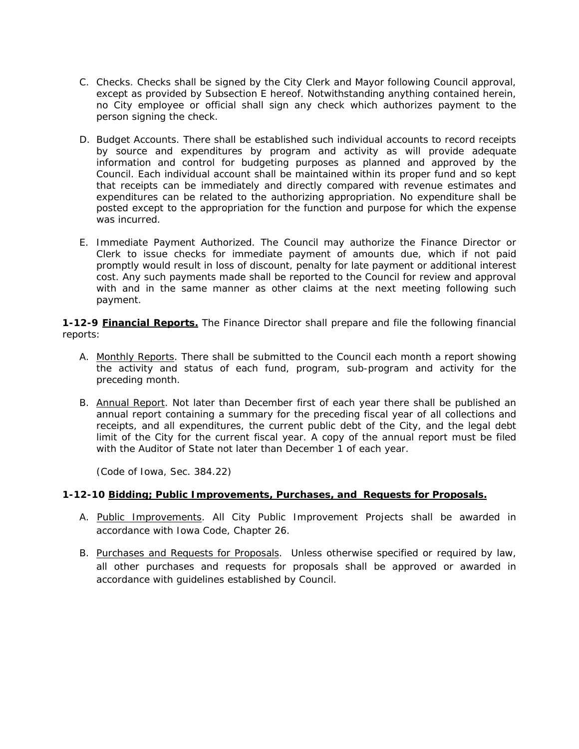C. Checks. Checks shall be signed by the City Clerk and Mayor following Council approval, except as provided by Subsection E hereof. Notwithstanding anything contained herein, no City employee or official shall sign any check which authorizes payment to the person signing the check.

D. Budget Accounts. There shall be established such individual accounts to record receipts by source and expenditures by program and activity as will provide adequate information and control for budgeting purposes as planned and approved by the Council. Each individual account shall be maintained within its proper fund and so kept that receipts can be immediately and directly compared with revenue estimates and expenditures can be related to the authorizing appropriation. No expenditure shall be posted except to the appropriation for the function and purpose for which the expense was incurred.

E. Immediate Payment Authorized. The Council may authorize the Finance Director or Clerk to issue checks for immediate payment of amounts due, which if not paid promptly would result in loss of discount, penalty for late payment or additional interest cost. Any such payments made shall be reported to the Council for review and approval with and in the same manner as other claims at the next meeting following such payment.

**1-12-9 <u>Financial Reports.</u>** The Finance Director shall prepare and file the following financial reports:

A. <u>Monthly Reports</u>. There shall be submitted to the Council each month a report showing the activity and status of each fund, program, sub-program and activity for the preceding month.

B. <u>Annual Report</u>. Not later than December first of each year there shall be published an annual report containing a summary for the preceding fiscal year of all collections and receipts, and all expenditures, the current public debt of the City, and the legal debt limit of the City for the current fiscal year. A copy of the annual report must be filed with the Auditor of State not later than December 1 of each year.

(Code of Iowa, Sec. 384.22)

**1-12-10 <u>Bidding; Public Improvements, Purchases, and Requests for Proposals.</u>**

A. <u>Public Improvements</u>. All City Public Improvement Projects shall be awarded in accordance with Iowa Code, Chapter 26.

B. <u>Purchases and Requests for Proposals</u>. Unless otherwise specified or required by law, all other purchases and requests for proposals shall be approved or awarded in accordance with guidelines established by Council.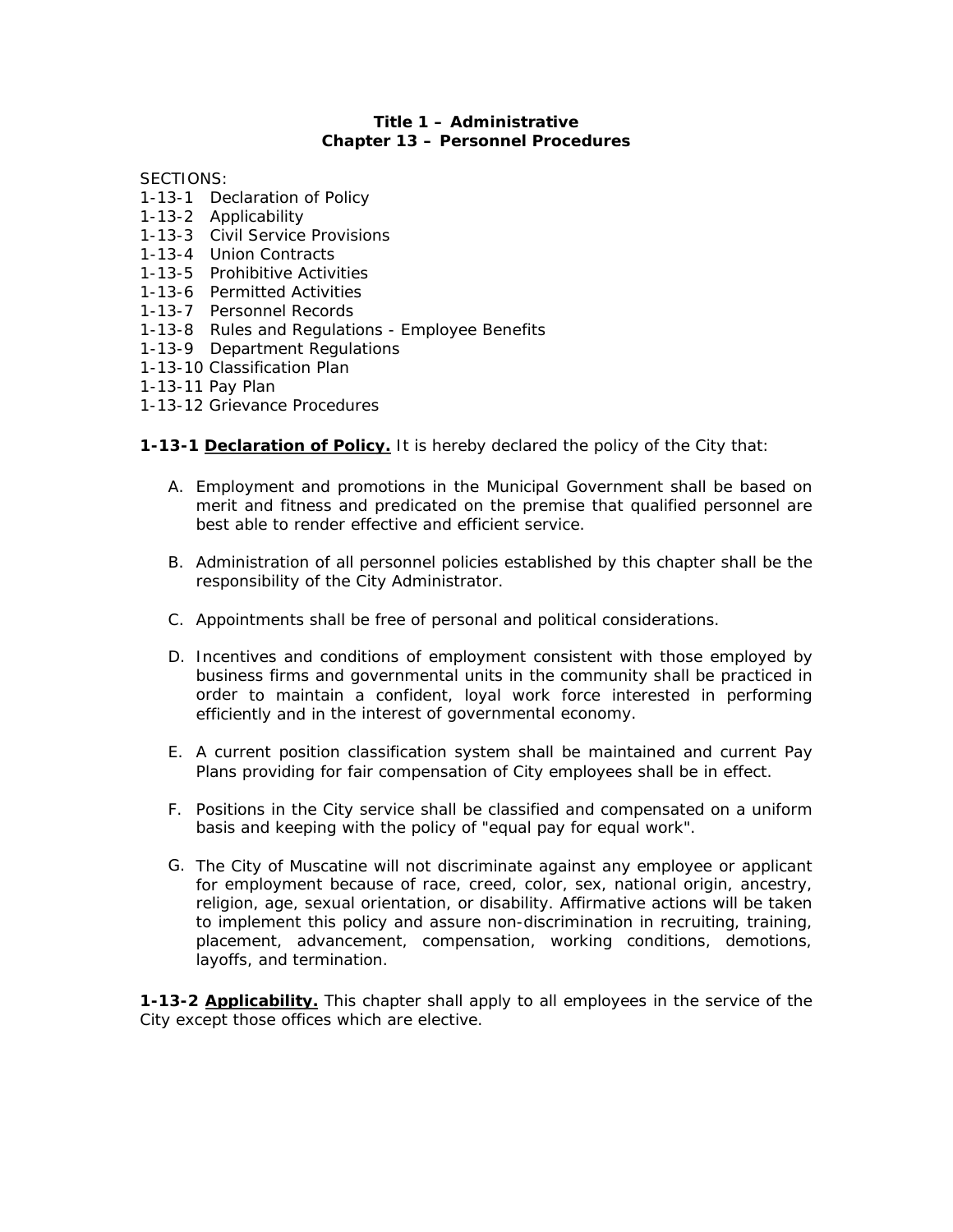# Title 1 – Administrative
## Chapter 13 – Personnel Procedures

SECTIONS:
1-13-1 Declaration of Policy
1-13-2 Applicability
1-13-3 Civil Service Provisions
1-13-4 Union Contracts
1-13-5 Prohibitive Activities
1-13-6 Permitted Activities
1-13-7 Personnel Records
1-13-8 Rules and Regulations - Employee Benefits
1-13-9 Department Regulations
1-13-10 Classification Plan
1-13-11 Pay Plan
1-13-12 Grievance Procedures

**1-13-1 Declaration of Policy.** It is hereby declared the policy of the City that:

A. Employment and promotions in the Municipal Government shall be based on merit and fitness and predicated on the premise that qualified personnel are best able to render effective and efficient service.

B. Administration of all personnel policies established by this chapter shall be the responsibility of the City Administrator.

C. Appointments shall be free of personal and political considerations.

D. Incentives and conditions of employment consistent with those employed by business firms and governmental units in the community shall be practiced in order to maintain a confident, loyal work force interested in performing efficiently and in the interest of governmental economy.

E. A current position classification system shall be maintained and current Pay Plans providing for fair compensation of City employees shall be in effect.

F. Positions in the City service shall be classified and compensated on a uniform basis and keeping with the policy of "equal pay for equal work".

G. The City of Muscatine will not discriminate against any employee or applicant for employment because of race, creed, color, sex, national origin, ancestry, religion, age, sexual orientation, or disability. Affirmative actions will be taken to implement this policy and assure non-discrimination in recruiting, training, placement, advancement, compensation, working conditions, demotions, layoffs, and termination.

**1-13-2 Applicability.** This chapter shall apply to all employees in the service of the City except those offices which are elective.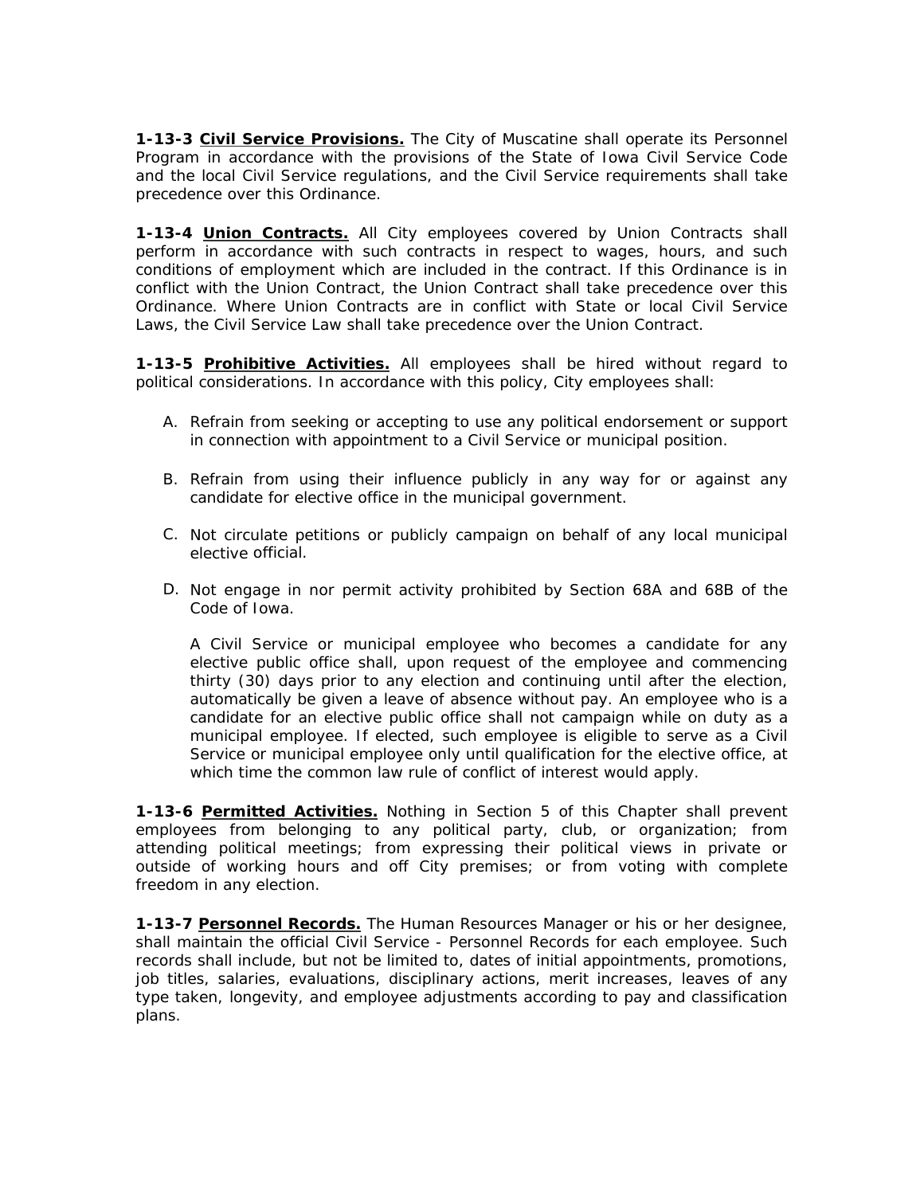**1-13-3 Civil Service Provisions.** The City of Muscatine shall operate its Personnel Program in accordance with the provisions of the State of Iowa Civil Service Code and the local Civil Service regulations, and the Civil Service requirements shall take precedence over this Ordinance.

**1-13-4 Union Contracts.** All City employees covered by Union Contracts shall perform in accordance with such contracts in respect to wages, hours, and such conditions of employment which are included in the contract. If this Ordinance is in conflict with the Union Contract, the Union Contract shall take precedence over this Ordinance. Where Union Contracts are in conflict with State or local Civil Service Laws, the Civil Service Law shall take precedence over the Union Contract.

**1-13-5 Prohibitive Activities.** All employees shall be hired without regard to political considerations. In accordance with this policy, City employees shall:

A. Refrain from seeking or accepting to use any political endorsement or support in connection with appointment to a Civil Service or municipal position.

B. Refrain from using their influence publicly in any way for or against any candidate for elective office in the municipal government.

C. Not circulate petitions or publicly campaign on behalf of any local municipal elective official.

D. Not engage in nor permit activity prohibited by Section 68A and 68B of the Code of Iowa.

   A Civil Service or municipal employee who becomes a candidate for any elective public office shall, upon request of the employee and commencing thirty (30) days prior to any election and continuing until after the election, automatically be given a leave of absence without pay. An employee who is a candidate for an elective public office shall not campaign while on duty as a municipal employee. If elected, such employee is eligible to serve as a Civil Service or municipal employee only until qualification for the elective office, at which time the common law rule of conflict of interest would apply.

**1-13-6 Permitted Activities.** Nothing in Section 5 of this Chapter shall prevent employees from belonging to any political party, club, or organization; from attending political meetings; from expressing their political views in private or outside of working hours and off City premises; or from voting with complete freedom in any election.

**1-13-7 Personnel Records.** The Human Resources Manager or his or her designee, shall maintain the official Civil Service - Personnel Records for each employee. Such records shall include, but not be limited to, dates of initial appointments, promotions, job titles, salaries, evaluations, disciplinary actions, merit increases, leaves of any type taken, longevity, and employee adjustments according to pay and classification plans.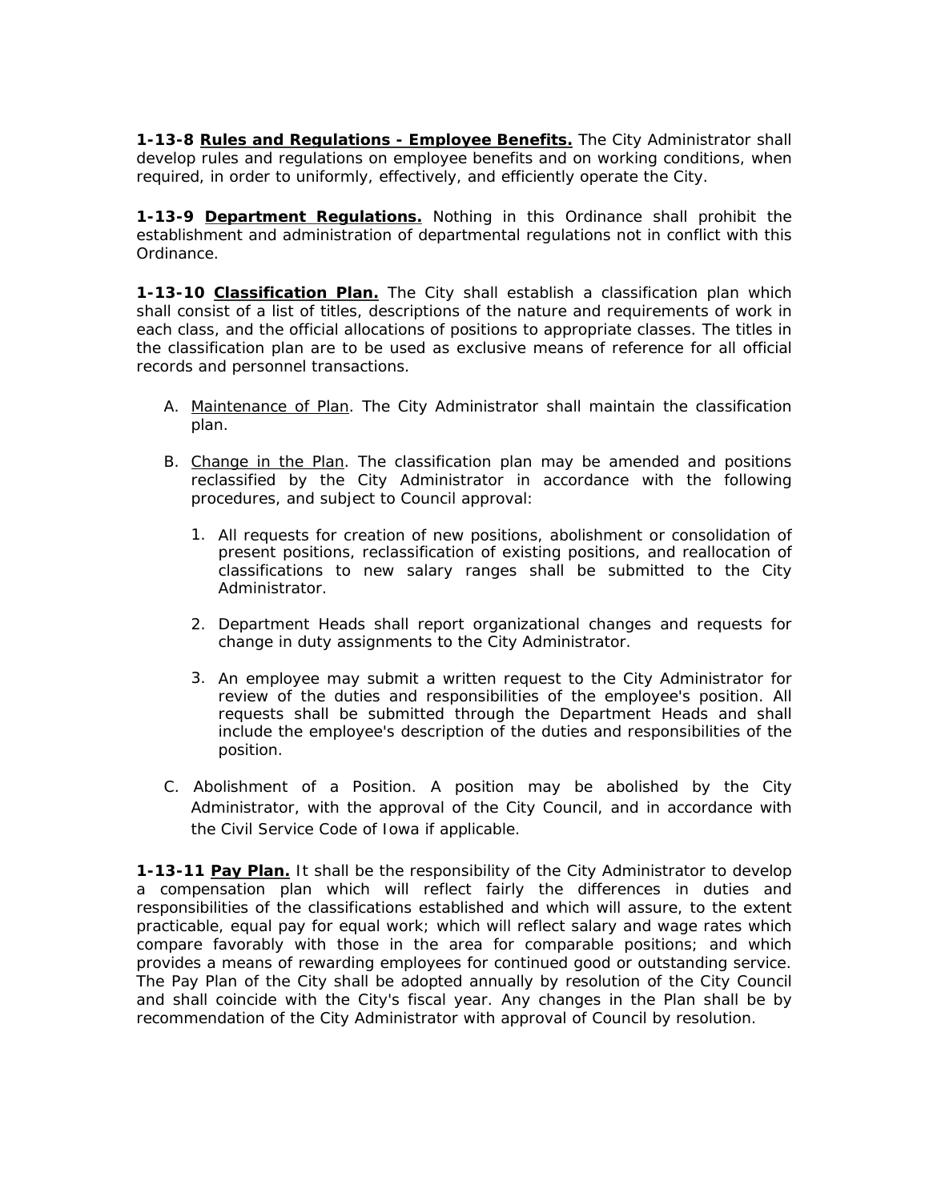**1-13-8 <u>Rules and Regulations - Employee Benefits.</u>** The City Administrator shall develop rules and regulations on employee benefits and on working conditions, when required, in order to uniformly, effectively, and efficiently operate the City.

**1-13-9 <u>Department Regulations.</u>** Nothing in this Ordinance shall prohibit the establishment and administration of departmental regulations not in conflict with this Ordinance.

**1-13-10 <u>Classification Plan.</u>** The City shall establish a classification plan which shall consist of a list of titles, descriptions of the nature and requirements of work in each class, and the official allocations of positions to appropriate classes. The titles in the classification plan are to be used as exclusive means of reference for all official records and personnel transactions.

A. <u>Maintenance of Plan</u>. The City Administrator shall maintain the classification plan.

B. <u>Change in the Plan</u>. The classification plan may be amended and positions reclassified by the City Administrator in accordance with the following procedures, and subject to Council approval:

   1. All requests for creation of new positions, abolishment or consolidation of present positions, reclassification of existing positions, and reallocation of classifications to new salary ranges shall be submitted to the City Administrator.

   2. Department Heads shall report organizational changes and requests for change in duty assignments to the City Administrator.

   3. An employee may submit a written request to the City Administrator for review of the duties and responsibilities of the employee's position. All requests shall be submitted through the Department Heads and shall include the employee's description of the duties and responsibilities of the position.

C. Abolishment of a Position. A position may be abolished by the City Administrator, with the approval of the City Council, and in accordance with the Civil Service Code of Iowa if applicable.

**1-13-11 <u>Pay Plan.</u>** It shall be the responsibility of the City Administrator to develop a compensation plan which will reflect fairly the differences in duties and responsibilities of the classifications established and which will assure, to the extent practicable, equal pay for equal work; which will reflect salary and wage rates which compare favorably with those in the area for comparable positions; and which provides a means of rewarding employees for continued good or outstanding service. The Pay Plan of the City shall be adopted annually by resolution of the City Council and shall coincide with the City's fiscal year. Any changes in the Plan shall be by recommendation of the City Administrator with approval of Council by resolution.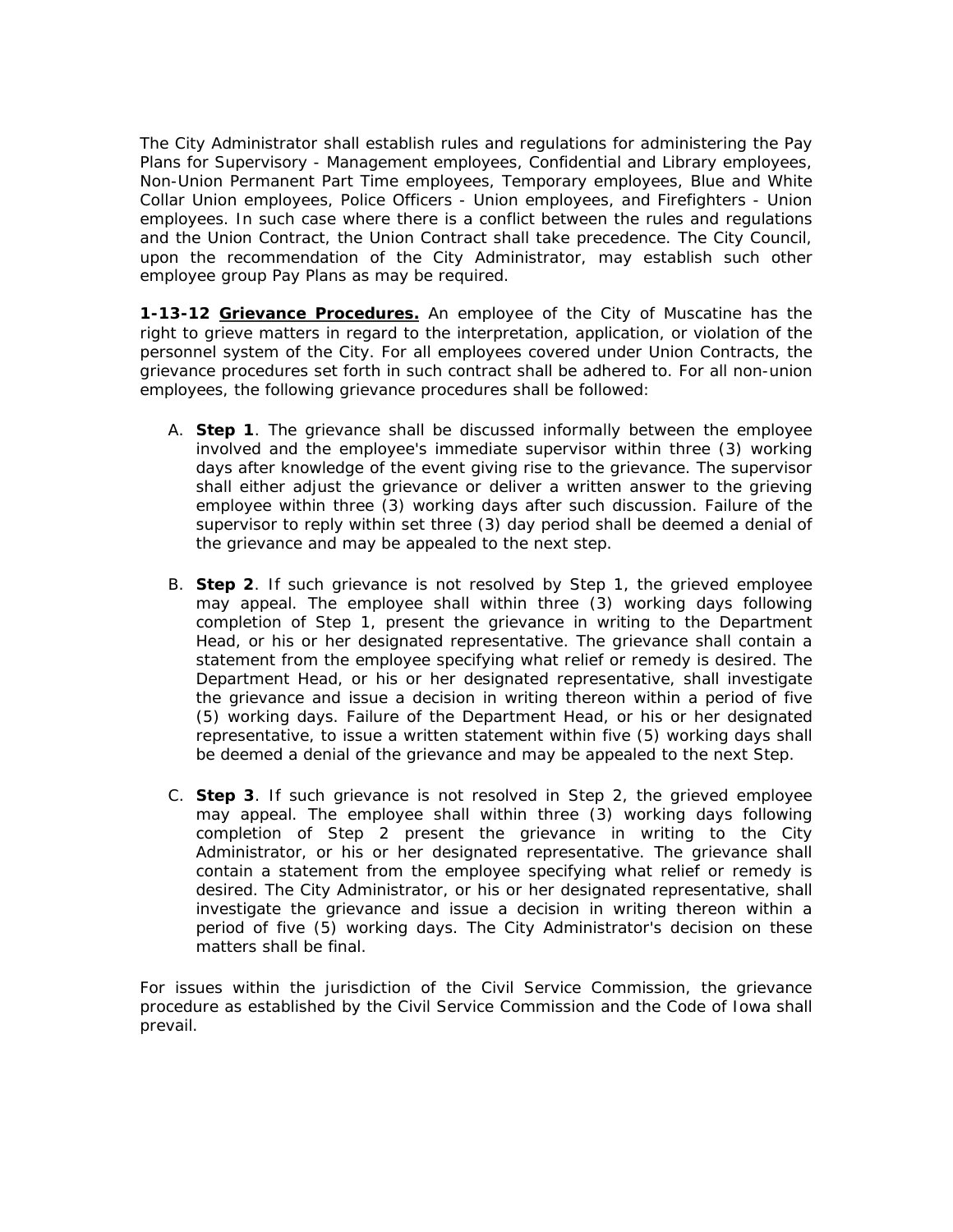The City Administrator shall establish rules and regulations for administering the Pay Plans for Supervisory - Management employees, Confidential and Library employees, Non-Union Permanent Part Time employees, Temporary employees, Blue and White Collar Union employees, Police Officers - Union employees, and Firefighters - Union employees. In such case where there is a conflict between the rules and regulations and the Union Contract, the Union Contract shall take precedence. The City Council, upon the recommendation of the City Administrator, may establish such other employee group Pay Plans as may be required.

**1-13-12 Grievance Procedures.** An employee of the City of Muscatine has the right to grieve matters in regard to the interpretation, application, or violation of the personnel system of the City. For all employees covered under Union Contracts, the grievance procedures set forth in such contract shall be adhered to. For all non-union employees, the following grievance procedures shall be followed:

A. **Step 1**. The grievance shall be discussed informally between the employee involved and the employee's immediate supervisor within three (3) working days after knowledge of the event giving rise to the grievance. The supervisor shall either adjust the grievance or deliver a written answer to the grieving employee within three (3) working days after such discussion. Failure of the supervisor to reply within set three (3) day period shall be deemed a denial of the grievance and may be appealed to the next step.

B. **Step 2**. If such grievance is not resolved by Step 1, the grieved employee may appeal. The employee shall within three (3) working days following completion of Step 1, present the grievance in writing to the Department Head, or his or her designated representative. The grievance shall contain a statement from the employee specifying what relief or remedy is desired. The Department Head, or his or her designated representative, shall investigate the grievance and issue a decision in writing thereon within a period of five (5) working days. Failure of the Department Head, or his or her designated representative, to issue a written statement within five (5) working days shall be deemed a denial of the grievance and may be appealed to the next Step.

C. **Step 3**. If such grievance is not resolved in Step 2, the grieved employee may appeal. The employee shall within three (3) working days following completion of Step 2 present the grievance in writing to the City Administrator, or his or her designated representative. The grievance shall contain a statement from the employee specifying what relief or remedy is desired. The City Administrator, or his or her designated representative, shall investigate the grievance and issue a decision in writing thereon within a period of five (5) working days. The City Administrator's decision on these matters shall be final.

For issues within the jurisdiction of the Civil Service Commission, the grievance procedure as established by the Civil Service Commission and the Code of Iowa shall prevail.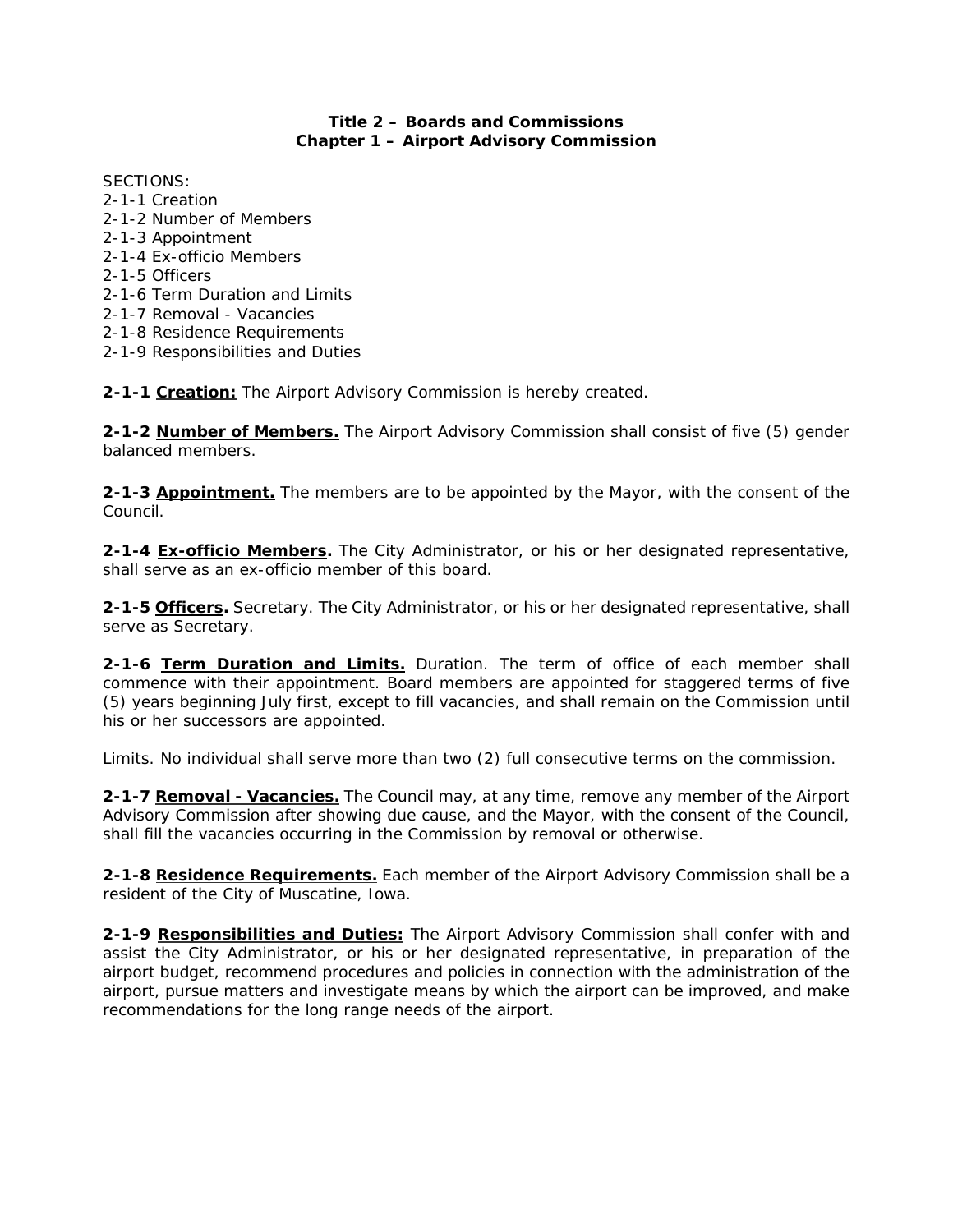# Title 2 – Boards and Commissions
## Chapter 1 – Airport Advisory Commission

SECTIONS:
2-1-1 Creation
2-1-2 Number of Members
2-1-3 Appointment
2-1-4 Ex-officio Members
2-1-5 Officers
2-1-6 Term Duration and Limits
2-1-7 Removal - Vacancies
2-1-8 Residence Requirements
2-1-9 Responsibilities and Duties

**2-1-1 Creation:** The Airport Advisory Commission is hereby created.

**2-1-2 Number of Members.** The Airport Advisory Commission shall consist of five (5) gender balanced members.

**2-1-3 Appointment.** The members are to be appointed by the Mayor, with the consent of the Council.

**2-1-4 Ex-officio Members.** The City Administrator, or his or her designated representative, shall serve as an ex-officio member of this board.

**2-1-5 Officers.** Secretary. The City Administrator, or his or her designated representative, shall serve as Secretary.

**2-1-6 Term Duration and Limits.** Duration. The term of office of each member shall commence with their appointment. Board members are appointed for staggered terms of five (5) years beginning July first, except to fill vacancies, and shall remain on the Commission until his or her successors are appointed.

Limits. No individual shall serve more than two (2) full consecutive terms on the commission.

**2-1-7 Removal - Vacancies.** The Council may, at any time, remove any member of the Airport Advisory Commission after showing due cause, and the Mayor, with the consent of the Council, shall fill the vacancies occurring in the Commission by removal or otherwise.

**2-1-8 Residence Requirements.** Each member of the Airport Advisory Commission shall be a resident of the City of Muscatine, Iowa.

**2-1-9 Responsibilities and Duties:** The Airport Advisory Commission shall confer with and assist the City Administrator, or his or her designated representative, in preparation of the airport budget, recommend procedures and policies in connection with the administration of the airport, pursue matters and investigate means by which the airport can be improved, and make recommendations for the long range needs of the airport.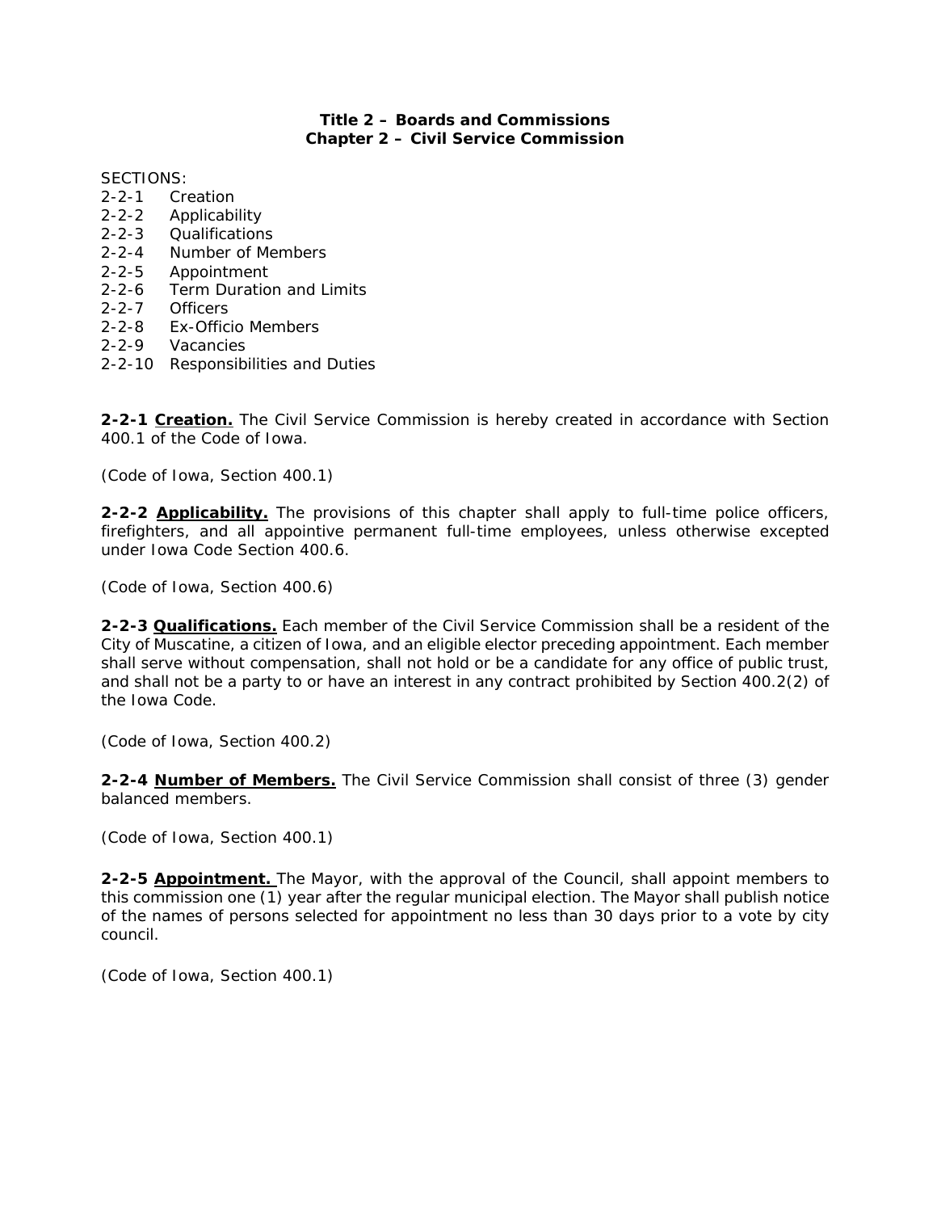**Title 2 – Boards and Commissions**
**Chapter 2 – Civil Service Commission**

SECTIONS:
2-2-1 Creation
2-2-2 Applicability
2-2-3 Qualifications
2-2-4 Number of Members
2-2-5 Appointment
2-2-6 Term Duration and Limits
2-2-7 Officers
2-2-8 Ex-Officio Members
2-2-9 Vacancies
2-2-10 Responsibilities and Duties

**2-2-1 Creation.** The Civil Service Commission is hereby created in accordance with Section 400.1 of the Code of Iowa.

*(Code of Iowa, Section 400.1)*

**2-2-2 Applicability.** The provisions of this chapter shall apply to full-time police officers, firefighters, and all appointive permanent full-time employees, unless otherwise excepted under Iowa Code Section 400.6.

*(Code of Iowa, Section 400.6)*

**2-2-3 Qualifications.** Each member of the Civil Service Commission shall be a resident of the City of Muscatine, a citizen of Iowa, and an eligible elector preceding appointment. Each member shall serve without compensation, shall not hold or be a candidate for any office of public trust, and shall not be a party to or have an interest in any contract prohibited by Section 400.2(2) of the Iowa Code.

*(Code of Iowa, Section 400.2)*

**2-2-4 Number of Members.** The Civil Service Commission shall consist of three (3) gender balanced members.

*(Code of Iowa, Section 400.1)*

**2-2-5 Appointment.** The Mayor, with the approval of the Council, shall appoint members to this commission one (1) year after the regular municipal election. The Mayor shall publish notice of the names of persons selected for appointment no less than 30 days prior to a vote by city council.

*(Code of Iowa, Section 400.1)*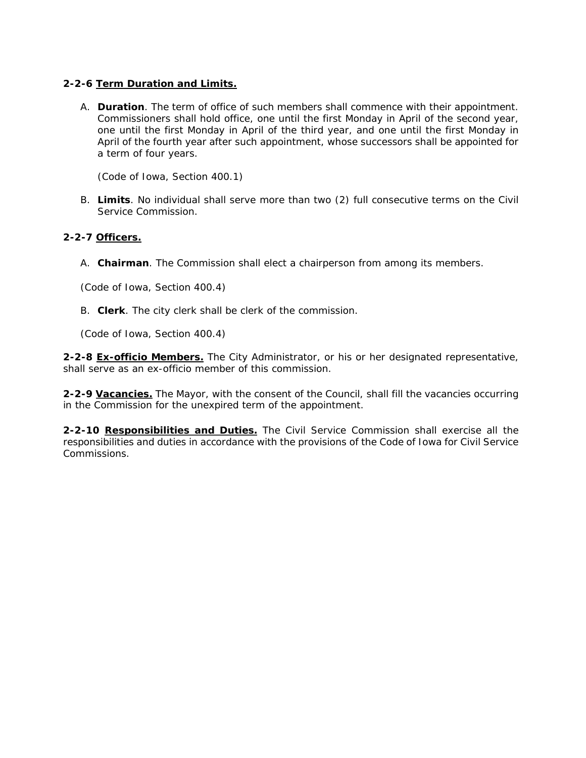**2-2-6 <u>Term Duration and Limits.</u>**

A. **Duration**. The term of office of such members shall commence with their appointment. Commissioners shall hold office, one until the first Monday in April of the second year, one until the first Monday in April of the third year, and one until the first Monday in April of the fourth year after such appointment, whose successors shall be appointed for a term of four years.

   *(Code of Iowa, Section 400.1)*

B. **Limits**. No individual shall serve more than two (2) full consecutive terms on the Civil Service Commission.

**2-2-7 <u>Officers.</u>**

A. **Chairman**. The Commission shall elect a chairperson from among its members.

*(Code of Iowa, Section 400.4)*

B. **Clerk**. The city clerk shall be clerk of the commission.

*(Code of Iowa, Section 400.4)*

**2-2-8 <u>Ex-officio Members.</u>** The City Administrator, or his or her designated representative, shall serve as an ex-officio member of this commission.

**2-2-9 <u>Vacancies.</u>** The Mayor, with the consent of the Council, shall fill the vacancies occurring in the Commission for the unexpired term of the appointment.

**2-2-10 <u>Responsibilities and Duties.</u>** The Civil Service Commission shall exercise all the responsibilities and duties in accordance with the provisions of the Code of Iowa for Civil Service Commissions.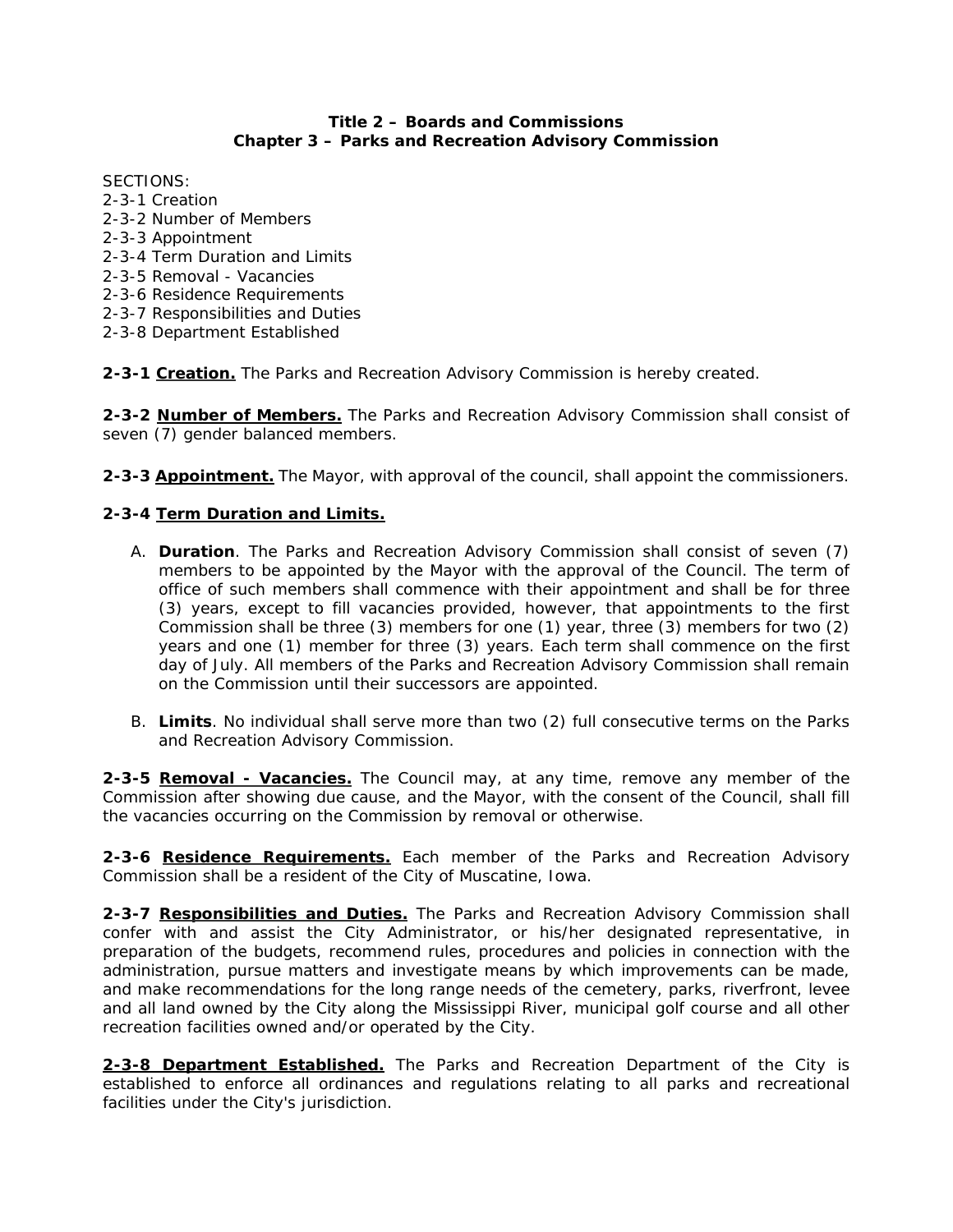# Title 2 – Boards and Commissions
## Chapter 3 – Parks and Recreation Advisory Commission

SECTIONS:
2-3-1 Creation
2-3-2 Number of Members
2-3-3 Appointment
2-3-4 Term Duration and Limits
2-3-5 Removal - Vacancies
2-3-6 Residence Requirements
2-3-7 Responsibilities and Duties
2-3-8 Department Established

**2-3-1 <u>Creation.</u>** The Parks and Recreation Advisory Commission is hereby created.

**2-3-2 <u>Number of Members.</u>** The Parks and Recreation Advisory Commission shall consist of seven (7) gender balanced members.

**2-3-3 <u>Appointment.</u>** The Mayor, with approval of the council, shall appoint the commissioners.

**2-3-4 <u>Term Duration and Limits.</u>**

A. **Duration**. The Parks and Recreation Advisory Commission shall consist of seven (7) members to be appointed by the Mayor with the approval of the Council. The term of office of such members shall commence with their appointment and shall be for three (3) years, except to fill vacancies provided, however, that appointments to the first Commission shall be three (3) members for one (1) year, three (3) members for two (2) years and one (1) member for three (3) years. Each term shall commence on the first day of July. All members of the Parks and Recreation Advisory Commission shall remain on the Commission until their successors are appointed.

B. **Limits**. No individual shall serve more than two (2) full consecutive terms on the Parks and Recreation Advisory Commission.

**2-3-5 <u>Removal - Vacancies.</u>** The Council may, at any time, remove any member of the Commission after showing due cause, and the Mayor, with the consent of the Council, shall fill the vacancies occurring on the Commission by removal or otherwise.

**2-3-6 <u>Residence Requirements.</u>** Each member of the Parks and Recreation Advisory Commission shall be a resident of the City of Muscatine, Iowa.

**2-3-7 <u>Responsibilities and Duties.</u>** The Parks and Recreation Advisory Commission shall confer with and assist the City Administrator, or his/her designated representative, in preparation of the budgets, recommend rules, procedures and policies in connection with the administration, pursue matters and investigate means by which improvements can be made, and make recommendations for the long range needs of the cemetery, parks, riverfront, levee and all land owned by the City along the Mississippi River, municipal golf course and all other recreation facilities owned and/or operated by the City.

**<u>2-3-8 Department Established.</u>** The Parks and Recreation Department of the City is established to enforce all ordinances and regulations relating to all parks and recreational facilities under the City's jurisdiction.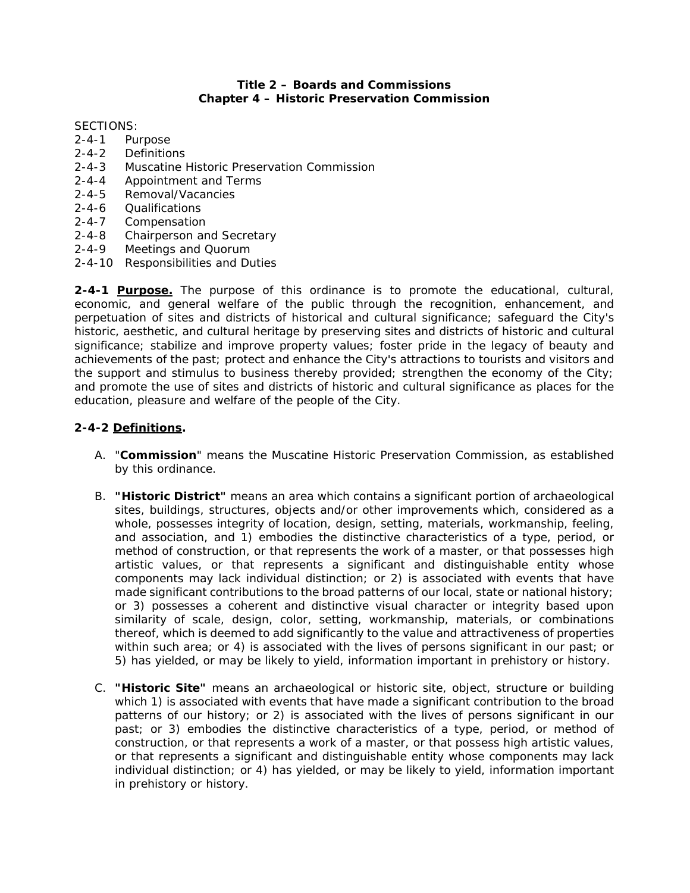# Title 2 – Boards and Commissions
## Chapter 4 – Historic Preservation Commission

SECTIONS:

2-4-1 Purpose
2-4-2 Definitions
2-4-3 Muscatine Historic Preservation Commission
2-4-4 Appointment and Terms
2-4-5 Removal/Vacancies
2-4-6 Qualifications
2-4-7 Compensation
2-4-8 Chairperson and Secretary
2-4-9 Meetings and Quorum
2-4-10 Responsibilities and Duties

**2-4-1 Purpose.** The purpose of this ordinance is to promote the educational, cultural, economic, and general welfare of the public through the recognition, enhancement, and perpetuation of sites and districts of historical and cultural significance; safeguard the City's historic, aesthetic, and cultural heritage by preserving sites and districts of historic and cultural significance; stabilize and improve property values; foster pride in the legacy of beauty and achievements of the past; protect and enhance the City's attractions to tourists and visitors and the support and stimulus to business thereby provided; strengthen the economy of the City; and promote the use of sites and districts of historic and cultural significance as places for the education, pleasure and welfare of the people of the City.

**2-4-2 Definitions.**

A. "**Commission**" means the Muscatine Historic Preservation Commission, as established by this ordinance.

B. **"Historic District"** means an area which contains a significant portion of archaeological sites, buildings, structures, objects and/or other improvements which, considered as a whole, possesses integrity of location, design, setting, materials, workmanship, feeling, and association, and 1) embodies the distinctive characteristics of a type, period, or method of construction, or that represents the work of a master, or that possesses high artistic values, or that represents a significant and distinguishable entity whose components may lack individual distinction; or 2) is associated with events that have made significant contributions to the broad patterns of our local, state or national history; or 3) possesses a coherent and distinctive visual character or integrity based upon similarity of scale, design, color, setting, workmanship, materials, or combinations thereof, which is deemed to add significantly to the value and attractiveness of properties within such area; or 4) is associated with the lives of persons significant in our past; or 5) has yielded, or may be likely to yield, information important in prehistory or history.

C. **"Historic Site"** means an archaeological or historic site, object, structure or building which 1) is associated with events that have made a significant contribution to the broad patterns of our history; or 2) is associated with the lives of persons significant in our past; or 3) embodies the distinctive characteristics of a type, period, or method of construction, or that represents a work of a master, or that possess high artistic values, or that represents a significant and distinguishable entity whose components may lack individual distinction; or 4) has yielded, or may be likely to yield, information important in prehistory or history.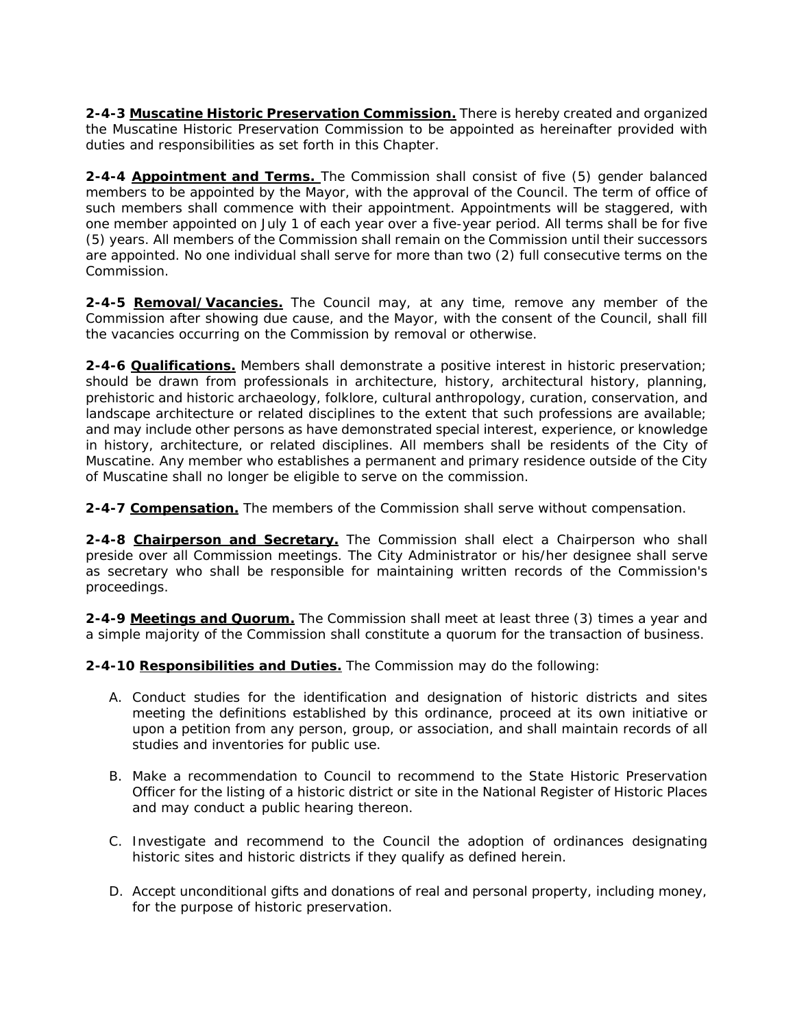**2-4-3 <u>Muscatine Historic Preservation Commission.</u>** There is hereby created and organized the Muscatine Historic Preservation Commission to be appointed as hereinafter provided with duties and responsibilities as set forth in this Chapter.

**2-4-4 <u>Appointment and Terms.</u>** The Commission shall consist of five (5) gender balanced members to be appointed by the Mayor, with the approval of the Council. The term of office of such members shall commence with their appointment. Appointments will be staggered, with one member appointed on July 1 of each year over a five-year period. All terms shall be for five (5) years. All members of the Commission shall remain on the Commission until their successors are appointed. No one individual shall serve for more than two (2) full consecutive terms on the Commission.

**2-4-5 <u>Removal/Vacancies.</u>** The Council may, at any time, remove any member of the Commission after showing due cause, and the Mayor, with the consent of the Council, shall fill the vacancies occurring on the Commission by removal or otherwise.

**2-4-6 <u>Qualifications.</u>** Members shall demonstrate a positive interest in historic preservation; should be drawn from professionals in architecture, history, architectural history, planning, prehistoric and historic archaeology, folklore, cultural anthropology, curation, conservation, and landscape architecture or related disciplines to the extent that such professions are available; and may include other persons as have demonstrated special interest, experience, or knowledge in history, architecture, or related disciplines. All members shall be residents of the City of Muscatine. Any member who establishes a permanent and primary residence outside of the City of Muscatine shall no longer be eligible to serve on the commission.

**2-4-7 <u>Compensation.</u>** The members of the Commission shall serve without compensation.

**2-4-8 <u>Chairperson and Secretary.</u>** The Commission shall elect a Chairperson who shall preside over all Commission meetings. The City Administrator or his/her designee shall serve as secretary who shall be responsible for maintaining written records of the Commission's proceedings.

**2-4-9 <u>Meetings and Quorum.</u>** The Commission shall meet at least three (3) times a year and a simple majority of the Commission shall constitute a quorum for the transaction of business.

**2-4-10 <u>Responsibilities and Duties.</u>** The Commission may do the following:

A. Conduct studies for the identification and designation of historic districts and sites meeting the definitions established by this ordinance, proceed at its own initiative or upon a petition from any person, group, or association, and shall maintain records of all studies and inventories for public use.

B. Make a recommendation to Council to recommend to the State Historic Preservation Officer for the listing of a historic district or site in the National Register of Historic Places and may conduct a public hearing thereon.

C. Investigate and recommend to the Council the adoption of ordinances designating historic sites and historic districts if they qualify as defined herein.

D. Accept unconditional gifts and donations of real and personal property, including money, for the purpose of historic preservation.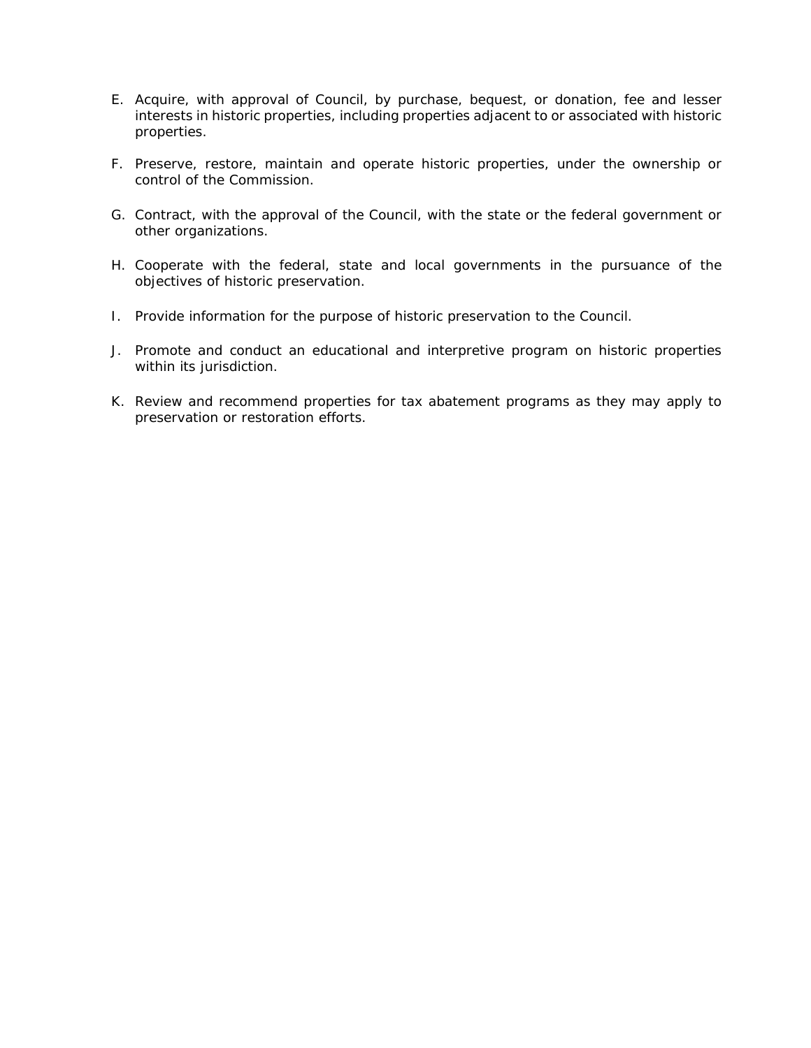E. Acquire, with approval of Council, by purchase, bequest, or donation, fee and lesser interests in historic properties, including properties adjacent to or associated with historic properties.

F. Preserve, restore, maintain and operate historic properties, under the ownership or control of the Commission.

G. Contract, with the approval of the Council, with the state or the federal government or other organizations.

H. Cooperate with the federal, state and local governments in the pursuance of the objectives of historic preservation.

I. Provide information for the purpose of historic preservation to the Council.

J. Promote and conduct an educational and interpretive program on historic properties within its jurisdiction.

K. Review and recommend properties for tax abatement programs as they may apply to preservation or restoration efforts.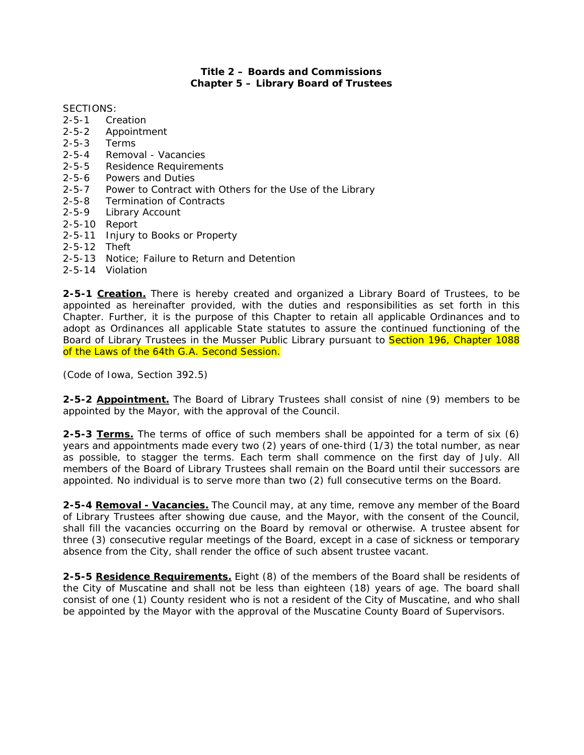**Title 2 – Boards and Commissions**
**Chapter 5 – Library Board of Trustees**

SECTIONS:

2-5-1 Creation
2-5-2 Appointment
2-5-3 Terms
2-5-4 Removal - Vacancies
2-5-5 Residence Requirements
2-5-6 Powers and Duties
2-5-7 Power to Contract with Others for the Use of the Library
2-5-8 Termination of Contracts
2-5-9 Library Account
2-5-10 Report
2-5-11 Injury to Books or Property
2-5-12 Theft
2-5-13 Notice; Failure to Return and Detention
2-5-14 Violation

**2-5-1 Creation.** There is hereby created and organized a Library Board of Trustees, to be appointed as hereinafter provided, with the duties and responsibilities as set forth in this Chapter. Further, it is the purpose of this Chapter to retain all applicable Ordinances and to adopt as Ordinances all applicable State statutes to assure the continued functioning of the Board of Library Trustees in the Musser Public Library pursuant to Section 196, Chapter 1088 of the Laws of the 64th G.A. Second Session.

(Code of Iowa, Section 392.5)

**2-5-2 Appointment.** The Board of Library Trustees shall consist of nine (9) members to be appointed by the Mayor, with the approval of the Council.

**2-5-3 Terms.** The terms of office of such members shall be appointed for a term of six (6) years and appointments made every two (2) years of one-third (1/3) the total number, as near as possible, to stagger the terms. Each term shall commence on the first day of July. All members of the Board of Library Trustees shall remain on the Board until their successors are appointed. No individual is to serve more than two (2) full consecutive terms on the Board.

**2-5-4 Removal - Vacancies.** The Council may, at any time, remove any member of the Board of Library Trustees after showing due cause, and the Mayor, with the consent of the Council, shall fill the vacancies occurring on the Board by removal or otherwise. A trustee absent for three (3) consecutive regular meetings of the Board, except in a case of sickness or temporary absence from the City, shall render the office of such absent trustee vacant.

**2-5-5 Residence Requirements.** Eight (8) of the members of the Board shall be residents of the City of Muscatine and shall not be less than eighteen (18) years of age. The board shall consist of one (1) County resident who is not a resident of the City of Muscatine, and who shall be appointed by the Mayor with the approval of the Muscatine County Board of Supervisors.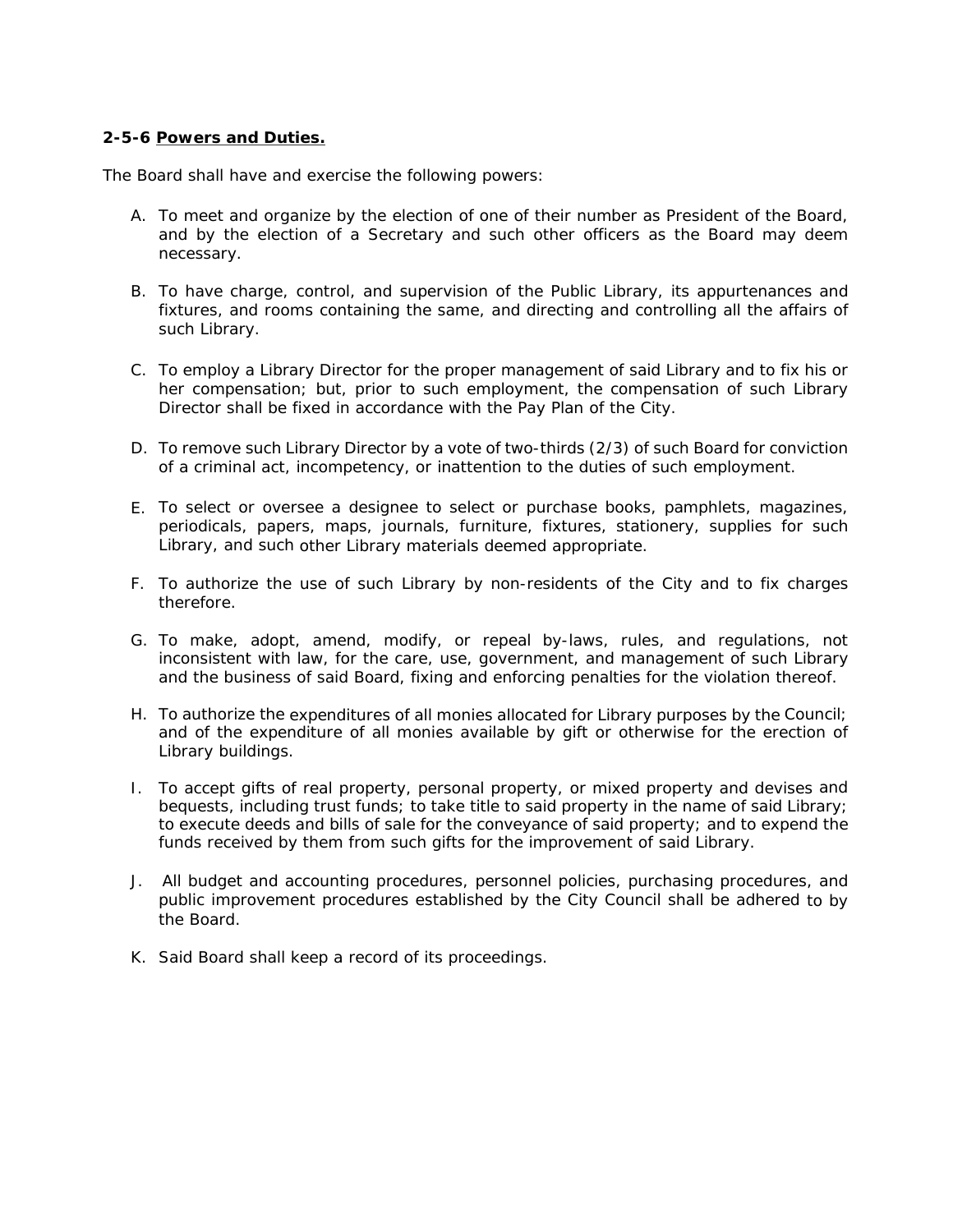**2-5-6 <u>Powers and Duties.</u>**

The Board shall have and exercise the following powers:

A. To meet and organize by the election of one of their number as President of the Board, and by the election of a Secretary and such other officers as the Board may deem necessary.

B. To have charge, control, and supervision of the Public Library, its appurtenances and fixtures, and rooms containing the same, and directing and controlling all the affairs of such Library.

C. To employ a Library Director for the proper management of said Library and to fix his or her compensation; but, prior to such employment, the compensation of such Library Director shall be fixed in accordance with the Pay Plan of the City.

D. To remove such Library Director by a vote of two-thirds (2/3) of such Board for conviction of a criminal act, incompetency, or inattention to the duties of such employment.

E. To select or oversee a designee to select or purchase books, pamphlets, magazines, periodicals, papers, maps, journals, furniture, fixtures, stationery, supplies for such Library, and such other Library materials deemed appropriate.

F. To authorize the use of such Library by non-residents of the City and to fix charges therefore.

G. To make, adopt, amend, modify, or repeal by-laws, rules, and regulations, not inconsistent with law, for the care, use, government, and management of such Library and the business of said Board, fixing and enforcing penalties for the violation thereof.

H. To authorize the expenditures of all monies allocated for Library purposes by the Council; and of the expenditure of all monies available by gift or otherwise for the erection of Library buildings.

I. To accept gifts of real property, personal property, or mixed property and devises and bequests, including trust funds; to take title to said property in the name of said Library; to execute deeds and bills of sale for the conveyance of said property; and to expend the funds received by them from such gifts for the improvement of said Library.

J. All budget and accounting procedures, personnel policies, purchasing procedures, and public improvement procedures established by the City Council shall be adhered to by the Board.

K. Said Board shall keep a record of its proceedings.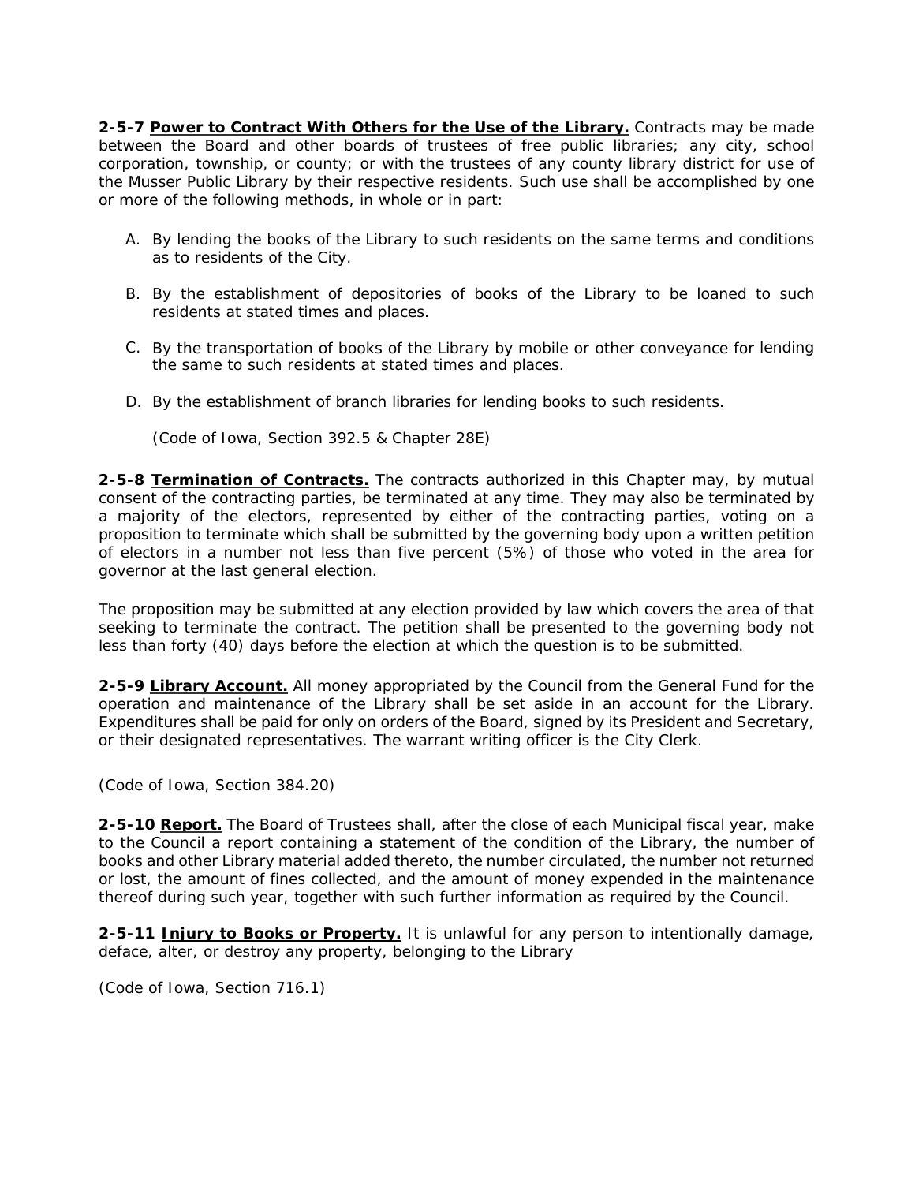**2-5-7 <u>Power to Contract With Others for the Use of the Library.</u>** Contracts may be made between the Board and other boards of trustees of free public libraries; any city, school corporation, township, or county; or with the trustees of any county library district for use of the Musser Public Library by their respective residents. Such use shall be accomplished by one or more of the following methods, in whole or in part:

A. By lending the books of the Library to such residents on the same terms and conditions as to residents of the City.

B. By the establishment of depositories of books of the Library to be loaned to such residents at stated times and places.

C. By the transportation of books of the Library by mobile or other conveyance for lending the same to such residents at stated times and places.

D. By the establishment of branch libraries for lending books to such residents.

(Code of Iowa, Section 392.5 & Chapter 28E)

**2-5-8 <u>Termination of Contracts.</u>** The contracts authorized in this Chapter may, by mutual consent of the contracting parties, be terminated at any time. They may also be terminated by a majority of the electors, represented by either of the contracting parties, voting on a proposition to terminate which shall be submitted by the governing body upon a written petition of electors in a number not less than five percent (5%) of those who voted in the area for governor at the last general election.

The proposition may be submitted at any election provided by law which covers the area of that seeking to terminate the contract. The petition shall be presented to the governing body not less than forty (40) days before the election at which the question is to be submitted.

**2-5-9 <u>Library Account.</u>** All money appropriated by the Council from the General Fund for the operation and maintenance of the Library shall be set aside in an account for the Library. Expenditures shall be paid for only on orders of the Board, signed by its President and Secretary, or their designated representatives. The warrant writing officer is the City Clerk.

(Code of Iowa, Section 384.20)

**2-5-10 <u>Report.</u>** The Board of Trustees shall, after the close of each Municipal fiscal year, make to the Council a report containing a statement of the condition of the Library, the number of books and other Library material added thereto, the number circulated, the number not returned or lost, the amount of fines collected, and the amount of money expended in the maintenance thereof during such year, together with such further information as required by the Council.

**2-5-11 <u>Injury to Books or Property.</u>** It is unlawful for any person to intentionally damage, deface, alter, or destroy any property, belonging to the Library

(Code of Iowa, Section 716.1)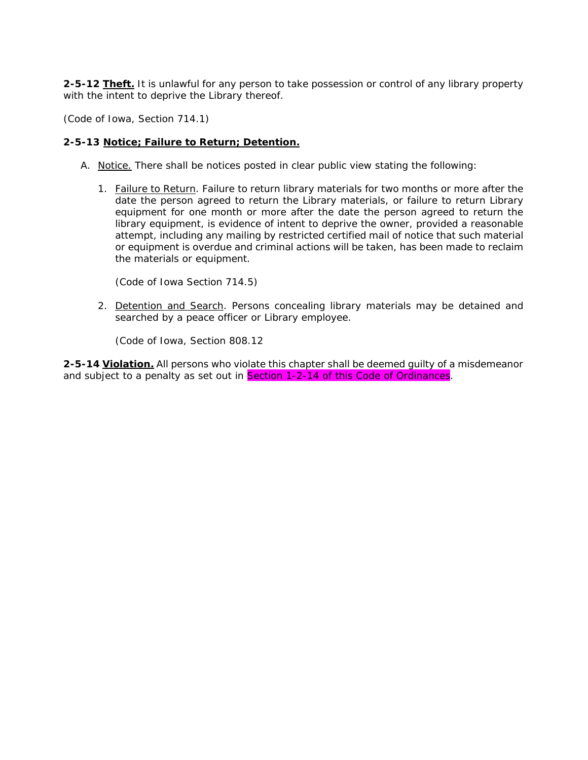**2-5-12 Theft.** It is unlawful for any person to take possession or control of any library property with the intent to deprive the Library thereof.

(Code of Iowa, Section 714.1)

**2-5-13 Notice; Failure to Return; Detention.**

A. Notice. There shall be notices posted in clear public view stating the following:

   1. Failure to Return. Failure to return library materials for two months or more after the date the person agreed to return the Library materials, or failure to return Library equipment for one month or more after the date the person agreed to return the library equipment, is evidence of intent to deprive the owner, provided a reasonable attempt, including any mailing by restricted certified mail of notice that such material or equipment is overdue and criminal actions will be taken, has been made to reclaim the materials or equipment.

      (Code of Iowa Section 714.5)

   2. Detention and Search. Persons concealing library materials may be detained and searched by a peace officer or Library employee.

      (Code of Iowa, Section 808.12

**2-5-14 Violation.** All persons who violate this chapter shall be deemed guilty of a misdemeanor and subject to a penalty as set out in Section 1-2-14 of this Code of Ordinances.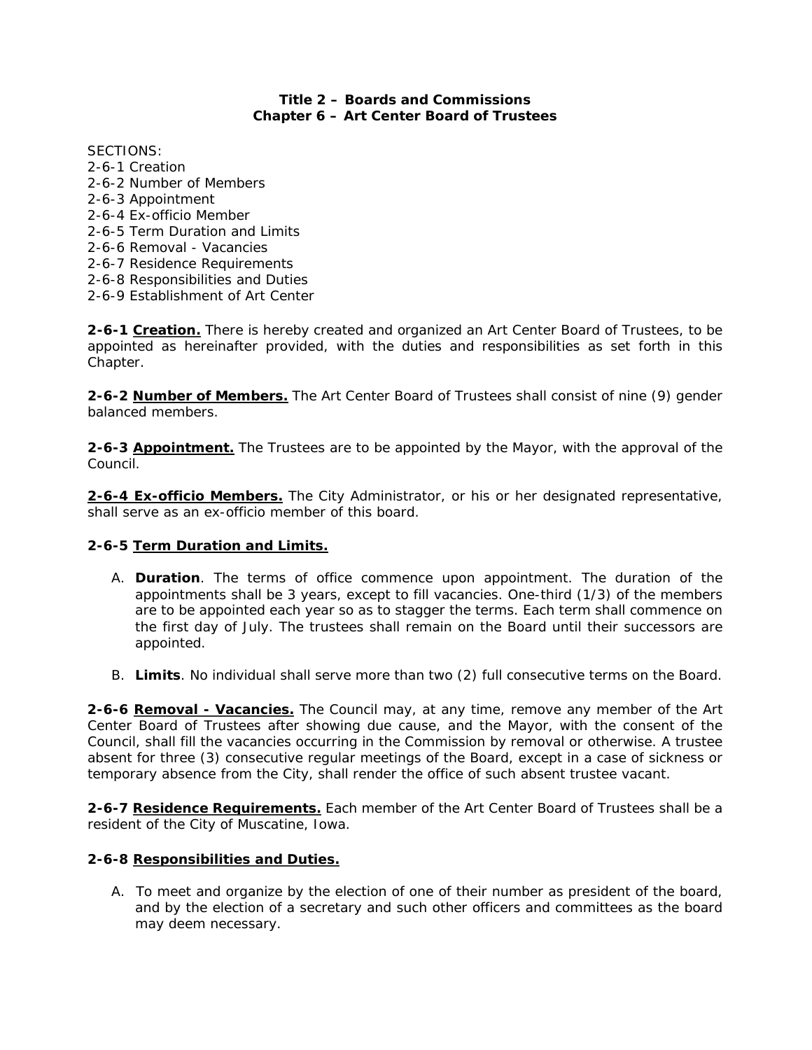# Title 2 – Boards and Commissions
## Chapter 6 – Art Center Board of Trustees

SECTIONS:
2-6-1 Creation
2-6-2 Number of Members
2-6-3 Appointment
2-6-4 Ex-officio Member
2-6-5 Term Duration and Limits
2-6-6 Removal - Vacancies
2-6-7 Residence Requirements
2-6-8 Responsibilities and Duties
2-6-9 Establishment of Art Center

**2-6-1 Creation.** There is hereby created and organized an Art Center Board of Trustees, to be appointed as hereinafter provided, with the duties and responsibilities as set forth in this Chapter.

**2-6-2 Number of Members.** The Art Center Board of Trustees shall consist of nine (9) gender balanced members.

**2-6-3 Appointment.** The Trustees are to be appointed by the Mayor, with the approval of the Council.

**2-6-4 Ex-officio Members.** The City Administrator, or his or her designated representative, shall serve as an ex-officio member of this board.

**2-6-5 Term Duration and Limits.**

A. **Duration**. The terms of office commence upon appointment. The duration of the appointments shall be 3 years, except to fill vacancies. One-third (1/3) of the members are to be appointed each year so as to stagger the terms. Each term shall commence on the first day of July. The trustees shall remain on the Board until their successors are appointed.

B. **Limits**. No individual shall serve more than two (2) full consecutive terms on the Board.

**2-6-6 Removal - Vacancies.** The Council may, at any time, remove any member of the Art Center Board of Trustees after showing due cause, and the Mayor, with the consent of the Council, shall fill the vacancies occurring in the Commission by removal or otherwise. A trustee absent for three (3) consecutive regular meetings of the Board, except in a case of sickness or temporary absence from the City, shall render the office of such absent trustee vacant.

**2-6-7 Residence Requirements.** Each member of the Art Center Board of Trustees shall be a resident of the City of Muscatine, Iowa.

**2-6-8 Responsibilities and Duties.**

A. To meet and organize by the election of one of their number as president of the board, and by the election of a secretary and such other officers and committees as the board may deem necessary.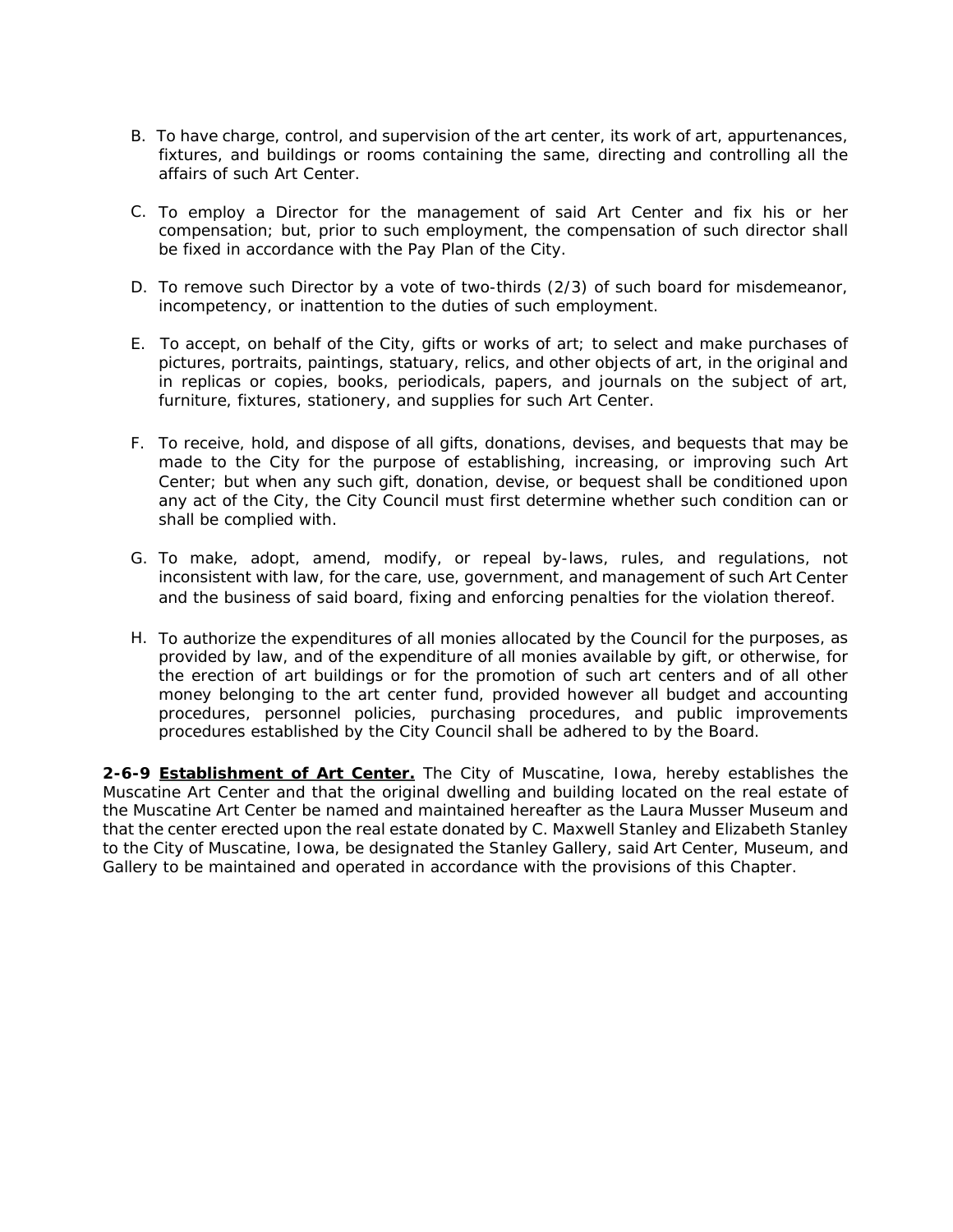B. To have charge, control, and supervision of the art center, its work of art, appurtenances, fixtures, and buildings or rooms containing the same, directing and controlling all the affairs of such Art Center.

C. To employ a Director for the management of said Art Center and fix his or her compensation; but, prior to such employment, the compensation of such director shall be fixed in accordance with the Pay Plan of the City.

D. To remove such Director by a vote of two-thirds (2/3) of such board for misdemeanor, incompetency, or inattention to the duties of such employment.

E. To accept, on behalf of the City, gifts or works of art; to select and make purchases of pictures, portraits, paintings, statuary, relics, and other objects of art, in the original and in replicas or copies, books, periodicals, papers, and journals on the subject of art, furniture, fixtures, stationery, and supplies for such Art Center.

F. To receive, hold, and dispose of all gifts, donations, devises, and bequests that may be made to the City for the purpose of establishing, increasing, or improving such Art Center; but when any such gift, donation, devise, or bequest shall be conditioned upon any act of the City, the City Council must first determine whether such condition can or shall be complied with.

G. To make, adopt, amend, modify, or repeal by-laws, rules, and regulations, not inconsistent with law, for the care, use, government, and management of such Art Center and the business of said board, fixing and enforcing penalties for the violation thereof.

H. To authorize the expenditures of all monies allocated by the Council for the purposes, as provided by law, and of the expenditure of all monies available by gift, or otherwise, for the erection of art buildings or for the promotion of such art centers and of all other money belonging to the art center fund, provided however all budget and accounting procedures, personnel policies, purchasing procedures, and public improvements procedures established by the City Council shall be adhered to by the Board.

**2-6-9 <u>Establishment of Art Center.</u>** The City of Muscatine, Iowa, hereby establishes the Muscatine Art Center and that the original dwelling and building located on the real estate of the Muscatine Art Center be named and maintained hereafter as the Laura Musser Museum and that the center erected upon the real estate donated by C. Maxwell Stanley and Elizabeth Stanley to the City of Muscatine, Iowa, be designated the Stanley Gallery, said Art Center, Museum, and Gallery to be maintained and operated in accordance with the provisions of this Chapter.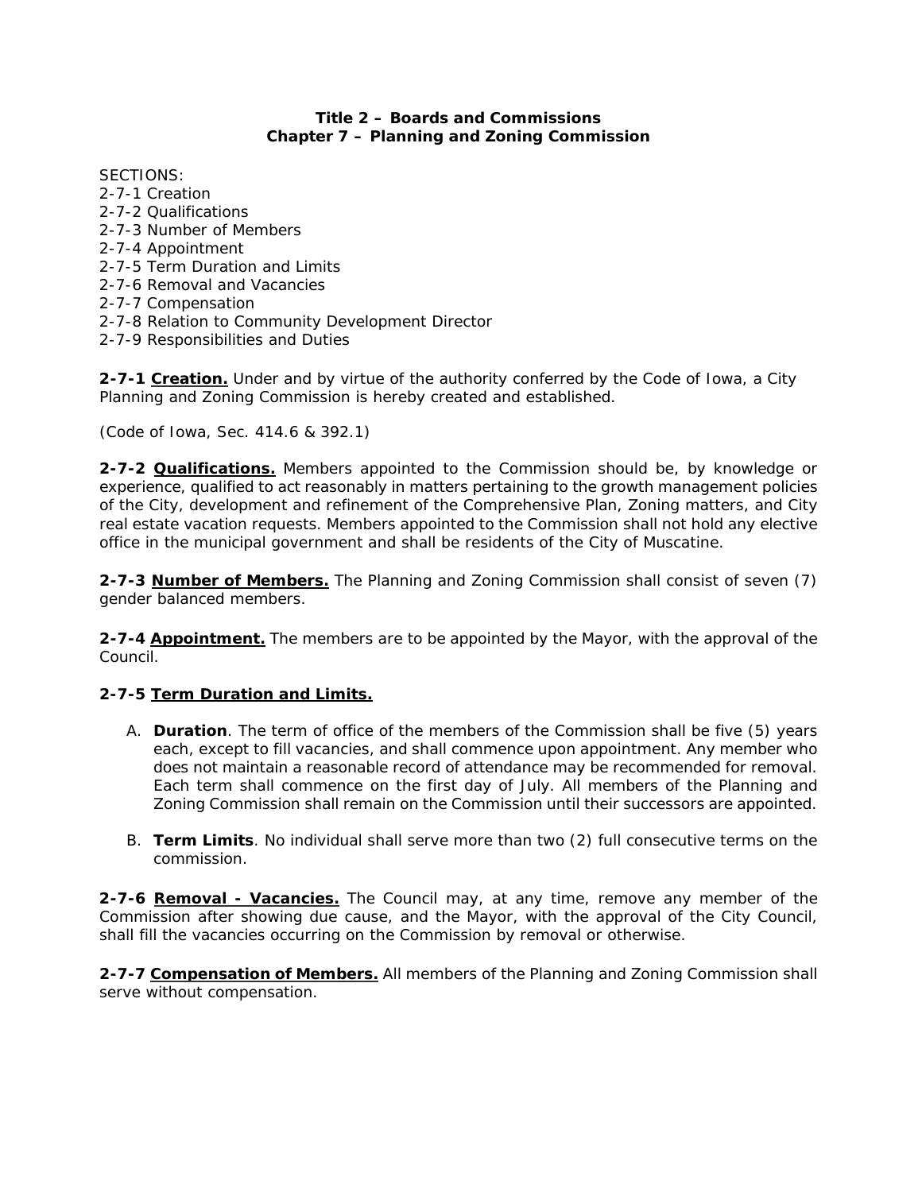**Title 2 – Boards and Commissions**
**Chapter 7 – Planning and Zoning Commission**

SECTIONS:
2-7-1 Creation
2-7-2 Qualifications
2-7-3 Number of Members
2-7-4 Appointment
2-7-5 Term Duration and Limits
2-7-6 Removal and Vacancies
2-7-7 Compensation
2-7-8 Relation to Community Development Director
2-7-9 Responsibilities and Duties

**2-7-1 Creation.** Under and by virtue of the authority conferred by the Code of Iowa, a City Planning and Zoning Commission is hereby created and established.

*(Code of Iowa, Sec. 414.6 & 392.1)*

**2-7-2 Qualifications.** Members appointed to the Commission should be, by knowledge or experience, qualified to act reasonably in matters pertaining to the growth management policies of the City, development and refinement of the Comprehensive Plan, Zoning matters, and City real estate vacation requests. Members appointed to the Commission shall not hold any elective office in the municipal government and shall be residents of the City of Muscatine.

**2-7-3 Number of Members.** The Planning and Zoning Commission shall consist of seven (7) gender balanced members.

**2-7-4 Appointment.** The members are to be appointed by the Mayor, with the approval of the Council.

**2-7-5 Term Duration and Limits.**

A. **Duration**. The term of office of the members of the Commission shall be five (5) years each, except to fill vacancies, and shall commence upon appointment. Any member who does not maintain a reasonable record of attendance may be recommended for removal. Each term shall commence on the first day of July. All members of the Planning and Zoning Commission shall remain on the Commission until their successors are appointed.

B. **Term Limits**. No individual shall serve more than two (2) full consecutive terms on the commission.

**2-7-6 Removal - Vacancies.** The Council may, at any time, remove any member of the Commission after showing due cause, and the Mayor, with the approval of the City Council, shall fill the vacancies occurring on the Commission by removal or otherwise.

**2-7-7 Compensation of Members.** All members of the Planning and Zoning Commission shall serve without compensation.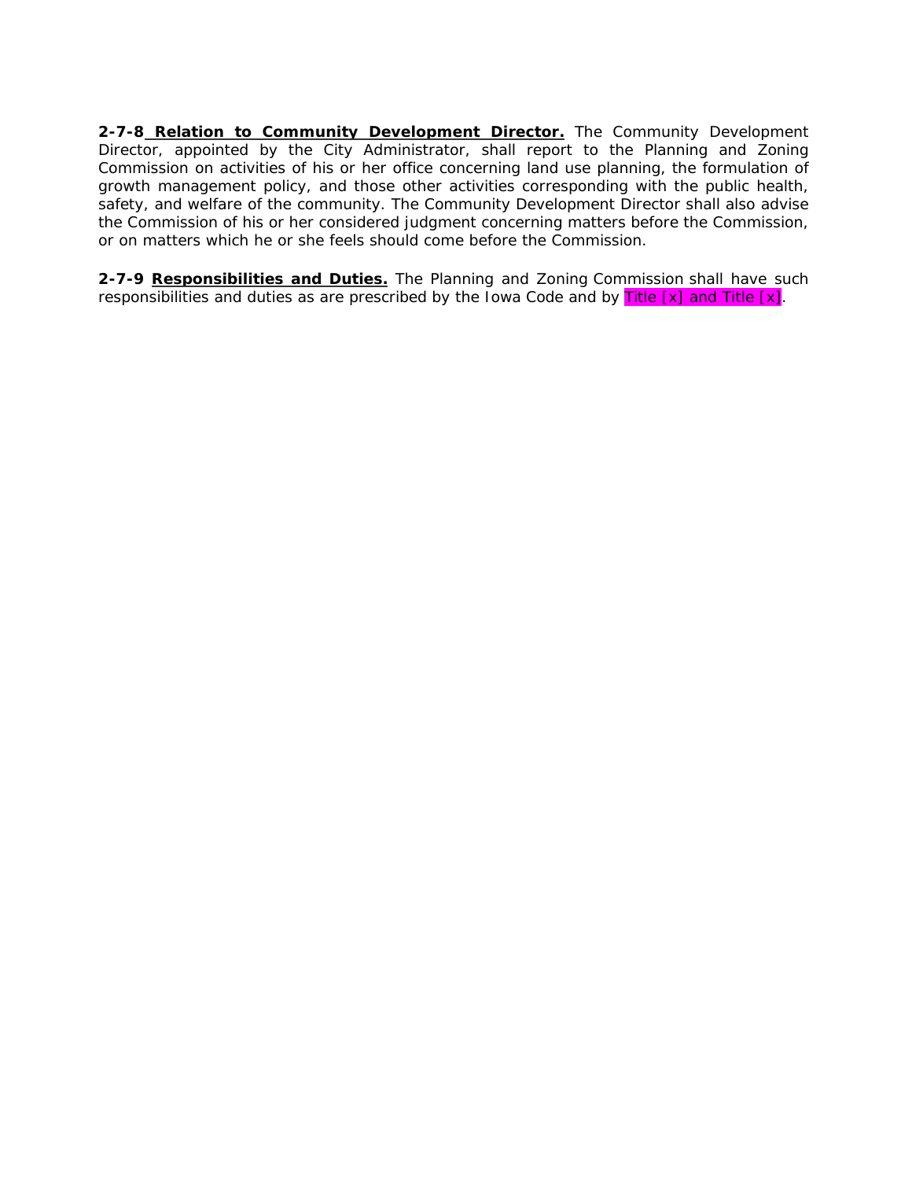**2-7-8 <u>Relation to Community Development Director.</u>** The Community Development Director, appointed by the City Administrator, shall report to the Planning and Zoning Commission on activities of his or her office concerning land use planning, the formulation of growth management policy, and those other activities corresponding with the public health, safety, and welfare of the community. The Community Development Director shall also advise the Commission of his or her considered judgment concerning matters before the Commission, or on matters which he or she feels should come before the Commission.

**2-7-9 <u>Responsibilities and Duties.</u>** The Planning and Zoning Commission shall have such responsibilities and duties as are prescribed by the Iowa Code and by Title [x] and Title [x].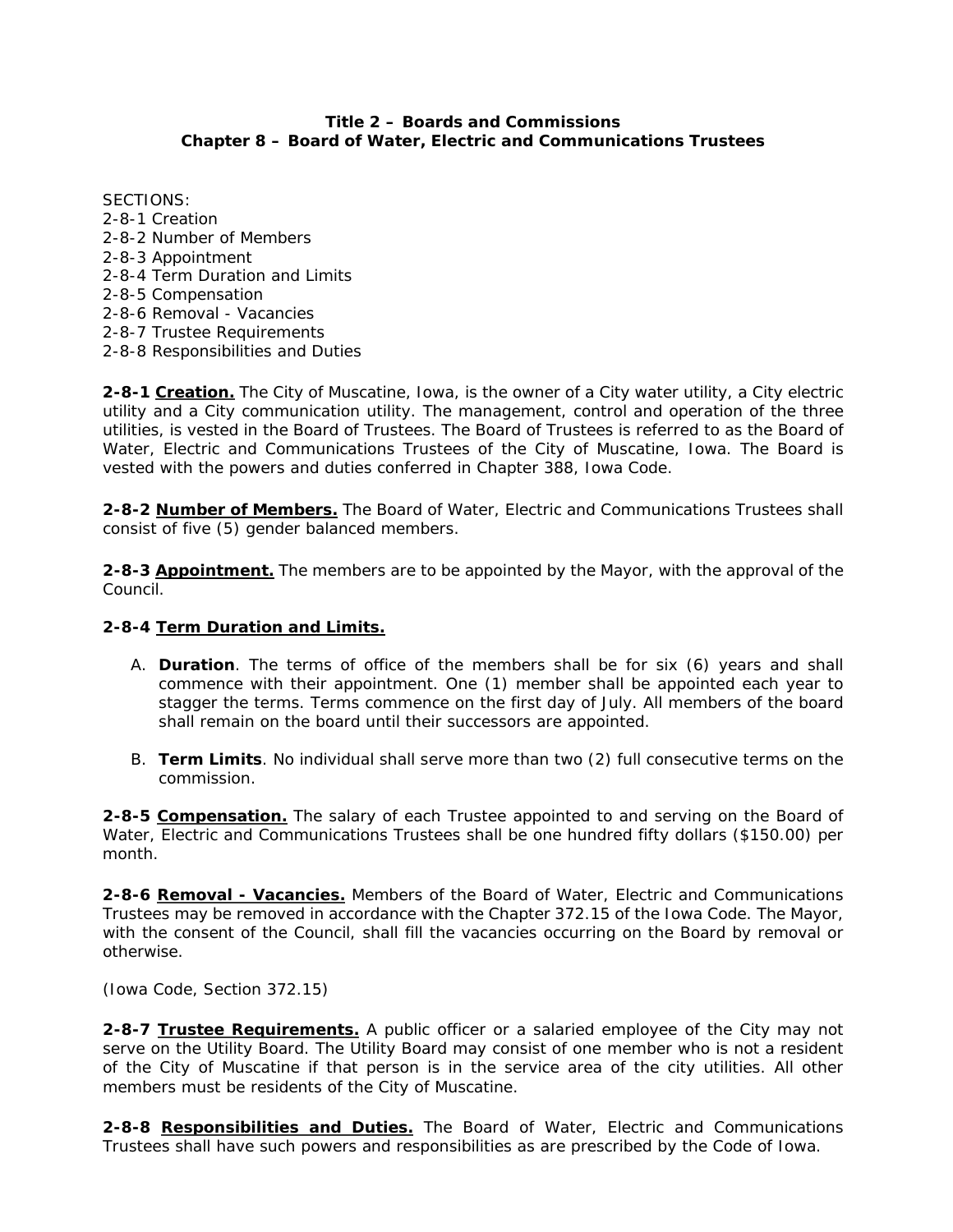# Title 2 – Boards and Commissions
## Chapter 8 – Board of Water, Electric and Communications Trustees

SECTIONS:
2-8-1 Creation
2-8-2 Number of Members
2-8-3 Appointment
2-8-4 Term Duration and Limits
2-8-5 Compensation
2-8-6 Removal - Vacancies
2-8-7 Trustee Requirements
2-8-8 Responsibilities and Duties

**2-8-1 Creation.** The City of Muscatine, Iowa, is the owner of a City water utility, a City electric utility and a City communication utility. The management, control and operation of the three utilities, is vested in the Board of Trustees. The Board of Trustees is referred to as the Board of Water, Electric and Communications Trustees of the City of Muscatine, Iowa. The Board is vested with the powers and duties conferred in Chapter 388, Iowa Code.

**2-8-2 Number of Members.** The Board of Water, Electric and Communications Trustees shall consist of five (5) gender balanced members.

**2-8-3 Appointment.** The members are to be appointed by the Mayor, with the approval of the Council.

**2-8-4 Term Duration and Limits.**

A. **Duration**. The terms of office of the members shall be for six (6) years and shall commence with their appointment. One (1) member shall be appointed each year to stagger the terms. Terms commence on the first day of July. All members of the board shall remain on the board until their successors are appointed.

B. **Term Limits**. No individual shall serve more than two (2) full consecutive terms on the commission.

**2-8-5 Compensation.** The salary of each Trustee appointed to and serving on the Board of Water, Electric and Communications Trustees shall be one hundred fifty dollars ($150.00) per month.

**2-8-6 Removal - Vacancies.** Members of the Board of Water, Electric and Communications Trustees may be removed in accordance with the Chapter 372.15 of the Iowa Code. The Mayor, with the consent of the Council, shall fill the vacancies occurring on the Board by removal or otherwise.

(Iowa Code, Section 372.15)

**2-8-7 Trustee Requirements.** A public officer or a salaried employee of the City may not serve on the Utility Board. The Utility Board may consist of one member who is not a resident of the City of Muscatine if that person is in the service area of the city utilities. All other members must be residents of the City of Muscatine.

**2-8-8 Responsibilities and Duties.** The Board of Water, Electric and Communications Trustees shall have such powers and responsibilities as are prescribed by the Code of Iowa.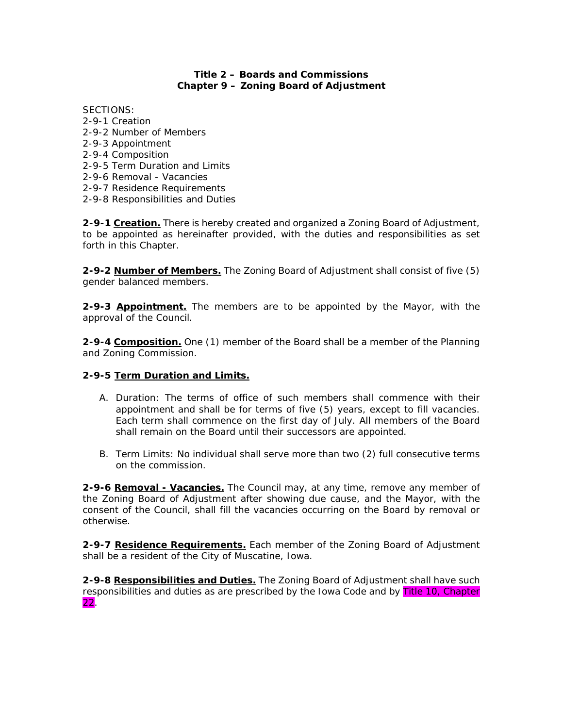# Title 2 – Boards and Commissions
## Chapter 9 – Zoning Board of Adjustment

SECTIONS:
2-9-1 Creation
2-9-2 Number of Members
2-9-3 Appointment
2-9-4 Composition
2-9-5 Term Duration and Limits
2-9-6 Removal - Vacancies
2-9-7 Residence Requirements
2-9-8 Responsibilities and Duties

**2-9-1 <u>Creation.</u>** There is hereby created and organized a Zoning Board of Adjustment, to be appointed as hereinafter provided, with the duties and responsibilities as set forth in this Chapter.

**2-9-2 <u>Number of Members.</u>** The Zoning Board of Adjustment shall consist of five (5) gender balanced members.

**2-9-3 <u>Appointment.</u>** The members are to be appointed by the Mayor, with the approval of the Council.

**2-9-4 <u>Composition.</u>** One (1) member of the Board shall be a member of the Planning and Zoning Commission.

**2-9-5 <u>Term Duration and Limits.</u>**

A. Duration: The terms of office of such members shall commence with their appointment and shall be for terms of five (5) years, except to fill vacancies. Each term shall commence on the first day of July. All members of the Board shall remain on the Board until their successors are appointed.

B. Term Limits: No individual shall serve more than two (2) full consecutive terms on the commission.

**2-9-6 <u>Removal - Vacancies.</u>** The Council may, at any time, remove any member of the Zoning Board of Adjustment after showing due cause, and the Mayor, with the consent of the Council, shall fill the vacancies occurring on the Board by removal or otherwise.

**2-9-7 <u>Residence Requirements.</u>** Each member of the Zoning Board of Adjustment shall be a resident of the City of Muscatine, Iowa.

**2-9-8 <u>Responsibilities and Duties.</u>** The Zoning Board of Adjustment shall have such responsibilities and duties as are prescribed by the Iowa Code and by Title 10, Chapter 22.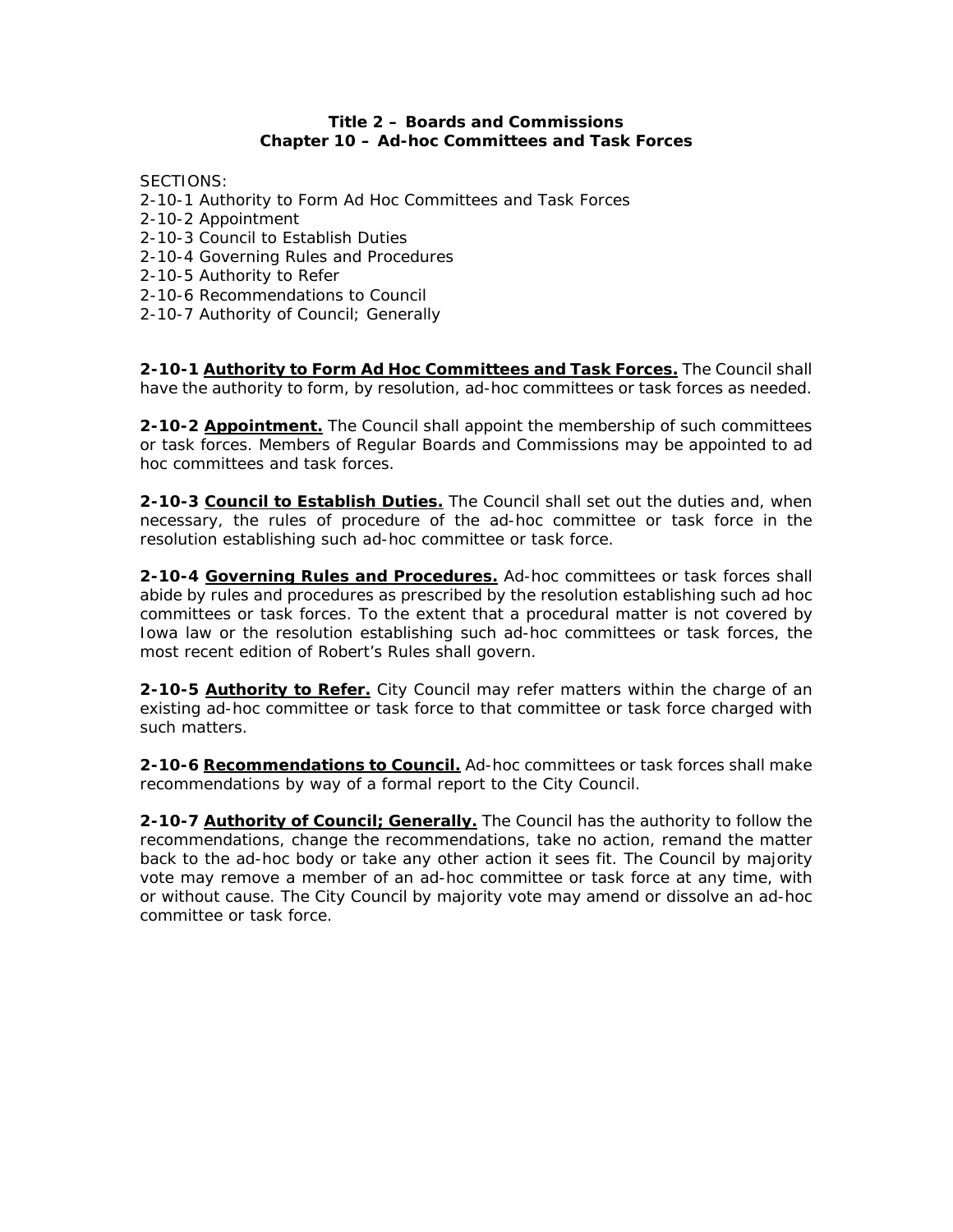# Title 2 – Boards and Commissions
## Chapter 10 – Ad-hoc Committees and Task Forces

SECTIONS:
2-10-1 Authority to Form Ad Hoc Committees and Task Forces
2-10-2 Appointment
2-10-3 Council to Establish Duties
2-10-4 Governing Rules and Procedures
2-10-5 Authority to Refer
2-10-6 Recommendations to Council
2-10-7 Authority of Council; Generally

**2-10-1 Authority to Form Ad Hoc Committees and Task Forces.** The Council shall have the authority to form, by resolution, ad-hoc committees or task forces as needed.

**2-10-2 Appointment.** The Council shall appoint the membership of such committees or task forces. Members of Regular Boards and Commissions may be appointed to ad hoc committees and task forces.

**2-10-3 Council to Establish Duties.** The Council shall set out the duties and, when necessary, the rules of procedure of the ad-hoc committee or task force in the resolution establishing such ad-hoc committee or task force.

**2-10-4 Governing Rules and Procedures.** Ad-hoc committees or task forces shall abide by rules and procedures as prescribed by the resolution establishing such ad hoc committees or task forces. To the extent that a procedural matter is not covered by Iowa law or the resolution establishing such ad-hoc committees or task forces, the most recent edition of Robert's Rules shall govern.

**2-10-5 Authority to Refer.** City Council may refer matters within the charge of an existing ad-hoc committee or task force to that committee or task force charged with such matters.

**2-10-6 Recommendations to Council.** Ad-hoc committees or task forces shall make recommendations by way of a formal report to the City Council.

**2-10-7 Authority of Council; Generally.** The Council has the authority to follow the recommendations, change the recommendations, take no action, remand the matter back to the ad-hoc body or take any other action it sees fit. The Council by majority vote may remove a member of an ad-hoc committee or task force at any time, with or without cause. The City Council by majority vote may amend or dissolve an ad-hoc committee or task force.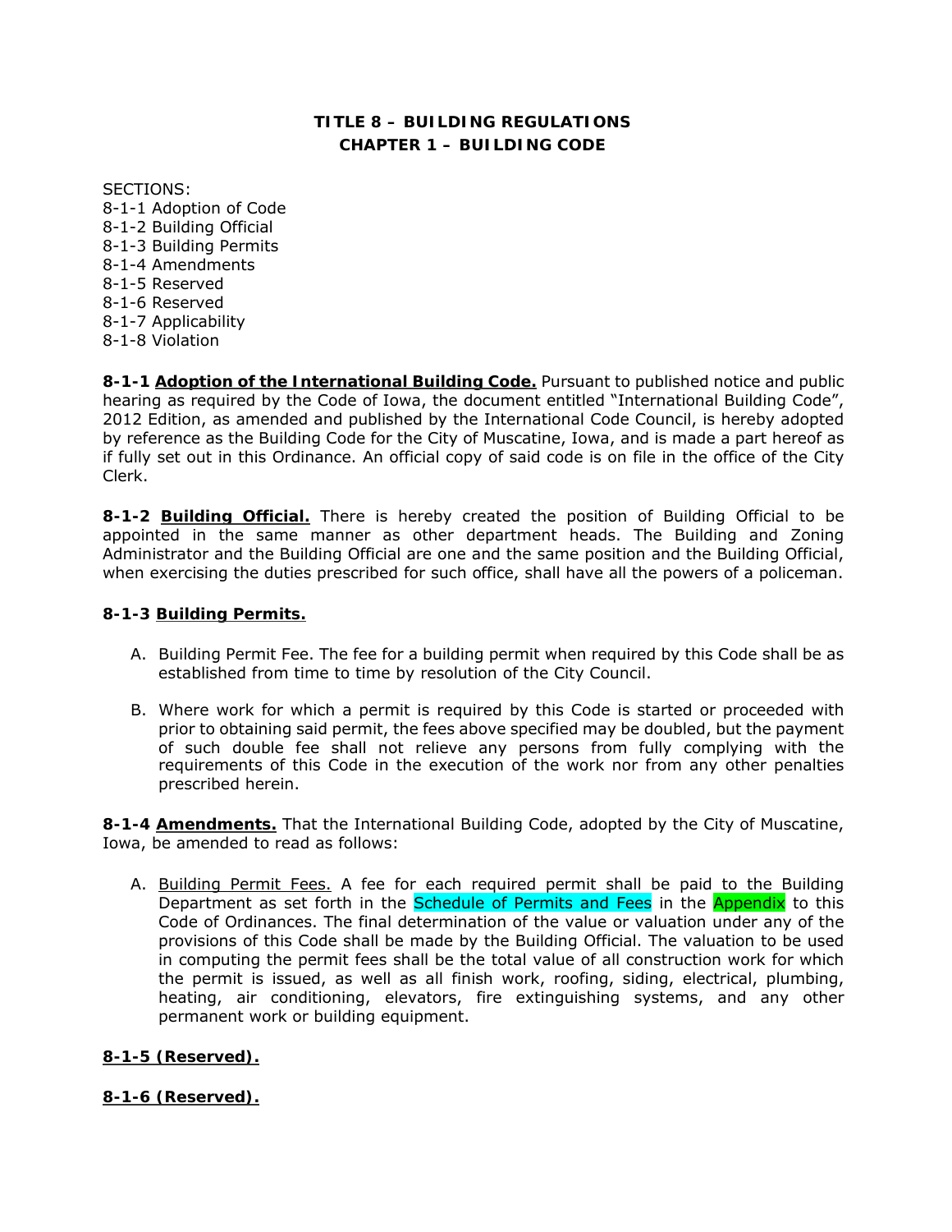# TITLE 8 – BUILDING REGULATIONS
## CHAPTER 1 – BUILDING CODE

SECTIONS:
8-1-1 Adoption of Code
8-1-2 Building Official
8-1-3 Building Permits
8-1-4 Amendments
8-1-5 Reserved
8-1-6 Reserved
8-1-7 Applicability
8-1-8 Violation

**8-1-1 <u>Adoption of the International Building Code.</u>** Pursuant to published notice and public hearing as required by the Code of Iowa, the document entitled "International Building Code", 2012 Edition, as amended and published by the International Code Council, is hereby adopted by reference as the Building Code for the City of Muscatine, Iowa, and is made a part hereof as if fully set out in this Ordinance. An official copy of said code is on file in the office of the City Clerk.

**8-1-2 <u>Building Official.</u>** There is hereby created the position of Building Official to be appointed in the same manner as other department heads. The Building and Zoning Administrator and the Building Official are one and the same position and the Building Official, when exercising the duties prescribed for such office, shall have all the powers of a policeman.

**8-1-3 <u>Building Permits.</u>**

A. Building Permit Fee. The fee for a building permit when required by this Code shall be as established from time to time by resolution of the City Council.

B. Where work for which a permit is required by this Code is started or proceeded with prior to obtaining said permit, the fees above specified may be doubled, but the payment of such double fee shall not relieve any persons from fully complying with the requirements of this Code in the execution of the work nor from any other penalties prescribed herein.

**8-1-4 <u>Amendments.</u>** That the International Building Code, adopted by the City of Muscatine, Iowa, be amended to read as follows:

A. <u>Building Permit Fees.</u> A fee for each required permit shall be paid to the Building Department as set forth in the Schedule of Permits and Fees in the Appendix to this Code of Ordinances. The final determination of the value or valuation under any of the provisions of this Code shall be made by the Building Official. The valuation to be used in computing the permit fees shall be the total value of all construction work for which the permit is issued, as well as all finish work, roofing, siding, electrical, plumbing, heating, air conditioning, elevators, fire extinguishing systems, and any other permanent work or building equipment.

**<u>8-1-5 (Reserved).</u>**

**<u>8-1-6 (Reserved).</u>**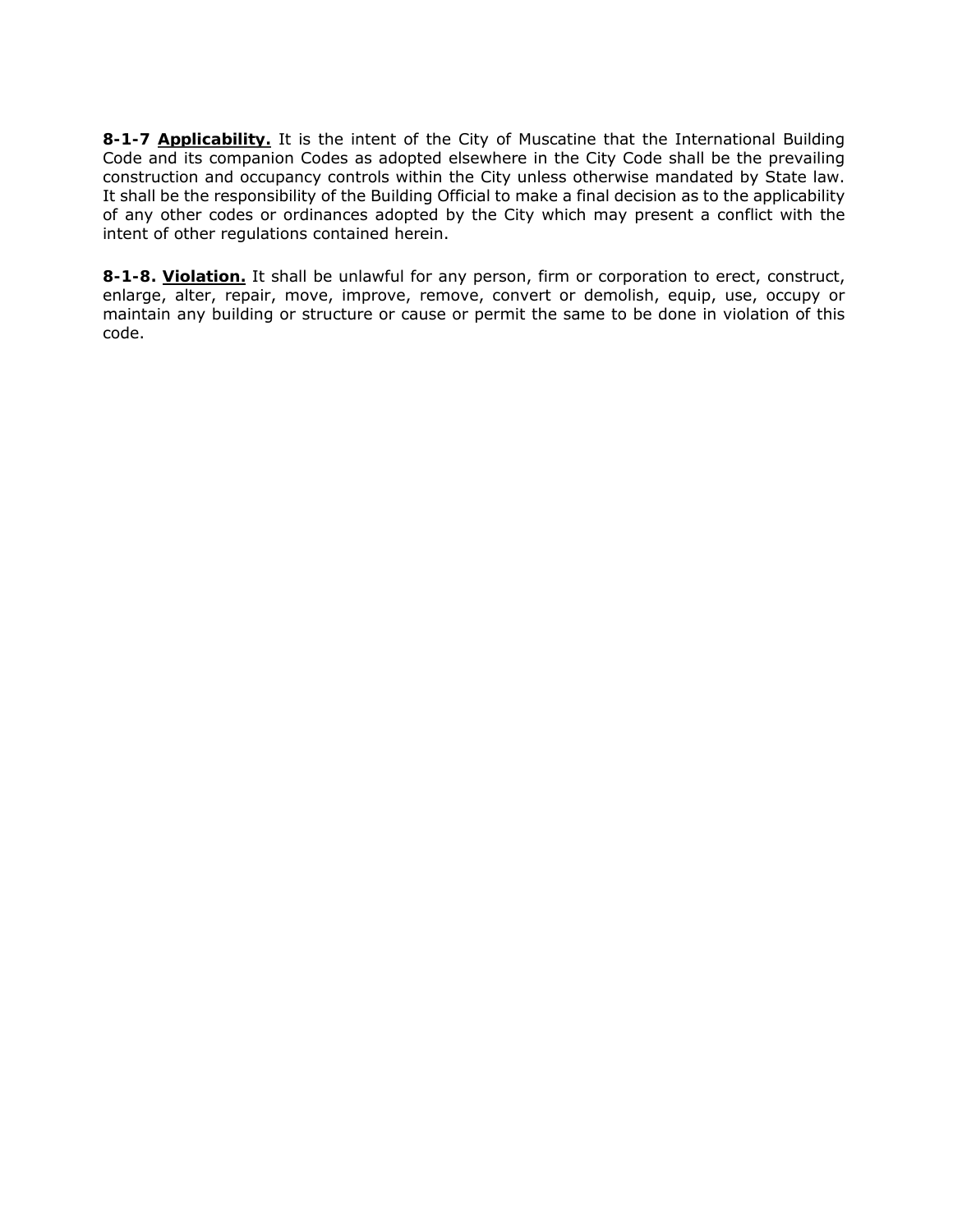**8-1-7 <u>Applicability.</u>** It is the intent of the City of Muscatine that the International Building Code and its companion Codes as adopted elsewhere in the City Code shall be the prevailing construction and occupancy controls within the City unless otherwise mandated by State law. It shall be the responsibility of the Building Official to make a final decision as to the applicability of any other codes or ordinances adopted by the City which may present a conflict with the intent of other regulations contained herein.

**8-1-8. <u>Violation.</u>** It shall be unlawful for any person, firm or corporation to erect, construct, enlarge, alter, repair, move, improve, remove, convert or demolish, equip, use, occupy or maintain any building or structure or cause or permit the same to be done in violation of this code.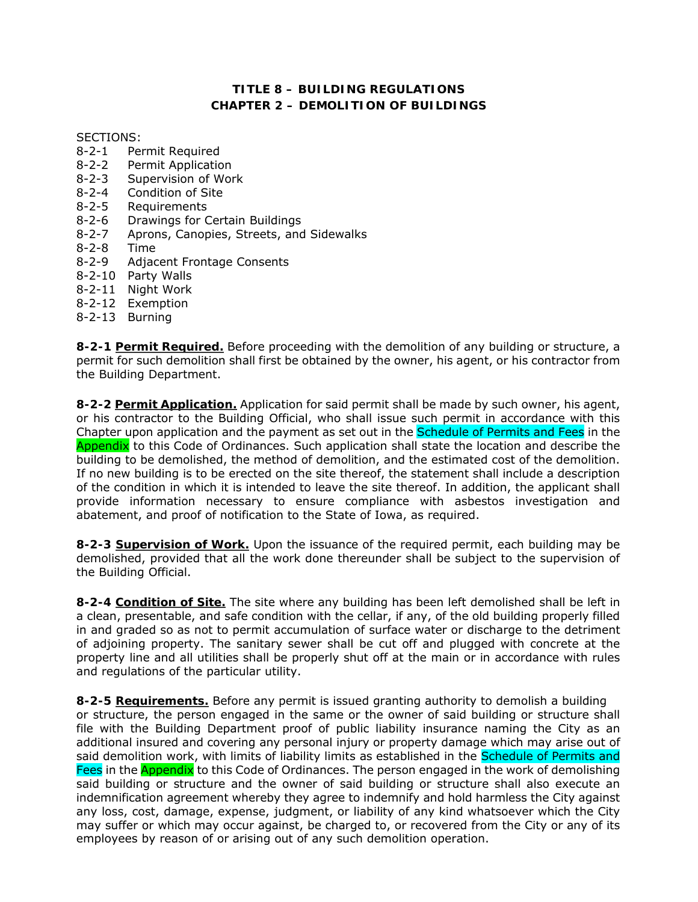# TITLE 8 – BUILDING REGULATIONS
## CHAPTER 2 – DEMOLITION OF BUILDINGS

SECTIONS:
- 8-2-1 Permit Required
- 8-2-2 Permit Application
- 8-2-3 Supervision of Work
- 8-2-4 Condition of Site
- 8-2-5 Requirements
- 8-2-6 Drawings for Certain Buildings
- 8-2-7 Aprons, Canopies, Streets, and Sidewalks
- 8-2-8 Time
- 8-2-9 Adjacent Frontage Consents
- 8-2-10 Party Walls
- 8-2-11 Night Work
- 8-2-12 Exemption
- 8-2-13 Burning

**8-2-1 <u>Permit Required.</u>** Before proceeding with the demolition of any building or structure, a permit for such demolition shall first be obtained by the owner, his agent, or his contractor from the Building Department.

**8-2-2 <u>Permit Application.</u>** Application for said permit shall be made by such owner, his agent, or his contractor to the Building Official, who shall issue such permit in accordance with this Chapter upon application and the payment as set out in the Schedule of Permits and Fees in the Appendix to this Code of Ordinances. Such application shall state the location and describe the building to be demolished, the method of demolition, and the estimated cost of the demolition. If no new building is to be erected on the site thereof, the statement shall include a description of the condition in which it is intended to leave the site thereof. In addition, the applicant shall provide information necessary to ensure compliance with asbestos investigation and abatement, and proof of notification to the State of Iowa, as required.

**8-2-3 <u>Supervision of Work.</u>** Upon the issuance of the required permit, each building may be demolished, provided that all the work done thereunder shall be subject to the supervision of the Building Official.

**8-2-4 <u>Condition of Site.</u>** The site where any building has been left demolished shall be left in a clean, presentable, and safe condition with the cellar, if any, of the old building properly filled in and graded so as not to permit accumulation of surface water or discharge to the detriment of adjoining property. The sanitary sewer shall be cut off and plugged with concrete at the property line and all utilities shall be properly shut off at the main or in accordance with rules and regulations of the particular utility.

**8-2-5 <u>Requirements.</u>** Before any permit is issued granting authority to demolish a building or structure, the person engaged in the same or the owner of said building or structure shall file with the Building Department proof of public liability insurance naming the City as an additional insured and covering any personal injury or property damage which may arise out of said demolition work, with limits of liability limits as established in the Schedule of Permits and Fees in the Appendix to this Code of Ordinances. The person engaged in the work of demolishing said building or structure and the owner of said building or structure shall also execute an indemnification agreement whereby they agree to indemnify and hold harmless the City against any loss, cost, damage, expense, judgment, or liability of any kind whatsoever which the City may suffer or which may occur against, be charged to, or recovered from the City or any of its employees by reason of or arising out of any such demolition operation.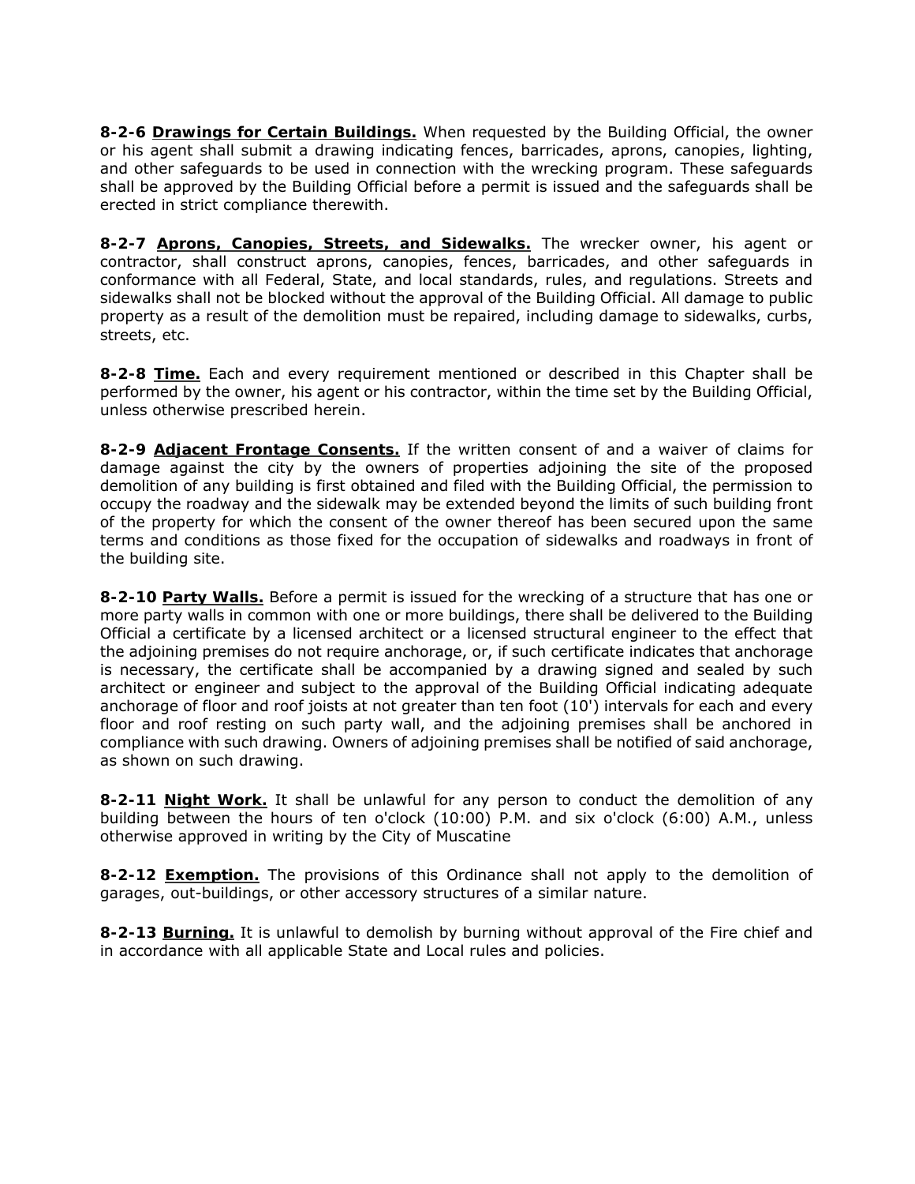**8-2-6 Drawings for Certain Buildings.** When requested by the Building Official, the owner or his agent shall submit a drawing indicating fences, barricades, aprons, canopies, lighting, and other safeguards to be used in connection with the wrecking program. These safeguards shall be approved by the Building Official before a permit is issued and the safeguards shall be erected in strict compliance therewith.

**8-2-7 Aprons, Canopies, Streets, and Sidewalks.** The wrecker owner, his agent or contractor, shall construct aprons, canopies, fences, barricades, and other safeguards in conformance with all Federal, State, and local standards, rules, and regulations. Streets and sidewalks shall not be blocked without the approval of the Building Official. All damage to public property as a result of the demolition must be repaired, including damage to sidewalks, curbs, streets, etc.

**8-2-8 Time.** Each and every requirement mentioned or described in this Chapter shall be performed by the owner, his agent or his contractor, within the time set by the Building Official, unless otherwise prescribed herein.

**8-2-9 Adjacent Frontage Consents.** If the written consent of and a waiver of claims for damage against the city by the owners of properties adjoining the site of the proposed demolition of any building is first obtained and filed with the Building Official, the permission to occupy the roadway and the sidewalk may be extended beyond the limits of such building front of the property for which the consent of the owner thereof has been secured upon the same terms and conditions as those fixed for the occupation of sidewalks and roadways in front of the building site.

**8-2-10 Party Walls.** Before a permit is issued for the wrecking of a structure that has one or more party walls in common with one or more buildings, there shall be delivered to the Building Official a certificate by a licensed architect or a licensed structural engineer to the effect that the adjoining premises do not require anchorage, or, if such certificate indicates that anchorage is necessary, the certificate shall be accompanied by a drawing signed and sealed by such architect or engineer and subject to the approval of the Building Official indicating adequate anchorage of floor and roof joists at not greater than ten foot (10') intervals for each and every floor and roof resting on such party wall, and the adjoining premises shall be anchored in compliance with such drawing. Owners of adjoining premises shall be notified of said anchorage, as shown on such drawing.

**8-2-11 Night Work.** It shall be unlawful for any person to conduct the demolition of any building between the hours of ten o'clock (10:00) P.M. and six o'clock (6:00) A.M., unless otherwise approved in writing by the City of Muscatine

**8-2-12 Exemption.** The provisions of this Ordinance shall not apply to the demolition of garages, out-buildings, or other accessory structures of a similar nature.

**8-2-13 Burning.** It is unlawful to demolish by burning without approval of the Fire chief and in accordance with all applicable State and Local rules and policies.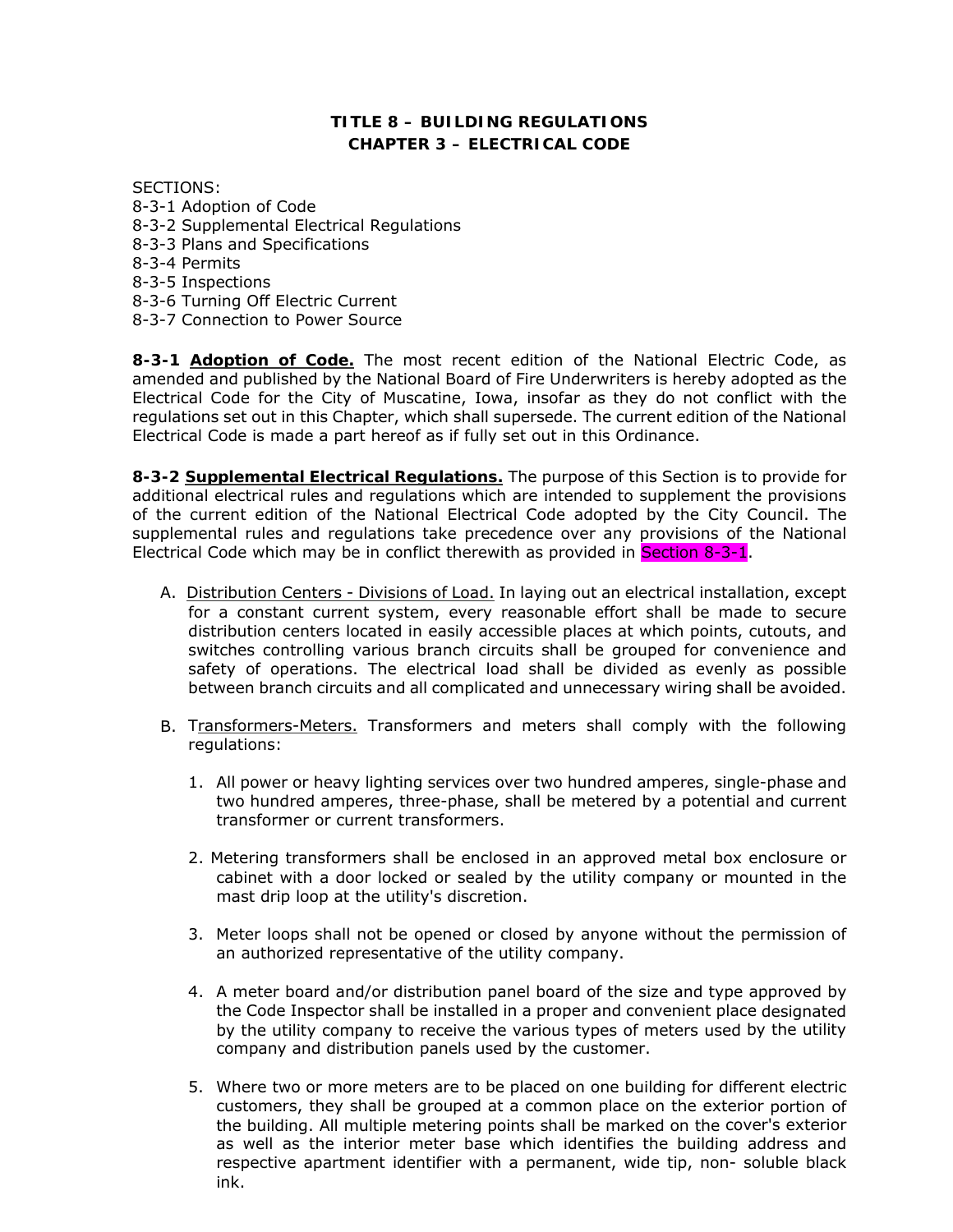## TITLE 8 – BUILDING REGULATIONS
## CHAPTER 3 – ELECTRICAL CODE

SECTIONS:
8-3-1 Adoption of Code
8-3-2 Supplemental Electrical Regulations
8-3-3 Plans and Specifications
8-3-4 Permits
8-3-5 Inspections
8-3-6 Turning Off Electric Current
8-3-7 Connection to Power Source

**8-3-1 Adoption of Code.** The most recent edition of the National Electric Code, as amended and published by the National Board of Fire Underwriters is hereby adopted as the Electrical Code for the City of Muscatine, Iowa, insofar as they do not conflict with the regulations set out in this Chapter, which shall supersede. The current edition of the National Electrical Code is made a part hereof as if fully set out in this Ordinance.

**8-3-2 Supplemental Electrical Regulations.** The purpose of this Section is to provide for additional electrical rules and regulations which are intended to supplement the provisions of the current edition of the National Electrical Code adopted by the City Council. The supplemental rules and regulations take precedence over any provisions of the National Electrical Code which may be in conflict therewith as provided in Section 8-3-1.

A. Distribution Centers - Divisions of Load. In laying out an electrical installation, except for a constant current system, every reasonable effort shall be made to secure distribution centers located in easily accessible places at which points, cutouts, and switches controlling various branch circuits shall be grouped for convenience and safety of operations. The electrical load shall be divided as evenly as possible between branch circuits and all complicated and unnecessary wiring shall be avoided.

B. Transformers-Meters. Transformers and meters shall comply with the following regulations:

1. All power or heavy lighting services over two hundred amperes, single-phase and two hundred amperes, three-phase, shall be metered by a potential and current transformer or current transformers.

2. Metering transformers shall be enclosed in an approved metal box enclosure or cabinet with a door locked or sealed by the utility company or mounted in the mast drip loop at the utility's discretion.

3. Meter loops shall not be opened or closed by anyone without the permission of an authorized representative of the utility company.

4. A meter board and/or distribution panel board of the size and type approved by the Code Inspector shall be installed in a proper and convenient place designated by the utility company to receive the various types of meters used by the utility company and distribution panels used by the customer.

5. Where two or more meters are to be placed on one building for different electric customers, they shall be grouped at a common place on the exterior portion of the building. All multiple metering points shall be marked on the cover's exterior as well as the interior meter base which identifies the building address and respective apartment identifier with a permanent, wide tip, non- soluble black ink.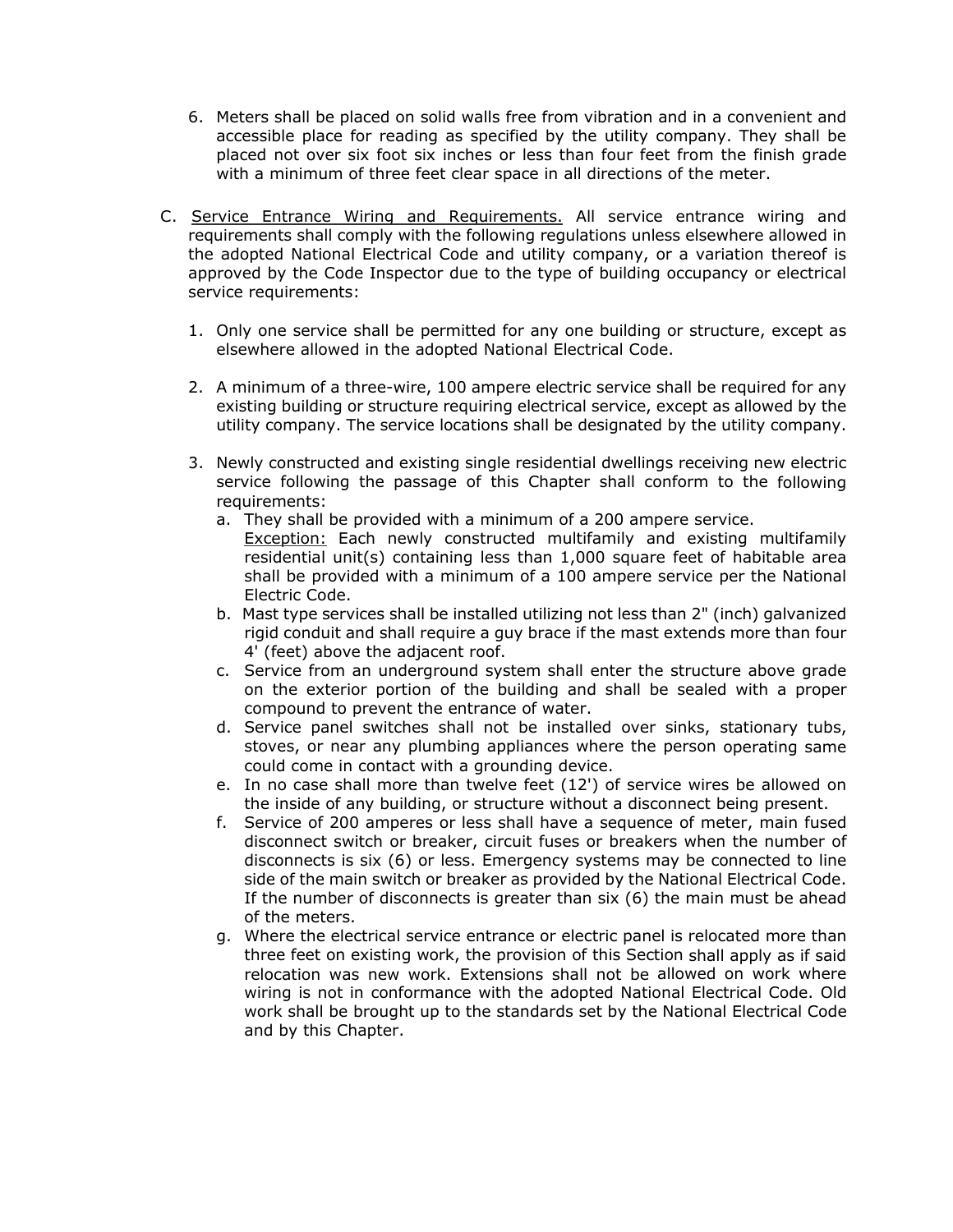6. Meters shall be placed on solid walls free from vibration and in a convenient and accessible place for reading as specified by the utility company. They shall be placed not over six foot six inches or less than four feet from the finish grade with a minimum of three feet clear space in all directions of the meter.

C. Service Entrance Wiring and Requirements. All service entrance wiring and requirements shall comply with the following regulations unless elsewhere allowed in the adopted National Electrical Code and utility company, or a variation thereof is approved by the Code Inspector due to the type of building occupancy or electrical service requirements:

   1. Only one service shall be permitted for any one building or structure, except as elsewhere allowed in the adopted National Electrical Code.

   2. A minimum of a three-wire, 100 ampere electric service shall be required for any existing building or structure requiring electrical service, except as allowed by the utility company. The service locations shall be designated by the utility company.

   3. Newly constructed and existing single residential dwellings receiving new electric service following the passage of this Chapter shall conform to the following requirements:
      a. They shall be provided with a minimum of a 200 ampere service.
         Exception: Each newly constructed multifamily and existing multifamily residential unit(s) containing less than 1,000 square feet of habitable area shall be provided with a minimum of a 100 ampere service per the National Electric Code.
      b. Mast type services shall be installed utilizing not less than 2" (inch) galvanized rigid conduit and shall require a guy brace if the mast extends more than four 4' (feet) above the adjacent roof.
      c. Service from an underground system shall enter the structure above grade on the exterior portion of the building and shall be sealed with a proper compound to prevent the entrance of water.
      d. Service panel switches shall not be installed over sinks, stationary tubs, stoves, or near any plumbing appliances where the person operating same could come in contact with a grounding device.
      e. In no case shall more than twelve feet (12') of service wires be allowed on the inside of any building, or structure without a disconnect being present.
      f. Service of 200 amperes or less shall have a sequence of meter, main fused disconnect switch or breaker, circuit fuses or breakers when the number of disconnects is six (6) or less. Emergency systems may be connected to line side of the main switch or breaker as provided by the National Electrical Code. If the number of disconnects is greater than six (6) the main must be ahead of the meters.
      g. Where the electrical service entrance or electric panel is relocated more than three feet on existing work, the provision of this Section shall apply as if said relocation was new work. Extensions shall not be allowed on work where wiring is not in conformance with the adopted National Electrical Code. Old work shall be brought up to the standards set by the National Electrical Code and by this Chapter.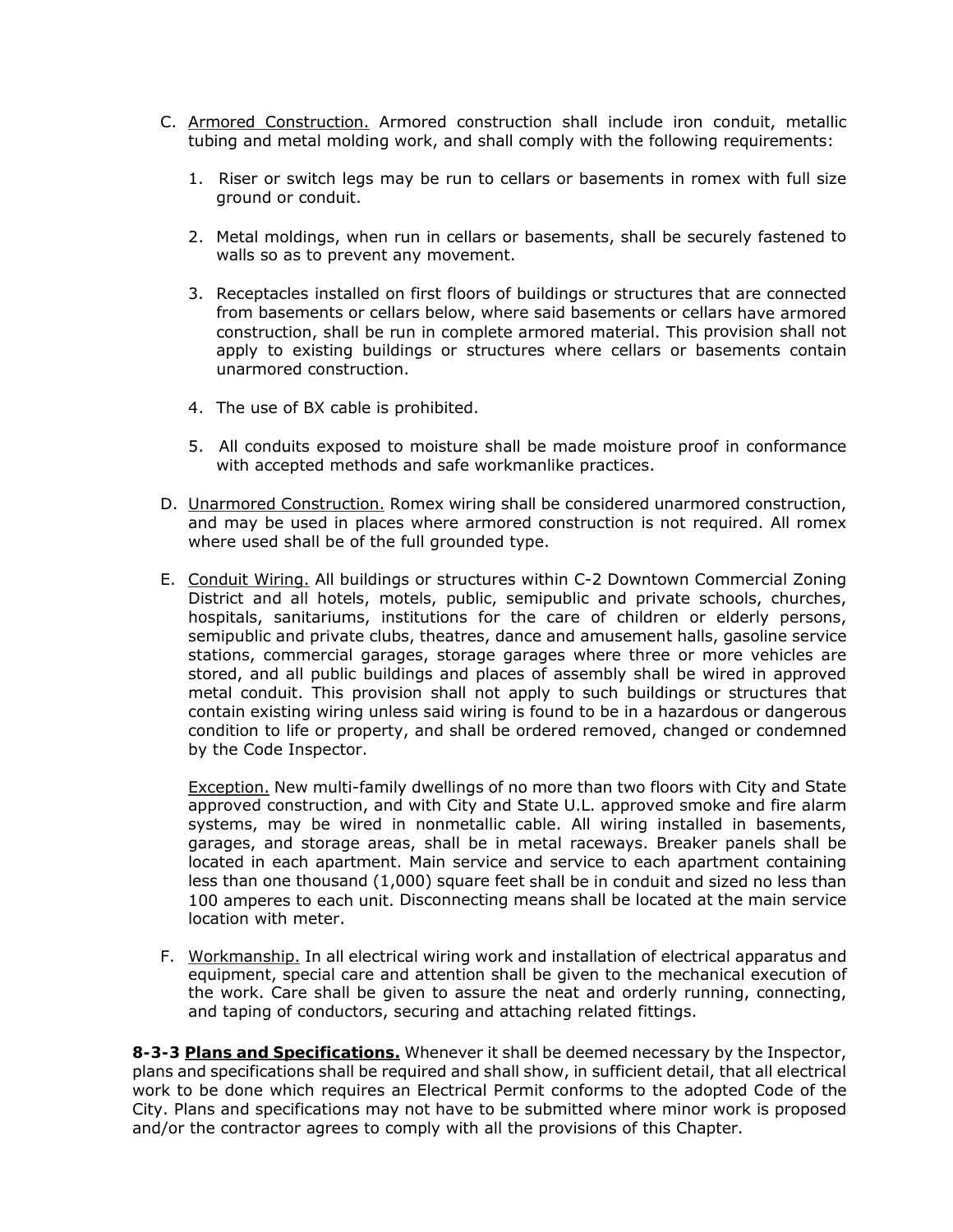C. Armored Construction. Armored construction shall include iron conduit, metallic tubing and metal molding work, and shall comply with the following requirements:

   1. Riser or switch legs may be run to cellars or basements in romex with full size ground or conduit.

   2. Metal moldings, when run in cellars or basements, shall be securely fastened to walls so as to prevent any movement.

   3. Receptacles installed on first floors of buildings or structures that are connected from basements or cellars below, where said basements or cellars have armored construction, shall be run in complete armored material. This provision shall not apply to existing buildings or structures where cellars or basements contain unarmored construction.

   4. The use of BX cable is prohibited.

   5. All conduits exposed to moisture shall be made moisture proof in conformance with accepted methods and safe workmanlike practices.

D. Unarmored Construction. Romex wiring shall be considered unarmored construction, and may be used in places where armored construction is not required. All romex where used shall be of the full grounded type.

E. Conduit Wiring. All buildings or structures within C-2 Downtown Commercial Zoning District and all hotels, motels, public, semipublic and private schools, churches, hospitals, sanitariums, institutions for the care of children or elderly persons, semipublic and private clubs, theatres, dance and amusement halls, gasoline service stations, commercial garages, storage garages where three or more vehicles are stored, and all public buildings and places of assembly shall be wired in approved metal conduit. This provision shall not apply to such buildings or structures that contain existing wiring unless said wiring is found to be in a hazardous or dangerous condition to life or property, and shall be ordered removed, changed or condemned by the Code Inspector.

   Exception. New multi-family dwellings of no more than two floors with City and State approved construction, and with City and State U.L. approved smoke and fire alarm systems, may be wired in nonmetallic cable. All wiring installed in basements, garages, and storage areas, shall be in metal raceways. Breaker panels shall be located in each apartment. Main service and service to each apartment containing less than one thousand (1,000) square feet shall be in conduit and sized no less than 100 amperes to each unit. Disconnecting means shall be located at the main service location with meter.

F. Workmanship. In all electrical wiring work and installation of electrical apparatus and equipment, special care and attention shall be given to the mechanical execution of the work. Care shall be given to assure the neat and orderly running, connecting, and taping of conductors, securing and attaching related fittings.

**8-3-3 Plans and Specifications.** Whenever it shall be deemed necessary by the Inspector, plans and specifications shall be required and shall show, in sufficient detail, that all electrical work to be done which requires an Electrical Permit conforms to the adopted Code of the City. Plans and specifications may not have to be submitted where minor work is proposed and/or the contractor agrees to comply with all the provisions of this Chapter.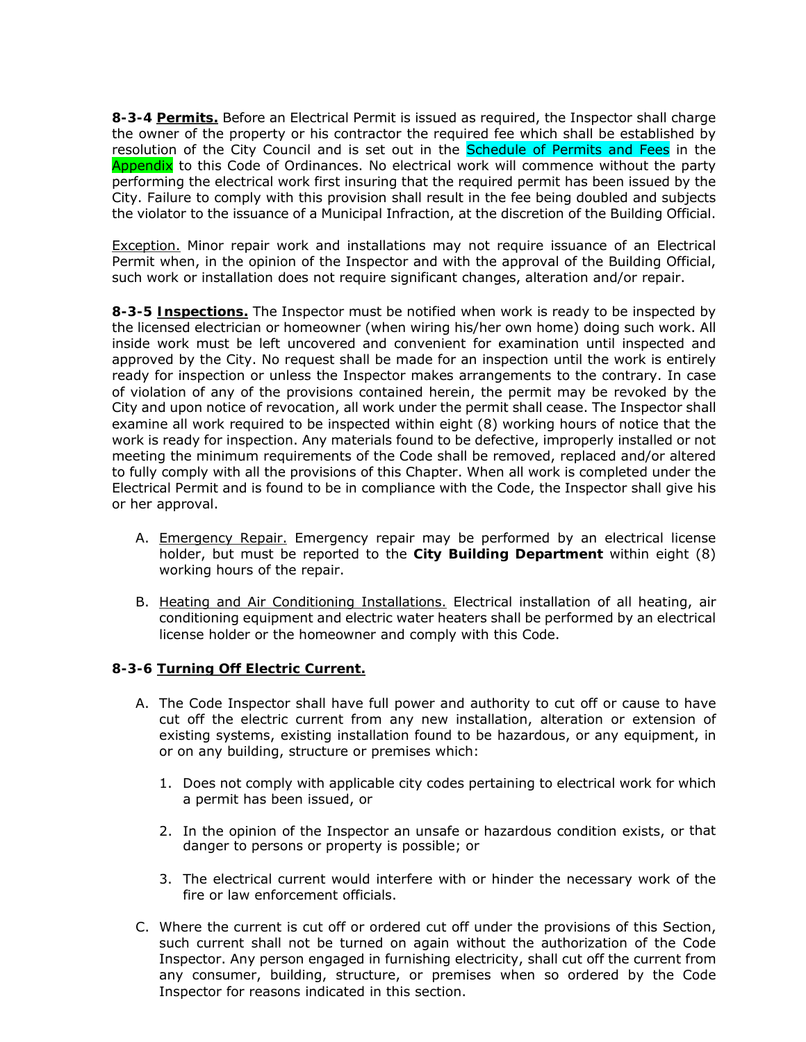**8-3-4 Permits.** Before an Electrical Permit is issued as required, the Inspector shall charge the owner of the property or his contractor the required fee which shall be established by resolution of the City Council and is set out in the Schedule of Permits and Fees in the Appendix to this Code of Ordinances. No electrical work will commence without the party performing the electrical work first insuring that the required permit has been issued by the City. Failure to comply with this provision shall result in the fee being doubled and subjects the violator to the issuance of a Municipal Infraction, at the discretion of the Building Official.

Exception. Minor repair work and installations may not require issuance of an Electrical Permit when, in the opinion of the Inspector and with the approval of the Building Official, such work or installation does not require significant changes, alteration and/or repair.

**8-3-5 Inspections.** The Inspector must be notified when work is ready to be inspected by the licensed electrician or homeowner (when wiring his/her own home) doing such work. All inside work must be left uncovered and convenient for examination until inspected and approved by the City. No request shall be made for an inspection until the work is entirely ready for inspection or unless the Inspector makes arrangements to the contrary. In case of violation of any of the provisions contained herein, the permit may be revoked by the City and upon notice of revocation, all work under the permit shall cease. The Inspector shall examine all work required to be inspected within eight (8) working hours of notice that the work is ready for inspection. Any materials found to be defective, improperly installed or not meeting the minimum requirements of the Code shall be removed, replaced and/or altered to fully comply with all the provisions of this Chapter. When all work is completed under the Electrical Permit and is found to be in compliance with the Code, the Inspector shall give his or her approval.

A. Emergency Repair. Emergency repair may be performed by an electrical license holder, but must be reported to the **City Building Department** within eight (8) working hours of the repair.

B. Heating and Air Conditioning Installations. Electrical installation of all heating, air conditioning equipment and electric water heaters shall be performed by an electrical license holder or the homeowner and comply with this Code.

**8-3-6 Turning Off Electric Current.**

A. The Code Inspector shall have full power and authority to cut off or cause to have cut off the electric current from any new installation, alteration or extension of existing systems, existing installation found to be hazardous, or any equipment, in or on any building, structure or premises which:

1. Does not comply with applicable city codes pertaining to electrical work for which a permit has been issued, or

2. In the opinion of the Inspector an unsafe or hazardous condition exists, or that danger to persons or property is possible; or

3. The electrical current would interfere with or hinder the necessary work of the fire or law enforcement officials.

C. Where the current is cut off or ordered cut off under the provisions of this Section, such current shall not be turned on again without the authorization of the Code Inspector. Any person engaged in furnishing electricity, shall cut off the current from any consumer, building, structure, or premises when so ordered by the Code Inspector for reasons indicated in this section.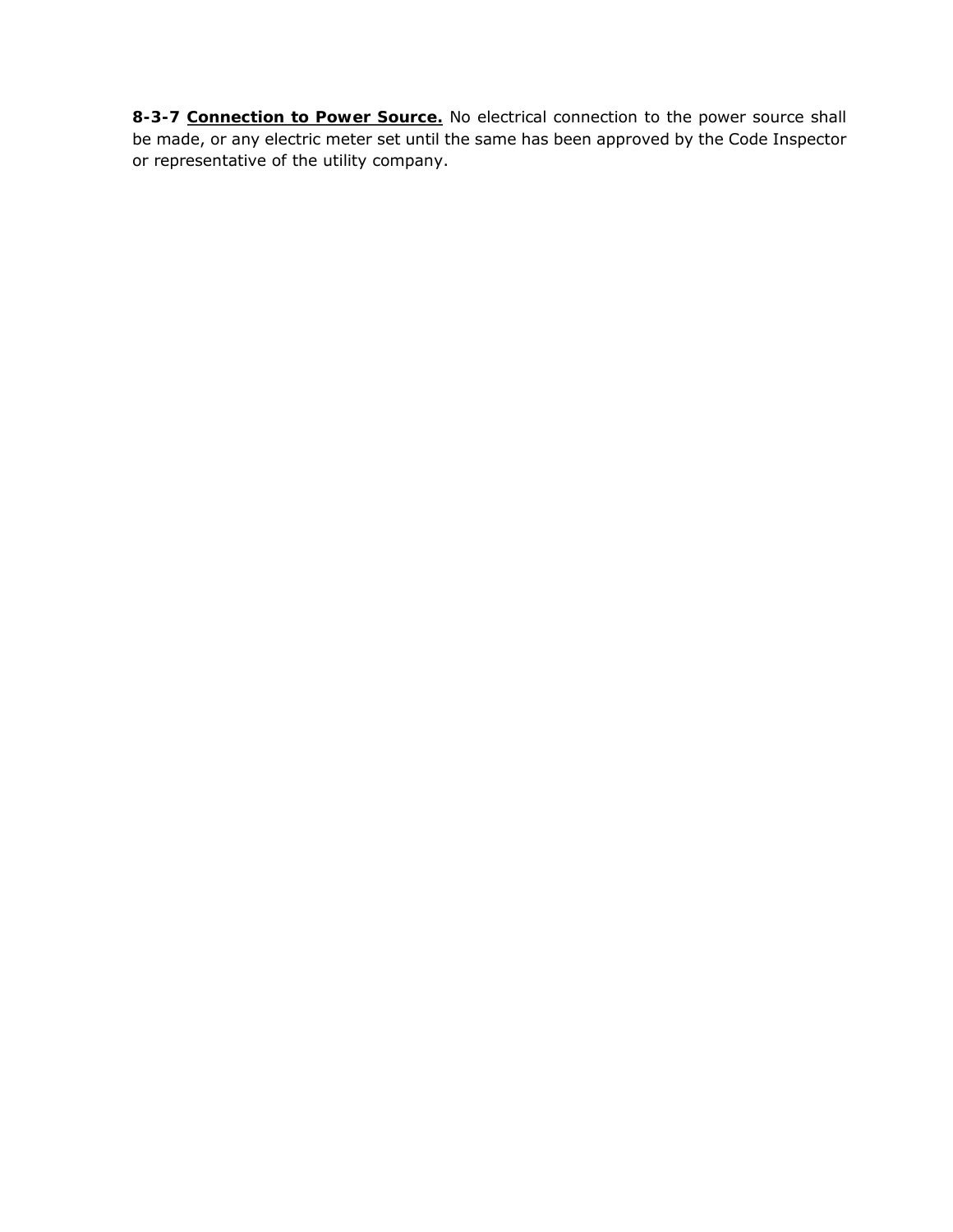**8-3-7 Connection to Power Source.** No electrical connection to the power source shall be made, or any electric meter set until the same has been approved by the Code Inspector or representative of the utility company.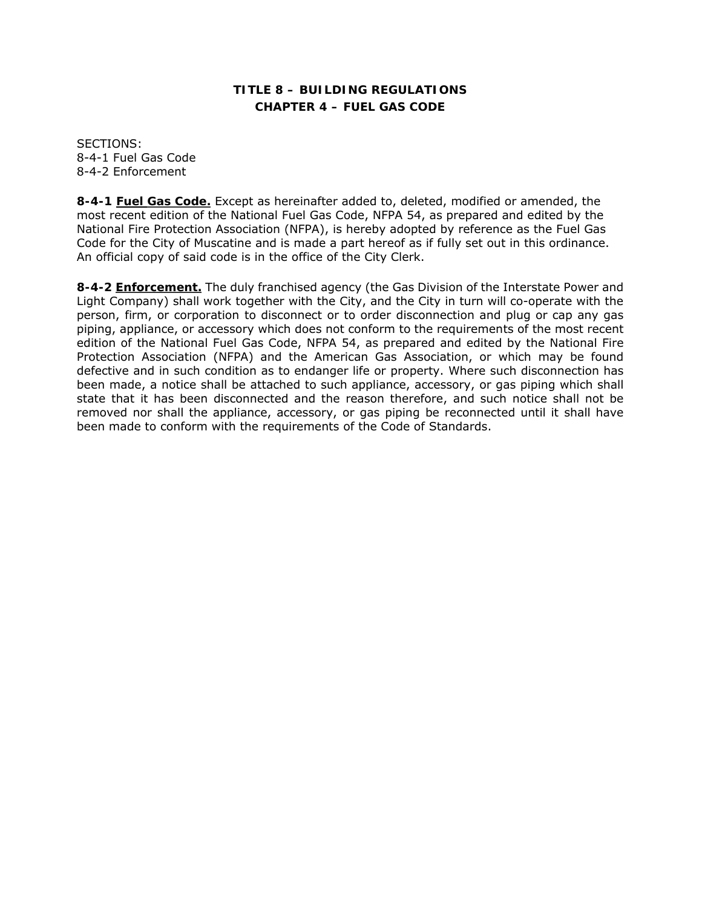# TITLE 8 – BUILDING REGULATIONS
## CHAPTER 4 – FUEL GAS CODE

SECTIONS:
8-4-1 Fuel Gas Code
8-4-2 Enforcement

**8-4-1 Fuel Gas Code.** Except as hereinafter added to, deleted, modified or amended, the most recent edition of the National Fuel Gas Code, NFPA 54, as prepared and edited by the National Fire Protection Association (NFPA), is hereby adopted by reference as the Fuel Gas Code for the City of Muscatine and is made a part hereof as if fully set out in this ordinance. An official copy of said code is in the office of the City Clerk.

**8-4-2 Enforcement.** The duly franchised agency (the Gas Division of the Interstate Power and Light Company) shall work together with the City, and the City in turn will co-operate with the person, firm, or corporation to disconnect or to order disconnection and plug or cap any gas piping, appliance, or accessory which does not conform to the requirements of the most recent edition of the National Fuel Gas Code, NFPA 54, as prepared and edited by the National Fire Protection Association (NFPA) and the American Gas Association, or which may be found defective and in such condition as to endanger life or property. Where such disconnection has been made, a notice shall be attached to such appliance, accessory, or gas piping which shall state that it has been disconnected and the reason therefore, and such notice shall not be removed nor shall the appliance, accessory, or gas piping be reconnected until it shall have been made to conform with the requirements of the Code of Standards.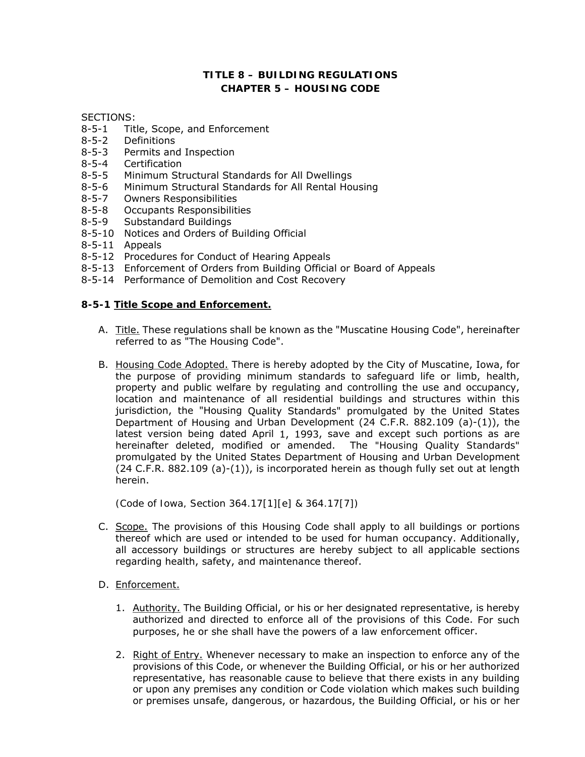# TITLE 8 – BUILDING REGULATIONS
## CHAPTER 5 – HOUSING CODE

SECTIONS:

- 8-5-1 Title, Scope, and Enforcement
- 8-5-2 Definitions
- 8-5-3 Permits and Inspection
- 8-5-4 Certification
- 8-5-5 Minimum Structural Standards for All Dwellings
- 8-5-6 Minimum Structural Standards for All Rental Housing
- 8-5-7 Owners Responsibilities
- 8-5-8 Occupants Responsibilities
- 8-5-9 Substandard Buildings
- 8-5-10 Notices and Orders of Building Official
- 8-5-11 Appeals
- 8-5-12 Procedures for Conduct of Hearing Appeals
- 8-5-13 Enforcement of Orders from Building Official or Board of Appeals
- 8-5-14 Performance of Demolition and Cost Recovery

**8-5-1 Title Scope and Enforcement.**

A. Title. These regulations shall be known as the "Muscatine Housing Code", hereinafter referred to as "The Housing Code".

B. Housing Code Adopted. There is hereby adopted by the City of Muscatine, Iowa, for the purpose of providing minimum standards to safeguard life or limb, health, property and public welfare by regulating and controlling the use and occupancy, location and maintenance of all residential buildings and structures within this jurisdiction, the "Housing Quality Standards" promulgated by the United States Department of Housing and Urban Development (24 C.F.R. 882.109 (a)-(1)), the latest version being dated April 1, 1993, save and except such portions as are hereinafter deleted, modified or amended. The "Housing Quality Standards" promulgated by the United States Department of Housing and Urban Development (24 C.F.R. 882.109 (a)-(1)), is incorporated herein as though fully set out at length herein.

   (Code of Iowa, Section 364.17[1][e] & 364.17[7])

C. Scope. The provisions of this Housing Code shall apply to all buildings or portions thereof which are used or intended to be used for human occupancy. Additionally, all accessory buildings or structures are hereby subject to all applicable sections regarding health, safety, and maintenance thereof.

D. Enforcement.

   1. Authority. The Building Official, or his or her designated representative, is hereby authorized and directed to enforce all of the provisions of this Code. For such purposes, he or she shall have the powers of a law enforcement officer.

   2. Right of Entry. Whenever necessary to make an inspection to enforce any of the provisions of this Code, or whenever the Building Official, or his or her authorized representative, has reasonable cause to believe that there exists in any building or upon any premises any condition or Code violation which makes such building or premises unsafe, dangerous, or hazardous, the Building Official, or his or her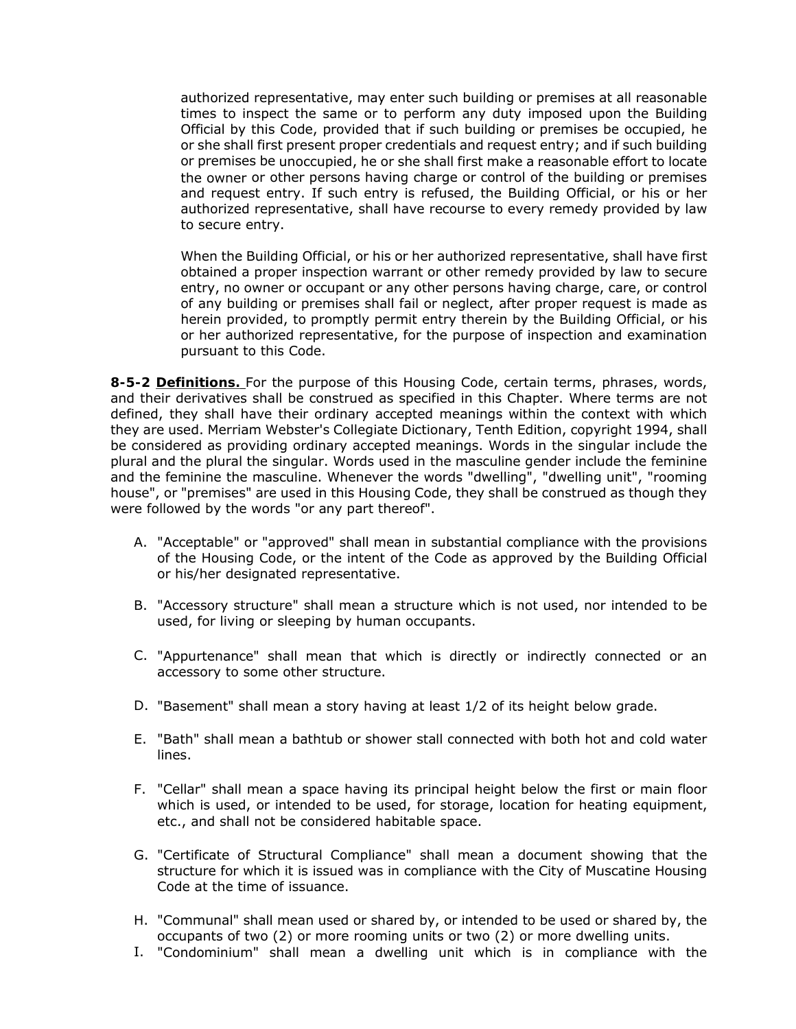authorized representative, may enter such building or premises at all reasonable times to inspect the same or to perform any duty imposed upon the Building Official by this Code, provided that if such building or premises be occupied, he or she shall first present proper credentials and request entry; and if such building or premises be unoccupied, he or she shall first make a reasonable effort to locate the owner or other persons having charge or control of the building or premises and request entry. If such entry is refused, the Building Official, or his or her authorized representative, shall have recourse to every remedy provided by law to secure entry.

When the Building Official, or his or her authorized representative, shall have first obtained a proper inspection warrant or other remedy provided by law to secure entry, no owner or occupant or any other persons having charge, care, or control of any building or premises shall fail or neglect, after proper request is made as herein provided, to promptly permit entry therein by the Building Official, or his or her authorized representative, for the purpose of inspection and examination pursuant to this Code.

**8-5-2 Definitions.** For the purpose of this Housing Code, certain terms, phrases, words, and their derivatives shall be construed as specified in this Chapter. Where terms are not defined, they shall have their ordinary accepted meanings within the context with which they are used. Merriam Webster's Collegiate Dictionary, Tenth Edition, copyright 1994, shall be considered as providing ordinary accepted meanings. Words in the singular include the plural and the plural the singular. Words used in the masculine gender include the feminine and the feminine the masculine. Whenever the words "dwelling", "dwelling unit", "rooming house", or "premises" are used in this Housing Code, they shall be construed as though they were followed by the words "or any part thereof".

A. "Acceptable" or "approved" shall mean in substantial compliance with the provisions of the Housing Code, or the intent of the Code as approved by the Building Official or his/her designated representative.

B. "Accessory structure" shall mean a structure which is not used, nor intended to be used, for living or sleeping by human occupants.

C. "Appurtenance" shall mean that which is directly or indirectly connected or an accessory to some other structure.

D. "Basement" shall mean a story having at least 1/2 of its height below grade.

E. "Bath" shall mean a bathtub or shower stall connected with both hot and cold water lines.

F. "Cellar" shall mean a space having its principal height below the first or main floor which is used, or intended to be used, for storage, location for heating equipment, etc., and shall not be considered habitable space.

G. "Certificate of Structural Compliance" shall mean a document showing that the structure for which it is issued was in compliance with the City of Muscatine Housing Code at the time of issuance.

H. "Communal" shall mean used or shared by, or intended to be used or shared by, the occupants of two (2) or more rooming units or two (2) or more dwelling units.

I. "Condominium" shall mean a dwelling unit which is in compliance with the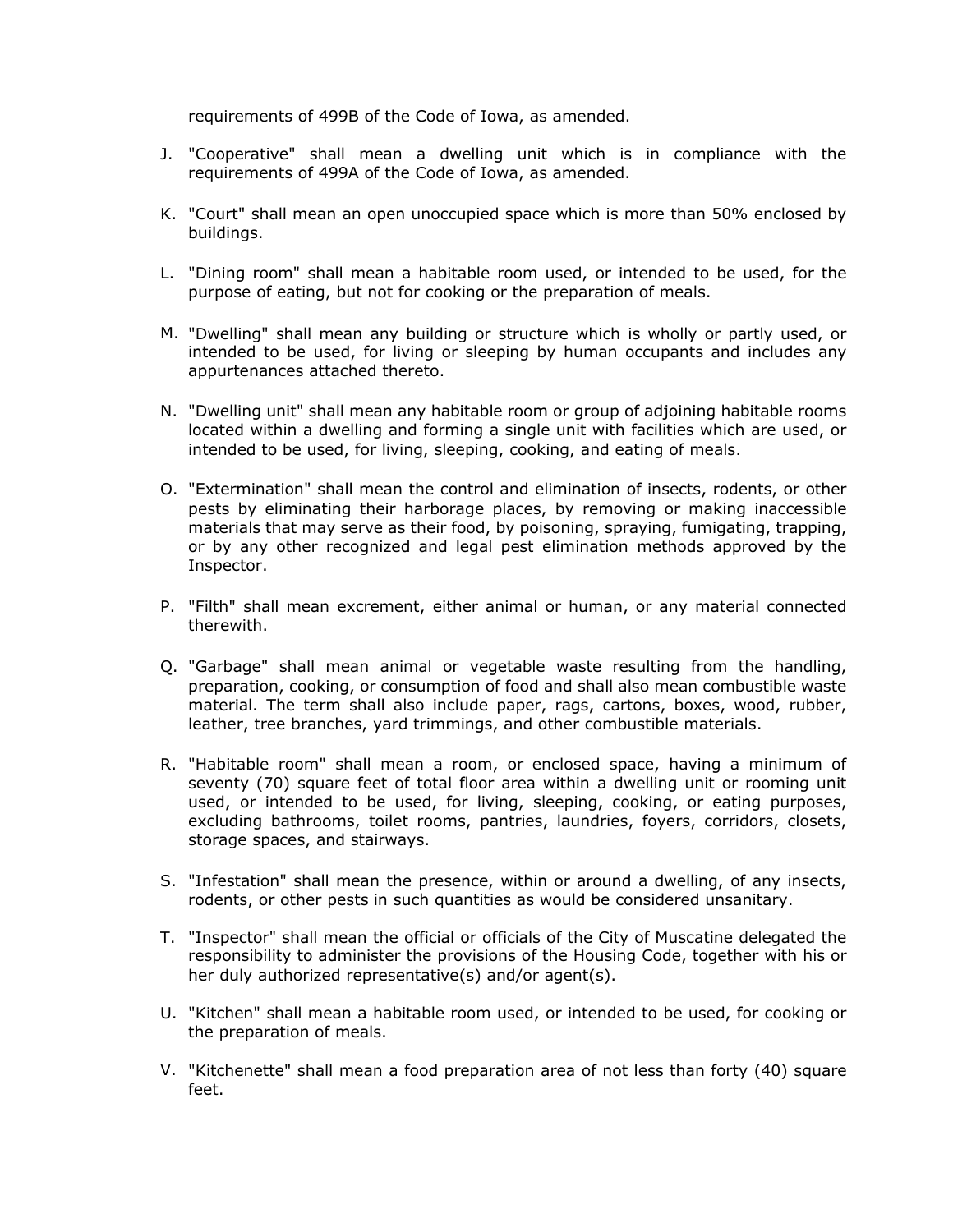requirements of 499B of the Code of Iowa, as amended.

J. "Cooperative" shall mean a dwelling unit which is in compliance with the requirements of 499A of the Code of Iowa, as amended.

K. "Court" shall mean an open unoccupied space which is more than 50% enclosed by buildings.

L. "Dining room" shall mean a habitable room used, or intended to be used, for the purpose of eating, but not for cooking or the preparation of meals.

M. "Dwelling" shall mean any building or structure which is wholly or partly used, or intended to be used, for living or sleeping by human occupants and includes any appurtenances attached thereto.

N. "Dwelling unit" shall mean any habitable room or group of adjoining habitable rooms located within a dwelling and forming a single unit with facilities which are used, or intended to be used, for living, sleeping, cooking, and eating of meals.

O. "Extermination" shall mean the control and elimination of insects, rodents, or other pests by eliminating their harborage places, by removing or making inaccessible materials that may serve as their food, by poisoning, spraying, fumigating, trapping, or by any other recognized and legal pest elimination methods approved by the Inspector.

P. "Filth" shall mean excrement, either animal or human, or any material connected therewith.

Q. "Garbage" shall mean animal or vegetable waste resulting from the handling, preparation, cooking, or consumption of food and shall also mean combustible waste material. The term shall also include paper, rags, cartons, boxes, wood, rubber, leather, tree branches, yard trimmings, and other combustible materials.

R. "Habitable room" shall mean a room, or enclosed space, having a minimum of seventy (70) square feet of total floor area within a dwelling unit or rooming unit used, or intended to be used, for living, sleeping, cooking, or eating purposes, excluding bathrooms, toilet rooms, pantries, laundries, foyers, corridors, closets, storage spaces, and stairways.

S. "Infestation" shall mean the presence, within or around a dwelling, of any insects, rodents, or other pests in such quantities as would be considered unsanitary.

T. "Inspector" shall mean the official or officials of the City of Muscatine delegated the responsibility to administer the provisions of the Housing Code, together with his or her duly authorized representative(s) and/or agent(s).

U. "Kitchen" shall mean a habitable room used, or intended to be used, for cooking or the preparation of meals.

V. "Kitchenette" shall mean a food preparation area of not less than forty (40) square feet.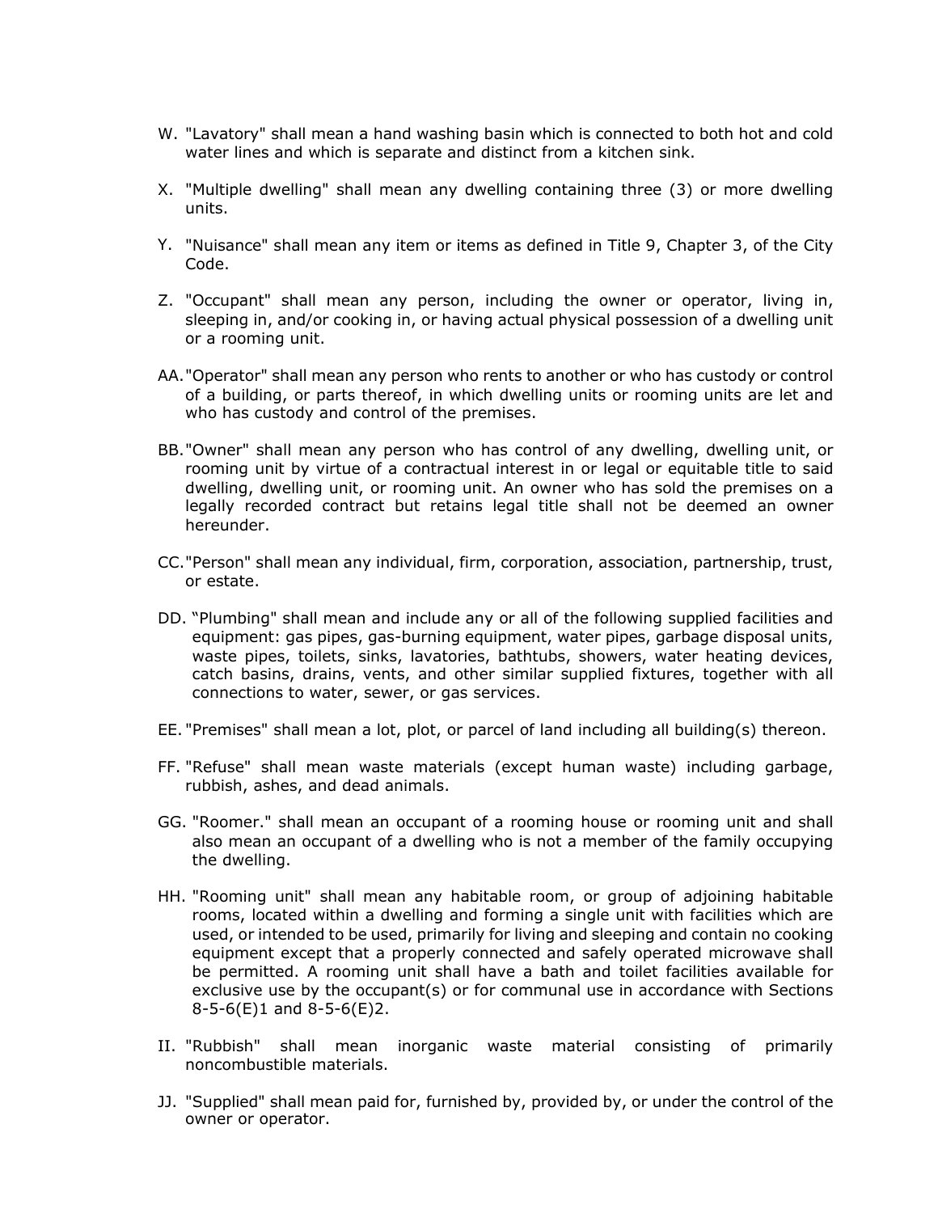W. "Lavatory" shall mean a hand washing basin which is connected to both hot and cold water lines and which is separate and distinct from a kitchen sink.

X. "Multiple dwelling" shall mean any dwelling containing three (3) or more dwelling units.

Y. "Nuisance" shall mean any item or items as defined in Title 9, Chapter 3, of the City Code.

Z. "Occupant" shall mean any person, including the owner or operator, living in, sleeping in, and/or cooking in, or having actual physical possession of a dwelling unit or a rooming unit.

AA. "Operator" shall mean any person who rents to another or who has custody or control of a building, or parts thereof, in which dwelling units or rooming units are let and who has custody and control of the premises.

BB. "Owner" shall mean any person who has control of any dwelling, dwelling unit, or rooming unit by virtue of a contractual interest in or legal or equitable title to said dwelling, dwelling unit, or rooming unit. An owner who has sold the premises on a legally recorded contract but retains legal title shall not be deemed an owner hereunder.

CC. "Person" shall mean any individual, firm, corporation, association, partnership, trust, or estate.

DD. "Plumbing" shall mean and include any or all of the following supplied facilities and equipment: gas pipes, gas-burning equipment, water pipes, garbage disposal units, waste pipes, toilets, sinks, lavatories, bathtubs, showers, water heating devices, catch basins, drains, vents, and other similar supplied fixtures, together with all connections to water, sewer, or gas services.

EE. "Premises" shall mean a lot, plot, or parcel of land including all building(s) thereon.

FF. "Refuse" shall mean waste materials (except human waste) including garbage, rubbish, ashes, and dead animals.

GG. "Roomer." shall mean an occupant of a rooming house or rooming unit and shall also mean an occupant of a dwelling who is not a member of the family occupying the dwelling.

HH. "Rooming unit" shall mean any habitable room, or group of adjoining habitable rooms, located within a dwelling and forming a single unit with facilities which are used, or intended to be used, primarily for living and sleeping and contain no cooking equipment except that a properly connected and safely operated microwave shall be permitted. A rooming unit shall have a bath and toilet facilities available for exclusive use by the occupant(s) or for communal use in accordance with Sections 8-5-6(E)1 and 8-5-6(E)2.

II. "Rubbish" shall mean inorganic waste material consisting of primarily noncombustible materials.

JJ. "Supplied" shall mean paid for, furnished by, provided by, or under the control of the owner or operator.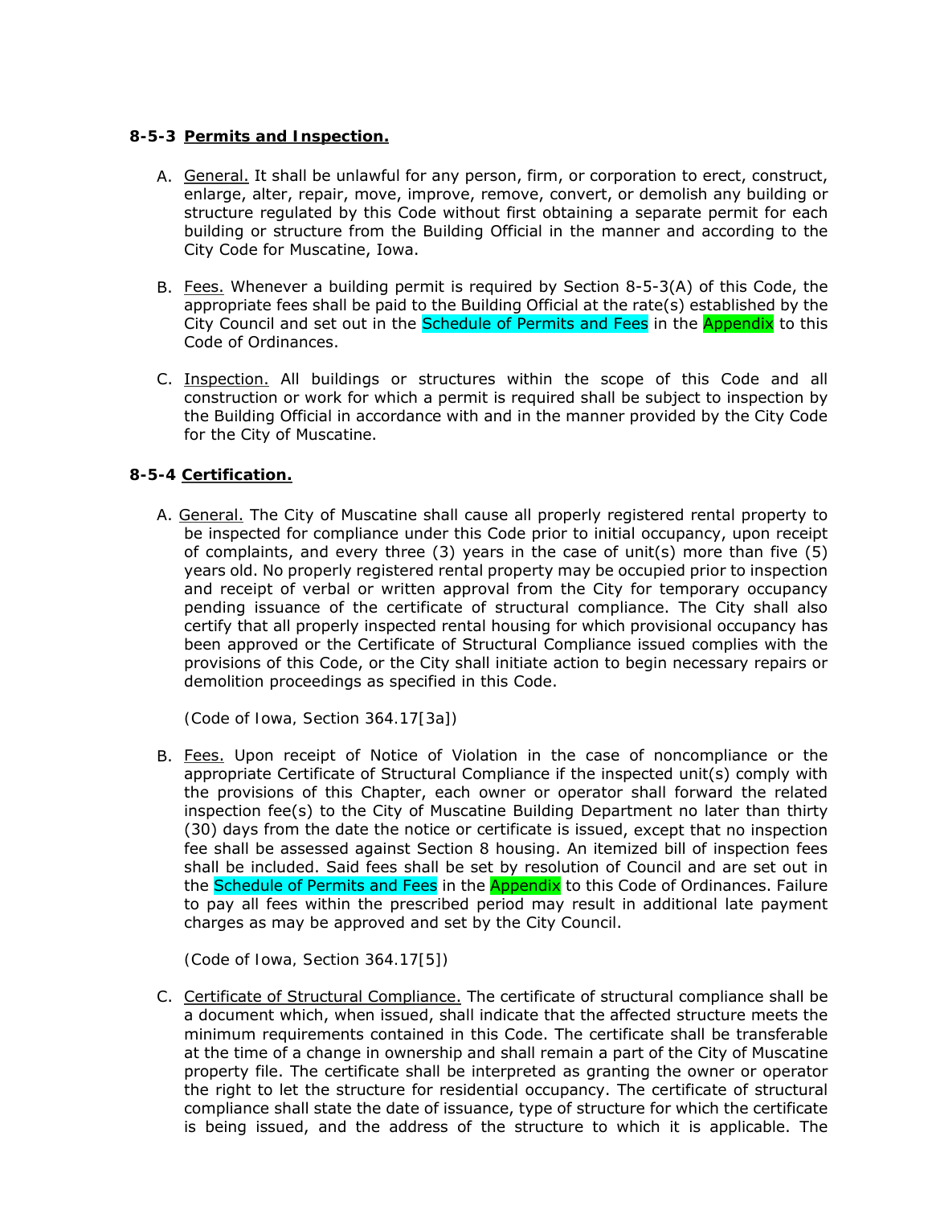**8-5-3** **<u>Permits and Inspection.</u>**

A. <u>General.</u> It shall be unlawful for any person, firm, or corporation to erect, construct, enlarge, alter, repair, move, improve, remove, convert, or demolish any building or structure regulated by this Code without first obtaining a separate permit for each building or structure from the Building Official in the manner and according to the City Code for Muscatine, Iowa.

B. <u>Fees.</u> Whenever a building permit is required by Section 8-5-3(A) of this Code, the appropriate fees shall be paid to the Building Official at the rate(s) established by the City Council and set out in the Schedule of Permits and Fees in the Appendix to this Code of Ordinances.

C. <u>Inspection.</u> All buildings or structures within the scope of this Code and all construction or work for which a permit is required shall be subject to inspection by the Building Official in accordance with and in the manner provided by the City Code for the City of Muscatine.

**8-5-4** **<u>Certification.</u>**

A. <u>General.</u> The City of Muscatine shall cause all properly registered rental property to be inspected for compliance under this Code prior to initial occupancy, upon receipt of complaints, and every three (3) years in the case of unit(s) more than five (5) years old. No properly registered rental property may be occupied prior to inspection and receipt of verbal or written approval from the City for temporary occupancy pending issuance of the certificate of structural compliance. The City shall also certify that all properly inspected rental housing for which provisional occupancy has been approved or the Certificate of Structural Compliance issued complies with the provisions of this Code, or the City shall initiate action to begin necessary repairs or demolition proceedings as specified in this Code.

(Code of Iowa, Section 364.17[3a])

B. <u>Fees.</u> Upon receipt of Notice of Violation in the case of noncompliance or the appropriate Certificate of Structural Compliance if the inspected unit(s) comply with the provisions of this Chapter, each owner or operator shall forward the related inspection fee(s) to the City of Muscatine Building Department no later than thirty (30) days from the date the notice or certificate is issued, except that no inspection fee shall be assessed against Section 8 housing. An itemized bill of inspection fees shall be included. Said fees shall be set by resolution of Council and are set out in the Schedule of Permits and Fees in the Appendix to this Code of Ordinances. Failure to pay all fees within the prescribed period may result in additional late payment charges as may be approved and set by the City Council.

(Code of Iowa, Section 364.17[5])

C. <u>Certificate of Structural Compliance.</u> The certificate of structural compliance shall be a document which, when issued, shall indicate that the affected structure meets the minimum requirements contained in this Code. The certificate shall be transferable at the time of a change in ownership and shall remain a part of the City of Muscatine property file. The certificate shall be interpreted as granting the owner or operator the right to let the structure for residential occupancy. The certificate of structural compliance shall state the date of issuance, type of structure for which the certificate is being issued, and the address of the structure to which it is applicable. The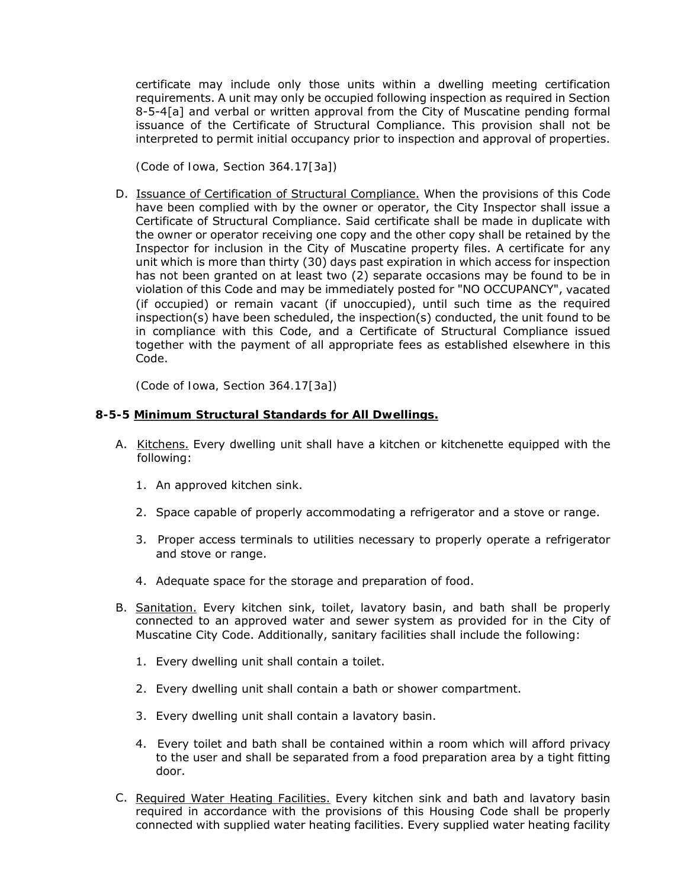certificate may include only those units within a dwelling meeting certification requirements. A unit may only be occupied following inspection as required in Section 8-5-4[a] and verbal or written approval from the City of Muscatine pending formal issuance of the Certificate of Structural Compliance. This provision shall not be interpreted to permit initial occupancy prior to inspection and approval of properties.

(Code of Iowa, Section 364.17[3a])

D. Issuance of Certification of Structural Compliance. When the provisions of this Code have been complied with by the owner or operator, the City Inspector shall issue a Certificate of Structural Compliance. Said certificate shall be made in duplicate with the owner or operator receiving one copy and the other copy shall be retained by the Inspector for inclusion in the City of Muscatine property files. A certificate for any unit which is more than thirty (30) days past expiration in which access for inspection has not been granted on at least two (2) separate occasions may be found to be in violation of this Code and may be immediately posted for "NO OCCUPANCY", vacated (if occupied) or remain vacant (if unoccupied), until such time as the required inspection(s) have been scheduled, the inspection(s) conducted, the unit found to be in compliance with this Code, and a Certificate of Structural Compliance issued together with the payment of all appropriate fees as established elsewhere in this Code.

(Code of Iowa, Section 364.17[3a])

**8-5-5 Minimum Structural Standards for All Dwellings.**

A. Kitchens. Every dwelling unit shall have a kitchen or kitchenette equipped with the following:

1. An approved kitchen sink.
2. Space capable of properly accommodating a refrigerator and a stove or range.
3. Proper access terminals to utilities necessary to properly operate a refrigerator and stove or range.
4. Adequate space for the storage and preparation of food.

B. Sanitation. Every kitchen sink, toilet, lavatory basin, and bath shall be properly connected to an approved water and sewer system as provided for in the City of Muscatine City Code. Additionally, sanitary facilities shall include the following:

1. Every dwelling unit shall contain a toilet.
2. Every dwelling unit shall contain a bath or shower compartment.
3. Every dwelling unit shall contain a lavatory basin.
4. Every toilet and bath shall be contained within a room which will afford privacy to the user and shall be separated from a food preparation area by a tight fitting door.

C. Required Water Heating Facilities. Every kitchen sink and bath and lavatory basin required in accordance with the provisions of this Housing Code shall be properly connected with supplied water heating facilities. Every supplied water heating facility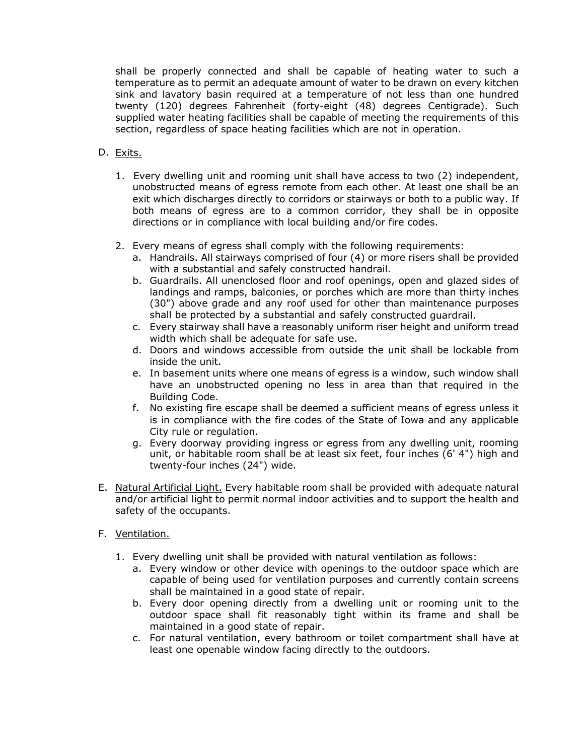shall be properly connected and shall be capable of heating water to such a temperature as to permit an adequate amount of water to be drawn on every kitchen sink and lavatory basin required at a temperature of not less than one hundred twenty (120) degrees Fahrenheit (forty-eight (48) degrees Centigrade). Such supplied water heating facilities shall be capable of meeting the requirements of this section, regardless of space heating facilities which are not in operation.

D. Exits.

1. Every dwelling unit and rooming unit shall have access to two (2) independent, unobstructed means of egress remote from each other. At least one shall be an exit which discharges directly to corridors or stairways or both to a public way. If both means of egress are to a common corridor, they shall be in opposite directions or in compliance with local building and/or fire codes.

2. Every means of egress shall comply with the following requirements:
   a. Handrails. All stairways comprised of four (4) or more risers shall be provided with a substantial and safely constructed handrail.
   b. Guardrails. All unenclosed floor and roof openings, open and glazed sides of landings and ramps, balconies, or porches which are more than thirty inches (30") above grade and any roof used for other than maintenance purposes shall be protected by a substantial and safely constructed guardrail.
   c. Every stairway shall have a reasonably uniform riser height and uniform tread width which shall be adequate for safe use.
   d. Doors and windows accessible from outside the unit shall be lockable from inside the unit.
   e. In basement units where one means of egress is a window, such window shall have an unobstructed opening no less in area than that required in the Building Code.
   f. No existing fire escape shall be deemed a sufficient means of egress unless it is in compliance with the fire codes of the State of Iowa and any applicable City rule or regulation.
   g. Every doorway providing ingress or egress from any dwelling unit, rooming unit, or habitable room shall be at least six feet, four inches (6' 4") high and twenty-four inches (24") wide.

E. Natural Artificial Light. Every habitable room shall be provided with adequate natural and/or artificial light to permit normal indoor activities and to support the health and safety of the occupants.

F. Ventilation.

1. Every dwelling unit shall be provided with natural ventilation as follows:
   a. Every window or other device with openings to the outdoor space which are capable of being used for ventilation purposes and currently contain screens shall be maintained in a good state of repair.
   b. Every door opening directly from a dwelling unit or rooming unit to the outdoor space shall fit reasonably tight within its frame and shall be maintained in a good state of repair.
   c. For natural ventilation, every bathroom or toilet compartment shall have at least one openable window facing directly to the outdoors.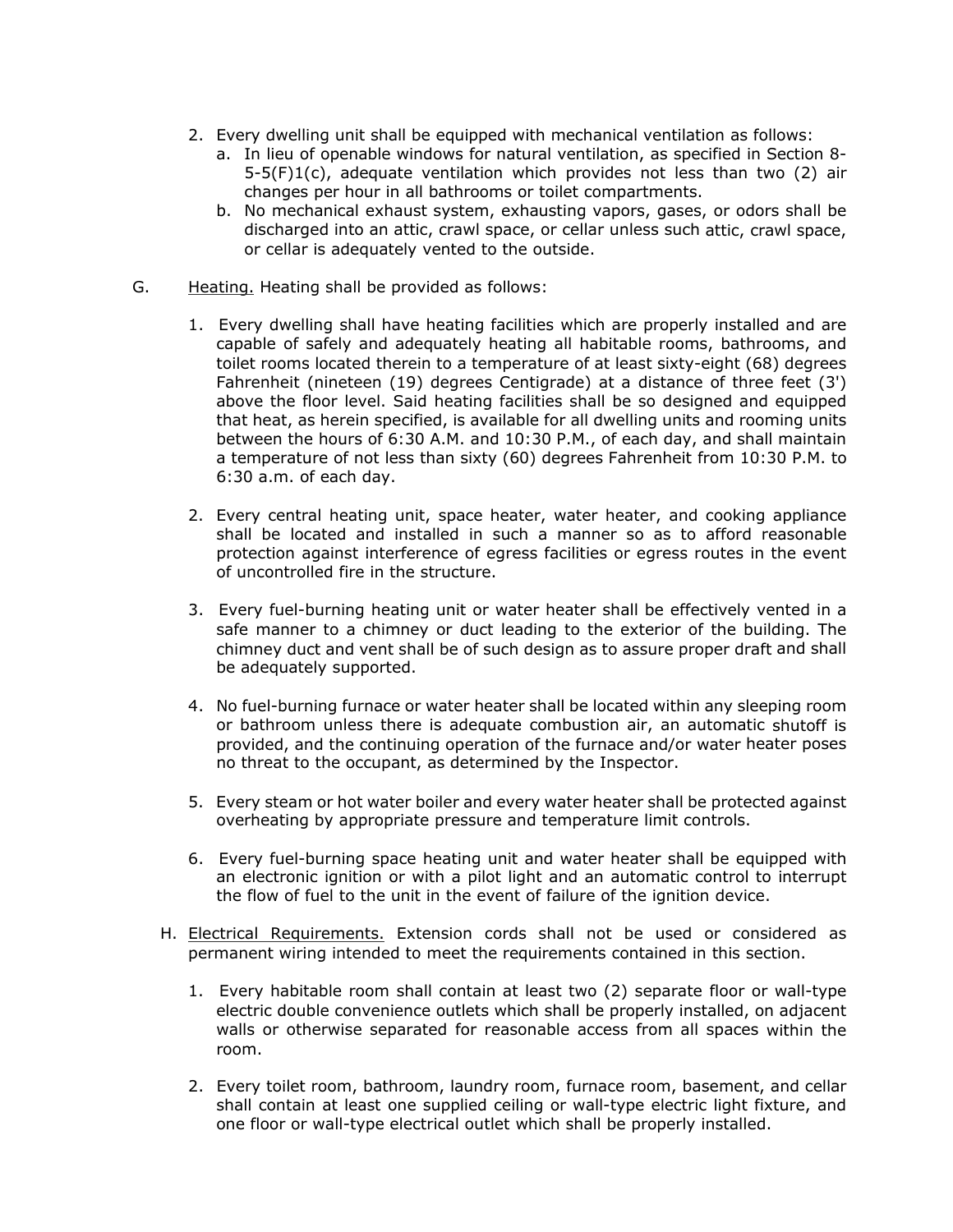2. Every dwelling unit shall be equipped with mechanical ventilation as follows:
   a. In lieu of openable windows for natural ventilation, as specified in Section 8-5-5(F)1(c), adequate ventilation which provides not less than two (2) air changes per hour in all bathrooms or toilet compartments.
   b. No mechanical exhaust system, exhausting vapors, gases, or odors shall be discharged into an attic, crawl space, or cellar unless such attic, crawl space, or cellar is adequately vented to the outside.

G. Heating. Heating shall be provided as follows:

1. Every dwelling shall have heating facilities which are properly installed and are capable of safely and adequately heating all habitable rooms, bathrooms, and toilet rooms located therein to a temperature of at least sixty-eight (68) degrees Fahrenheit (nineteen (19) degrees Centigrade) at a distance of three feet (3') above the floor level. Said heating facilities shall be so designed and equipped that heat, as herein specified, is available for all dwelling units and rooming units between the hours of 6:30 A.M. and 10:30 P.M., of each day, and shall maintain a temperature of not less than sixty (60) degrees Fahrenheit from 10:30 P.M. to 6:30 a.m. of each day.

2. Every central heating unit, space heater, water heater, and cooking appliance shall be located and installed in such a manner so as to afford reasonable protection against interference of egress facilities or egress routes in the event of uncontrolled fire in the structure.

3. Every fuel-burning heating unit or water heater shall be effectively vented in a safe manner to a chimney or duct leading to the exterior of the building. The chimney duct and vent shall be of such design as to assure proper draft and shall be adequately supported.

4. No fuel-burning furnace or water heater shall be located within any sleeping room or bathroom unless there is adequate combustion air, an automatic shutoff is provided, and the continuing operation of the furnace and/or water heater poses no threat to the occupant, as determined by the Inspector.

5. Every steam or hot water boiler and every water heater shall be protected against overheating by appropriate pressure and temperature limit controls.

6. Every fuel-burning space heating unit and water heater shall be equipped with an electronic ignition or with a pilot light and an automatic control to interrupt the flow of fuel to the unit in the event of failure of the ignition device.

H. Electrical Requirements. Extension cords shall not be used or considered as permanent wiring intended to meet the requirements contained in this section.

1. Every habitable room shall contain at least two (2) separate floor or wall-type electric double convenience outlets which shall be properly installed, on adjacent walls or otherwise separated for reasonable access from all spaces within the room.

2. Every toilet room, bathroom, laundry room, furnace room, basement, and cellar shall contain at least one supplied ceiling or wall-type electric light fixture, and one floor or wall-type electrical outlet which shall be properly installed.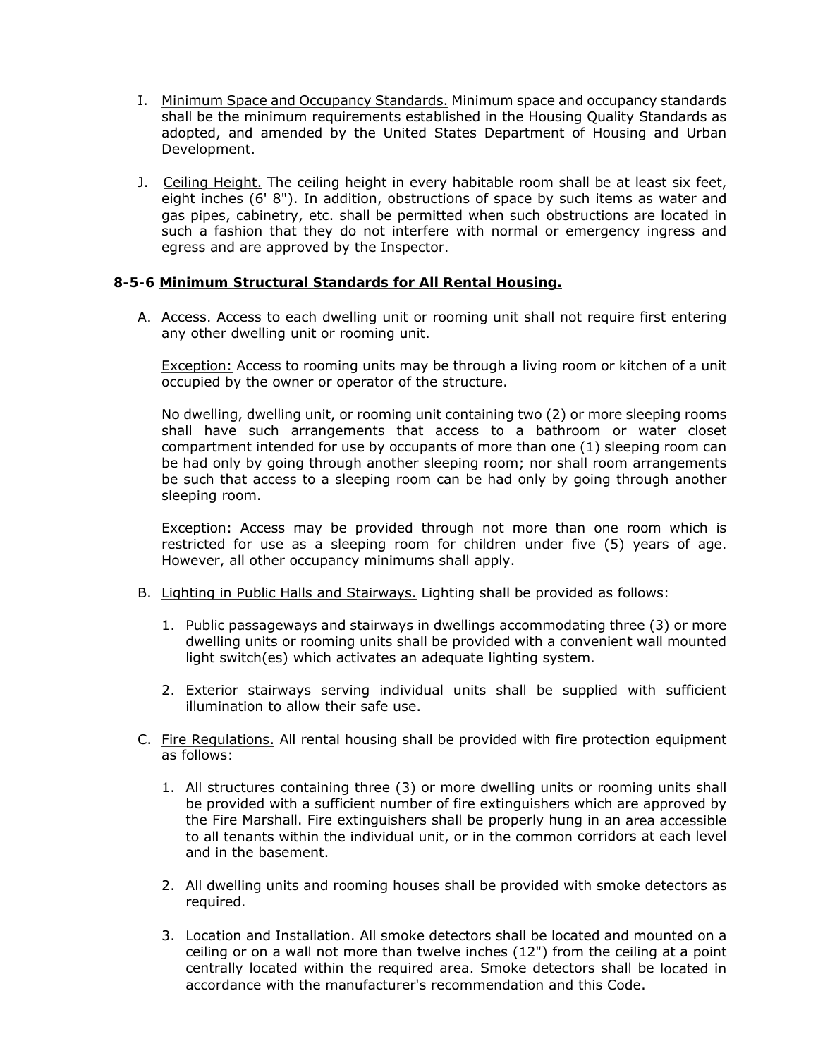I. Minimum Space and Occupancy Standards. Minimum space and occupancy standards shall be the minimum requirements established in the Housing Quality Standards as adopted, and amended by the United States Department of Housing and Urban Development.

J. Ceiling Height. The ceiling height in every habitable room shall be at least six feet, eight inches (6' 8"). In addition, obstructions of space by such items as water and gas pipes, cabinetry, etc. shall be permitted when such obstructions are located in such a fashion that they do not interfere with normal or emergency ingress and egress and are approved by the Inspector.

### 8-5-6 Minimum Structural Standards for All Rental Housing.

A. Access. Access to each dwelling unit or rooming unit shall not require first entering any other dwelling unit or rooming unit.

Exception: Access to rooming units may be through a living room or kitchen of a unit occupied by the owner or operator of the structure.

No dwelling, dwelling unit, or rooming unit containing two (2) or more sleeping rooms shall have such arrangements that access to a bathroom or water closet compartment intended for use by occupants of more than one (1) sleeping room can be had only by going through another sleeping room; nor shall room arrangements be such that access to a sleeping room can be had only by going through another sleeping room.

Exception: Access may be provided through not more than one room which is restricted for use as a sleeping room for children under five (5) years of age. However, all other occupancy minimums shall apply.

B. Lighting in Public Halls and Stairways. Lighting shall be provided as follows:

1. Public passageways and stairways in dwellings accommodating three (3) or more dwelling units or rooming units shall be provided with a convenient wall mounted light switch(es) which activates an adequate lighting system.

2. Exterior stairways serving individual units shall be supplied with sufficient illumination to allow their safe use.

C. Fire Regulations. All rental housing shall be provided with fire protection equipment as follows:

1. All structures containing three (3) or more dwelling units or rooming units shall be provided with a sufficient number of fire extinguishers which are approved by the Fire Marshall. Fire extinguishers shall be properly hung in an area accessible to all tenants within the individual unit, or in the common corridors at each level and in the basement.

2. All dwelling units and rooming houses shall be provided with smoke detectors as required.

3. Location and Installation. All smoke detectors shall be located and mounted on a ceiling or on a wall not more than twelve inches (12") from the ceiling at a point centrally located within the required area. Smoke detectors shall be located in accordance with the manufacturer's recommendation and this Code.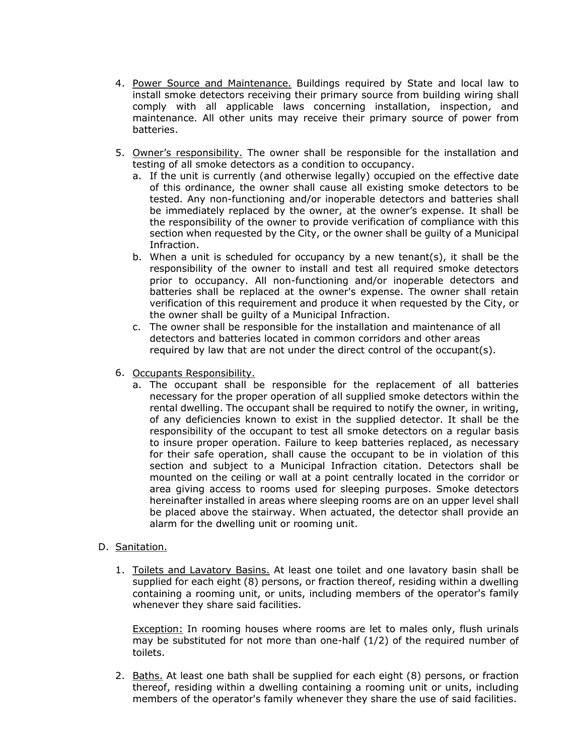4. Power Source and Maintenance. Buildings required by State and local law to install smoke detectors receiving their primary source from building wiring shall comply with all applicable laws concerning installation, inspection, and maintenance. All other units may receive their primary source of power from batteries.

5. Owner's responsibility. The owner shall be responsible for the installation and testing of all smoke detectors as a condition to occupancy.
   a. If the unit is currently (and otherwise legally) occupied on the effective date of this ordinance, the owner shall cause all existing smoke detectors to be tested. Any non-functioning and/or inoperable detectors and batteries shall be immediately replaced by the owner, at the owner's expense. It shall be the responsibility of the owner to provide verification of compliance with this section when requested by the City, or the owner shall be guilty of a Municipal Infraction.
   b. When a unit is scheduled for occupancy by a new tenant(s), it shall be the responsibility of the owner to install and test all required smoke detectors prior to occupancy. All non-functioning and/or inoperable detectors and batteries shall be replaced at the owner's expense. The owner shall retain verification of this requirement and produce it when requested by the City, or the owner shall be guilty of a Municipal Infraction.
   c. The owner shall be responsible for the installation and maintenance of all detectors and batteries located in common corridors and other areas required by law that are not under the direct control of the occupant(s).

6. Occupants Responsibility.
   a. The occupant shall be responsible for the replacement of all batteries necessary for the proper operation of all supplied smoke detectors within the rental dwelling. The occupant shall be required to notify the owner, in writing, of any deficiencies known to exist in the supplied detector. It shall be the responsibility of the occupant to test all smoke detectors on a regular basis to insure proper operation. Failure to keep batteries replaced, as necessary for their safe operation, shall cause the occupant to be in violation of this section and subject to a Municipal Infraction citation. Detectors shall be mounted on the ceiling or wall at a point centrally located in the corridor or area giving access to rooms used for sleeping purposes. Smoke detectors hereinafter installed in areas where sleeping rooms are on an upper level shall be placed above the stairway. When actuated, the detector shall provide an alarm for the dwelling unit or rooming unit.

D. Sanitation.

1. Toilets and Lavatory Basins. At least one toilet and one lavatory basin shall be supplied for each eight (8) persons, or fraction thereof, residing within a dwelling containing a rooming unit, or units, including members of the operator's family whenever they share said facilities.

   Exception: In rooming houses where rooms are let to males only, flush urinals may be substituted for not more than one-half (1/2) of the required number of toilets.

2. Baths. At least one bath shall be supplied for each eight (8) persons, or fraction thereof, residing within a dwelling containing a rooming unit or units, including members of the operator's family whenever they share the use of said facilities.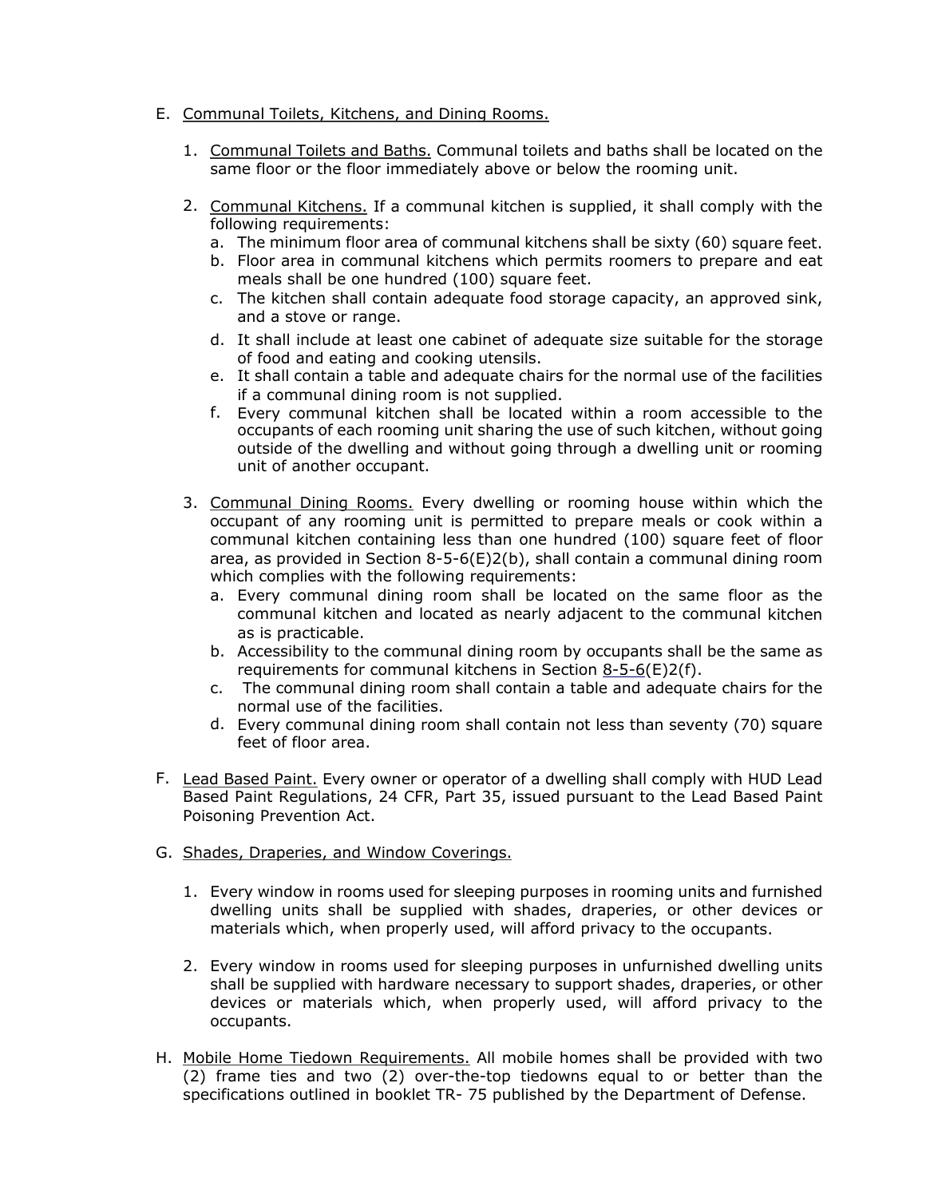E. <u>Communal Toilets, Kitchens, and Dining Rooms.</u>

1. <u>Communal Toilets and Baths.</u> Communal toilets and baths shall be located on the same floor or the floor immediately above or below the rooming unit.

2. <u>Communal Kitchens.</u> If a communal kitchen is supplied, it shall comply with the following requirements:
   a. The minimum floor area of communal kitchens shall be sixty (60) square feet.
   b. Floor area in communal kitchens which permits roomers to prepare and eat meals shall be one hundred (100) square feet.
   c. The kitchen shall contain adequate food storage capacity, an approved sink, and a stove or range.
   d. It shall include at least one cabinet of adequate size suitable for the storage of food and eating and cooking utensils.
   e. It shall contain a table and adequate chairs for the normal use of the facilities if a communal dining room is not supplied.
   f. Every communal kitchen shall be located within a room accessible to the occupants of each rooming unit sharing the use of such kitchen, without going outside of the dwelling and without going through a dwelling unit or rooming unit of another occupant.

3. <u>Communal Dining Rooms.</u> Every dwelling or rooming house within which the occupant of any rooming unit is permitted to prepare meals or cook within a communal kitchen containing less than one hundred (100) square feet of floor area, as provided in Section 8-5-6(E)2(b), shall contain a communal dining room which complies with the following requirements:
   a. Every communal dining room shall be located on the same floor as the communal kitchen and located as nearly adjacent to the communal kitchen as is practicable.
   b. Accessibility to the communal dining room by occupants shall be the same as requirements for communal kitchens in Section <u>8-5-6</u>(E)2(f).
   c. The communal dining room shall contain a table and adequate chairs for the normal use of the facilities.
   d. Every communal dining room shall contain not less than seventy (70) square feet of floor area.

F. <u>Lead Based Paint.</u> Every owner or operator of a dwelling shall comply with HUD Lead Based Paint Regulations, 24 CFR, Part 35, issued pursuant to the Lead Based Paint Poisoning Prevention Act.

G. <u>Shades, Draperies, and Window Coverings.</u>

1. Every window in rooms used for sleeping purposes in rooming units and furnished dwelling units shall be supplied with shades, draperies, or other devices or materials which, when properly used, will afford privacy to the occupants.

2. Every window in rooms used for sleeping purposes in unfurnished dwelling units shall be supplied with hardware necessary to support shades, draperies, or other devices or materials which, when properly used, will afford privacy to the occupants.

H. <u>Mobile Home Tiedown Requirements.</u> All mobile homes shall be provided with two (2) frame ties and two (2) over-the-top tiedowns equal to or better than the specifications outlined in booklet TR- 75 published by the Department of Defense.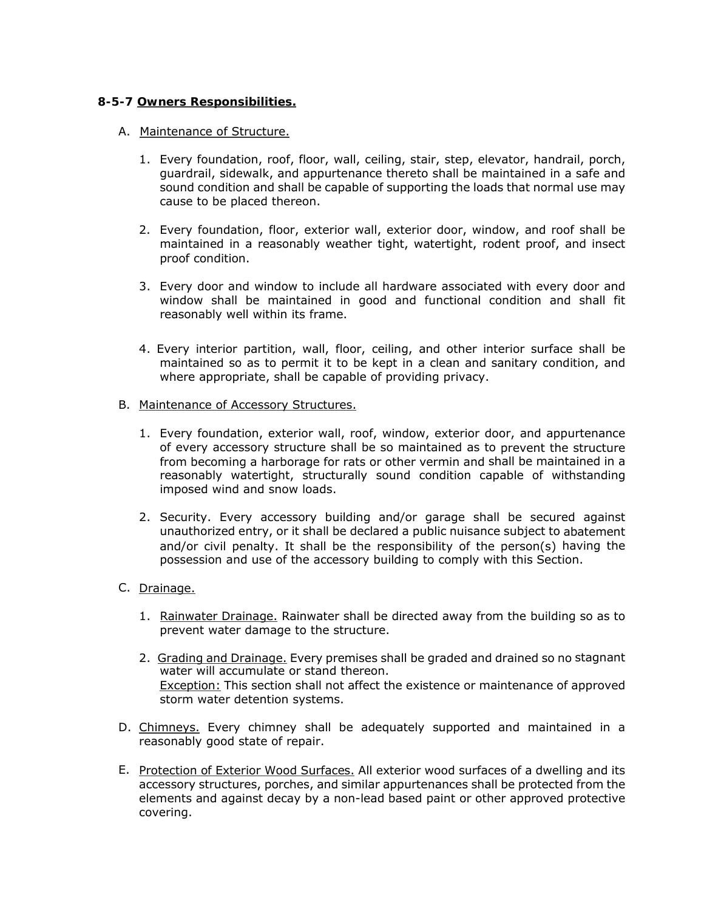**8-5-7 <u>Owners Responsibilities.</u>**

A. <u>Maintenance of Structure.</u>

   1. Every foundation, roof, floor, wall, ceiling, stair, step, elevator, handrail, porch, guardrail, sidewalk, and appurtenance thereto shall be maintained in a safe and sound condition and shall be capable of supporting the loads that normal use may cause to be placed thereon.

   2. Every foundation, floor, exterior wall, exterior door, window, and roof shall be maintained in a reasonably weather tight, watertight, rodent proof, and insect proof condition.

   3. Every door and window to include all hardware associated with every door and window shall be maintained in good and functional condition and shall fit reasonably well within its frame.

   4. Every interior partition, wall, floor, ceiling, and other interior surface shall be maintained so as to permit it to be kept in a clean and sanitary condition, and where appropriate, shall be capable of providing privacy.

B. <u>Maintenance of Accessory Structures.</u>

   1. Every foundation, exterior wall, roof, window, exterior door, and appurtenance of every accessory structure shall be so maintained as to prevent the structure from becoming a harborage for rats or other vermin and shall be maintained in a reasonably watertight, structurally sound condition capable of withstanding imposed wind and snow loads.

   2. Security. Every accessory building and/or garage shall be secured against unauthorized entry, or it shall be declared a public nuisance subject to abatement and/or civil penalty. It shall be the responsibility of the person(s) having the possession and use of the accessory building to comply with this Section.

C. <u>Drainage.</u>

   1. <u>Rainwater Drainage.</u> Rainwater shall be directed away from the building so as to prevent water damage to the structure.

   2. <u>Grading and Drainage.</u> Every premises shall be graded and drained so no stagnant water will accumulate or stand thereon.
      <u>Exception:</u> This section shall not affect the existence or maintenance of approved storm water detention systems.

D. <u>Chimneys.</u> Every chimney shall be adequately supported and maintained in a reasonably good state of repair.

E. <u>Protection of Exterior Wood Surfaces.</u> All exterior wood surfaces of a dwelling and its accessory structures, porches, and similar appurtenances shall be protected from the elements and against decay by a non-lead based paint or other approved protective covering.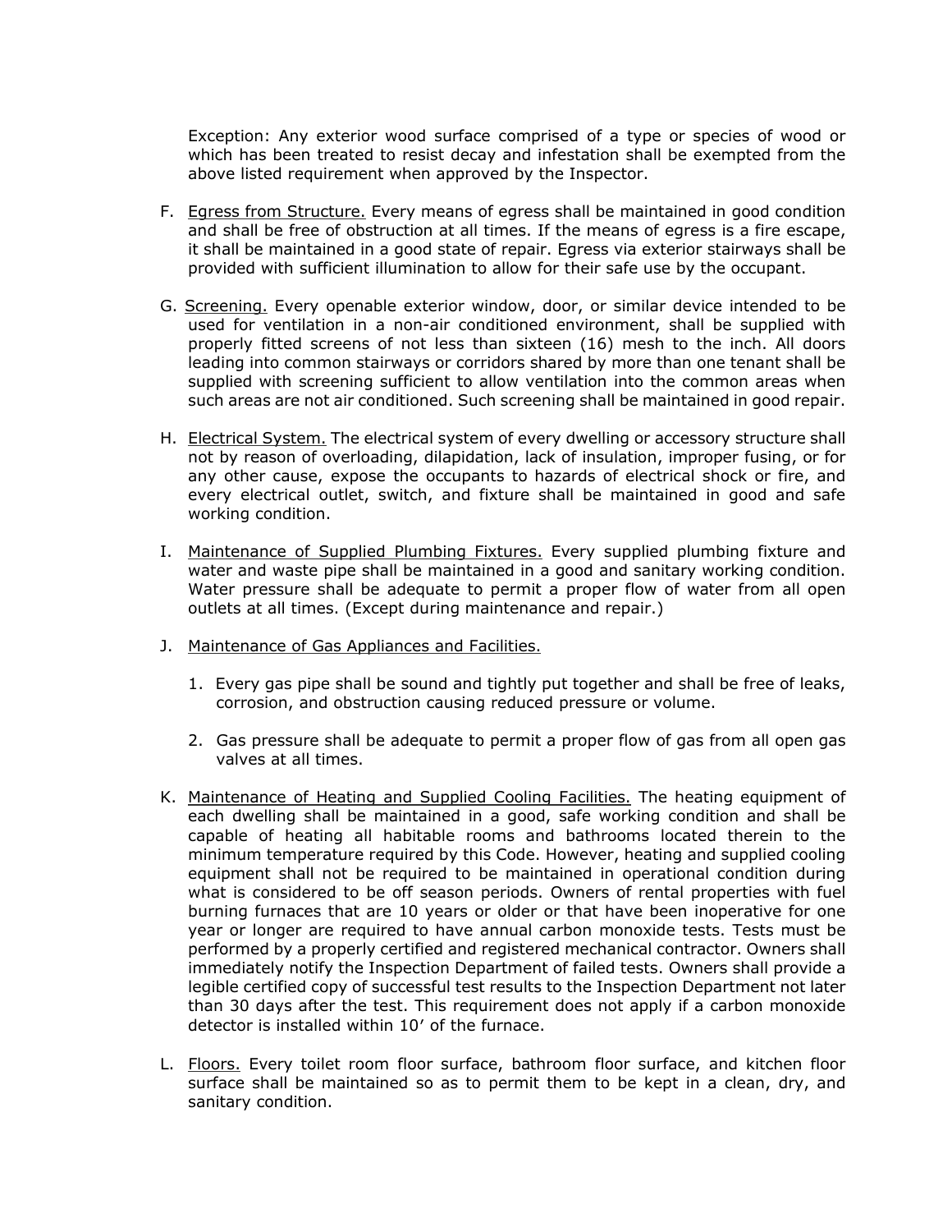Exception: Any exterior wood surface comprised of a type or species of wood or which has been treated to resist decay and infestation shall be exempted from the above listed requirement when approved by the Inspector.

F. Egress from Structure. Every means of egress shall be maintained in good condition and shall be free of obstruction at all times. If the means of egress is a fire escape, it shall be maintained in a good state of repair. Egress via exterior stairways shall be provided with sufficient illumination to allow for their safe use by the occupant.

G. Screening. Every openable exterior window, door, or similar device intended to be used for ventilation in a non-air conditioned environment, shall be supplied with properly fitted screens of not less than sixteen (16) mesh to the inch. All doors leading into common stairways or corridors shared by more than one tenant shall be supplied with screening sufficient to allow ventilation into the common areas when such areas are not air conditioned. Such screening shall be maintained in good repair.

H. Electrical System. The electrical system of every dwelling or accessory structure shall not by reason of overloading, dilapidation, lack of insulation, improper fusing, or for any other cause, expose the occupants to hazards of electrical shock or fire, and every electrical outlet, switch, and fixture shall be maintained in good and safe working condition.

I. Maintenance of Supplied Plumbing Fixtures. Every supplied plumbing fixture and water and waste pipe shall be maintained in a good and sanitary working condition. Water pressure shall be adequate to permit a proper flow of water from all open outlets at all times. (Except during maintenance and repair.)

J. Maintenance of Gas Appliances and Facilities.

   1. Every gas pipe shall be sound and tightly put together and shall be free of leaks, corrosion, and obstruction causing reduced pressure or volume.

   2. Gas pressure shall be adequate to permit a proper flow of gas from all open gas valves at all times.

K. Maintenance of Heating and Supplied Cooling Facilities. The heating equipment of each dwelling shall be maintained in a good, safe working condition and shall be capable of heating all habitable rooms and bathrooms located therein to the minimum temperature required by this Code. However, heating and supplied cooling equipment shall not be required to be maintained in operational condition during what is considered to be off season periods. Owners of rental properties with fuel burning furnaces that are 10 years or older or that have been inoperative for one year or longer are required to have annual carbon monoxide tests. Tests must be performed by a properly certified and registered mechanical contractor. Owners shall immediately notify the Inspection Department of failed tests. Owners shall provide a legible certified copy of successful test results to the Inspection Department not later than 30 days after the test. This requirement does not apply if a carbon monoxide detector is installed within 10' of the furnace.

L. Floors. Every toilet room floor surface, bathroom floor surface, and kitchen floor surface shall be maintained so as to permit them to be kept in a clean, dry, and sanitary condition.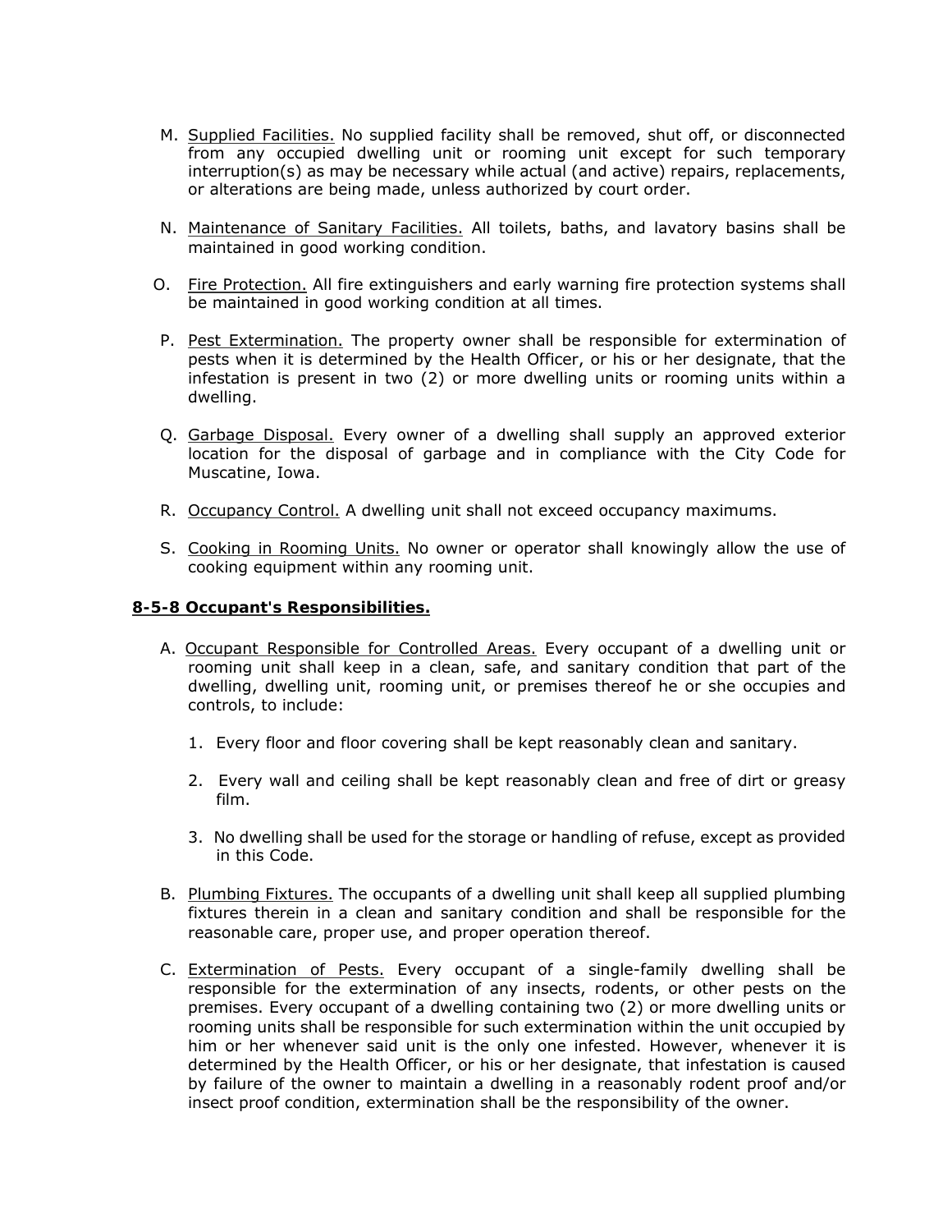M. Supplied Facilities. No supplied facility shall be removed, shut off, or disconnected from any occupied dwelling unit or rooming unit except for such temporary interruption(s) as may be necessary while actual (and active) repairs, replacements, or alterations are being made, unless authorized by court order.

N. Maintenance of Sanitary Facilities. All toilets, baths, and lavatory basins shall be maintained in good working condition.

O. Fire Protection. All fire extinguishers and early warning fire protection systems shall be maintained in good working condition at all times.

P. Pest Extermination. The property owner shall be responsible for extermination of pests when it is determined by the Health Officer, or his or her designate, that the infestation is present in two (2) or more dwelling units or rooming units within a dwelling.

Q. Garbage Disposal. Every owner of a dwelling shall supply an approved exterior location for the disposal of garbage and in compliance with the City Code for Muscatine, Iowa.

R. Occupancy Control. A dwelling unit shall not exceed occupancy maximums.

S. Cooking in Rooming Units. No owner or operator shall knowingly allow the use of cooking equipment within any rooming unit.

**8-5-8 Occupant's Responsibilities.**

A. Occupant Responsible for Controlled Areas. Every occupant of a dwelling unit or rooming unit shall keep in a clean, safe, and sanitary condition that part of the dwelling, dwelling unit, rooming unit, or premises thereof he or she occupies and controls, to include:

   1. Every floor and floor covering shall be kept reasonably clean and sanitary.

   2. Every wall and ceiling shall be kept reasonably clean and free of dirt or greasy film.

   3. No dwelling shall be used for the storage or handling of refuse, except as provided in this Code.

B. Plumbing Fixtures. The occupants of a dwelling unit shall keep all supplied plumbing fixtures therein in a clean and sanitary condition and shall be responsible for the reasonable care, proper use, and proper operation thereof.

C. Extermination of Pests. Every occupant of a single-family dwelling shall be responsible for the extermination of any insects, rodents, or other pests on the premises. Every occupant of a dwelling containing two (2) or more dwelling units or rooming units shall be responsible for such extermination within the unit occupied by him or her whenever said unit is the only one infested. However, whenever it is determined by the Health Officer, or his or her designate, that infestation is caused by failure of the owner to maintain a dwelling in a reasonably rodent proof and/or insect proof condition, extermination shall be the responsibility of the owner.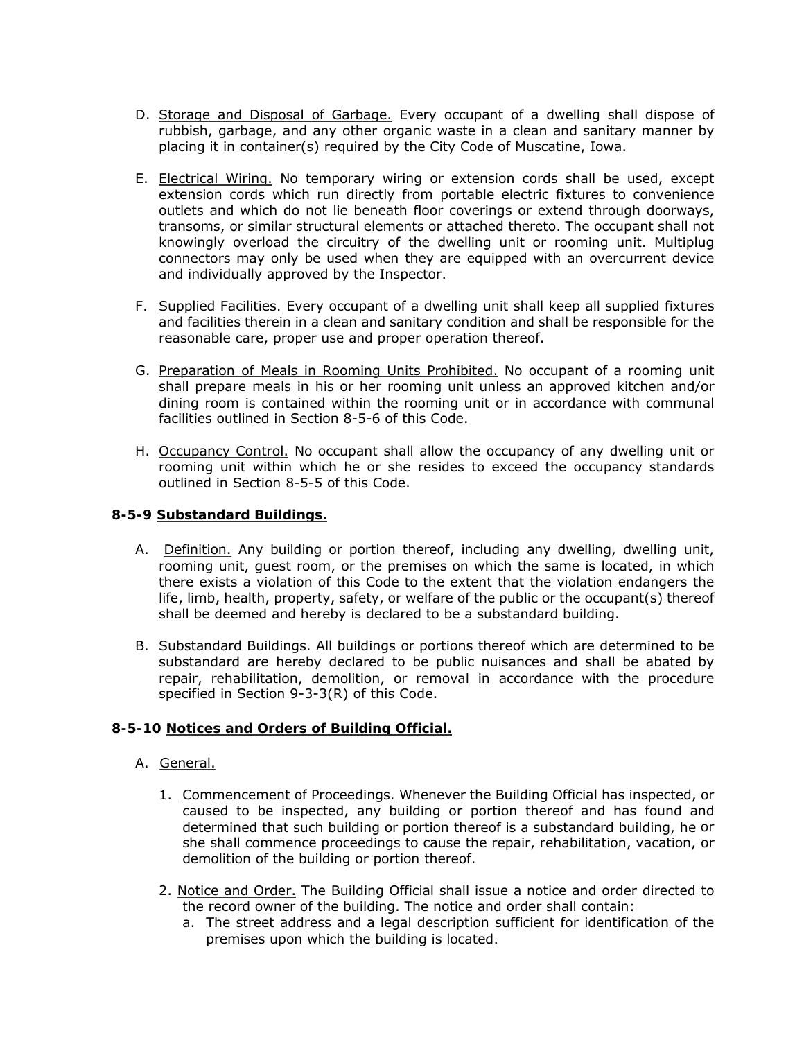D. Storage and Disposal of Garbage. Every occupant of a dwelling shall dispose of rubbish, garbage, and any other organic waste in a clean and sanitary manner by placing it in container(s) required by the City Code of Muscatine, Iowa.

E. Electrical Wiring. No temporary wiring or extension cords shall be used, except extension cords which run directly from portable electric fixtures to convenience outlets and which do not lie beneath floor coverings or extend through doorways, transoms, or similar structural elements or attached thereto. The occupant shall not knowingly overload the circuitry of the dwelling unit or rooming unit. Multiplug connectors may only be used when they are equipped with an overcurrent device and individually approved by the Inspector.

F. Supplied Facilities. Every occupant of a dwelling unit shall keep all supplied fixtures and facilities therein in a clean and sanitary condition and shall be responsible for the reasonable care, proper use and proper operation thereof.

G. Preparation of Meals in Rooming Units Prohibited. No occupant of a rooming unit shall prepare meals in his or her rooming unit unless an approved kitchen and/or dining room is contained within the rooming unit or in accordance with communal facilities outlined in Section 8-5-6 of this Code.

H. Occupancy Control. No occupant shall allow the occupancy of any dwelling unit or rooming unit within which he or she resides to exceed the occupancy standards outlined in Section 8-5-5 of this Code.

**8-5-9 Substandard Buildings.**

A. Definition. Any building or portion thereof, including any dwelling, dwelling unit, rooming unit, guest room, or the premises on which the same is located, in which there exists a violation of this Code to the extent that the violation endangers the life, limb, health, property, safety, or welfare of the public or the occupant(s) thereof shall be deemed and hereby is declared to be a substandard building.

B. Substandard Buildings. All buildings or portions thereof which are determined to be substandard are hereby declared to be public nuisances and shall be abated by repair, rehabilitation, demolition, or removal in accordance with the procedure specified in Section 9-3-3(R) of this Code.

**8-5-10 Notices and Orders of Building Official.**

A. General.

1. Commencement of Proceedings. Whenever the Building Official has inspected, or caused to be inspected, any building or portion thereof and has found and determined that such building or portion thereof is a substandard building, he or she shall commence proceedings to cause the repair, rehabilitation, vacation, or demolition of the building or portion thereof.

2. Notice and Order. The Building Official shall issue a notice and order directed to the record owner of the building. The notice and order shall contain:
   a. The street address and a legal description sufficient for identification of the premises upon which the building is located.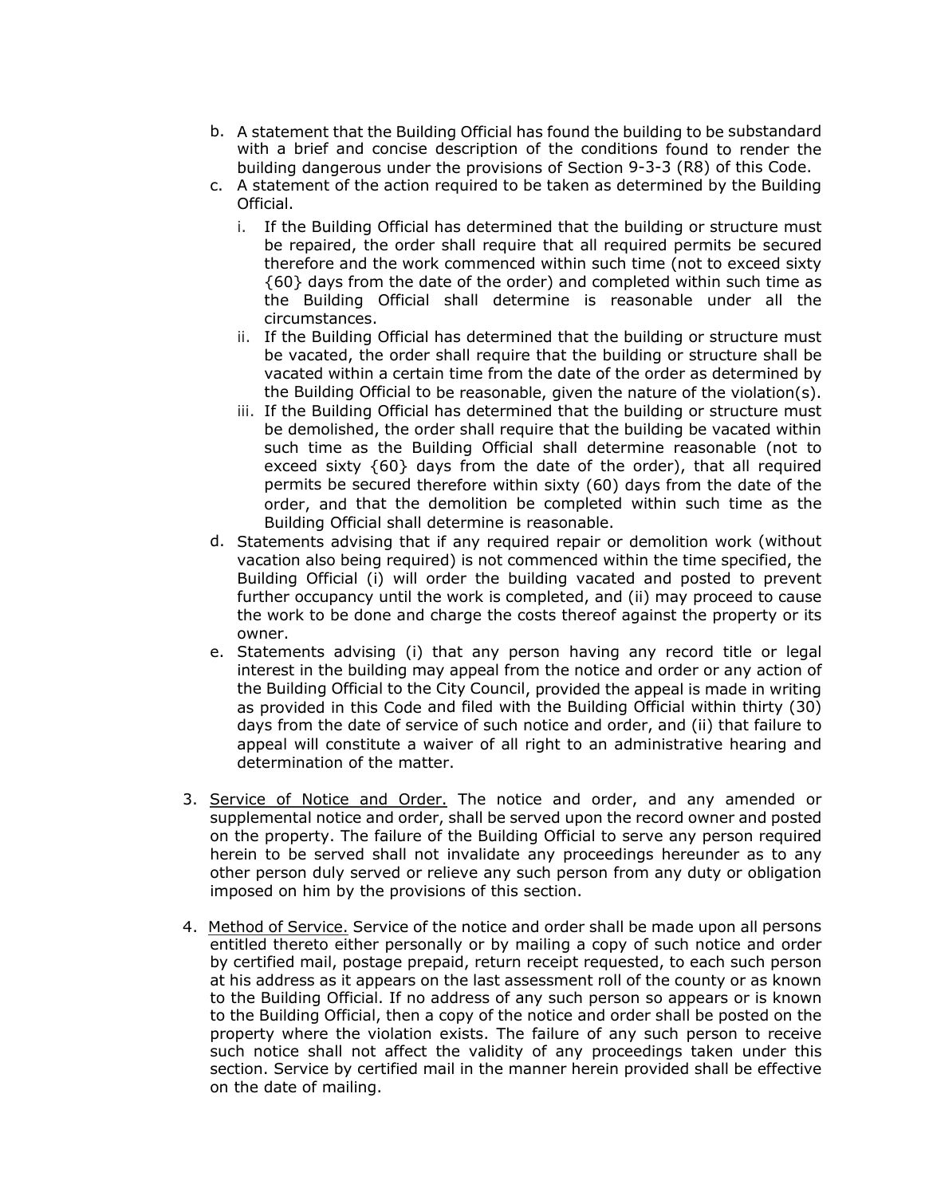b. A statement that the Building Official has found the building to be substandard with a brief and concise description of the conditions found to render the building dangerous under the provisions of Section 9-3-3 (R8) of this Code.

c. A statement of the action required to be taken as determined by the Building Official.

   i. If the Building Official has determined that the building or structure must be repaired, the order shall require that all required permits be secured therefore and the work commenced within such time (not to exceed sixty {60} days from the date of the order) and completed within such time as the Building Official shall determine is reasonable under all the circumstances.

   ii. If the Building Official has determined that the building or structure must be vacated, the order shall require that the building or structure shall be vacated within a certain time from the date of the order as determined by the Building Official to be reasonable, given the nature of the violation(s).

   iii. If the Building Official has determined that the building or structure must be demolished, the order shall require that the building be vacated within such time as the Building Official shall determine reasonable (not to exceed sixty {60} days from the date of the order), that all required permits be secured therefore within sixty (60) days from the date of the order, and that the demolition be completed within such time as the Building Official shall determine is reasonable.

d. Statements advising that if any required repair or demolition work (without vacation also being required) is not commenced within the time specified, the Building Official (i) will order the building vacated and posted to prevent further occupancy until the work is completed, and (ii) may proceed to cause the work to be done and charge the costs thereof against the property or its owner.

e. Statements advising (i) that any person having any record title or legal interest in the building may appeal from the notice and order or any action of the Building Official to the City Council, provided the appeal is made in writing as provided in this Code and filed with the Building Official within thirty (30) days from the date of service of such notice and order, and (ii) that failure to appeal will constitute a waiver of all right to an administrative hearing and determination of the matter.

3. Service of Notice and Order. The notice and order, and any amended or supplemental notice and order, shall be served upon the record owner and posted on the property. The failure of the Building Official to serve any person required herein to be served shall not invalidate any proceedings hereunder as to any other person duly served or relieve any such person from any duty or obligation imposed on him by the provisions of this section.

4. Method of Service. Service of the notice and order shall be made upon all persons entitled thereto either personally or by mailing a copy of such notice and order by certified mail, postage prepaid, return receipt requested, to each such person at his address as it appears on the last assessment roll of the county or as known to the Building Official. If no address of any such person so appears or is known to the Building Official, then a copy of the notice and order shall be posted on the property where the violation exists. The failure of any such person to receive such notice shall not affect the validity of any proceedings taken under this section. Service by certified mail in the manner herein provided shall be effective on the date of mailing.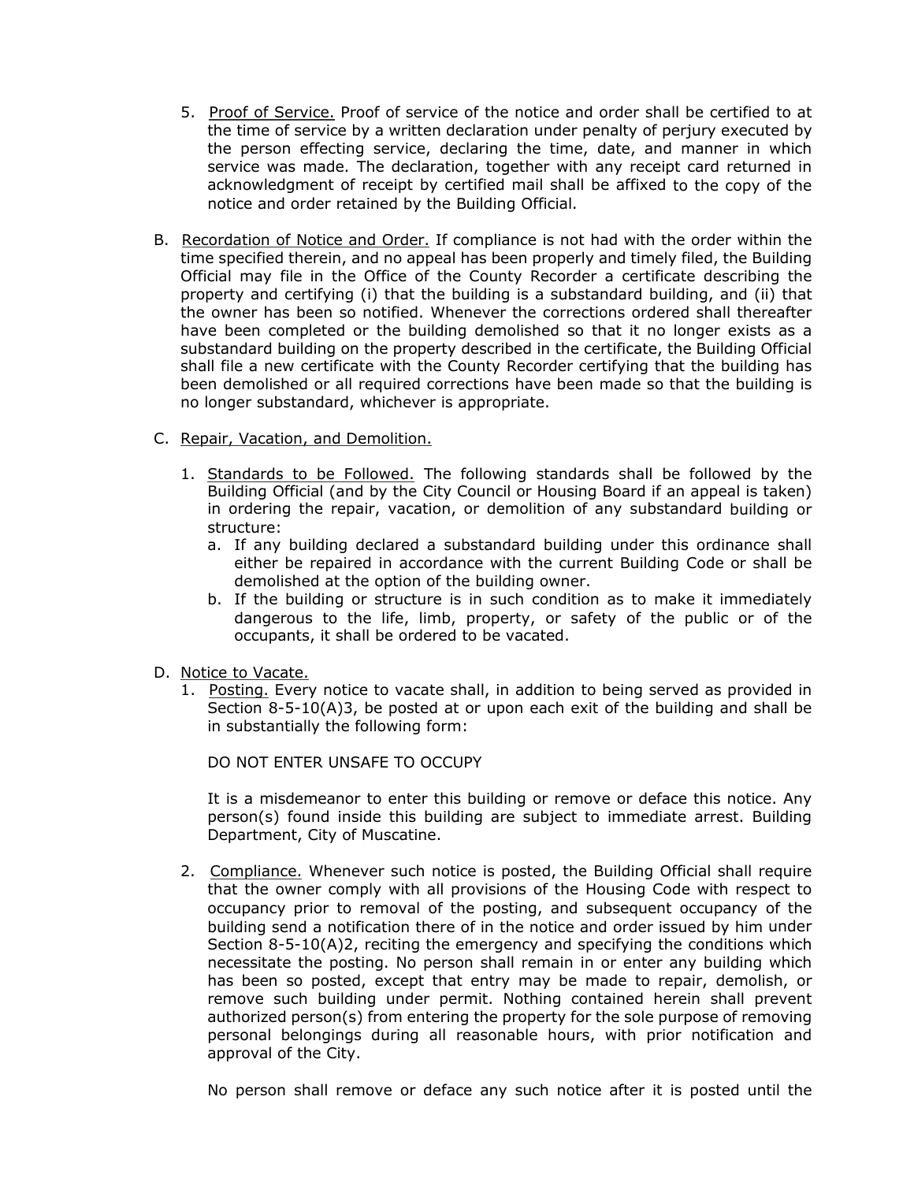5. Proof of Service. Proof of service of the notice and order shall be certified to at the time of service by a written declaration under penalty of perjury executed by the person effecting service, declaring the time, date, and manner in which service was made. The declaration, together with any receipt card returned in acknowledgment of receipt by certified mail shall be affixed to the copy of the notice and order retained by the Building Official.

B. Recordation of Notice and Order. If compliance is not had with the order within the time specified therein, and no appeal has been properly and timely filed, the Building Official may file in the Office of the County Recorder a certificate describing the property and certifying (i) that the building is a substandard building, and (ii) that the owner has been so notified. Whenever the corrections ordered shall thereafter have been completed or the building demolished so that it no longer exists as a substandard building on the property described in the certificate, the Building Official shall file a new certificate with the County Recorder certifying that the building has been demolished or all required corrections have been made so that the building is no longer substandard, whichever is appropriate.

C. Repair, Vacation, and Demolition.

1. Standards to be Followed. The following standards shall be followed by the Building Official (and by the City Council or Housing Board if an appeal is taken) in ordering the repair, vacation, or demolition of any substandard building or structure:
   a. If any building declared a substandard building under this ordinance shall either be repaired in accordance with the current Building Code or shall be demolished at the option of the building owner.
   b. If the building or structure is in such condition as to make it immediately dangerous to the life, limb, property, or safety of the public or of the occupants, it shall be ordered to be vacated.

D. Notice to Vacate.

1. Posting. Every notice to vacate shall, in addition to being served as provided in Section 8-5-10(A)3, be posted at or upon each exit of the building and shall be in substantially the following form:

   DO NOT ENTER UNSAFE TO OCCUPY

   It is a misdemeanor to enter this building or remove or deface this notice. Any person(s) found inside this building are subject to immediate arrest. Building Department, City of Muscatine.

2. Compliance. Whenever such notice is posted, the Building Official shall require that the owner comply with all provisions of the Housing Code with respect to occupancy prior to removal of the posting, and subsequent occupancy of the building send a notification there of in the notice and order issued by him under Section 8-5-10(A)2, reciting the emergency and specifying the conditions which necessitate the posting. No person shall remain in or enter any building which has been so posted, except that entry may be made to repair, demolish, or remove such building under permit. Nothing contained herein shall prevent authorized person(s) from entering the property for the sole purpose of removing personal belongings during all reasonable hours, with prior notification and approval of the City.

   No person shall remove or deface any such notice after it is posted until the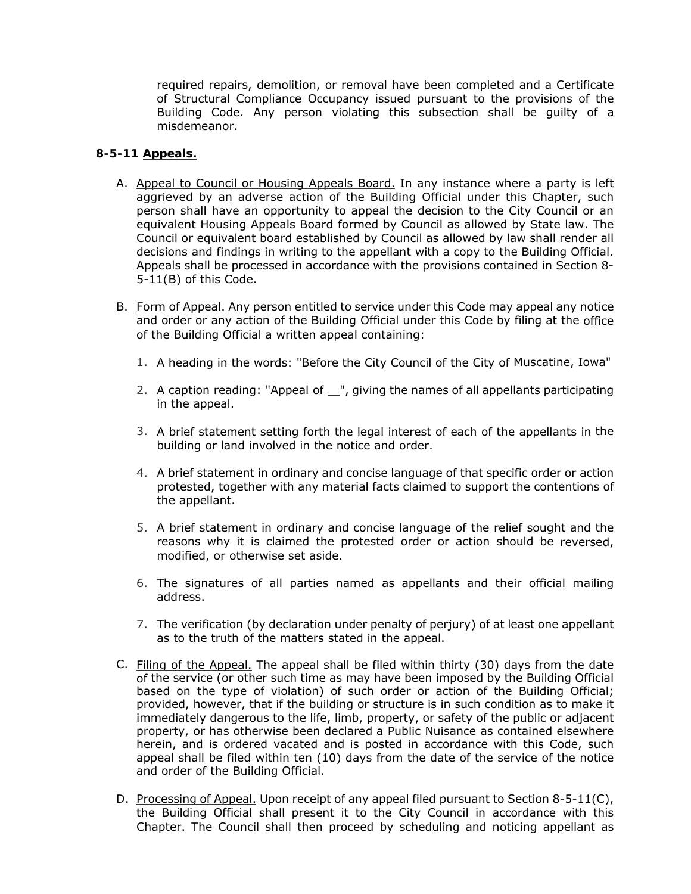required repairs, demolition, or removal have been completed and a Certificate of Structural Compliance Occupancy issued pursuant to the provisions of the Building Code. Any person violating this subsection shall be guilty of a misdemeanor.

### 8-5-11 Appeals.

A. Appeal to Council or Housing Appeals Board. In any instance where a party is left aggrieved by an adverse action of the Building Official under this Chapter, such person shall have an opportunity to appeal the decision to the City Council or an equivalent Housing Appeals Board formed by Council as allowed by State law. The Council or equivalent board established by Council as allowed by law shall render all decisions and findings in writing to the appellant with a copy to the Building Official. Appeals shall be processed in accordance with the provisions contained in Section 8-5-11(B) of this Code.

B. Form of Appeal. Any person entitled to service under this Code may appeal any notice and order or any action of the Building Official under this Code by filing at the office of the Building Official a written appeal containing:

   1. A heading in the words: "Before the City Council of the City of Muscatine, Iowa"

   2. A caption reading: "Appeal of __", giving the names of all appellants participating in the appeal.

   3. A brief statement setting forth the legal interest of each of the appellants in the building or land involved in the notice and order.

   4. A brief statement in ordinary and concise language of that specific order or action protested, together with any material facts claimed to support the contentions of the appellant.

   5. A brief statement in ordinary and concise language of the relief sought and the reasons why it is claimed the protested order or action should be reversed, modified, or otherwise set aside.

   6. The signatures of all parties named as appellants and their official mailing address.

   7. The verification (by declaration under penalty of perjury) of at least one appellant as to the truth of the matters stated in the appeal.

C. Filing of the Appeal. The appeal shall be filed within thirty (30) days from the date of the service (or other such time as may have been imposed by the Building Official based on the type of violation) of such order or action of the Building Official; provided, however, that if the building or structure is in such condition as to make it immediately dangerous to the life, limb, property, or safety of the public or adjacent property, or has otherwise been declared a Public Nuisance as contained elsewhere herein, and is ordered vacated and is posted in accordance with this Code, such appeal shall be filed within ten (10) days from the date of the service of the notice and order of the Building Official.

D. Processing of Appeal. Upon receipt of any appeal filed pursuant to Section 8-5-11(C), the Building Official shall present it to the City Council in accordance with this Chapter. The Council shall then proceed by scheduling and noticing appellant as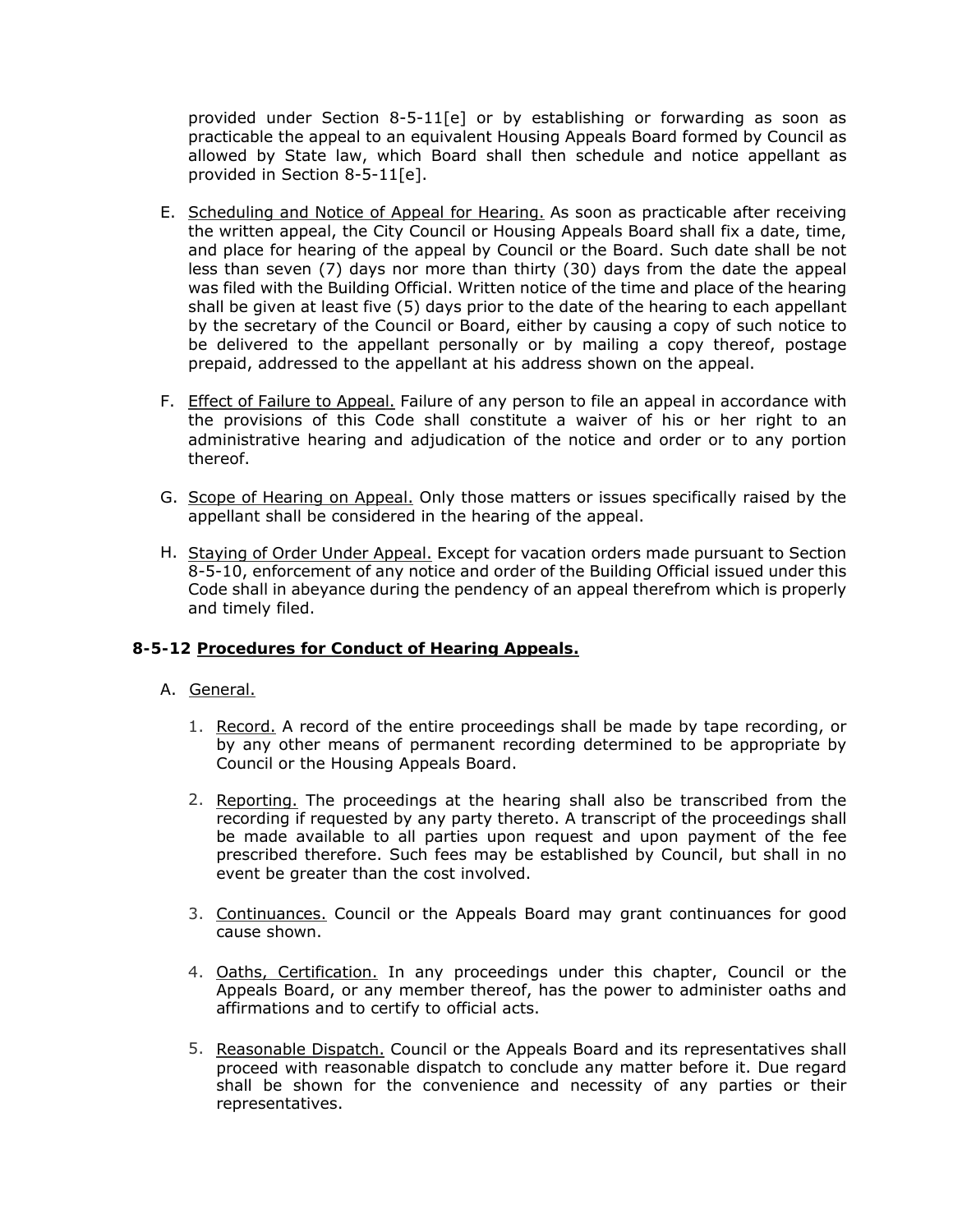provided under Section 8-5-11[e] or by establishing or forwarding as soon as practicable the appeal to an equivalent Housing Appeals Board formed by Council as allowed by State law, which Board shall then schedule and notice appellant as provided in Section 8-5-11[e].

E. Scheduling and Notice of Appeal for Hearing. As soon as practicable after receiving the written appeal, the City Council or Housing Appeals Board shall fix a date, time, and place for hearing of the appeal by Council or the Board. Such date shall be not less than seven (7) days nor more than thirty (30) days from the date the appeal was filed with the Building Official. Written notice of the time and place of the hearing shall be given at least five (5) days prior to the date of the hearing to each appellant by the secretary of the Council or Board, either by causing a copy of such notice to be delivered to the appellant personally or by mailing a copy thereof, postage prepaid, addressed to the appellant at his address shown on the appeal.

F. Effect of Failure to Appeal. Failure of any person to file an appeal in accordance with the provisions of this Code shall constitute a waiver of his or her right to an administrative hearing and adjudication of the notice and order or to any portion thereof.

G. Scope of Hearing on Appeal. Only those matters or issues specifically raised by the appellant shall be considered in the hearing of the appeal.

H. Staying of Order Under Appeal. Except for vacation orders made pursuant to Section 8-5-10, enforcement of any notice and order of the Building Official issued under this Code shall in abeyance during the pendency of an appeal therefrom which is properly and timely filed.

### 8-5-12 Procedures for Conduct of Hearing Appeals.

A. General.

1. Record. A record of the entire proceedings shall be made by tape recording, or by any other means of permanent recording determined to be appropriate by Council or the Housing Appeals Board.

2. Reporting. The proceedings at the hearing shall also be transcribed from the recording if requested by any party thereto. A transcript of the proceedings shall be made available to all parties upon request and upon payment of the fee prescribed therefore. Such fees may be established by Council, but shall in no event be greater than the cost involved.

3. Continuances. Council or the Appeals Board may grant continuances for good cause shown.

4. Oaths, Certification. In any proceedings under this chapter, Council or the Appeals Board, or any member thereof, has the power to administer oaths and affirmations and to certify to official acts.

5. Reasonable Dispatch. Council or the Appeals Board and its representatives shall proceed with reasonable dispatch to conclude any matter before it. Due regard shall be shown for the convenience and necessity of any parties or their representatives.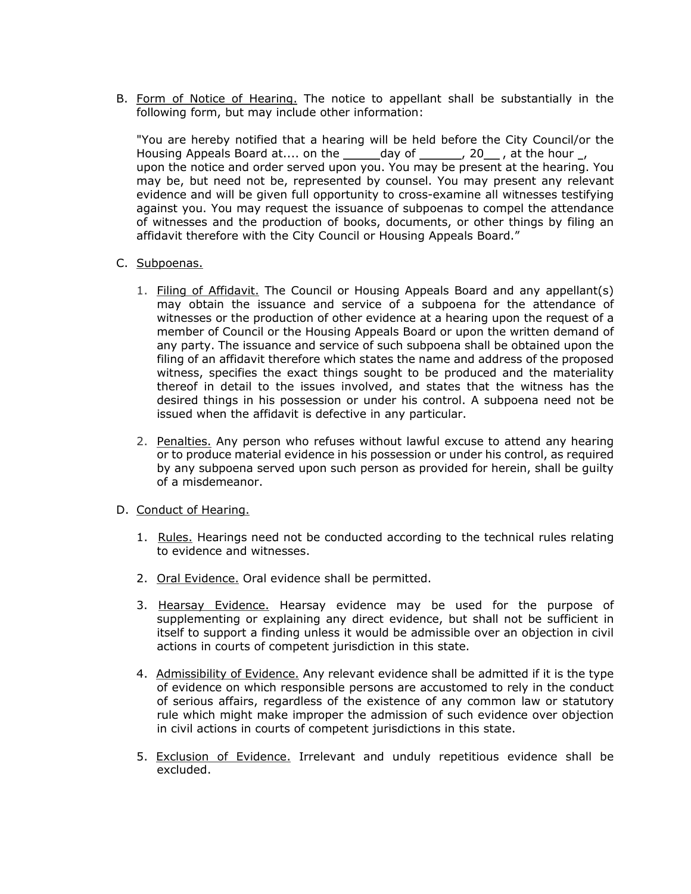B. <u>Form of Notice of Hearing.</u> The notice to appellant shall be substantially in the following form, but may include other information:

"You are hereby notified that a hearing will be held before the City Council/or the Housing Appeals Board at.... on the _____day of ______, 20__ , at the hour _, upon the notice and order served upon you. You may be present at the hearing. You may be, but need not be, represented by counsel. You may present any relevant evidence and will be given full opportunity to cross-examine all witnesses testifying against you. You may request the issuance of subpoenas to compel the attendance of witnesses and the production of books, documents, or other things by filing an affidavit therefore with the City Council or Housing Appeals Board."

C. <u>Subpoenas.</u>

1. <u>Filing of Affidavit.</u> The Council or Housing Appeals Board and any appellant(s) may obtain the issuance and service of a subpoena for the attendance of witnesses or the production of other evidence at a hearing upon the request of a member of Council or the Housing Appeals Board or upon the written demand of any party. The issuance and service of such subpoena shall be obtained upon the filing of an affidavit therefore which states the name and address of the proposed witness, specifies the exact things sought to be produced and the materiality thereof in detail to the issues involved, and states that the witness has the desired things in his possession or under his control. A subpoena need not be issued when the affidavit is defective in any particular.

2. <u>Penalties.</u> Any person who refuses without lawful excuse to attend any hearing or to produce material evidence in his possession or under his control, as required by any subpoena served upon such person as provided for herein, shall be guilty of a misdemeanor.

D. <u>Conduct of Hearing.</u>

1. <u>Rules.</u> Hearings need not be conducted according to the technical rules relating to evidence and witnesses.

2. <u>Oral Evidence.</u> Oral evidence shall be permitted.

3. <u>Hearsay Evidence.</u> Hearsay evidence may be used for the purpose of supplementing or explaining any direct evidence, but shall not be sufficient in itself to support a finding unless it would be admissible over an objection in civil actions in courts of competent jurisdiction in this state.

4. <u>Admissibility of Evidence.</u> Any relevant evidence shall be admitted if it is the type of evidence on which responsible persons are accustomed to rely in the conduct of serious affairs, regardless of the existence of any common law or statutory rule which might make improper the admission of such evidence over objection in civil actions in courts of competent jurisdictions in this state.

5. <u>Exclusion of Evidence.</u> Irrelevant and unduly repetitious evidence shall be excluded.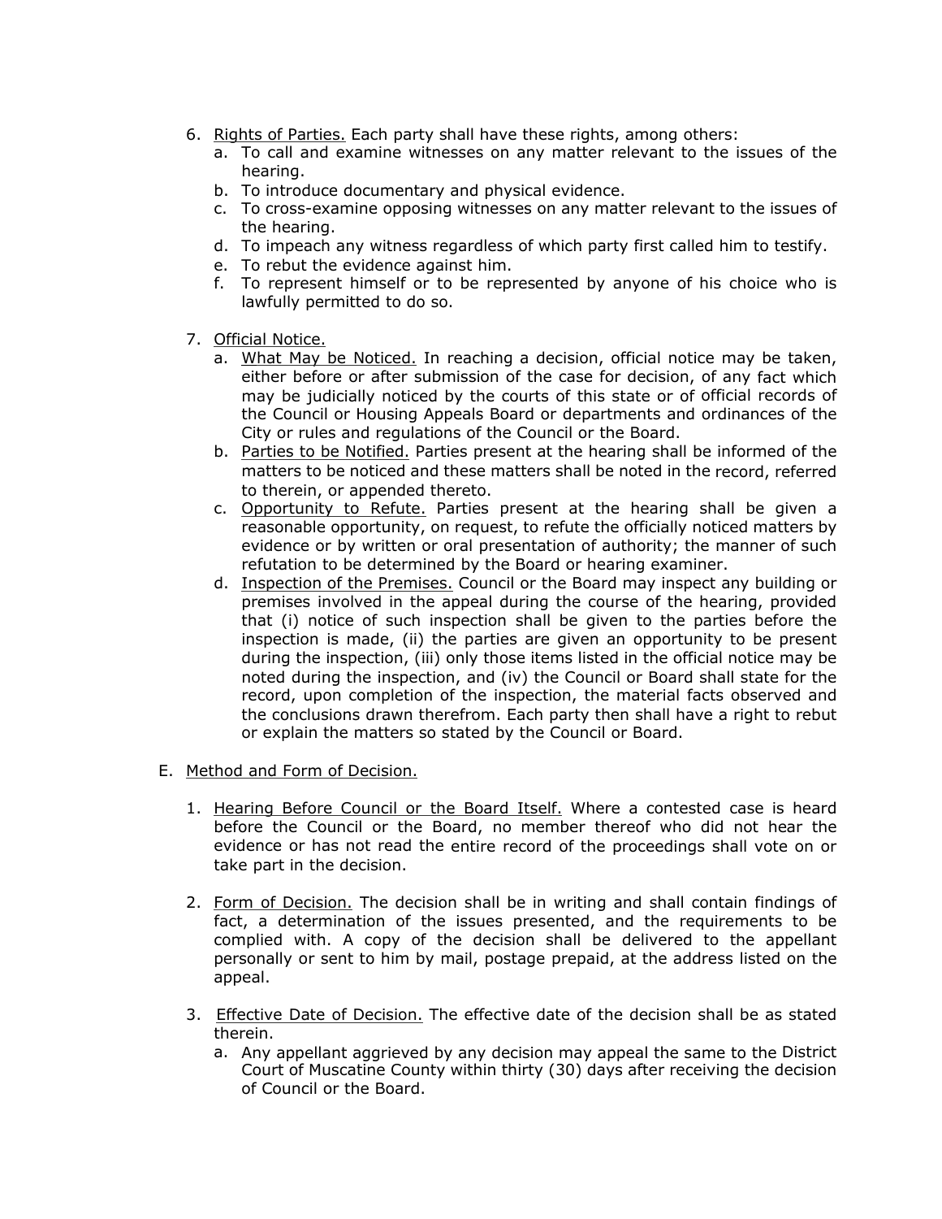6. Rights of Parties. Each party shall have these rights, among others:
   a. To call and examine witnesses on any matter relevant to the issues of the hearing.
   b. To introduce documentary and physical evidence.
   c. To cross-examine opposing witnesses on any matter relevant to the issues of the hearing.
   d. To impeach any witness regardless of which party first called him to testify.
   e. To rebut the evidence against him.
   f. To represent himself or to be represented by anyone of his choice who is lawfully permitted to do so.

7. Official Notice.
   a. What May be Noticed. In reaching a decision, official notice may be taken, either before or after submission of the case for decision, of any fact which may be judicially noticed by the courts of this state or of official records of the Council or Housing Appeals Board or departments and ordinances of the City or rules and regulations of the Council or the Board.
   b. Parties to be Notified. Parties present at the hearing shall be informed of the matters to be noticed and these matters shall be noted in the record, referred to therein, or appended thereto.
   c. Opportunity to Refute. Parties present at the hearing shall be given a reasonable opportunity, on request, to refute the officially noticed matters by evidence or by written or oral presentation of authority; the manner of such refutation to be determined by the Board or hearing examiner.
   d. Inspection of the Premises. Council or the Board may inspect any building or premises involved in the appeal during the course of the hearing, provided that (i) notice of such inspection shall be given to the parties before the inspection is made, (ii) the parties are given an opportunity to be present during the inspection, (iii) only those items listed in the official notice may be noted during the inspection, and (iv) the Council or Board shall state for the record, upon completion of the inspection, the material facts observed and the conclusions drawn therefrom. Each party then shall have a right to rebut or explain the matters so stated by the Council or Board.

E. Method and Form of Decision.

1. Hearing Before Council or the Board Itself. Where a contested case is heard before the Council or the Board, no member thereof who did not hear the evidence or has not read the entire record of the proceedings shall vote on or take part in the decision.

2. Form of Decision. The decision shall be in writing and shall contain findings of fact, a determination of the issues presented, and the requirements to be complied with. A copy of the decision shall be delivered to the appellant personally or sent to him by mail, postage prepaid, at the address listed on the appeal.

3. Effective Date of Decision. The effective date of the decision shall be as stated therein.
   a. Any appellant aggrieved by any decision may appeal the same to the District Court of Muscatine County within thirty (30) days after receiving the decision of Council or the Board.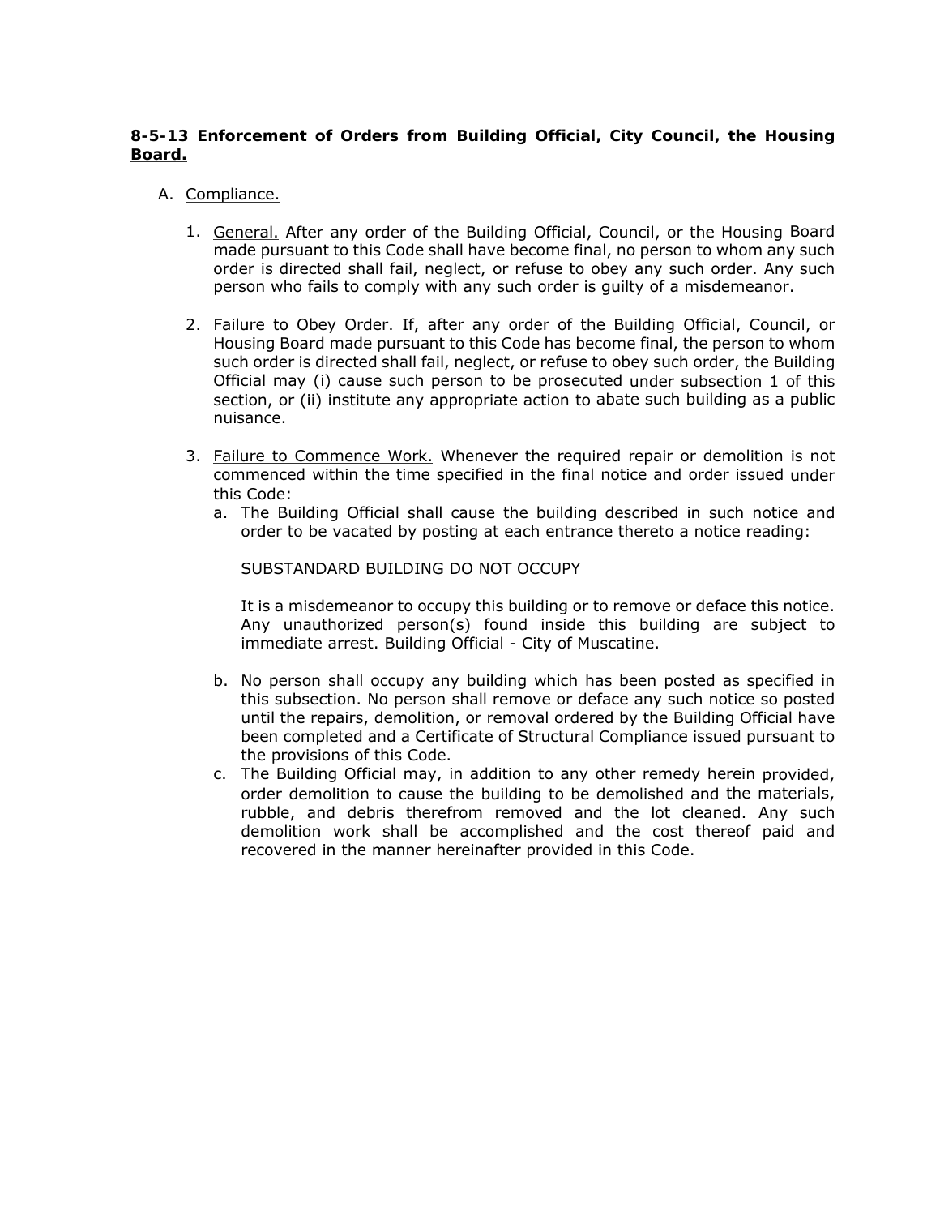**8-5-13 <u>Enforcement of Orders from Building Official, City Council, the Housing Board.</u>**

A. <u>Compliance.</u>

   1. <u>General.</u> After any order of the Building Official, Council, or the Housing Board made pursuant to this Code shall have become final, no person to whom any such order is directed shall fail, neglect, or refuse to obey any such order. Any such person who fails to comply with any such order is guilty of a misdemeanor.

   2. <u>Failure to Obey Order.</u> If, after any order of the Building Official, Council, or Housing Board made pursuant to this Code has become final, the person to whom such order is directed shall fail, neglect, or refuse to obey such order, the Building Official may (i) cause such person to be prosecuted under subsection 1 of this section, or (ii) institute any appropriate action to abate such building as a public nuisance.

   3. <u>Failure to Commence Work.</u> Whenever the required repair or demolition is not commenced within the time specified in the final notice and order issued under this Code:
      a. The Building Official shall cause the building described in such notice and order to be vacated by posting at each entrance thereto a notice reading:

         SUBSTANDARD BUILDING DO NOT OCCUPY

         It is a misdemeanor to occupy this building or to remove or deface this notice. Any unauthorized person(s) found inside this building are subject to immediate arrest. Building Official - City of Muscatine.

      b. No person shall occupy any building which has been posted as specified in this subsection. No person shall remove or deface any such notice so posted until the repairs, demolition, or removal ordered by the Building Official have been completed and a Certificate of Structural Compliance issued pursuant to the provisions of this Code.
      c. The Building Official may, in addition to any other remedy herein provided, order demolition to cause the building to be demolished and the materials, rubble, and debris therefrom removed and the lot cleaned. Any such demolition work shall be accomplished and the cost thereof paid and recovered in the manner hereinafter provided in this Code.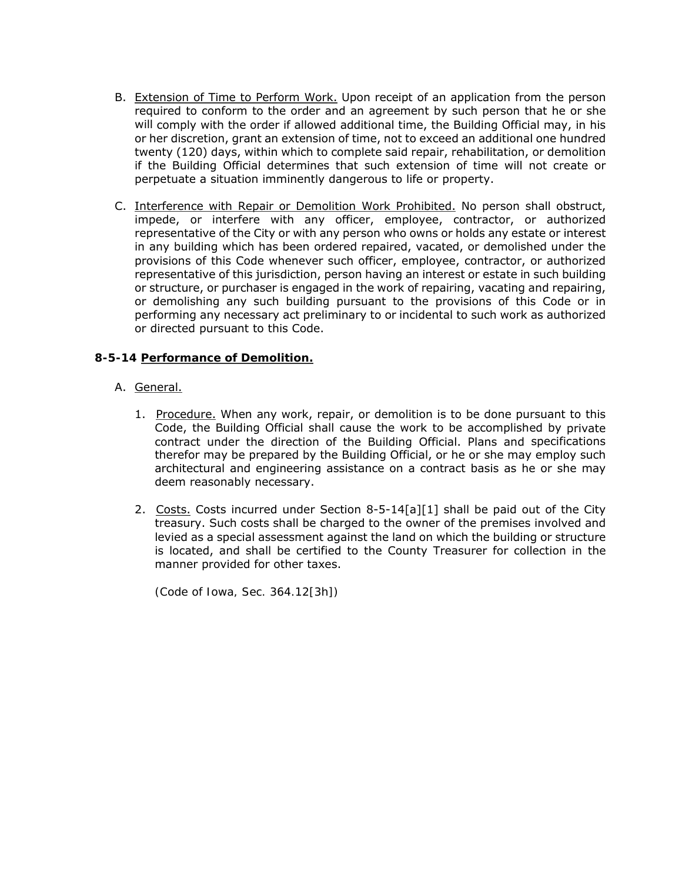B. Extension of Time to Perform Work. Upon receipt of an application from the person required to conform to the order and an agreement by such person that he or she will comply with the order if allowed additional time, the Building Official may, in his or her discretion, grant an extension of time, not to exceed an additional one hundred twenty (120) days, within which to complete said repair, rehabilitation, or demolition if the Building Official determines that such extension of time will not create or perpetuate a situation imminently dangerous to life or property.

C. Interference with Repair or Demolition Work Prohibited. No person shall obstruct, impede, or interfere with any officer, employee, contractor, or authorized representative of the City or with any person who owns or holds any estate or interest in any building which has been ordered repaired, vacated, or demolished under the provisions of this Code whenever such officer, employee, contractor, or authorized representative of this jurisdiction, person having an interest or estate in such building or structure, or purchaser is engaged in the work of repairing, vacating and repairing, or demolishing any such building pursuant to the provisions of this Code or in performing any necessary act preliminary to or incidental to such work as authorized or directed pursuant to this Code.

**8-5-14 Performance of Demolition.**

A. General.

1. Procedure. When any work, repair, or demolition is to be done pursuant to this Code, the Building Official shall cause the work to be accomplished by private contract under the direction of the Building Official. Plans and specifications therefor may be prepared by the Building Official, or he or she may employ such architectural and engineering assistance on a contract basis as he or she may deem reasonably necessary.

2. Costs. Costs incurred under Section 8-5-14[a][1] shall be paid out of the City treasury. Such costs shall be charged to the owner of the premises involved and levied as a special assessment against the land on which the building or structure is located, and shall be certified to the County Treasurer for collection in the manner provided for other taxes.

   (Code of Iowa, Sec. 364.12[3h])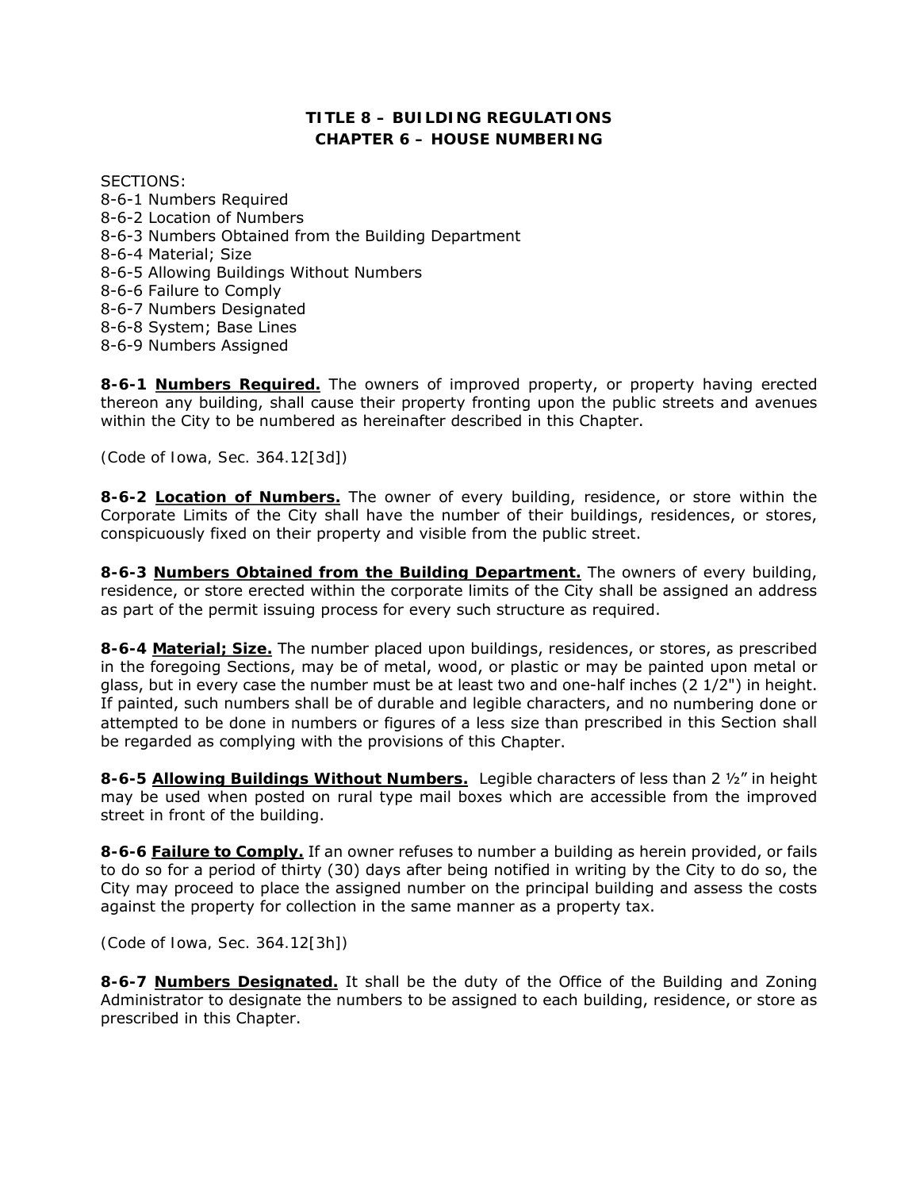# TITLE 8 – BUILDING REGULATIONS
## CHAPTER 6 – HOUSE NUMBERING

SECTIONS:
8-6-1 Numbers Required
8-6-2 Location of Numbers
8-6-3 Numbers Obtained from the Building Department
8-6-4 Material; Size
8-6-5 Allowing Buildings Without Numbers
8-6-6 Failure to Comply
8-6-7 Numbers Designated
8-6-8 System; Base Lines
8-6-9 Numbers Assigned

**8-6-1 <u>Numbers Required.</u>** The owners of improved property, or property having erected thereon any building, shall cause their property fronting upon the public streets and avenues within the City to be numbered as hereinafter described in this Chapter.

*(Code of Iowa, Sec. 364.12[3d])*

**8-6-2 <u>Location of Numbers.</u>** The owner of every building, residence, or store within the Corporate Limits of the City shall have the number of their buildings, residences, or stores, conspicuously fixed on their property and visible from the public street.

**8-6-3 <u>Numbers Obtained from the Building Department.</u>** The owners of every building, residence, or store erected within the corporate limits of the City shall be assigned an address as part of the permit issuing process for every such structure as required.

**8-6-4 <u>Material; Size.</u>** The number placed upon buildings, residences, or stores, as prescribed in the foregoing Sections, may be of metal, wood, or plastic or may be painted upon metal or glass, but in every case the number must be at least two and one-half inches (2 1/2") in height. If painted, such numbers shall be of durable and legible characters, and no numbering done or attempted to be done in numbers or figures of a less size than prescribed in this Section shall be regarded as complying with the provisions of this Chapter.

**8-6-5 <u>Allowing Buildings Without Numbers.</u>** Legible characters of less than 2 ½" in height may be used when posted on rural type mail boxes which are accessible from the improved street in front of the building.

**8-6-6 <u>Failure to Comply.</u>** If an owner refuses to number a building as herein provided, or fails to do so for a period of thirty (30) days after being notified in writing by the City to do so, the City may proceed to place the assigned number on the principal building and assess the costs against the property for collection in the same manner as a property tax.

*(Code of Iowa, Sec. 364.12[3h])*

**8-6-7 <u>Numbers Designated.</u>** It shall be the duty of the Office of the Building and Zoning Administrator to designate the numbers to be assigned to each building, residence, or store as prescribed in this Chapter.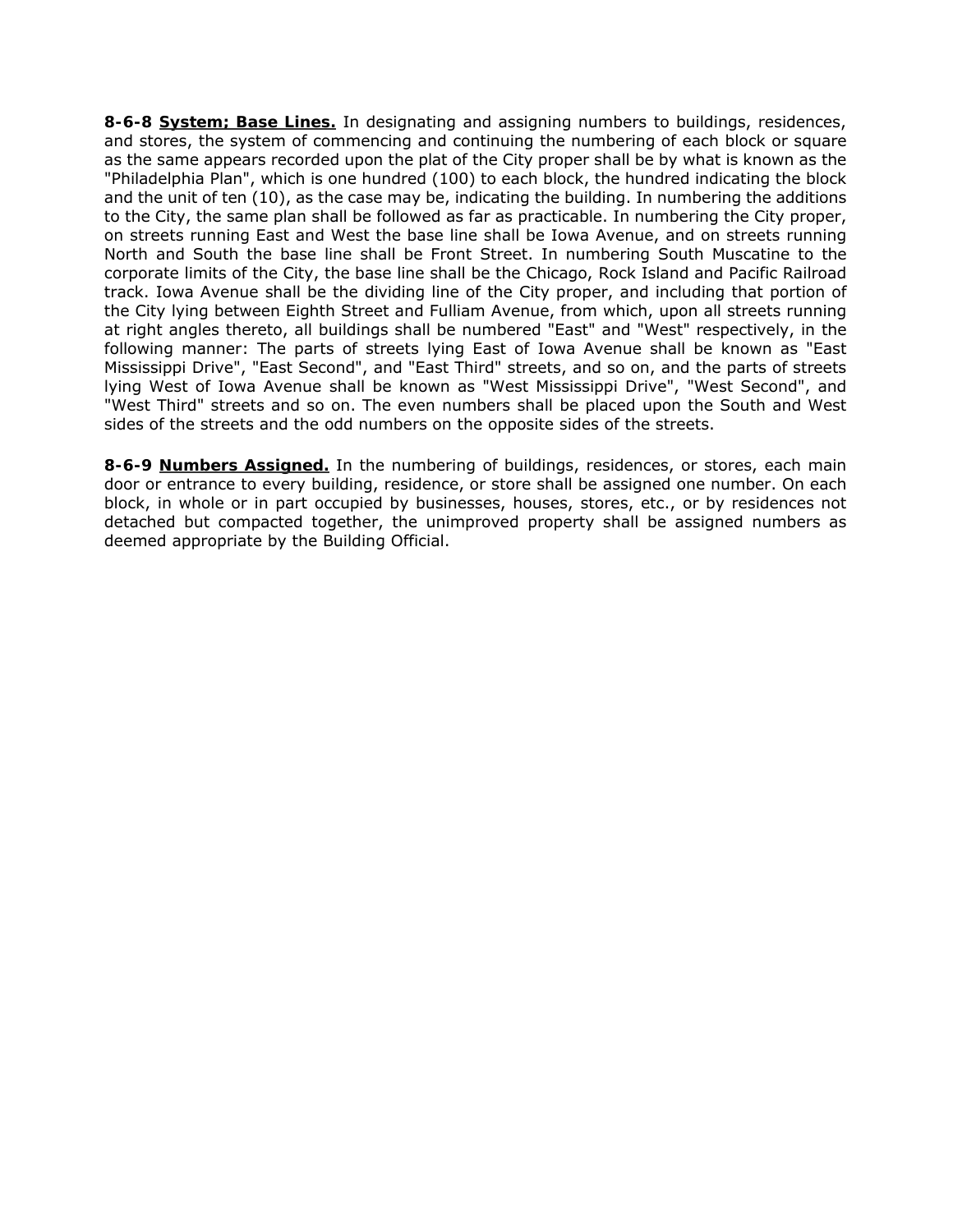**8-6-8 System; Base Lines.** In designating and assigning numbers to buildings, residences, and stores, the system of commencing and continuing the numbering of each block or square as the same appears recorded upon the plat of the City proper shall be by what is known as the "Philadelphia Plan", which is one hundred (100) to each block, the hundred indicating the block and the unit of ten (10), as the case may be, indicating the building. In numbering the additions to the City, the same plan shall be followed as far as practicable. In numbering the City proper, on streets running East and West the base line shall be Iowa Avenue, and on streets running North and South the base line shall be Front Street. In numbering South Muscatine to the corporate limits of the City, the base line shall be the Chicago, Rock Island and Pacific Railroad track. Iowa Avenue shall be the dividing line of the City proper, and including that portion of the City lying between Eighth Street and Fulliam Avenue, from which, upon all streets running at right angles thereto, all buildings shall be numbered "East" and "West" respectively, in the following manner: The parts of streets lying East of Iowa Avenue shall be known as "East Mississippi Drive", "East Second", and "East Third" streets, and so on, and the parts of streets lying West of Iowa Avenue shall be known as "West Mississippi Drive", "West Second", and "West Third" streets and so on. The even numbers shall be placed upon the South and West sides of the streets and the odd numbers on the opposite sides of the streets.

**8-6-9 Numbers Assigned.** In the numbering of buildings, residences, or stores, each main door or entrance to every building, residence, or store shall be assigned one number. On each block, in whole or in part occupied by businesses, houses, stores, etc., or by residences not detached but compacted together, the unimproved property shall be assigned numbers as deemed appropriate by the Building Official.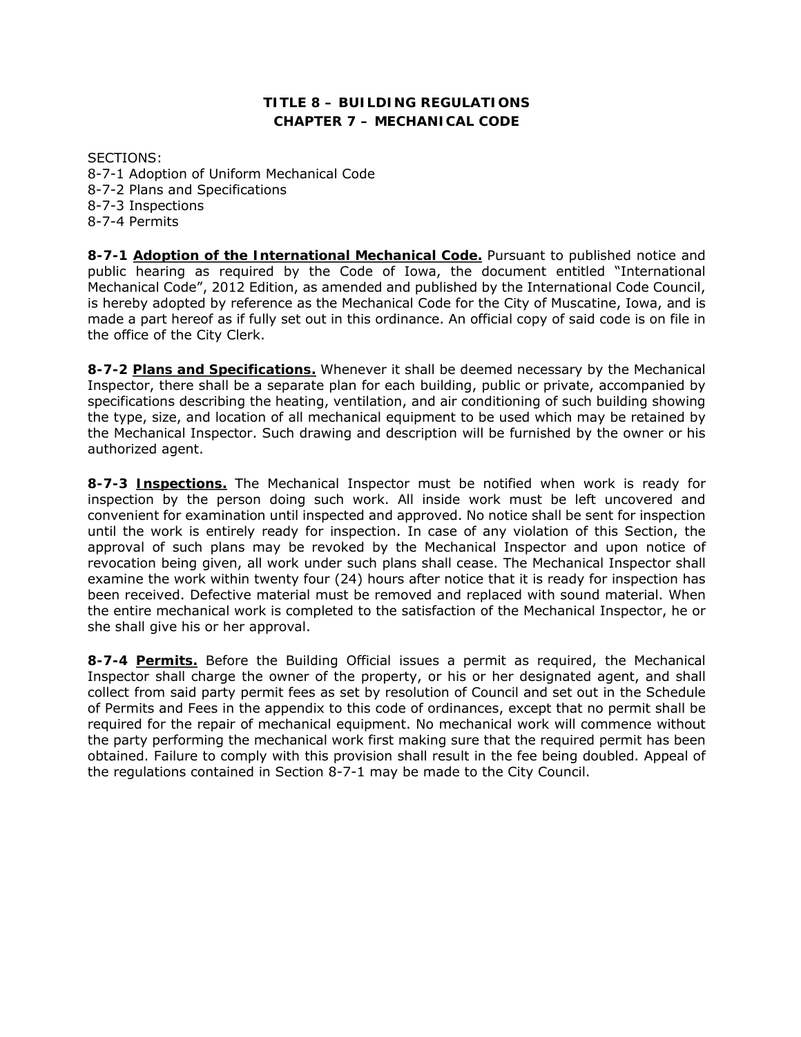# TITLE 8 – BUILDING REGULATIONS
## CHAPTER 7 – MECHANICAL CODE

SECTIONS:
8-7-1 Adoption of Uniform Mechanical Code
8-7-2 Plans and Specifications
8-7-3 Inspections
8-7-4 Permits

**8-7-1 <u>Adoption of the International Mechanical Code.</u>** Pursuant to published notice and public hearing as required by the Code of Iowa, the document entitled "International Mechanical Code", 2012 Edition, as amended and published by the International Code Council, is hereby adopted by reference as the Mechanical Code for the City of Muscatine, Iowa, and is made a part hereof as if fully set out in this ordinance. An official copy of said code is on file in the office of the City Clerk.

**8-7-2 <u>Plans and Specifications.</u>** Whenever it shall be deemed necessary by the Mechanical Inspector, there shall be a separate plan for each building, public or private, accompanied by specifications describing the heating, ventilation, and air conditioning of such building showing the type, size, and location of all mechanical equipment to be used which may be retained by the Mechanical Inspector. Such drawing and description will be furnished by the owner or his authorized agent.

**8-7-3 <u>Inspections.</u>** The Mechanical Inspector must be notified when work is ready for inspection by the person doing such work. All inside work must be left uncovered and convenient for examination until inspected and approved. No notice shall be sent for inspection until the work is entirely ready for inspection. In case of any violation of this Section, the approval of such plans may be revoked by the Mechanical Inspector and upon notice of revocation being given, all work under such plans shall cease. The Mechanical Inspector shall examine the work within twenty four (24) hours after notice that it is ready for inspection has been received. Defective material must be removed and replaced with sound material. When the entire mechanical work is completed to the satisfaction of the Mechanical Inspector, he or she shall give his or her approval.

**8-7-4 <u>Permits.</u>** Before the Building Official issues a permit as required, the Mechanical Inspector shall charge the owner of the property, or his or her designated agent, and shall collect from said party permit fees as set by resolution of Council and set out in the Schedule of Permits and Fees in the appendix to this code of ordinances, except that no permit shall be required for the repair of mechanical equipment. No mechanical work will commence without the party performing the mechanical work first making sure that the required permit has been obtained. Failure to comply with this provision shall result in the fee being doubled. Appeal of the regulations contained in Section 8-7-1 may be made to the City Council.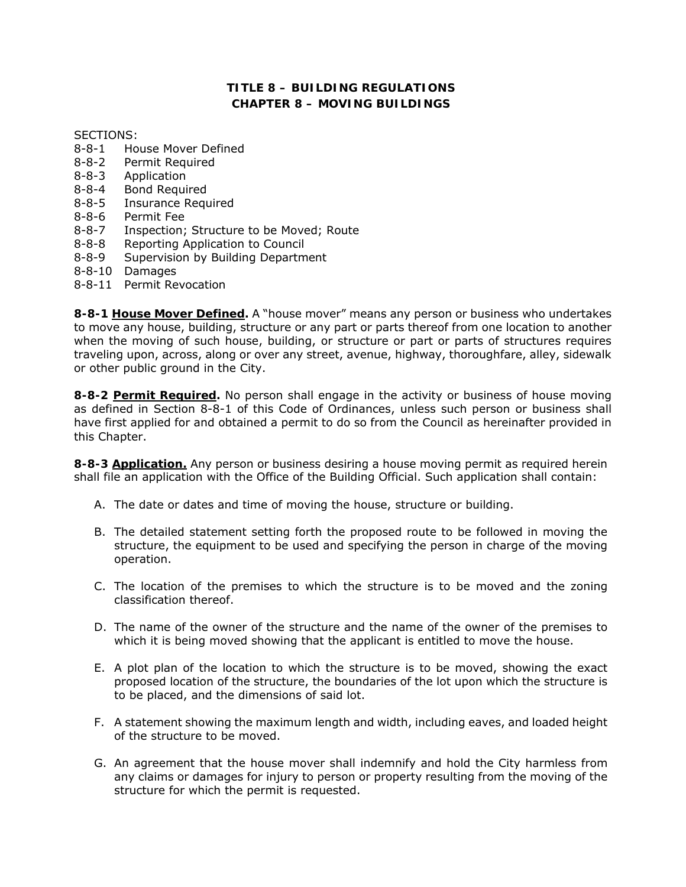# TITLE 8 – BUILDING REGULATIONS
## CHAPTER 8 – MOVING BUILDINGS

SECTIONS:

8-8-1 House Mover Defined
8-8-2 Permit Required
8-8-3 Application
8-8-4 Bond Required
8-8-5 Insurance Required
8-8-6 Permit Fee
8-8-7 Inspection; Structure to be Moved; Route
8-8-8 Reporting Application to Council
8-8-9 Supervision by Building Department
8-8-10 Damages
8-8-11 Permit Revocation

**8-8-1 House Mover Defined.** A "house mover" means any person or business who undertakes to move any house, building, structure or any part or parts thereof from one location to another when the moving of such house, building, or structure or part or parts of structures requires traveling upon, across, along or over any street, avenue, highway, thoroughfare, alley, sidewalk or other public ground in the City.

**8-8-2 Permit Required.** No person shall engage in the activity or business of house moving as defined in Section 8-8-1 of this Code of Ordinances, unless such person or business shall have first applied for and obtained a permit to do so from the Council as hereinafter provided in this Chapter.

**8-8-3 Application.** Any person or business desiring a house moving permit as required herein shall file an application with the Office of the Building Official. Such application shall contain:

A. The date or dates and time of moving the house, structure or building.

B. The detailed statement setting forth the proposed route to be followed in moving the structure, the equipment to be used and specifying the person in charge of the moving operation.

C. The location of the premises to which the structure is to be moved and the zoning classification thereof.

D. The name of the owner of the structure and the name of the owner of the premises to which it is being moved showing that the applicant is entitled to move the house.

E. A plot plan of the location to which the structure is to be moved, showing the exact proposed location of the structure, the boundaries of the lot upon which the structure is to be placed, and the dimensions of said lot.

F. A statement showing the maximum length and width, including eaves, and loaded height of the structure to be moved.

G. An agreement that the house mover shall indemnify and hold the City harmless from any claims or damages for injury to person or property resulting from the moving of the structure for which the permit is requested.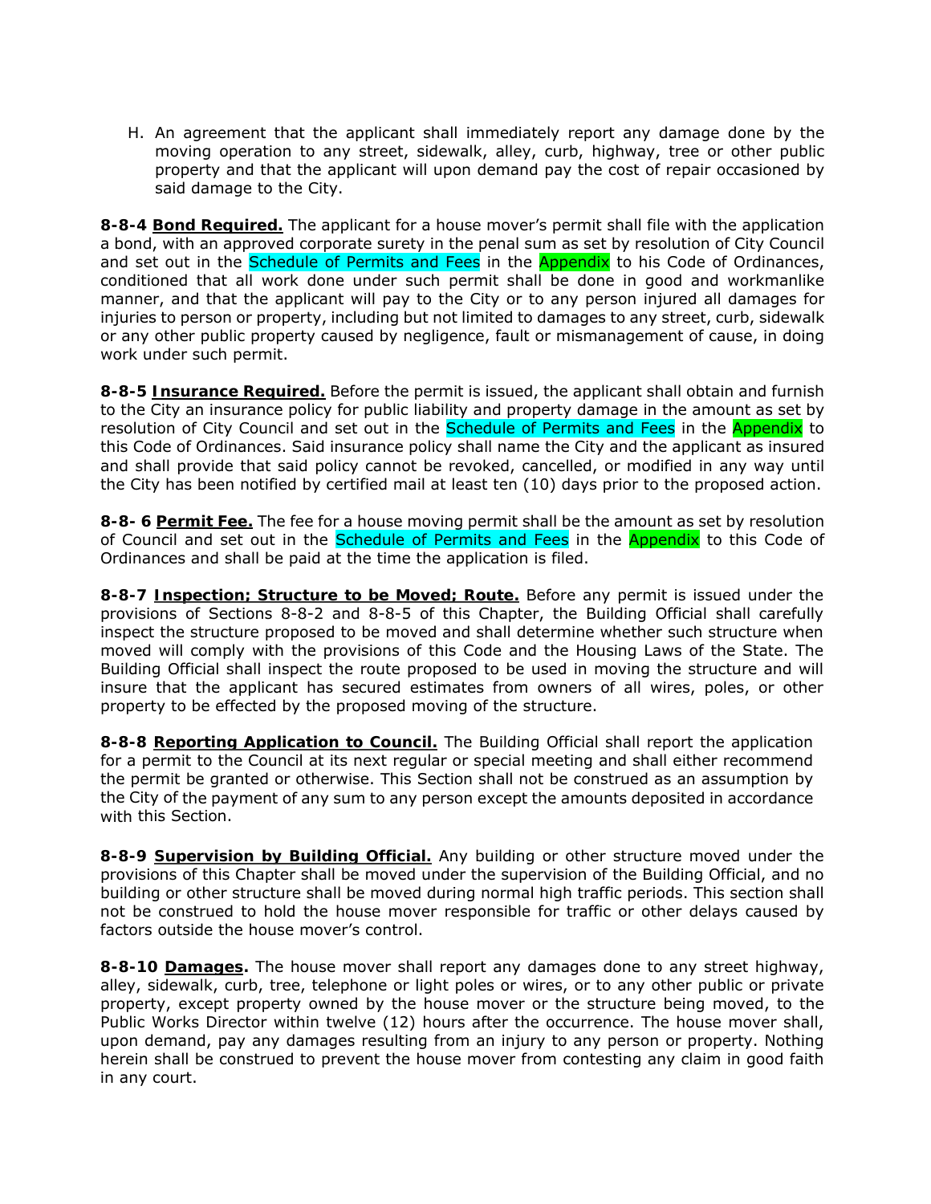H. An agreement that the applicant shall immediately report any damage done by the moving operation to any street, sidewalk, alley, curb, highway, tree or other public property and that the applicant will upon demand pay the cost of repair occasioned by said damage to the City.

**8-8-4 Bond Required.** The applicant for a house mover's permit shall file with the application a bond, with an approved corporate surety in the penal sum as set by resolution of City Council and set out in the Schedule of Permits and Fees in the Appendix to his Code of Ordinances, conditioned that all work done under such permit shall be done in good and workmanlike manner, and that the applicant will pay to the City or to any person injured all damages for injuries to person or property, including but not limited to damages to any street, curb, sidewalk or any other public property caused by negligence, fault or mismanagement of cause, in doing work under such permit.

**8-8-5 Insurance Required.** Before the permit is issued, the applicant shall obtain and furnish to the City an insurance policy for public liability and property damage in the amount as set by resolution of City Council and set out in the Schedule of Permits and Fees in the Appendix to this Code of Ordinances. Said insurance policy shall name the City and the applicant as insured and shall provide that said policy cannot be revoked, cancelled, or modified in any way until the City has been notified by certified mail at least ten (10) days prior to the proposed action.

**8-8- 6 Permit Fee.** The fee for a house moving permit shall be the amount as set by resolution of Council and set out in the Schedule of Permits and Fees in the Appendix to this Code of Ordinances and shall be paid at the time the application is filed.

**8-8-7 Inspection; Structure to be Moved; Route.** Before any permit is issued under the provisions of Sections 8-8-2 and 8-8-5 of this Chapter, the Building Official shall carefully inspect the structure proposed to be moved and shall determine whether such structure when moved will comply with the provisions of this Code and the Housing Laws of the State. The Building Official shall inspect the route proposed to be used in moving the structure and will insure that the applicant has secured estimates from owners of all wires, poles, or other property to be effected by the proposed moving of the structure.

**8-8-8 Reporting Application to Council.** The Building Official shall report the application for a permit to the Council at its next regular or special meeting and shall either recommend the permit be granted or otherwise. This Section shall not be construed as an assumption by the City of the payment of any sum to any person except the amounts deposited in accordance with this Section.

**8-8-9 Supervision by Building Official.** Any building or other structure moved under the provisions of this Chapter shall be moved under the supervision of the Building Official, and no building or other structure shall be moved during normal high traffic periods. This section shall not be construed to hold the house mover responsible for traffic or other delays caused by factors outside the house mover's control.

**8-8-10 Damages.** The house mover shall report any damages done to any street highway, alley, sidewalk, curb, tree, telephone or light poles or wires, or to any other public or private property, except property owned by the house mover or the structure being moved, to the Public Works Director within twelve (12) hours after the occurrence. The house mover shall, upon demand, pay any damages resulting from an injury to any person or property. Nothing herein shall be construed to prevent the house mover from contesting any claim in good faith in any court.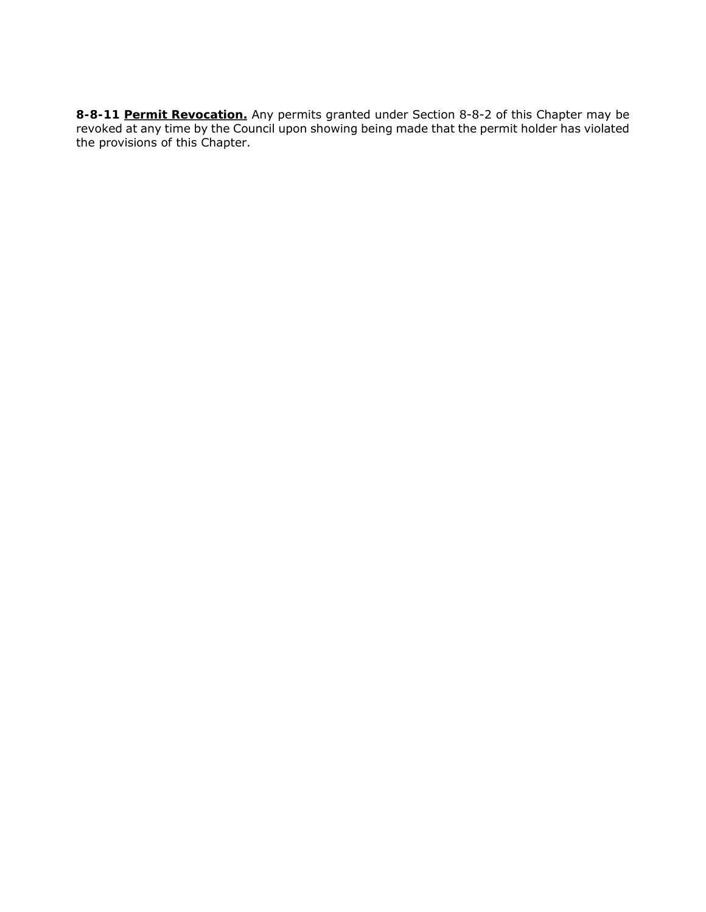**8-8-11 Permit Revocation.** Any permits granted under Section 8-8-2 of this Chapter may be revoked at any time by the Council upon showing being made that the permit holder has violated the provisions of this Chapter.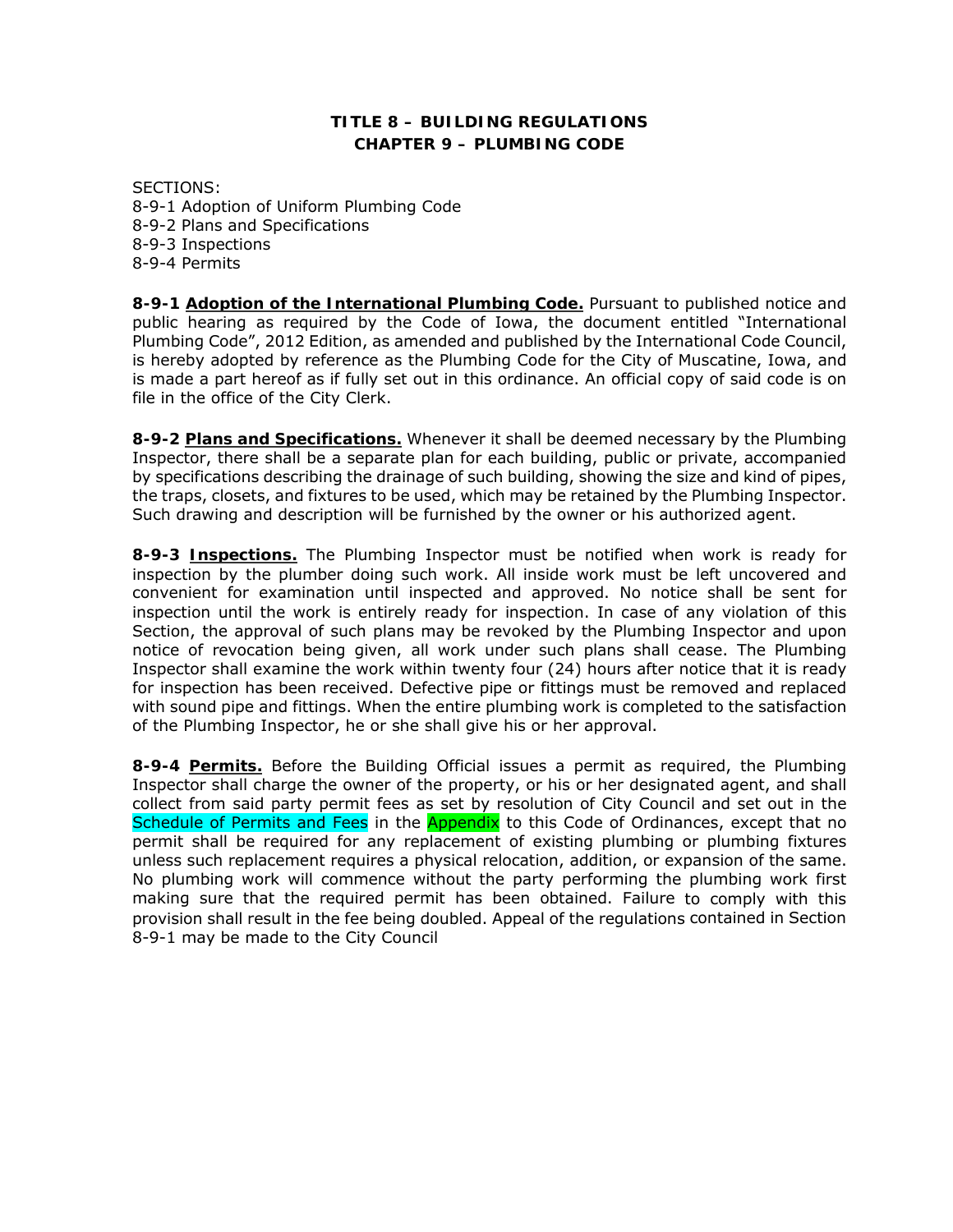# TITLE 8 – BUILDING REGULATIONS
## CHAPTER 9 – PLUMBING CODE

SECTIONS:
8-9-1 Adoption of Uniform Plumbing Code
8-9-2 Plans and Specifications
8-9-3 Inspections
8-9-4 Permits

**8-9-1 <u>Adoption of the International Plumbing Code.</u>** Pursuant to published notice and public hearing as required by the Code of Iowa, the document entitled "International Plumbing Code", 2012 Edition, as amended and published by the International Code Council, is hereby adopted by reference as the Plumbing Code for the City of Muscatine, Iowa, and is made a part hereof as if fully set out in this ordinance. An official copy of said code is on file in the office of the City Clerk.

**8-9-2 <u>Plans and Specifications.</u>** Whenever it shall be deemed necessary by the Plumbing Inspector, there shall be a separate plan for each building, public or private, accompanied by specifications describing the drainage of such building, showing the size and kind of pipes, the traps, closets, and fixtures to be used, which may be retained by the Plumbing Inspector. Such drawing and description will be furnished by the owner or his authorized agent.

**8-9-3 <u>Inspections.</u>** The Plumbing Inspector must be notified when work is ready for inspection by the plumber doing such work. All inside work must be left uncovered and convenient for examination until inspected and approved. No notice shall be sent for inspection until the work is entirely ready for inspection. In case of any violation of this Section, the approval of such plans may be revoked by the Plumbing Inspector and upon notice of revocation being given, all work under such plans shall cease. The Plumbing Inspector shall examine the work within twenty four (24) hours after notice that it is ready for inspection has been received. Defective pipe or fittings must be removed and replaced with sound pipe and fittings. When the entire plumbing work is completed to the satisfaction of the Plumbing Inspector, he or she shall give his or her approval.

**8-9-4 <u>Permits.</u>** Before the Building Official issues a permit as required, the Plumbing Inspector shall charge the owner of the property, or his or her designated agent, and shall collect from said party permit fees as set by resolution of City Council and set out in the Schedule of Permits and Fees in the Appendix to this Code of Ordinances, except that no permit shall be required for any replacement of existing plumbing or plumbing fixtures unless such replacement requires a physical relocation, addition, or expansion of the same. No plumbing work will commence without the party performing the plumbing work first making sure that the required permit has been obtained. Failure to comply with this provision shall result in the fee being doubled. Appeal of the regulations contained in Section 8-9-1 may be made to the City Council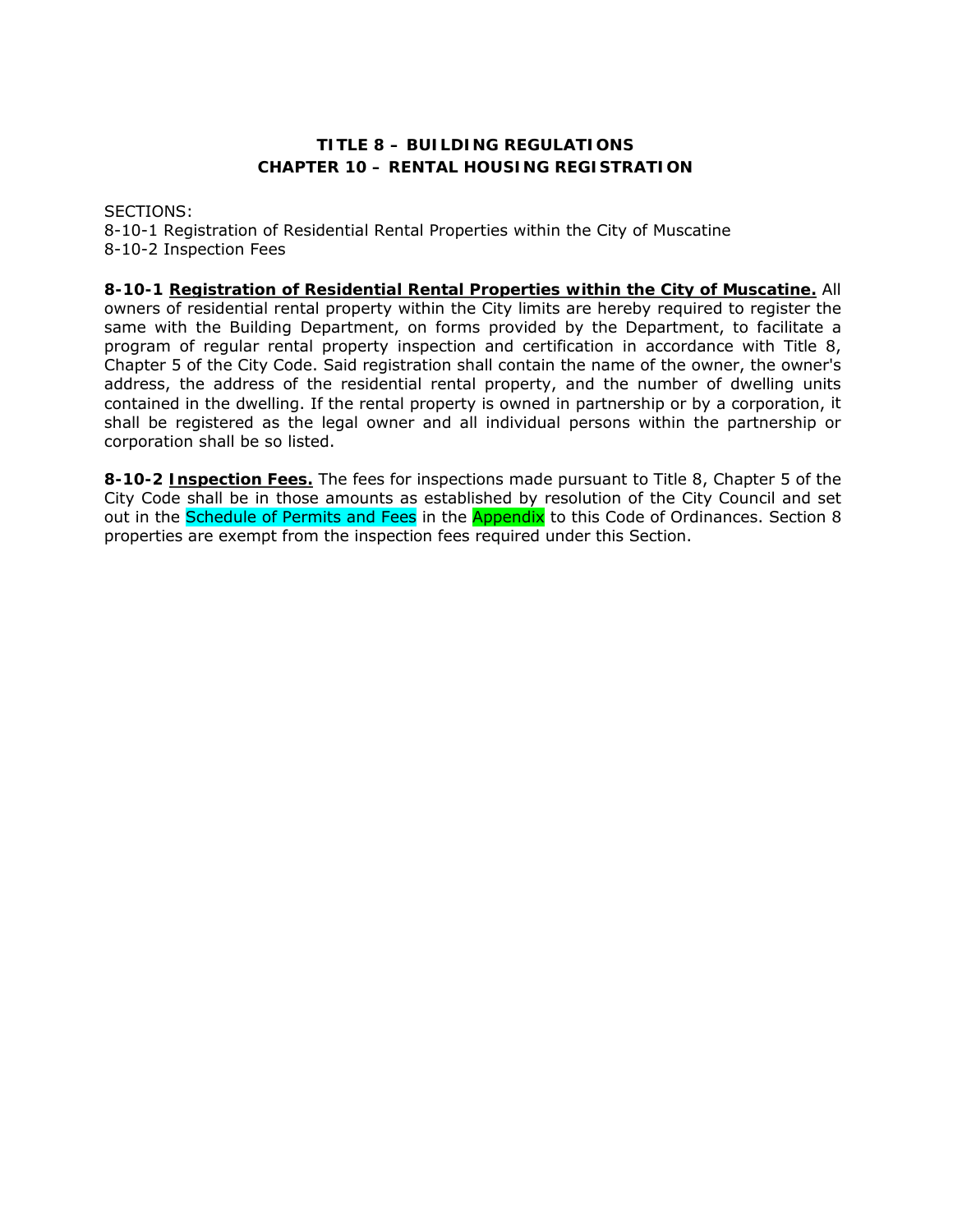# TITLE 8 – BUILDING REGULATIONS
## CHAPTER 10 – RENTAL HOUSING REGISTRATION

SECTIONS:
8-10-1 Registration of Residential Rental Properties within the City of Muscatine
8-10-2 Inspection Fees

**8-10-1 Registration of Residential Rental Properties within the City of Muscatine.** All owners of residential rental property within the City limits are hereby required to register the same with the Building Department, on forms provided by the Department, to facilitate a program of regular rental property inspection and certification in accordance with Title 8, Chapter 5 of the City Code. Said registration shall contain the name of the owner, the owner's address, the address of the residential rental property, and the number of dwelling units contained in the dwelling. If the rental property is owned in partnership or by a corporation, it shall be registered as the legal owner and all individual persons within the partnership or corporation shall be so listed.

**8-10-2 Inspection Fees.** The fees for inspections made pursuant to Title 8, Chapter 5 of the City Code shall be in those amounts as established by resolution of the City Council and set out in the Schedule of Permits and Fees in the Appendix to this Code of Ordinances. Section 8 properties are exempt from the inspection fees required under this Section.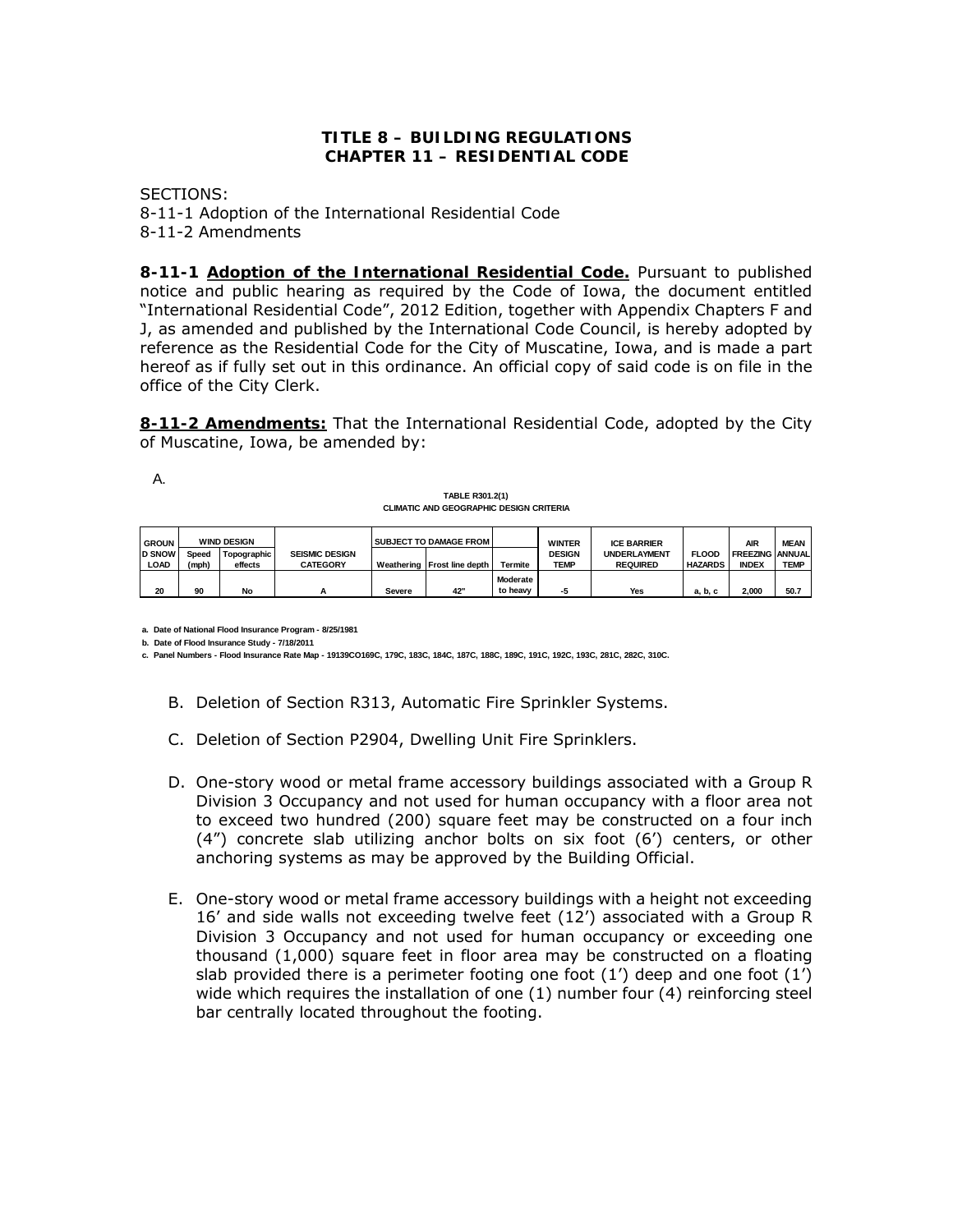**TITLE 8 – BUILDING REGULATIONS**
**CHAPTER 11 – RESIDENTIAL CODE**

SECTIONS:
8-11-1 Adoption of the International Residential Code
8-11-2 Amendments

**8-11-1 <u>Adoption of the International Residential Code.</u>** Pursuant to published notice and public hearing as required by the Code of Iowa, the document entitled "International Residential Code", 2012 Edition, together with Appendix Chapters F and J, as amended and published by the International Code Council, is hereby adopted by reference as the Residential Code for the City of Muscatine, Iowa, and is made a part hereof as if fully set out in this ordinance. An official copy of said code is on file in the office of the City Clerk.

**<u>8-11-2 Amendments:</u>** That the International Residential Code, adopted by the City of Muscatine, Iowa, be amended by:

A.

**TABLE R301.2(1)**
**CLIMATIC AND GEOGRAPHIC DESIGN CRITERIA**

| GROUND SNOW LOAD | WIND DESIGN | | SEISMIC DESIGN CATEGORY | SUBJECT TO DAMAGE FROM | | | WINTER DESIGN TEMP | ICE BARRIER UNDERLAYMENT REQUIRED | FLOOD HAZARDS | AIR FREEZING INDEX | MEAN ANNUAL TEMP |
|---|---|---|---|---|---|---|---|---|---|---|---|
| | Speed (mph) | Topographic effects | | Weathering | Frost line depth | Termite | | | | | |
| 20 | 90 | No | A | Severe | 42" | Moderate to heavy | -5 | Yes | a, b, c | 2,000 | 50.7 |

a. Date of National Flood Insurance Program - 8/25/1981
b. Date of Flood Insurance Study - 7/18/2011
c. Panel Numbers - Flood Insurance Rate Map - 19139CO169C, 179C, 183C, 184C, 187C, 188C, 189C, 191C, 192C, 193C, 281C, 282C, 310C.

B. Deletion of Section R313, Automatic Fire Sprinkler Systems.

C. Deletion of Section P2904, Dwelling Unit Fire Sprinklers.

D. One-story wood or metal frame accessory buildings associated with a Group R Division 3 Occupancy and not used for human occupancy with a floor area not to exceed two hundred (200) square feet may be constructed on a four inch (4") concrete slab utilizing anchor bolts on six foot (6') centers, or other anchoring systems as may be approved by the Building Official.

E. One-story wood or metal frame accessory buildings with a height not exceeding 16' and side walls not exceeding twelve feet (12') associated with a Group R Division 3 Occupancy and not used for human occupancy or exceeding one thousand (1,000) square feet in floor area may be constructed on a floating slab provided there is a perimeter footing one foot (1') deep and one foot (1') wide which requires the installation of one (1) number four (4) reinforcing steel bar centrally located throughout the footing.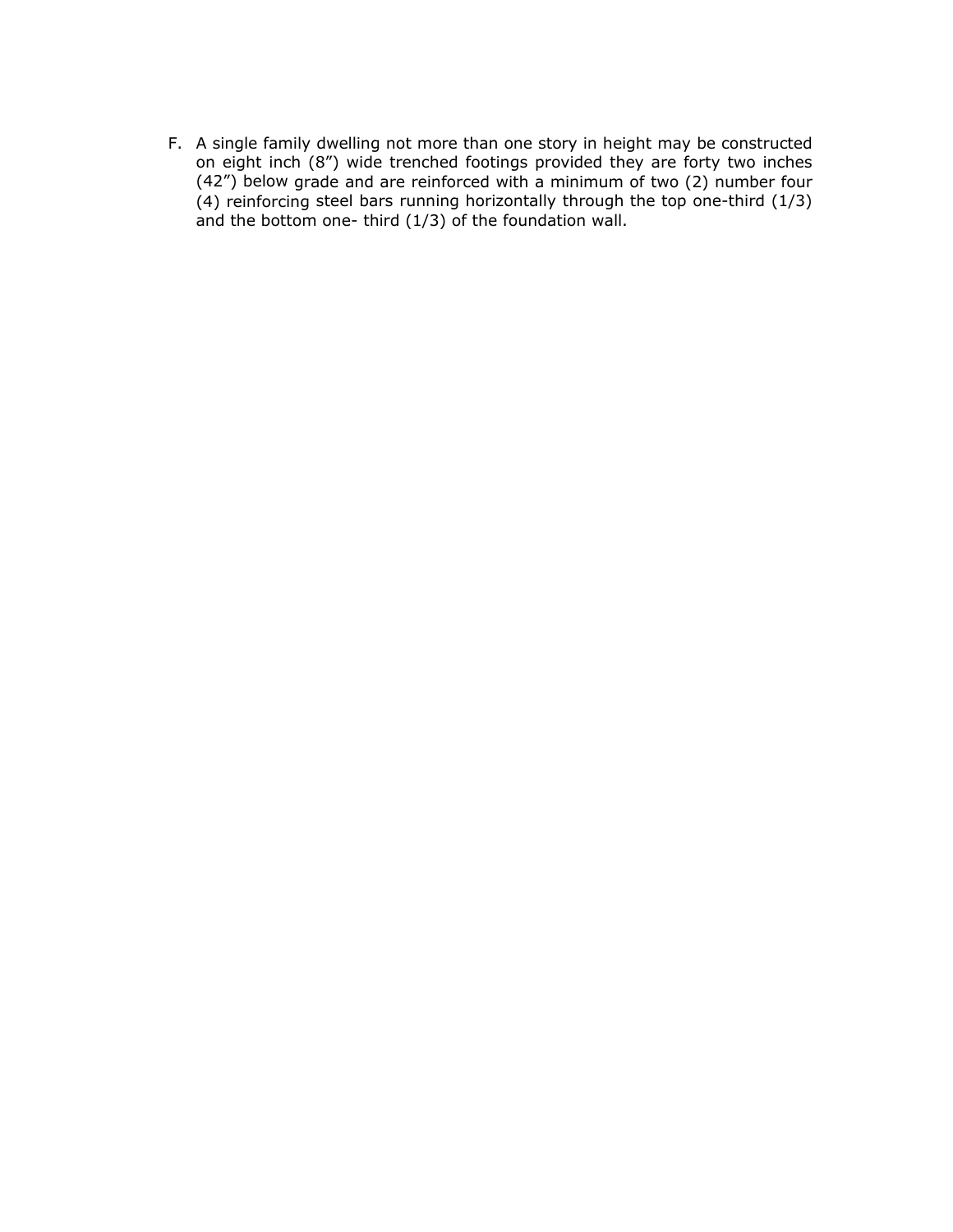F. A single family dwelling not more than one story in height may be constructed on eight inch (8") wide trenched footings provided they are forty two inches (42") below grade and are reinforced with a minimum of two (2) number four (4) reinforcing steel bars running horizontally through the top one-third (1/3) and the bottom one- third (1/3) of the foundation wall.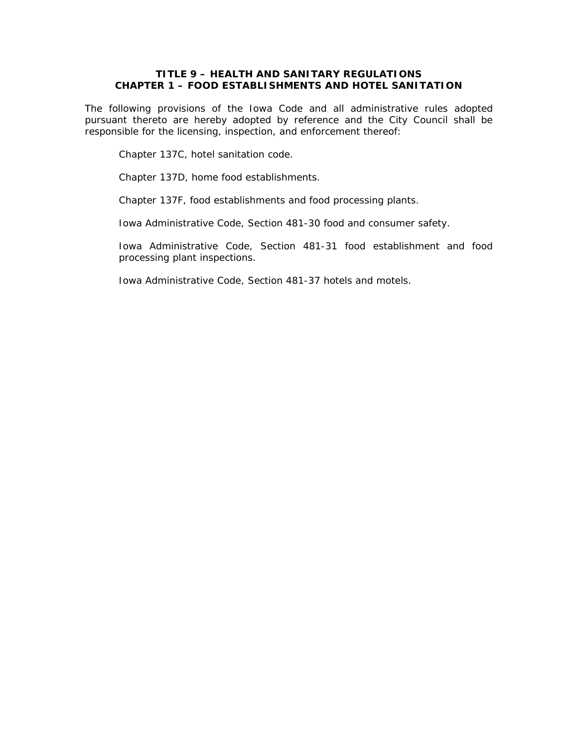# TITLE 9 – HEALTH AND SANITARY REGULATIONS
## CHAPTER 1 – FOOD ESTABLISHMENTS AND HOTEL SANITATION

The following provisions of the Iowa Code and all administrative rules adopted pursuant thereto are hereby adopted by reference and the City Council shall be responsible for the licensing, inspection, and enforcement thereof:

Chapter 137C, hotel sanitation code.

Chapter 137D, home food establishments.

Chapter 137F, food establishments and food processing plants.

Iowa Administrative Code, Section 481-30 food and consumer safety.

Iowa Administrative Code, Section 481-31 food establishment and food processing plant inspections.

Iowa Administrative Code, Section 481-37 hotels and motels.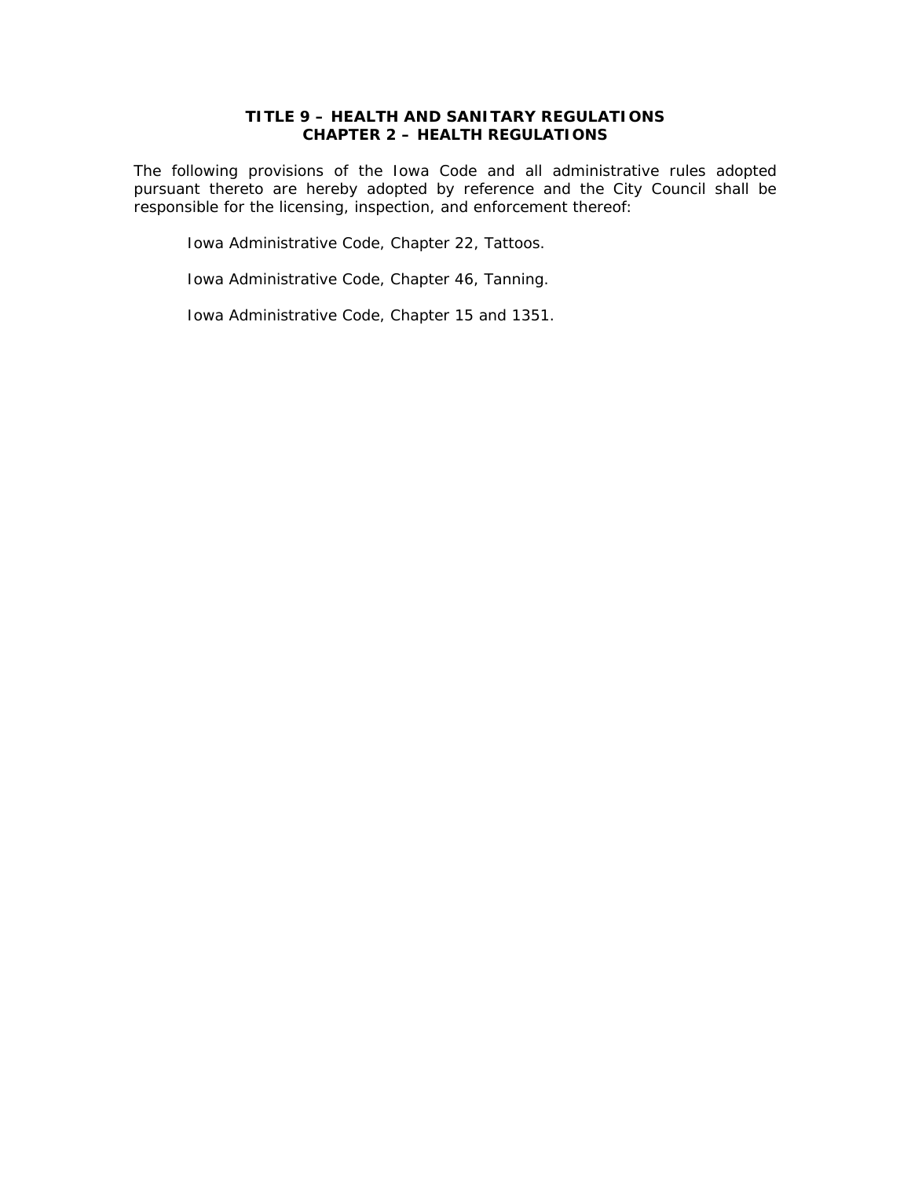# TITLE 9 – HEALTH AND SANITARY REGULATIONS
## CHAPTER 2 – HEALTH REGULATIONS

The following provisions of the Iowa Code and all administrative rules adopted pursuant thereto are hereby adopted by reference and the City Council shall be responsible for the licensing, inspection, and enforcement thereof:

Iowa Administrative Code, Chapter 22, Tattoos.

Iowa Administrative Code, Chapter 46, Tanning.

Iowa Administrative Code, Chapter 15 and 1351.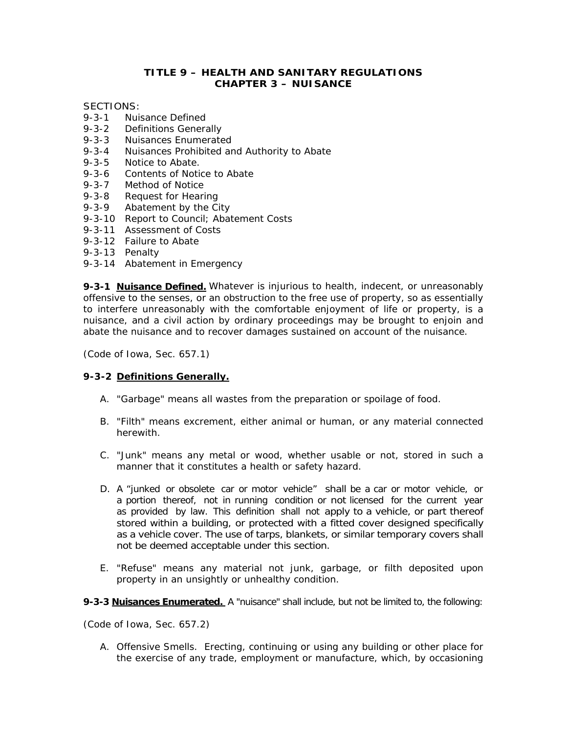# TITLE 9 – HEALTH AND SANITARY REGULATIONS
## CHAPTER 3 – NUISANCE

SECTIONS:

- 9-3-1 Nuisance Defined
- 9-3-2 Definitions Generally
- 9-3-3 Nuisances Enumerated
- 9-3-4 Nuisances Prohibited and Authority to Abate
- 9-3-5 Notice to Abate.
- 9-3-6 Contents of Notice to Abate
- 9-3-7 Method of Notice
- 9-3-8 Request for Hearing
- 9-3-9 Abatement by the City
- 9-3-10 Report to Council; Abatement Costs
- 9-3-11 Assessment of Costs
- 9-3-12 Failure to Abate
- 9-3-13 Penalty
- 9-3-14 Abatement in Emergency

**9-3-1 Nuisance Defined.** Whatever is injurious to health, indecent, or unreasonably offensive to the senses, or an obstruction to the free use of property, so as essentially to interfere unreasonably with the comfortable enjoyment of life or property, is a nuisance, and a civil action by ordinary proceedings may be brought to enjoin and abate the nuisance and to recover damages sustained on account of the nuisance.

*(Code of Iowa, Sec. 657.1)*

**9-3-2 Definitions Generally.**

A. "Garbage" means all wastes from the preparation or spoilage of food.

B. "Filth" means excrement, either animal or human, or any material connected herewith.

C. "Junk" means any metal or wood, whether usable or not, stored in such a manner that it constitutes a health or safety hazard.

D. A "junked or obsolete car or motor vehicle" shall be a car or motor vehicle, or a portion thereof, not in running condition or not licensed for the current year as provided by law. This definition shall not apply to a vehicle, or part thereof stored within a building, or protected with a fitted cover designed specifically as a vehicle cover. The use of tarps, blankets, or similar temporary covers shall not be deemed acceptable under this section.

E. "Refuse" means any material not junk, garbage, or filth deposited upon property in an unsightly or unhealthy condition.

**9-3-3 Nuisances Enumerated.** A "nuisance" shall include, but not be limited to, the following:

*(Code of Iowa, Sec. 657.2)*

A. Offensive Smells. Erecting, continuing or using any building or other place for the exercise of any trade, employment or manufacture, which, by occasioning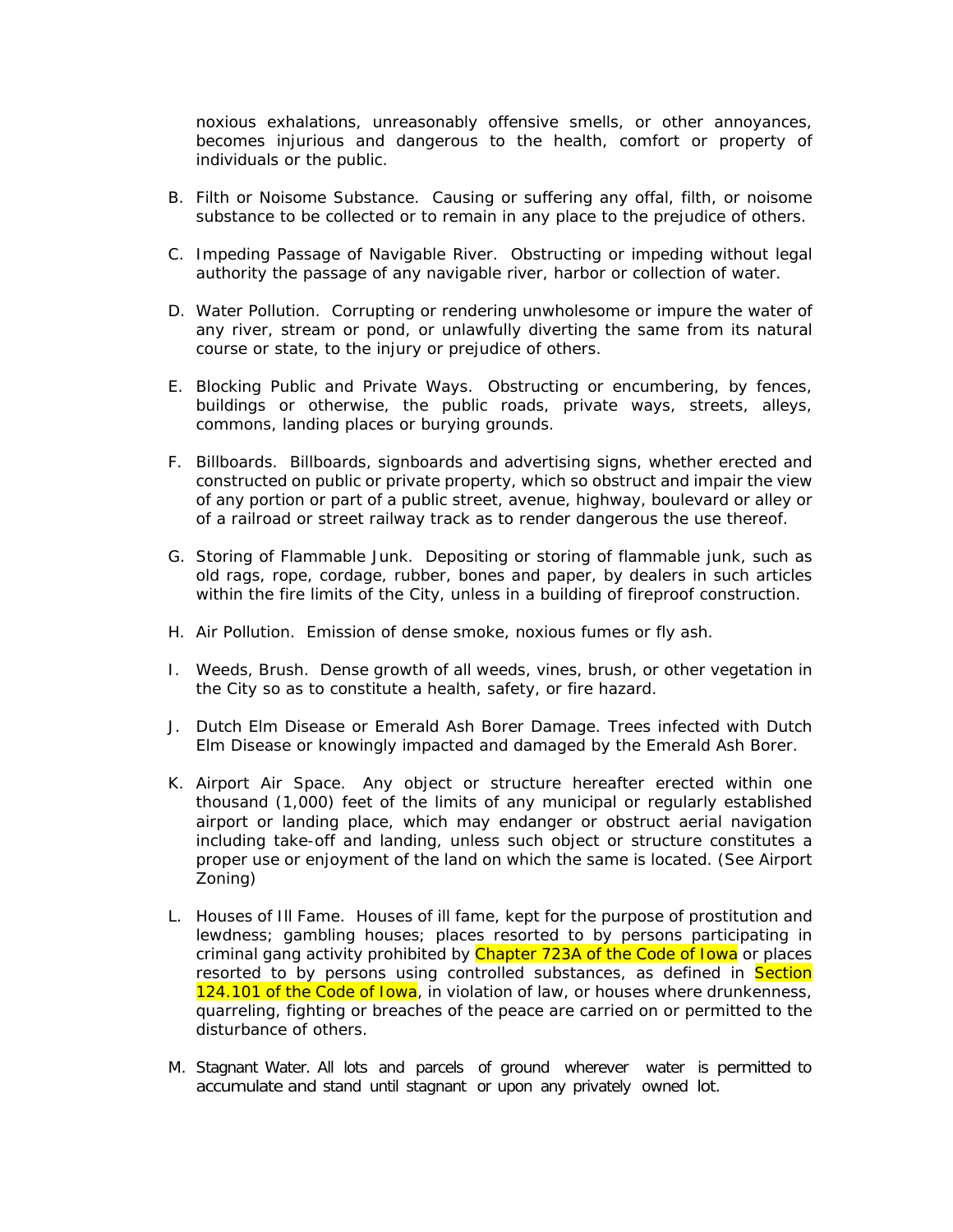noxious exhalations, unreasonably offensive smells, or other annoyances, becomes injurious and dangerous to the health, comfort or property of individuals or the public.

B. Filth or Noisome Substance. Causing or suffering any offal, filth, or noisome substance to be collected or to remain in any place to the prejudice of others.

C. Impeding Passage of Navigable River. Obstructing or impeding without legal authority the passage of any navigable river, harbor or collection of water.

D. Water Pollution. Corrupting or rendering unwholesome or impure the water of any river, stream or pond, or unlawfully diverting the same from its natural course or state, to the injury or prejudice of others.

E. Blocking Public and Private Ways. Obstructing or encumbering, by fences, buildings or otherwise, the public roads, private ways, streets, alleys, commons, landing places or burying grounds.

F. Billboards. Billboards, signboards and advertising signs, whether erected and constructed on public or private property, which so obstruct and impair the view of any portion or part of a public street, avenue, highway, boulevard or alley or of a railroad or street railway track as to render dangerous the use thereof.

G. Storing of Flammable Junk. Depositing or storing of flammable junk, such as old rags, rope, cordage, rubber, bones and paper, by dealers in such articles within the fire limits of the City, unless in a building of fireproof construction.

H. Air Pollution. Emission of dense smoke, noxious fumes or fly ash.

I. Weeds, Brush. Dense growth of all weeds, vines, brush, or other vegetation in the City so as to constitute a health, safety, or fire hazard.

J. Dutch Elm Disease or Emerald Ash Borer Damage. Trees infected with Dutch Elm Disease or knowingly impacted and damaged by the Emerald Ash Borer.

K. Airport Air Space. Any object or structure hereafter erected within one thousand (1,000) feet of the limits of any municipal or regularly established airport or landing place, which may endanger or obstruct aerial navigation including take-off and landing, unless such object or structure constitutes a proper use or enjoyment of the land on which the same is located. (See Airport Zoning)

L. Houses of Ill Fame. Houses of ill fame, kept for the purpose of prostitution and lewdness; gambling houses; places resorted to by persons participating in criminal gang activity prohibited by Chapter 723A of the Code of Iowa or places resorted to by persons using controlled substances, as defined in Section 124.101 of the Code of Iowa, in violation of law, or houses where drunkenness, quarreling, fighting or breaches of the peace are carried on or permitted to the disturbance of others.

M. Stagnant Water. All lots and parcels of ground wherever water is permitted to accumulate and stand until stagnant or upon any privately owned lot.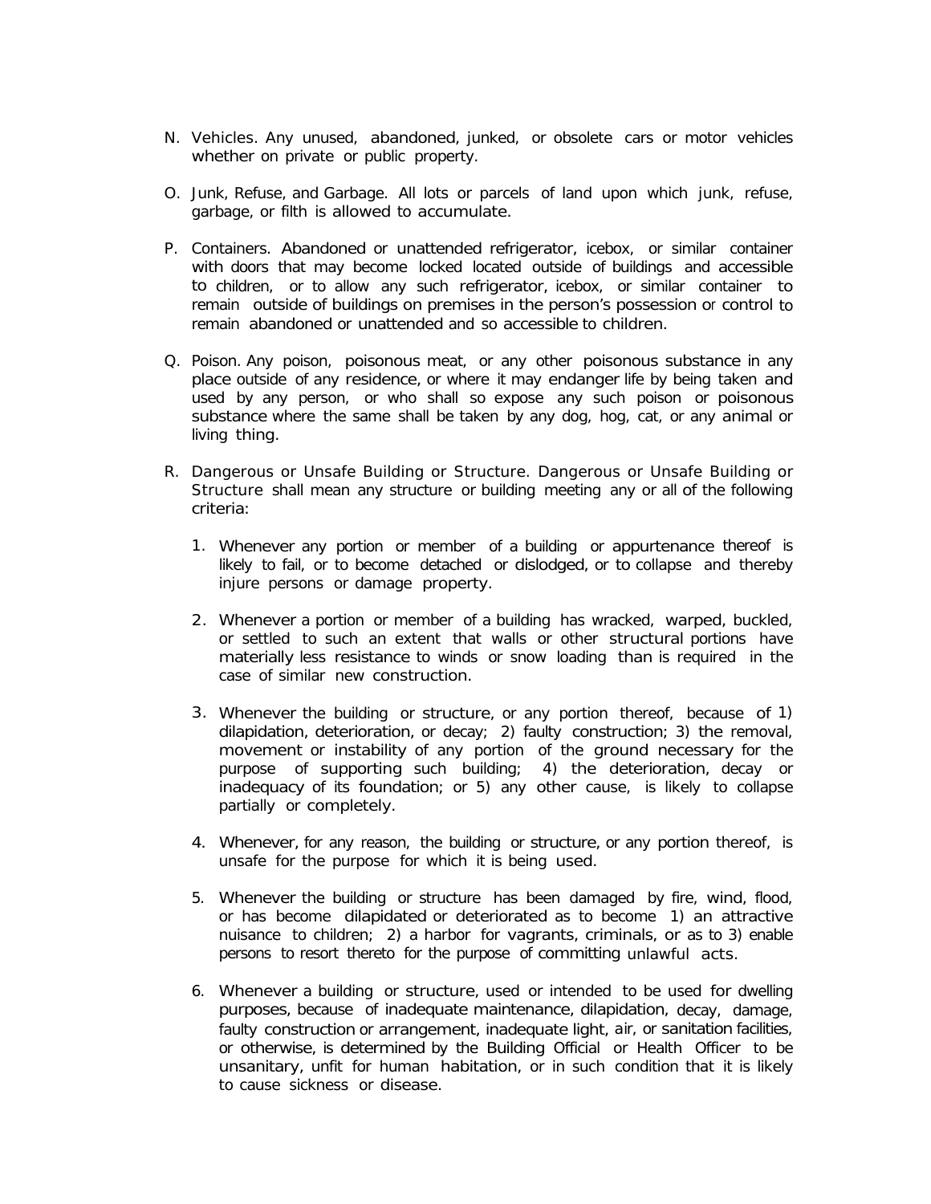N. Vehicles. Any unused, abandoned, junked, or obsolete cars or motor vehicles whether on private or public property.

O. Junk, Refuse, and Garbage. All lots or parcels of land upon which junk, refuse, garbage, or filth is allowed to accumulate.

P. Containers. Abandoned or unattended refrigerator, icebox, or similar container with doors that may become locked located outside of buildings and accessible to children, or to allow any such refrigerator, icebox, or similar container to remain outside of buildings on premises in the person's possession or control to remain abandoned or unattended and so accessible to children.

Q. Poison. Any poison, poisonous meat, or any other poisonous substance in any place outside of any residence, or where it may endanger life by being taken and used by any person, or who shall so expose any such poison or poisonous substance where the same shall be taken by any dog, hog, cat, or any animal or living thing.

R. Dangerous or Unsafe Building or Structure. Dangerous or Unsafe Building or Structure shall mean any structure or building meeting any or all of the following criteria:

   1. Whenever any portion or member of a building or appurtenance thereof is likely to fail, or to become detached or dislodged, or to collapse and thereby injure persons or damage property.

   2. Whenever a portion or member of a building has wracked, warped, buckled, or settled to such an extent that walls or other structural portions have materially less resistance to winds or snow loading than is required in the case of similar new construction.

   3. Whenever the building or structure, or any portion thereof, because of 1) dilapidation, deterioration, or decay; 2) faulty construction; 3) the removal, movement or instability of any portion of the ground necessary for the purpose of supporting such building; 4) the deterioration, decay or inadequacy of its foundation; or 5) any other cause, is likely to collapse partially or completely.

   4. Whenever, for any reason, the building or structure, or any portion thereof, is unsafe for the purpose for which it is being used.

   5. Whenever the building or structure has been damaged by fire, wind, flood, or has become dilapidated or deteriorated as to become 1) an attractive nuisance to children; 2) a harbor for vagrants, criminals, or as to 3) enable persons to resort thereto for the purpose of committing unlawful acts.

   6. Whenever a building or structure, used or intended to be used for dwelling purposes, because of inadequate maintenance, dilapidation, decay, damage, faulty construction or arrangement, inadequate light, air, or sanitation facilities, or otherwise, is determined by the Building Official or Health Officer to be unsanitary, unfit for human habitation, or in such condition that it is likely to cause sickness or disease.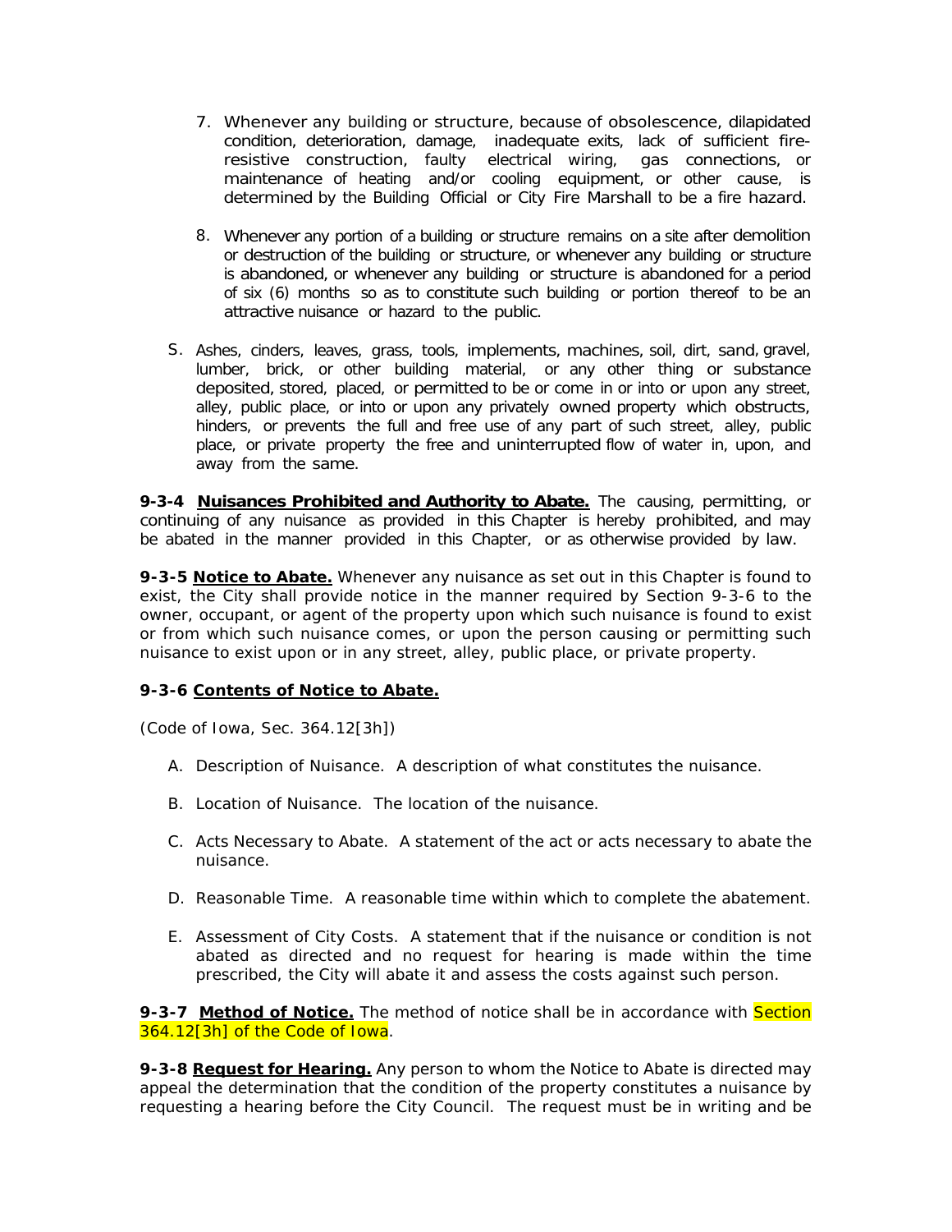7. Whenever any building or structure, because of obsolescence, dilapidated condition, deterioration, damage, inadequate exits, lack of sufficient fire-resistive construction, faulty electrical wiring, gas connections, or maintenance of heating and/or cooling equipment, or other cause, is determined by the Building Official or City Fire Marshall to be a fire hazard.

8. Whenever any portion of a building or structure remains on a site after demolition or destruction of the building or structure, or whenever any building or structure is abandoned, or whenever any building or structure is abandoned for a period of six (6) months so as to constitute such building or portion thereof to be an attractive nuisance or hazard to the public.

S. Ashes, cinders, leaves, grass, tools, implements, machines, soil, dirt, sand, gravel, lumber, brick, or other building material, or any other thing or substance deposited, stored, placed, or permitted to be or come in or into or upon any street, alley, public place, or into or upon any privately owned property which obstructs, hinders, or prevents the full and free use of any part of such street, alley, public place, or private property the free and uninterrupted flow of water in, upon, and away from the same.

**9-3-4 Nuisances Prohibited and Authority to Abate.** The causing, permitting, or continuing of any nuisance as provided in this Chapter is hereby prohibited, and may be abated in the manner provided in this Chapter, or as otherwise provided by law.

**9-3-5 Notice to Abate.** Whenever any nuisance as set out in this Chapter is found to exist, the City shall provide notice in the manner required by Section 9-3-6 to the owner, occupant, or agent of the property upon which such nuisance is found to exist or from which such nuisance comes, or upon the person causing or permitting such nuisance to exist upon or in any street, alley, public place, or private property.

**9-3-6 Contents of Notice to Abate.**

(Code of Iowa, Sec. 364.12[3h])

A. Description of Nuisance. A description of what constitutes the nuisance.

B. Location of Nuisance. The location of the nuisance.

C. Acts Necessary to Abate. A statement of the act or acts necessary to abate the nuisance.

D. Reasonable Time. A reasonable time within which to complete the abatement.

E. Assessment of City Costs. A statement that if the nuisance or condition is not abated as directed and no request for hearing is made within the time prescribed, the City will abate it and assess the costs against such person.

**9-3-7 Method of Notice.** The method of notice shall be in accordance with Section 364.12[3h] of the Code of Iowa.

**9-3-8 Request for Hearing.** Any person to whom the Notice to Abate is directed may appeal the determination that the condition of the property constitutes a nuisance by requesting a hearing before the City Council. The request must be in writing and be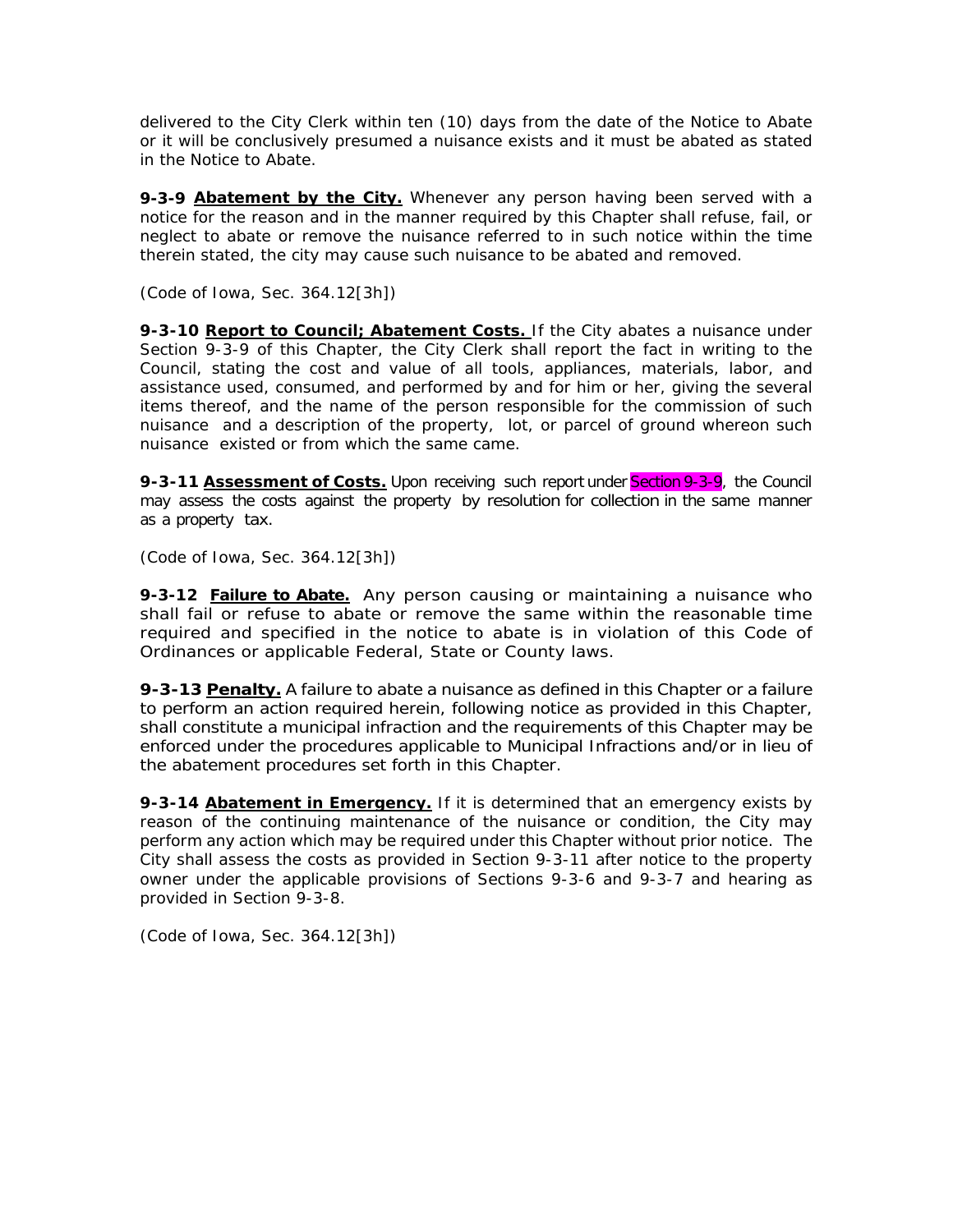delivered to the City Clerk within ten (10) days from the date of the Notice to Abate or it will be conclusively presumed a nuisance exists and it must be abated as stated in the Notice to Abate.

**9-3-9 <u>Abatement by the City.</u>** Whenever any person having been served with a notice for the reason and in the manner required by this Chapter shall refuse, fail, or neglect to abate or remove the nuisance referred to in such notice within the time therein stated, the city may cause such nuisance to be abated and removed.

*(Code of Iowa, Sec. 364.12[3h])*

**9-3-10 <u>Report to Council; Abatement Costs.</u>** If the City abates a nuisance under Section 9-3-9 of this Chapter, the City Clerk shall report the fact in writing to the Council, stating the cost and value of all tools, appliances, materials, labor, and assistance used, consumed, and performed by and for him or her, giving the several items thereof, and the name of the person responsible for the commission of such nuisance and a description of the property, lot, or parcel of ground whereon such nuisance existed or from which the same came.

**9-3-11 <u>Assessment of Costs.</u>** Upon receiving such report under Section 9-3-9, the Council may assess the costs against the property by resolution for collection in the same manner as a property tax.

*(Code of Iowa, Sec. 364.12[3h])*

**9-3-12 <u>Failure to Abate.</u>** Any person causing or maintaining a nuisance who shall fail or refuse to abate or remove the same within the reasonable time required and specified in the notice to abate is in violation of this Code of Ordinances or applicable Federal, State or County laws.

**9-3-13 <u>Penalty.</u>** A failure to abate a nuisance as defined in this Chapter or a failure to perform an action required herein, following notice as provided in this Chapter, shall constitute a municipal infraction and the requirements of this Chapter may be enforced under the procedures applicable to Municipal Infractions and/or in lieu of the abatement procedures set forth in this Chapter.

**9-3-14 <u>Abatement in Emergency.</u>** If it is determined that an emergency exists by reason of the continuing maintenance of the nuisance or condition, the City may perform any action which may be required under this Chapter without prior notice. The City shall assess the costs as provided in Section 9-3-11 after notice to the property owner under the applicable provisions of Sections 9-3-6 and 9-3-7 and hearing as provided in Section 9-3-8.

*(Code of Iowa, Sec. 364.12[3h])*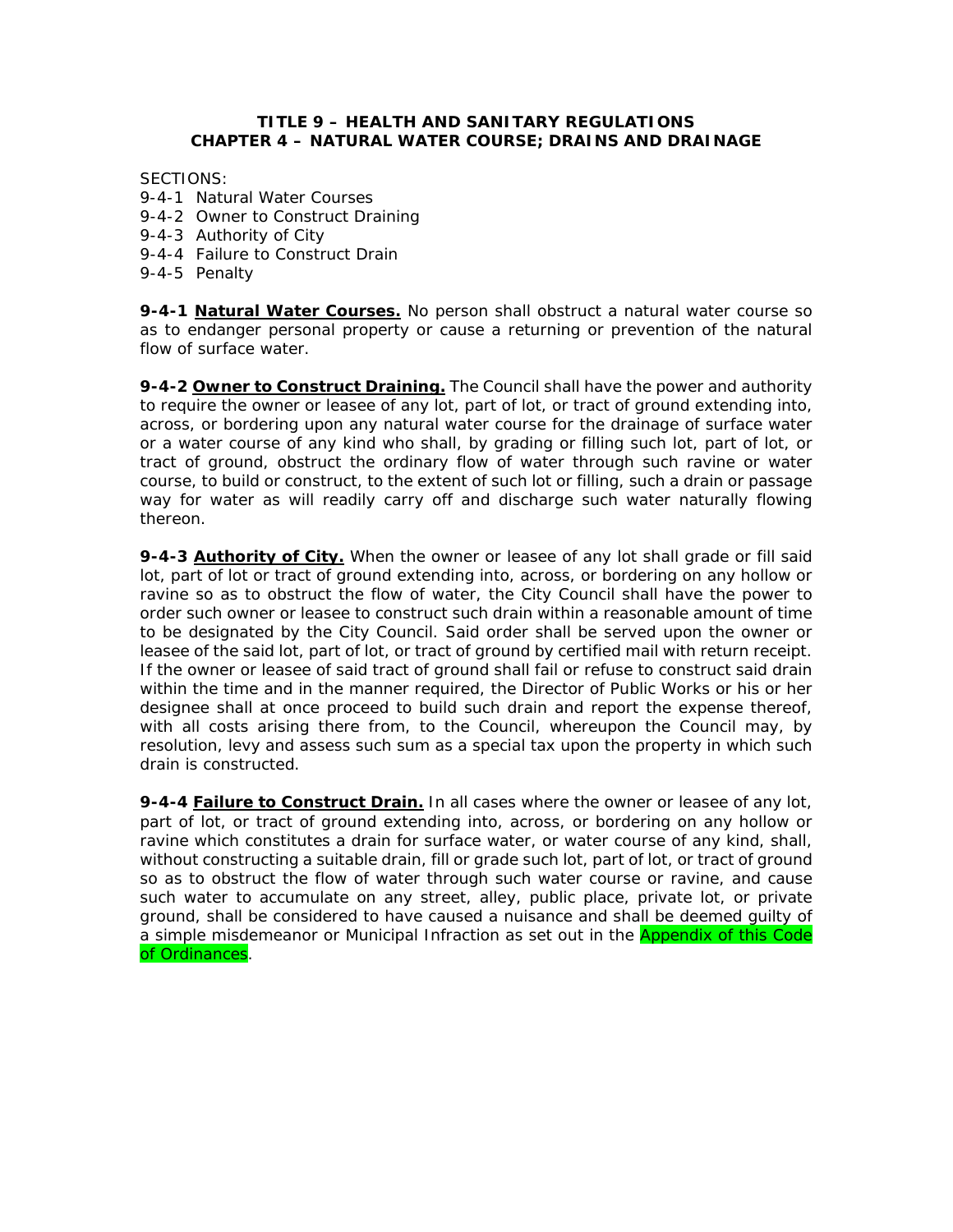# TITLE 9 – HEALTH AND SANITARY REGULATIONS
## CHAPTER 4 – NATURAL WATER COURSE; DRAINS AND DRAINAGE

SECTIONS:
- 9-4-1 Natural Water Courses
- 9-4-2 Owner to Construct Draining
- 9-4-3 Authority of City
- 9-4-4 Failure to Construct Drain
- 9-4-5 Penalty

**9-4-1 <u>Natural Water Courses.</u>** No person shall obstruct a natural water course so as to endanger personal property or cause a returning or prevention of the natural flow of surface water.

**9-4-2 <u>Owner to Construct Draining.</u>** The Council shall have the power and authority to require the owner or leasee of any lot, part of lot, or tract of ground extending into, across, or bordering upon any natural water course for the drainage of surface water or a water course of any kind who shall, by grading or filling such lot, part of lot, or tract of ground, obstruct the ordinary flow of water through such ravine or water course, to build or construct, to the extent of such lot or filling, such a drain or passage way for water as will readily carry off and discharge such water naturally flowing thereon.

**9-4-3 <u>Authority of City.</u>** When the owner or leasee of any lot shall grade or fill said lot, part of lot or tract of ground extending into, across, or bordering on any hollow or ravine so as to obstruct the flow of water, the City Council shall have the power to order such owner or leasee to construct such drain within a reasonable amount of time to be designated by the City Council. Said order shall be served upon the owner or leasee of the said lot, part of lot, or tract of ground by certified mail with return receipt. If the owner or leasee of said tract of ground shall fail or refuse to construct said drain within the time and in the manner required, the Director of Public Works or his or her designee shall at once proceed to build such drain and report the expense thereof, with all costs arising there from, to the Council, whereupon the Council may, by resolution, levy and assess such sum as a special tax upon the property in which such drain is constructed.

**9-4-4 <u>Failure to Construct Drain.</u>** In all cases where the owner or leasee of any lot, part of lot, or tract of ground extending into, across, or bordering on any hollow or ravine which constitutes a drain for surface water, or water course of any kind, shall, without constructing a suitable drain, fill or grade such lot, part of lot, or tract of ground so as to obstruct the flow of water through such water course or ravine, and cause such water to accumulate on any street, alley, public place, private lot, or private ground, shall be considered to have caused a nuisance and shall be deemed guilty of a simple misdemeanor or Municipal Infraction as set out in the Appendix of this Code of Ordinances.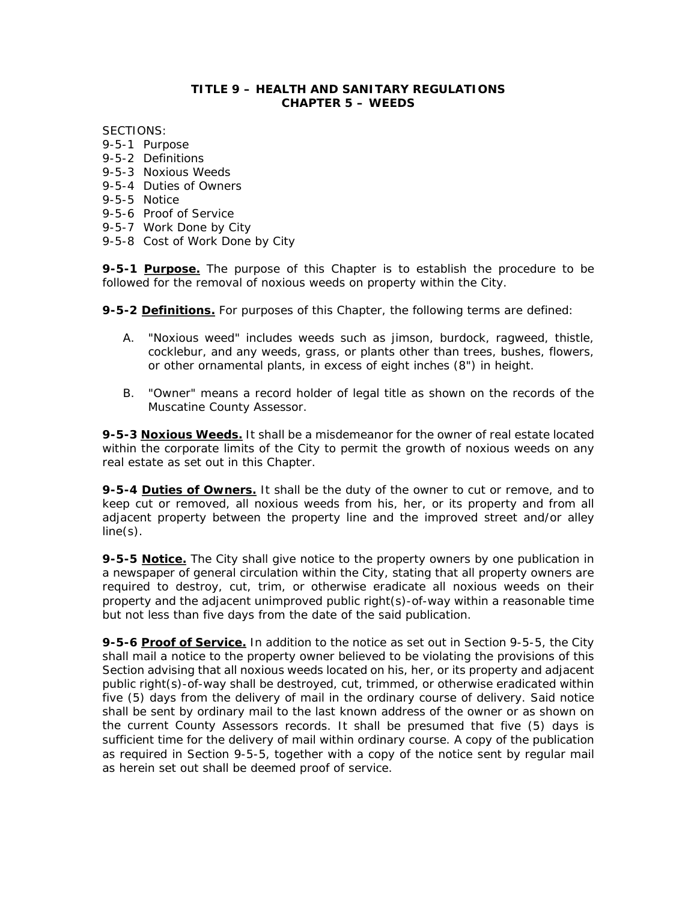# TITLE 9 – HEALTH AND SANITARY REGULATIONS
## CHAPTER 5 – WEEDS

SECTIONS:
9-5-1 Purpose
9-5-2 Definitions
9-5-3 Noxious Weeds
9-5-4 Duties of Owners
9-5-5 Notice
9-5-6 Proof of Service
9-5-7 Work Done by City
9-5-8 Cost of Work Done by City

**9-5-1 <u>Purpose.</u>** The purpose of this Chapter is to establish the procedure to be followed for the removal of noxious weeds on property within the City.

**9-5-2 <u>Definitions.</u>** For purposes of this Chapter, the following terms are defined:

A. "Noxious weed" includes weeds such as jimson, burdock, ragweed, thistle, cocklebur, and any weeds, grass, or plants other than trees, bushes, flowers, or other ornamental plants, in excess of eight inches (8") in height.

B. "Owner" means a record holder of legal title as shown on the records of the Muscatine County Assessor.

**9-5-3 <u>Noxious Weeds.</u>** It shall be a misdemeanor for the owner of real estate located within the corporate limits of the City to permit the growth of noxious weeds on any real estate as set out in this Chapter.

**9-5-4 <u>Duties of Owners.</u>** It shall be the duty of the owner to cut or remove, and to keep cut or removed, all noxious weeds from his, her, or its property and from all adjacent property between the property line and the improved street and/or alley line(s).

**9-5-5 <u>Notice.</u>** The City shall give notice to the property owners by one publication in a newspaper of general circulation within the City, stating that all property owners are required to destroy, cut, trim, or otherwise eradicate all noxious weeds on their property and the adjacent unimproved public right(s)-of-way within a reasonable time but not less than five days from the date of the said publication.

**9-5-6 <u>Proof of Service.</u>** In addition to the notice as set out in Section 9-5-5, the City shall mail a notice to the property owner believed to be violating the provisions of this Section advising that all noxious weeds located on his, her, or its property and adjacent public right(s)-of-way shall be destroyed, cut, trimmed, or otherwise eradicated within five (5) days from the delivery of mail in the ordinary course of delivery. Said notice shall be sent by ordinary mail to the last known address of the owner or as shown on the current County Assessors records. It shall be presumed that five (5) days is sufficient time for the delivery of mail within ordinary course. A copy of the publication as required in Section 9-5-5, together with a copy of the notice sent by regular mail as herein set out shall be deemed proof of service.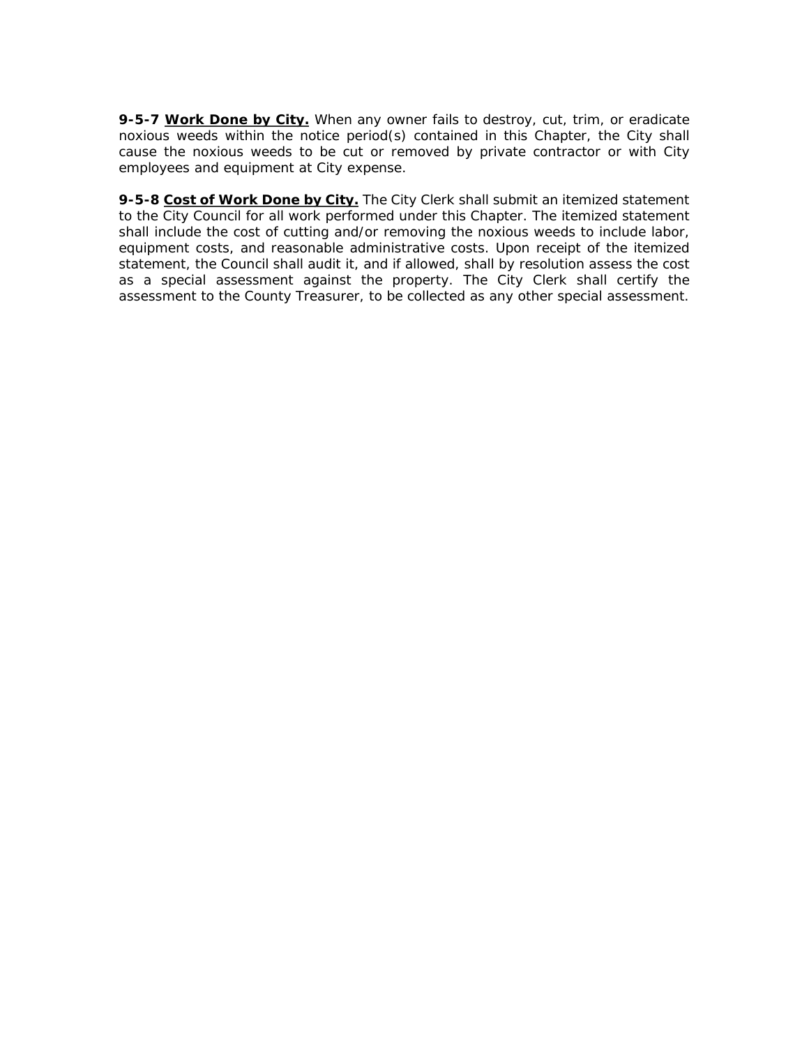**9-5-7 <u>Work Done by City.</u>** When any owner fails to destroy, cut, trim, or eradicate noxious weeds within the notice period(s) contained in this Chapter, the City shall cause the noxious weeds to be cut or removed by private contractor or with City employees and equipment at City expense.

**9-5-8 <u>Cost of Work Done by City.</u>** The City Clerk shall submit an itemized statement to the City Council for all work performed under this Chapter. The itemized statement shall include the cost of cutting and/or removing the noxious weeds to include labor, equipment costs, and reasonable administrative costs. Upon receipt of the itemized statement, the Council shall audit it, and if allowed, shall by resolution assess the cost as a special assessment against the property. The City Clerk shall certify the assessment to the County Treasurer, to be collected as any other special assessment.